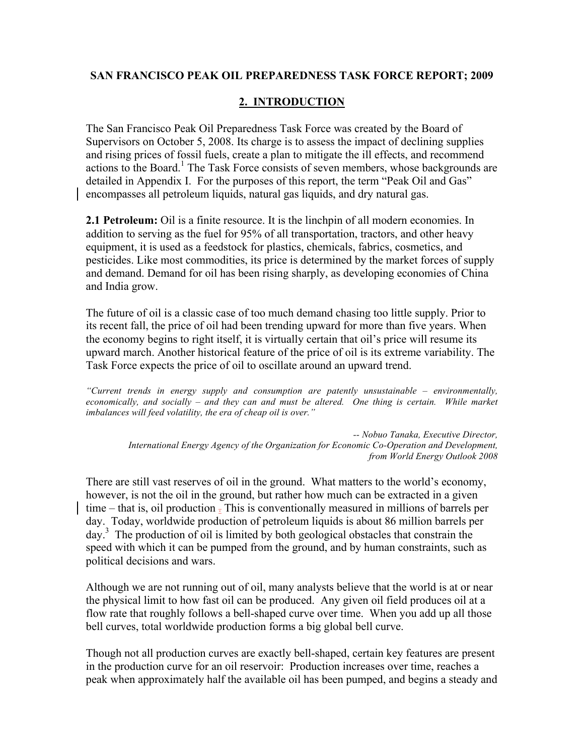**SAN FRANCISCO PEAK OIL PREPAREDNESS TASK FORCE REPORT; 2009**

## 2. INTRODUCTION

The San Francisco Peak Oil Preparedness Task Force was created by the Board of Supervisors on October 5, 2008. Its charge is to assess the impact of declining supplies and rising prices of fossil fuels, create a plan to mitigate the ill effects, and recommend actions to the Board.[1] The Task Force consists of seven members, whose backgrounds are detailed in Appendix I. For the purposes of this report, the term "Peak Oil and Gas" encompasses all petroleum liquids, natural gas liquids, and dry natural gas.

**2.1 Petroleum:** Oil is a finite resource. It is the linchpin of all modern economies. In addition to serving as the fuel for 95% of all transportation, tractors, and other heavy equipment, it is used as a feedstock for plastics, chemicals, fabrics, cosmetics, and pesticides. Like most commodities, its price is determined by the market forces of supply and demand. Demand for oil has been rising sharply, as developing economies of China and India grow.

The future of oil is a classic case of too much demand chasing too little supply. Prior to its recent fall, the price of oil had been trending upward for more than five years. When the economy begins to right itself, it is virtually certain that oil's price will resume its upward march. Another historical feature of the price of oil is its extreme variability. The Task Force expects the price of oil to oscillate around an upward trend.

*"Current trends in energy supply and consumption are patently unsustainable – environmentally, economically, and socially – and they can and must be altered. One thing is certain. While market imbalances will feed volatility, the era of cheap oil is over."*

*-- Nobuo Tanaka, Executive Director, International Energy Agency of the Organization for Economic Co-Operation and Development, from World Energy Outlook 2008*

There are still vast reserves of oil in the ground. What matters to the world's economy, however, is not the oil in the ground, but rather how much can be extracted in a given time – that is, oil production. This is conventionally measured in millions of barrels per day. Today, worldwide production of petroleum liquids is about 86 million barrels per day.[3] The production of oil is limited by both geological obstacles that constrain the speed with which it can be pumped from the ground, and by human constraints, such as political decisions and wars.

Although we are not running out of oil, many analysts believe that the world is at or near the physical limit to how fast oil can be produced. Any given oil field produces oil at a flow rate that roughly follows a bell-shaped curve over time. When you add up all those bell curves, total worldwide production forms a big global bell curve.

Though not all production curves are exactly bell-shaped, certain key features are present in the production curve for an oil reservoir: Production increases over time, reaches a peak when approximately half the available oil has been pumped, and begins a steady and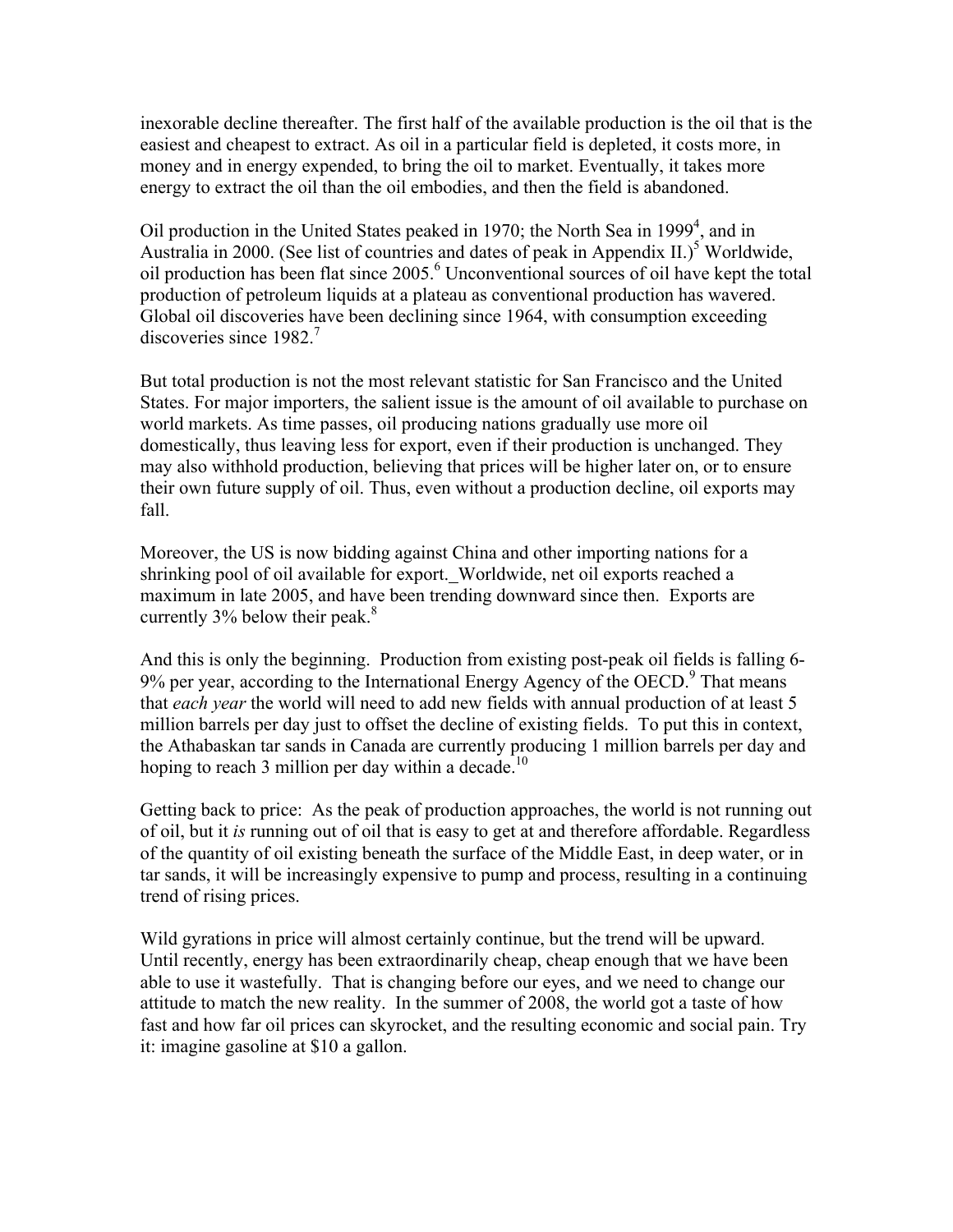inexorable decline thereafter. The first half of the available production is the oil that is the easiest and cheapest to extract. As oil in a particular field is depleted, it costs more, in money and in energy expended, to bring the oil to market. Eventually, it takes more energy to extract the oil than the oil embodies, and then the field is abandoned.

Oil production in the United States peaked in 1970; the North Sea in 1999[4], and in Australia in 2000. (See list of countries and dates of peak in Appendix II.)[5] Worldwide, oil production has been flat since 2005.[6] Unconventional sources of oil have kept the total production of petroleum liquids at a plateau as conventional production has wavered. Global oil discoveries have been declining since 1964, with consumption exceeding discoveries since 1982.[7]

But total production is not the most relevant statistic for San Francisco and the United States. For major importers, the salient issue is the amount of oil available to purchase on world markets. As time passes, oil producing nations gradually use more oil domestically, thus leaving less for export, even if their production is unchanged. They may also withhold production, believing that prices will be higher later on, or to ensure their own future supply of oil. Thus, even without a production decline, oil exports may fall.

Moreover, the US is now bidding against China and other importing nations for a shrinking pool of oil available for export._Worldwide, net oil exports reached a maximum in late 2005, and have been trending downward since then. Exports are currently 3% below their peak.[8]

And this is only the beginning. Production from existing post-peak oil fields is falling 6-9% per year, according to the International Energy Agency of the OECD.[9] That means that *each year* the world will need to add new fields with annual production of at least 5 million barrels per day just to offset the decline of existing fields. To put this in context, the Athabaskan tar sands in Canada are currently producing 1 million barrels per day and hoping to reach 3 million per day within a decade.[10]

Getting back to price: As the peak of production approaches, the world is not running out of oil, but it *is* running out of oil that is easy to get at and therefore affordable. Regardless of the quantity of oil existing beneath the surface of the Middle East, in deep water, or in tar sands, it will be increasingly expensive to pump and process, resulting in a continuing trend of rising prices.

Wild gyrations in price will almost certainly continue, but the trend will be upward. Until recently, energy has been extraordinarily cheap, cheap enough that we have been able to use it wastefully. That is changing before our eyes, and we need to change our attitude to match the new reality. In the summer of 2008, the world got a taste of how fast and how far oil prices can skyrocket, and the resulting economic and social pain. Try it: imagine gasoline at $10 a gallon.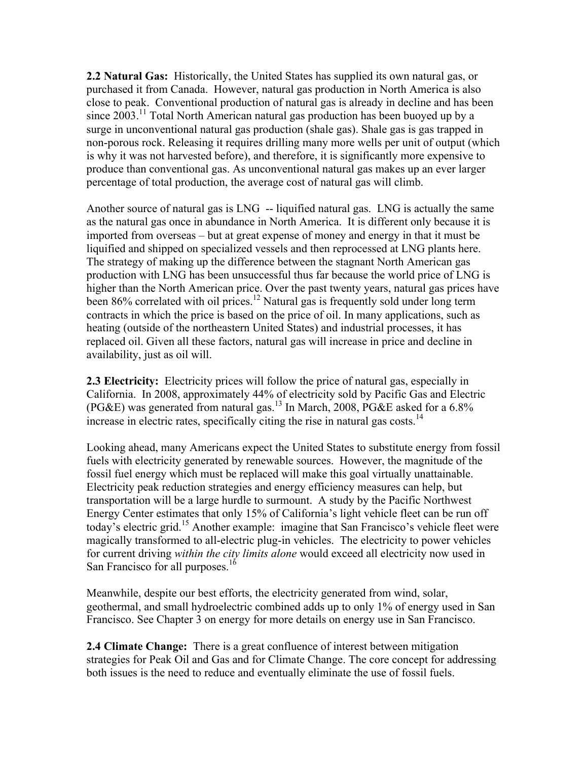**2.2 Natural Gas:** Historically, the United States has supplied its own natural gas, or purchased it from Canada. However, natural gas production in North America is also close to peak. Conventional production of natural gas is already in decline and has been since 2003.[11] Total North American natural gas production has been buoyed up by a surge in unconventional natural gas production (shale gas). Shale gas is gas trapped in non-porous rock. Releasing it requires drilling many more wells per unit of output (which is why it was not harvested before), and therefore, it is significantly more expensive to produce than conventional gas. As unconventional natural gas makes up an ever larger percentage of total production, the average cost of natural gas will climb.

Another source of natural gas is LNG -- liquified natural gas. LNG is actually the same as the natural gas once in abundance in North America. It is different only because it is imported from overseas – but at great expense of money and energy in that it must be liquified and shipped on specialized vessels and then reprocessed at LNG plants here. The strategy of making up the difference between the stagnant North American gas production with LNG has been unsuccessful thus far because the world price of LNG is higher than the North American price. Over the past twenty years, natural gas prices have been 86% correlated with oil prices.[12] Natural gas is frequently sold under long term contracts in which the price is based on the price of oil. In many applications, such as heating (outside of the northeastern United States) and industrial processes, it has replaced oil. Given all these factors, natural gas will increase in price and decline in availability, just as oil will.

**2.3 Electricity:** Electricity prices will follow the price of natural gas, especially in California. In 2008, approximately 44% of electricity sold by Pacific Gas and Electric (PG&E) was generated from natural gas.[13] In March, 2008, PG&E asked for a 6.8% increase in electric rates, specifically citing the rise in natural gas costs.[14]

Looking ahead, many Americans expect the United States to substitute energy from fossil fuels with electricity generated by renewable sources. However, the magnitude of the fossil fuel energy which must be replaced will make this goal virtually unattainable. Electricity peak reduction strategies and energy efficiency measures can help, but transportation will be a large hurdle to surmount. A study by the Pacific Northwest Energy Center estimates that only 15% of California's light vehicle fleet can be run off today's electric grid.[15] Another example: imagine that San Francisco's vehicle fleet were magically transformed to all-electric plug-in vehicles. The electricity to power vehicles for current driving *within the city limits alone* would exceed all electricity now used in San Francisco for all purposes.[16]

Meanwhile, despite our best efforts, the electricity generated from wind, solar, geothermal, and small hydroelectric combined adds up to only 1% of energy used in San Francisco. See Chapter 3 on energy for more details on energy use in San Francisco.

**2.4 Climate Change:** There is a great confluence of interest between mitigation strategies for Peak Oil and Gas and for Climate Change. The core concept for addressing both issues is the need to reduce and eventually eliminate the use of fossil fuels.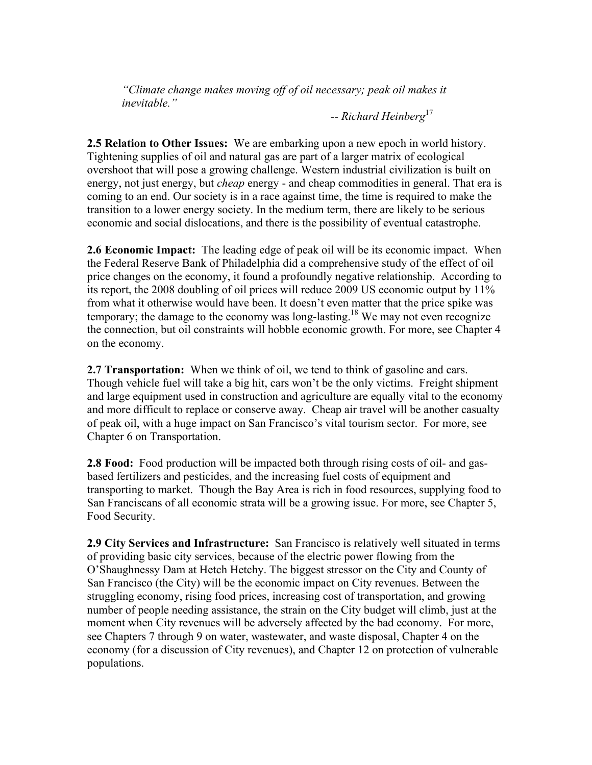*"Climate change makes moving off of oil necessary; peak oil makes it inevitable."*

*-- Richard Heinberg*[17]

**2.5 Relation to Other Issues:** We are embarking upon a new epoch in world history. Tightening supplies of oil and natural gas are part of a larger matrix of ecological overshoot that will pose a growing challenge. Western industrial civilization is built on energy, not just energy, but *cheap* energy - and cheap commodities in general. That era is coming to an end. Our society is in a race against time, the time is required to make the transition to a lower energy society. In the medium term, there are likely to be serious economic and social dislocations, and there is the possibility of eventual catastrophe.

**2.6 Economic Impact:** The leading edge of peak oil will be its economic impact. When the Federal Reserve Bank of Philadelphia did a comprehensive study of the effect of oil price changes on the economy, it found a profoundly negative relationship. According to its report, the 2008 doubling of oil prices will reduce 2009 US economic output by 11% from what it otherwise would have been. It doesn't even matter that the price spike was temporary; the damage to the economy was long-lasting.[18] We may not even recognize the connection, but oil constraints will hobble economic growth. For more, see Chapter 4 on the economy.

**2.7 Transportation:** When we think of oil, we tend to think of gasoline and cars. Though vehicle fuel will take a big hit, cars won't be the only victims. Freight shipment and large equipment used in construction and agriculture are equally vital to the economy and more difficult to replace or conserve away. Cheap air travel will be another casualty of peak oil, with a huge impact on San Francisco's vital tourism sector. For more, see Chapter 6 on Transportation.

**2.8 Food:** Food production will be impacted both through rising costs of oil- and gas-based fertilizers and pesticides, and the increasing fuel costs of equipment and transporting to market. Though the Bay Area is rich in food resources, supplying food to San Franciscans of all economic strata will be a growing issue. For more, see Chapter 5, Food Security.

**2.9 City Services and Infrastructure:** San Francisco is relatively well situated in terms of providing basic city services, because of the electric power flowing from the O'Shaughnessy Dam at Hetch Hetchy. The biggest stressor on the City and County of San Francisco (the City) will be the economic impact on City revenues. Between the struggling economy, rising food prices, increasing cost of transportation, and growing number of people needing assistance, the strain on the City budget will climb, just at the moment when City revenues will be adversely affected by the bad economy. For more, see Chapters 7 through 9 on water, wastewater, and waste disposal, Chapter 4 on the economy (for a discussion of City revenues), and Chapter 12 on protection of vulnerable populations.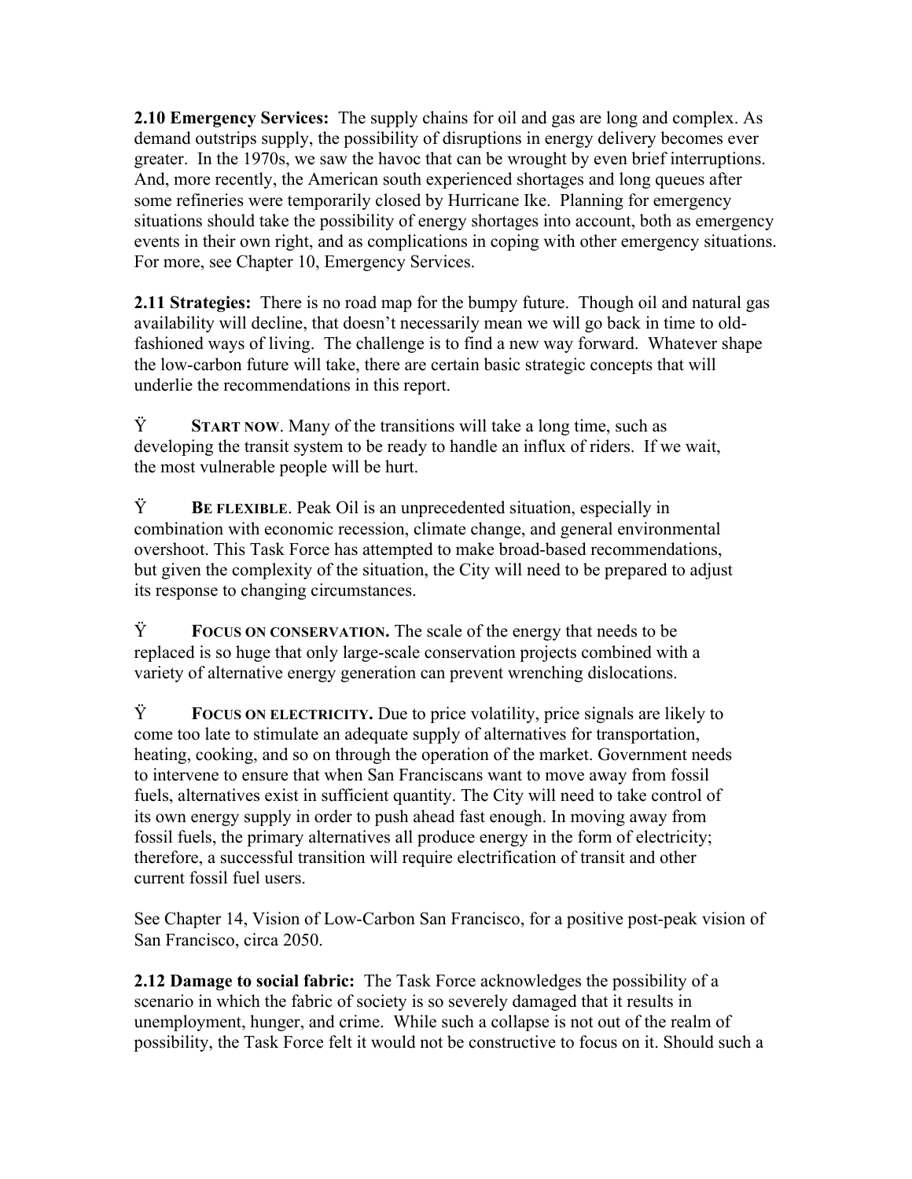**2.10 Emergency Services:** The supply chains for oil and gas are long and complex. As demand outstrips supply, the possibility of disruptions in energy delivery becomes ever greater. In the 1970s, we saw the havoc that can be wrought by even brief interruptions. And, more recently, the American south experienced shortages and long queues after some refineries were temporarily closed by Hurricane Ike. Planning for emergency situations should take the possibility of energy shortages into account, both as emergency events in their own right, and as complications in coping with other emergency situations. For more, see Chapter 10, Emergency Services.

**2.11 Strategies:** There is no road map for the bumpy future. Though oil and natural gas availability will decline, that doesn't necessarily mean we will go back in time to old-fashioned ways of living. The challenge is to find a new way forward. Whatever shape the low-carbon future will take, there are certain basic strategic concepts that will underlie the recommendations in this report.

- **START NOW**. Many of the transitions will take a long time, such as developing the transit system to be ready to handle an influx of riders. If we wait, the most vulnerable people will be hurt.

- **BE FLEXIBLE**. Peak Oil is an unprecedented situation, especially in combination with economic recession, climate change, and general environmental overshoot. This Task Force has attempted to make broad-based recommendations, but given the complexity of the situation, the City will need to be prepared to adjust its response to changing circumstances.

- **FOCUS ON CONSERVATION.** The scale of the energy that needs to be replaced is so huge that only large-scale conservation projects combined with a variety of alternative energy generation can prevent wrenching dislocations.

- **FOCUS ON ELECTRICITY.** Due to price volatility, price signals are likely to come too late to stimulate an adequate supply of alternatives for transportation, heating, cooking, and so on through the operation of the market. Government needs to intervene to ensure that when San Franciscans want to move away from fossil fuels, alternatives exist in sufficient quantity. The City will need to take control of its own energy supply in order to push ahead fast enough. In moving away from fossil fuels, the primary alternatives all produce energy in the form of electricity; therefore, a successful transition will require electrification of transit and other current fossil fuel users.

See Chapter 14, Vision of Low-Carbon San Francisco, for a positive post-peak vision of San Francisco, circa 2050.

**2.12 Damage to social fabric:** The Task Force acknowledges the possibility of a scenario in which the fabric of society is so severely damaged that it results in unemployment, hunger, and crime. While such a collapse is not out of the realm of possibility, the Task Force felt it would not be constructive to focus on it. Should such a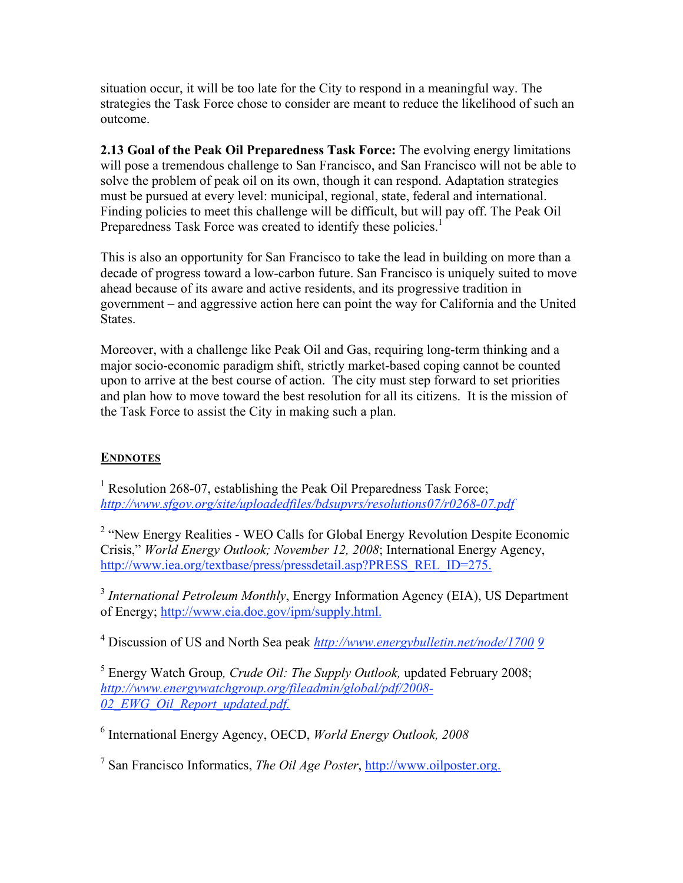situation occur, it will be too late for the City to respond in a meaningful way. The strategies the Task Force chose to consider are meant to reduce the likelihood of such an outcome.

**2.13 Goal of the Peak Oil Preparedness Task Force:** The evolving energy limitations will pose a tremendous challenge to San Francisco, and San Francisco will not be able to solve the problem of peak oil on its own, though it can respond. Adaptation strategies must be pursued at every level: municipal, regional, state, federal and international. Finding policies to meet this challenge will be difficult, but will pay off. The Peak Oil Preparedness Task Force was created to identify these policies.[1]

This is also an opportunity for San Francisco to take the lead in building on more than a decade of progress toward a low-carbon future. San Francisco is uniquely suited to move ahead because of its aware and active residents, and its progressive tradition in government – and aggressive action here can point the way for California and the United States.

Moreover, with a challenge like Peak Oil and Gas, requiring long-term thinking and a major socio-economic paradigm shift, strictly market-based coping cannot be counted upon to arrive at the best course of action. The city must step forward to set priorities and plan how to move toward the best resolution for all its citizens. It is the mission of the Task Force to assist the City in making such a plan.

## ENDNOTES

[1] Resolution 268-07, establishing the Peak Oil Preparedness Task Force; *http://www.sfgov.org/site/uploadedfiles/bdsupvrs/resolutions07/r0268-07.pdf*

[2] "New Energy Realities - WEO Calls for Global Energy Revolution Despite Economic Crisis," *World Energy Outlook; November 12, 2008*; International Energy Agency, http://www.iea.org/textbase/press/pressdetail.asp?PRESS_REL_ID=275.

[3] *International Petroleum Monthly*, Energy Information Agency (EIA), US Department of Energy; http://www.eia.doe.gov/ipm/supply.html.

[4] Discussion of US and North Sea peak *http://www.energybulletin.net/node/1700 9*

[5] Energy Watch Group, *Crude Oil: The Supply Outlook,* updated February 2008; *http://www.energywatchgroup.org/fileadmin/global/pdf/2008-02_EWG_Oil_Report_updated.pdf.*

[6] International Energy Agency, OECD, *World Energy Outlook, 2008*

[7] San Francisco Informatics, *The Oil Age Poster*, http://www.oilposter.org.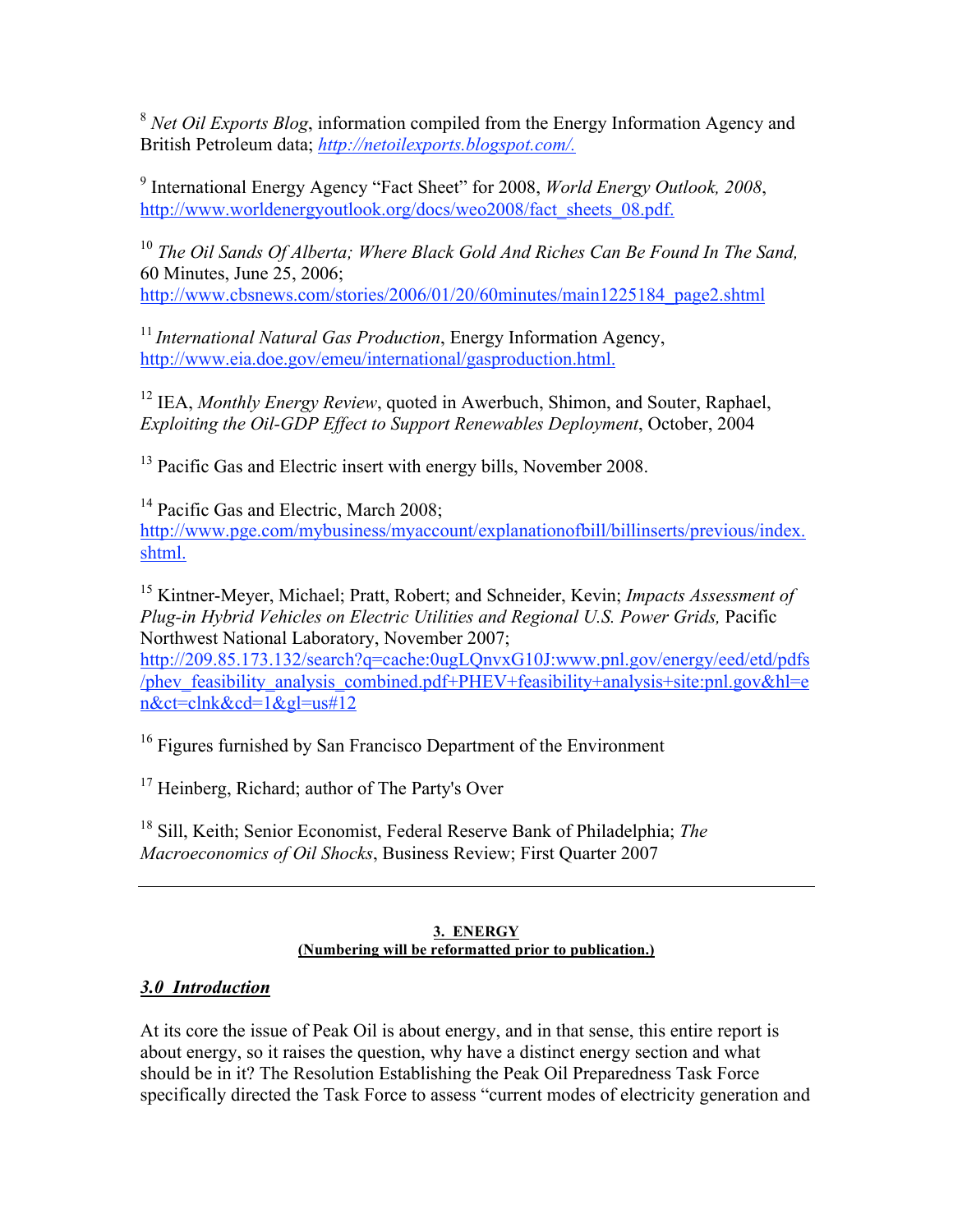[8] *Net Oil Exports Blog*, information compiled from the Energy Information Agency and British Petroleum data; *http://netoilexports.blogspot.com/.*

[9] International Energy Agency "Fact Sheet" for 2008, *World Energy Outlook, 2008*, http://www.worldenergyoutlook.org/docs/weo2008/fact_sheets_08.pdf.

[10] *The Oil Sands Of Alberta; Where Black Gold And Riches Can Be Found In The Sand,* 60 Minutes, June 25, 2006; http://www.cbsnews.com/stories/2006/01/20/60minutes/main1225184_page2.shtml

[11] *International Natural Gas Production*, Energy Information Agency, http://www.eia.doe.gov/emeu/international/gasproduction.html.

[12] IEA, *Monthly Energy Review*, quoted in Awerbuch, Shimon, and Souter, Raphael, *Exploiting the Oil-GDP Effect to Support Renewables Deployment*, October, 2004

[13] Pacific Gas and Electric insert with energy bills, November 2008.

[14] Pacific Gas and Electric, March 2008; http://www.pge.com/mybusiness/myaccount/explanationofbill/billinserts/previous/index.shtml.

[15] Kintner-Meyer, Michael; Pratt, Robert; and Schneider, Kevin; *Impacts Assessment of Plug-in Hybrid Vehicles on Electric Utilities and Regional U.S. Power Grids,* Pacific Northwest National Laboratory, November 2007; http://209.85.173.132/search?q=cache:0ugLQnvxG10J:www.pnl.gov/energy/eed/etd/pdfs/phev_feasibility_analysis_combined.pdf+PHEV+feasibility+analysis+site:pnl.gov&hl=en&ct=clnk&cd=1&gl=us#12

[16] Figures furnished by San Francisco Department of the Environment

[17] Heinberg, Richard; author of The Party's Over

[18] Sill, Keith; Senior Economist, Federal Reserve Bank of Philadelphia; *The Macroeconomics of Oil Shocks*, Business Review; First Quarter 2007

---

**3. ENERGY**
**(Numbering will be reformatted prior to publication.)**

## *3.0 Introduction*

At its core the issue of Peak Oil is about energy, and in that sense, this entire report is about energy, so it raises the question, why have a distinct energy section and what should be in it? The Resolution Establishing the Peak Oil Preparedness Task Force specifically directed the Task Force to assess "current modes of electricity generation and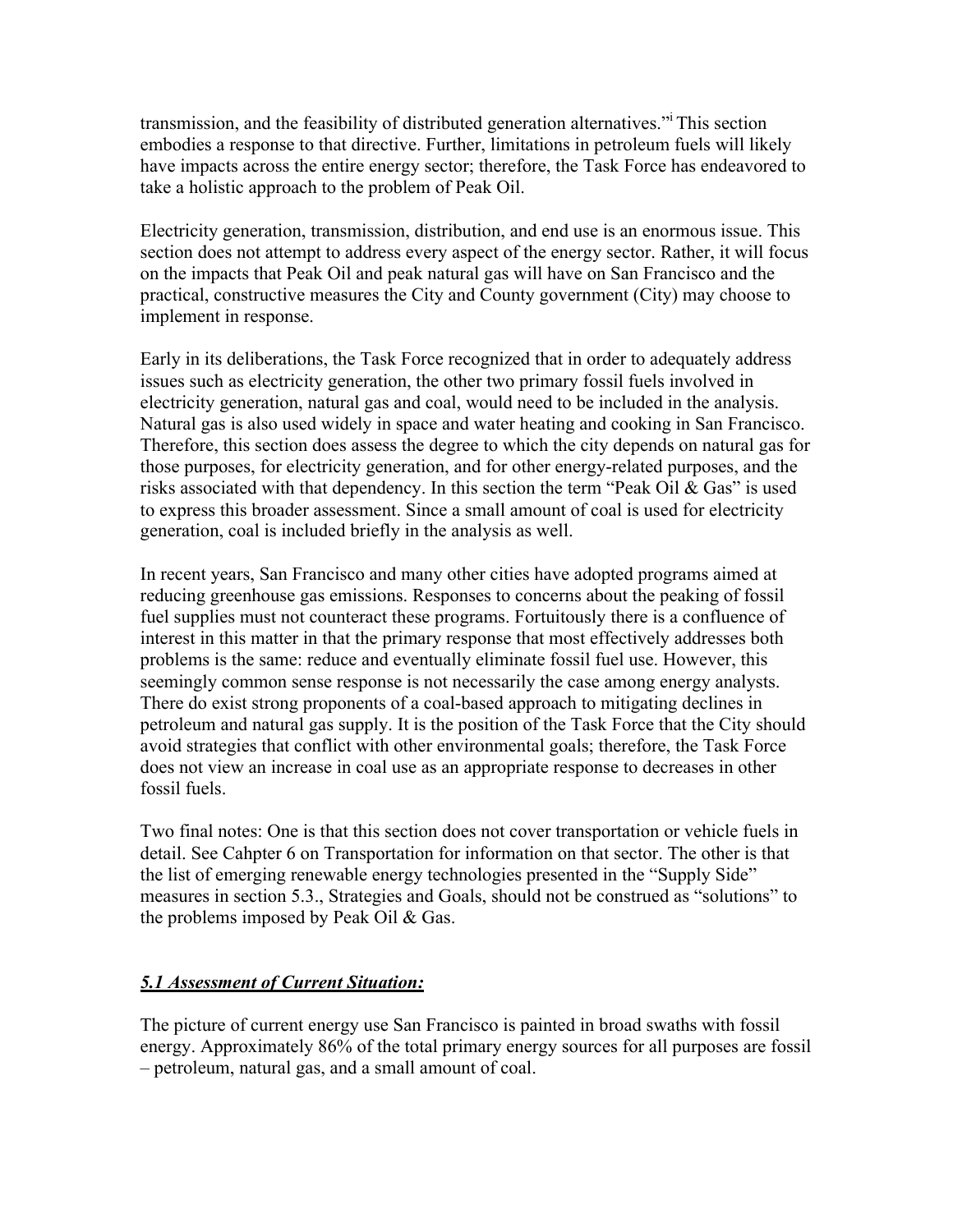transmission, and the feasibility of distributed generation alternatives."[i] This section embodies a response to that directive. Further, limitations in petroleum fuels will likely have impacts across the entire energy sector; therefore, the Task Force has endeavored to take a holistic approach to the problem of Peak Oil.

Electricity generation, transmission, distribution, and end use is an enormous issue. This section does not attempt to address every aspect of the energy sector. Rather, it will focus on the impacts that Peak Oil and peak natural gas will have on San Francisco and the practical, constructive measures the City and County government (City) may choose to implement in response.

Early in its deliberations, the Task Force recognized that in order to adequately address issues such as electricity generation, the other two primary fossil fuels involved in electricity generation, natural gas and coal, would need to be included in the analysis. Natural gas is also used widely in space and water heating and cooking in San Francisco. Therefore, this section does assess the degree to which the city depends on natural gas for those purposes, for electricity generation, and for other energy-related purposes, and the risks associated with that dependency. In this section the term "Peak Oil & Gas" is used to express this broader assessment. Since a small amount of coal is used for electricity generation, coal is included briefly in the analysis as well.

In recent years, San Francisco and many other cities have adopted programs aimed at reducing greenhouse gas emissions. Responses to concerns about the peaking of fossil fuel supplies must not counteract these programs. Fortuitously there is a confluence of interest in this matter in that the primary response that most effectively addresses both problems is the same: reduce and eventually eliminate fossil fuel use. However, this seemingly common sense response is not necessarily the case among energy analysts. There do exist strong proponents of a coal-based approach to mitigating declines in petroleum and natural gas supply. It is the position of the Task Force that the City should avoid strategies that conflict with other environmental goals; therefore, the Task Force does not view an increase in coal use as an appropriate response to decreases in other fossil fuels.

Two final notes: One is that this section does not cover transportation or vehicle fuels in detail. See Cahpter 6 on Transportation for information on that sector. The other is that the list of emerging renewable energy technologies presented in the "Supply Side" measures in section 5.3., Strategies and Goals, should not be construed as "solutions" to the problems imposed by Peak Oil & Gas.

## ***5.1 Assessment of Current Situation:***

The picture of current energy use San Francisco is painted in broad swaths with fossil energy. Approximately 86% of the total primary energy sources for all purposes are fossil – petroleum, natural gas, and a small amount of coal.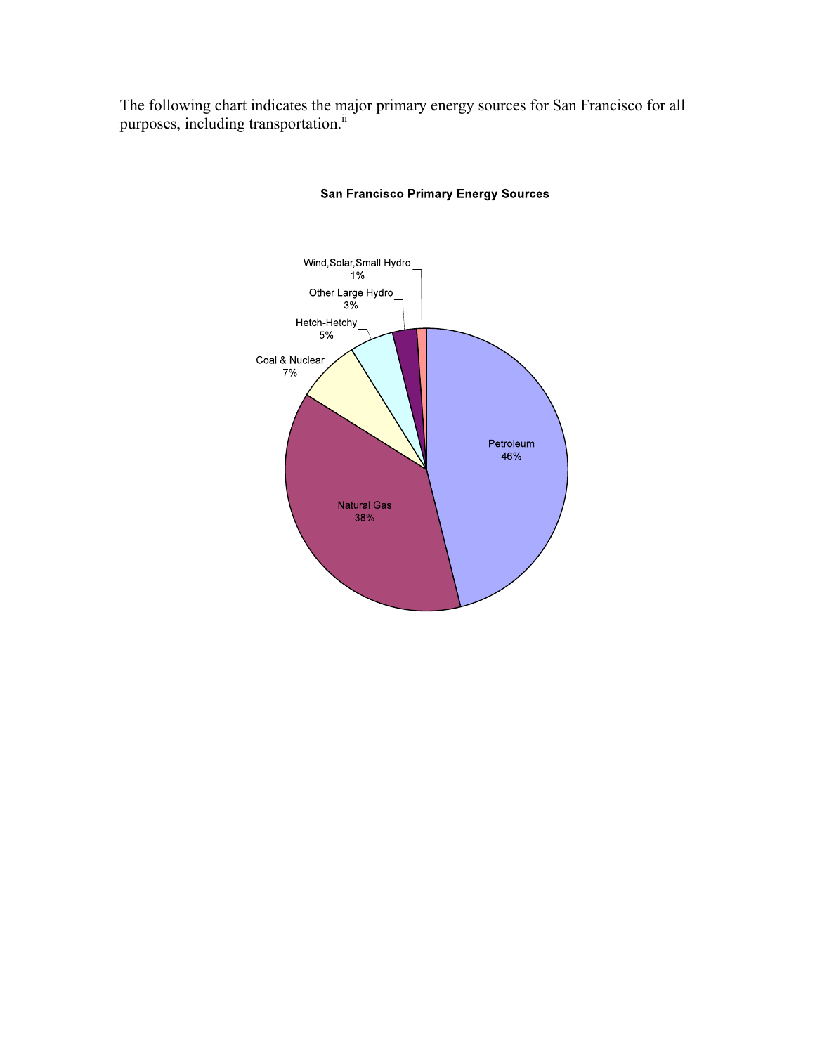The following chart indicates the major primary energy sources for San Francisco for all purposes, including transportation.[ii]

San Francisco Primary Energy Sources

Wind,Solar,Small Hydro
1%

Other Large Hydro
3%

Hetch-Hetchy
5%

Coal & Nuclear
7%

Petroleum
46%

Natural Gas
38%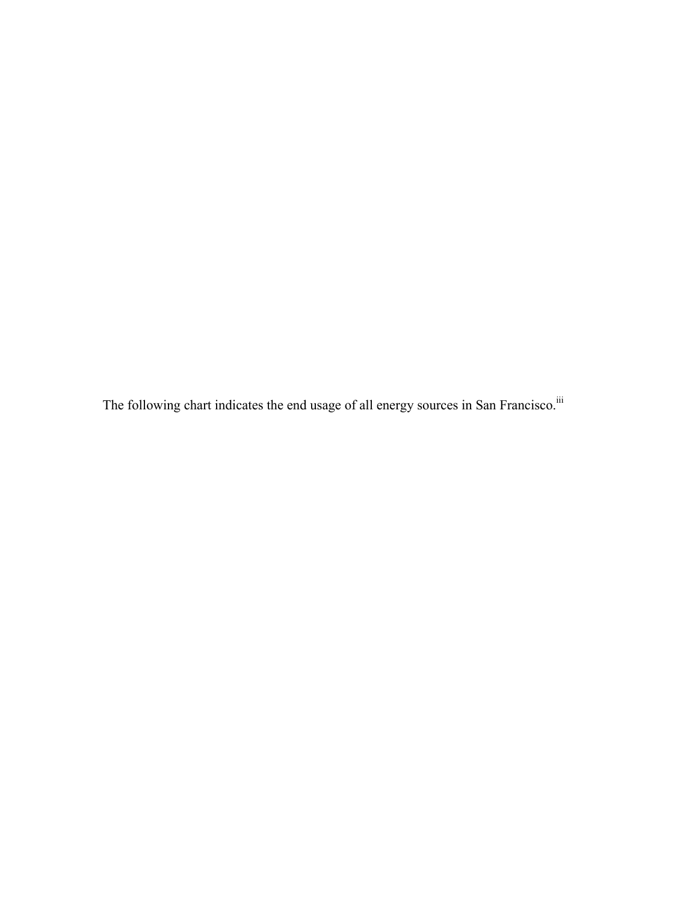The following chart indicates the end usage of all energy sources in San Francisco.[iii]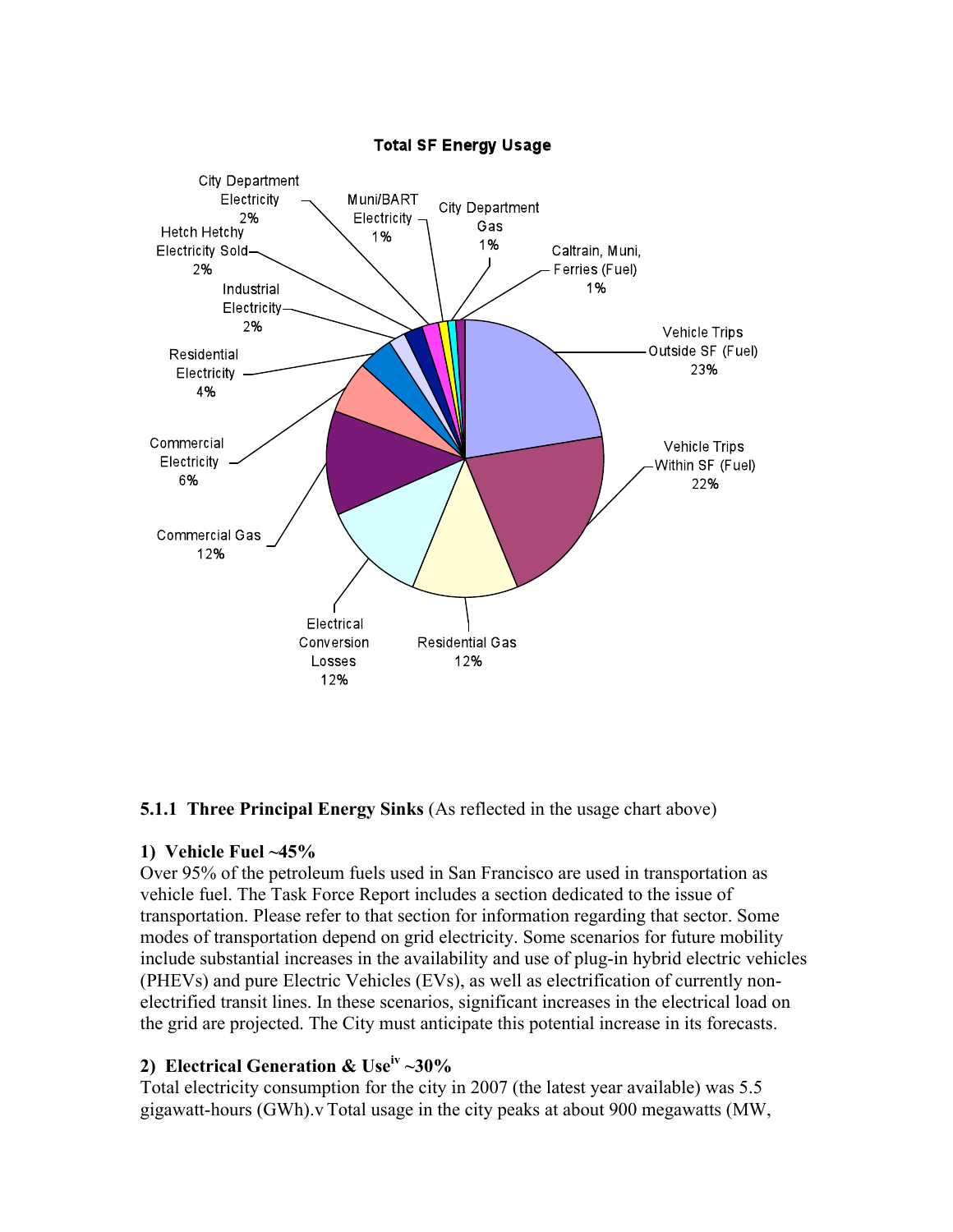**Total SF Energy Usage**

City Department Electricity 2%

Muni/BART Electricity 1%

City Department Gas 1%

Caltrain, Muni, Ferries (Fuel) 1%

Hetch Hetchy Electricity Sold 2%

Industrial Electricity 2%

Residential Electricity 4%

Commercial Electricity 6%

Commercial Gas 12%

Electrical Conversion Losses 12%

Residential Gas 12%

Vehicle Trips Within SF (Fuel) 22%

Vehicle Trips Outside SF (Fuel) 23%

### 5.1.1 Three Principal Energy Sinks (As reflected in the usage chart above)

**1) Vehicle Fuel ~45%**

Over 95% of the petroleum fuels used in San Francisco are used in transportation as vehicle fuel. The Task Force Report includes a section dedicated to the issue of transportation. Please refer to that section for information regarding that sector. Some modes of transportation depend on grid electricity. Some scenarios for future mobility include substantial increases in the availability and use of plug-in hybrid electric vehicles (PHEVs) and pure Electric Vehicles (EVs), as well as electrification of currently non-electrified transit lines. In these scenarios, significant increases in the electrical load on the grid are projected. The City must anticipate this potential increase in its forecasts.

**2) Electrical Generation & Use[iv] ~30%**

Total electricity consumption for the city in 2007 (the latest year available) was 5.5 gigawatt-hours (GWh).[v] Total usage in the city peaks at about 900 megawatts (MW,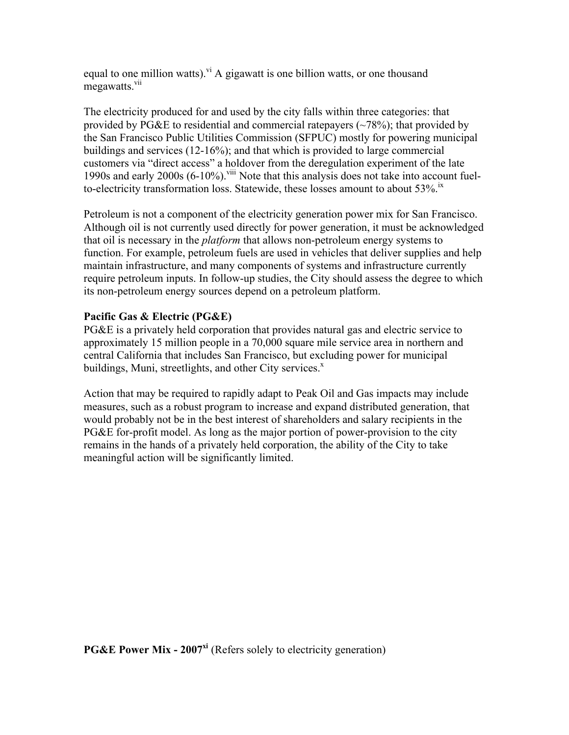equal to one million watts).[vi] A gigawatt is one billion watts, or one thousand megawatts.[vii]

The electricity produced for and used by the city falls within three categories: that provided by PG&E to residential and commercial ratepayers (~78%); that provided by the San Francisco Public Utilities Commission (SFPUC) mostly for powering municipal buildings and services (12-16%); and that which is provided to large commercial customers via "direct access" a holdover from the deregulation experiment of the late 1990s and early 2000s (6-10%).[viii] Note that this analysis does not take into account fuel-to-electricity transformation loss. Statewide, these losses amount to about 53%.[ix]

Petroleum is not a component of the electricity generation power mix for San Francisco. Although oil is not currently used directly for power generation, it must be acknowledged that oil is necessary in the *platform* that allows non-petroleum energy systems to function. For example, petroleum fuels are used in vehicles that deliver supplies and help maintain infrastructure, and many components of systems and infrastructure currently require petroleum inputs. In follow-up studies, the City should assess the degree to which its non-petroleum energy sources depend on a petroleum platform.

**Pacific Gas & Electric (PG&E)**

PG&E is a privately held corporation that provides natural gas and electric service to approximately 15 million people in a 70,000 square mile service area in northern and central California that includes San Francisco, but excluding power for municipal buildings, Muni, streetlights, and other City services.[x]

Action that may be required to rapidly adapt to Peak Oil and Gas impacts may include measures, such as a robust program to increase and expand distributed generation, that would probably not be in the best interest of shareholders and salary recipients in the PG&E for-profit model. As long as the major portion of power-provision to the city remains in the hands of a privately held corporation, the ability of the City to take meaningful action will be significantly limited.

**PG&E Power Mix - 2007[xi]** (Refers solely to electricity generation)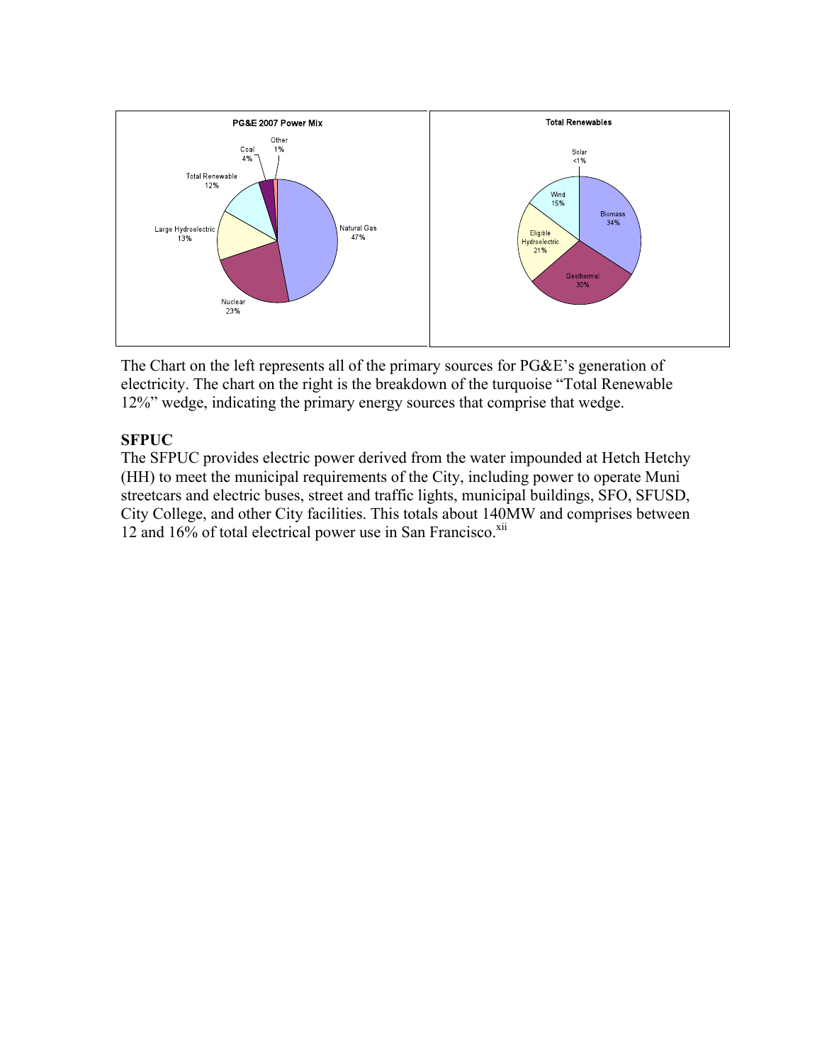PG&E 2007 Power Mix

Other
1%

Coal
4%

Total Renewable
12%

Large Hydroelectric
13%

Natural Gas
47%

Nuclear
23%

Total Renewables

Solar
<1%

Wind
15%

Biomass
34%

Eligible Hydroelectric
21%

Geothermal
30%

The Chart on the left represents all of the primary sources for PG&E's generation of electricity. The chart on the right is the breakdown of the turquoise "Total Renewable 12%" wedge, indicating the primary energy sources that comprise that wedge.

**SFPUC**

The SFPUC provides electric power derived from the water impounded at Hetch Hetchy (HH) to meet the municipal requirements of the City, including power to operate Muni streetcars and electric buses, street and traffic lights, municipal buildings, SFO, SFUSD, City College, and other City facilities. This totals about 140MW and comprises between 12 and 16% of total electrical power use in San Francisco.[xii]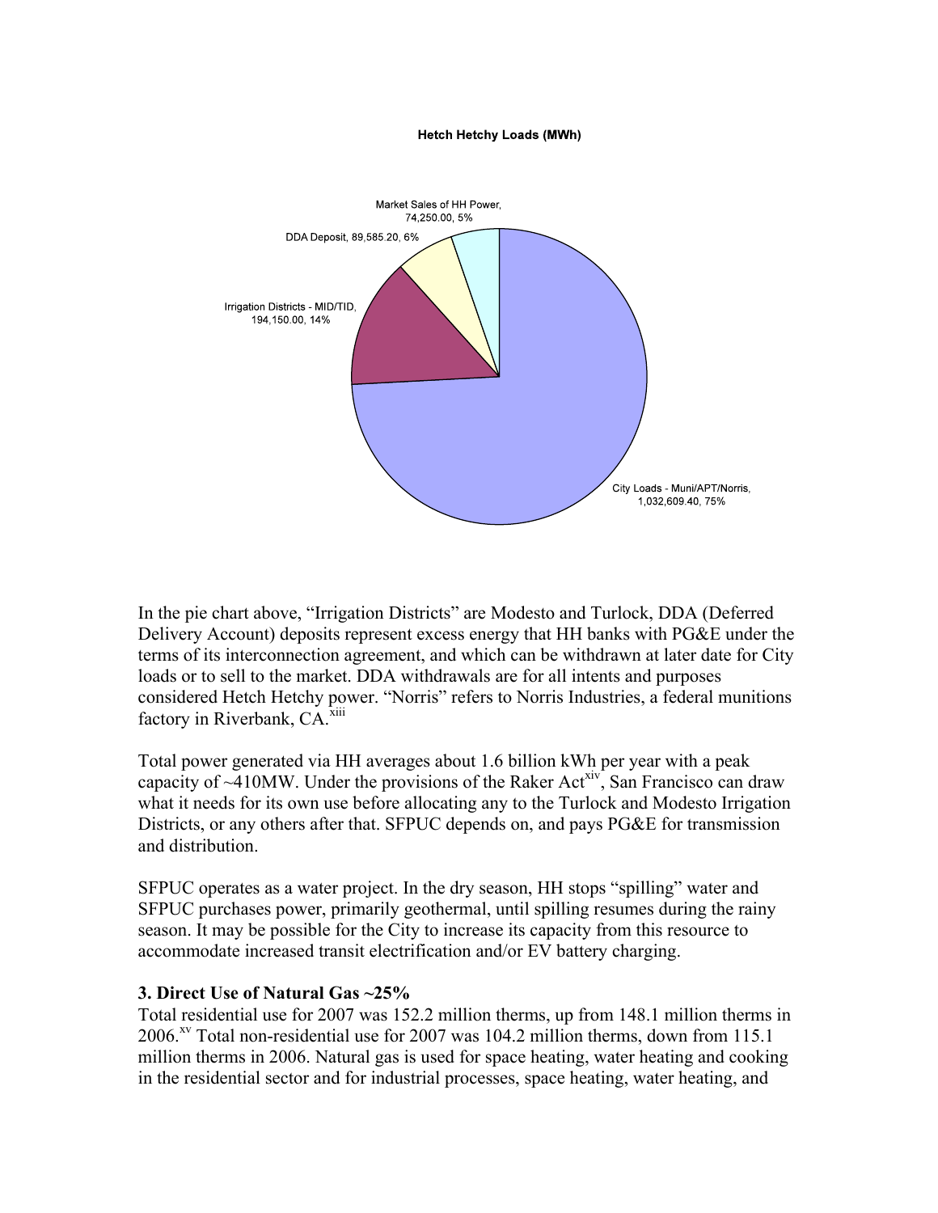Hetch Hetchy Loads (MWh)

Market Sales of HH Power, 74,250.00, 5%

DDA Deposit, 89,585.20, 6%

Irrigation Districts - MID/TID, 194,150.00, 14%

City Loads - Muni/APT/Norris, 1,032,609.40, 75%

In the pie chart above, "Irrigation Districts" are Modesto and Turlock, DDA (Deferred Delivery Account) deposits represent excess energy that HH banks with PG&E under the terms of its interconnection agreement, and which can be withdrawn at later date for City loads or to sell to the market. DDA withdrawals are for all intents and purposes considered Hetch Hetchy power. "Norris" refers to Norris Industries, a federal munitions factory in Riverbank, CA.[xiii]

Total power generated via HH averages about 1.6 billion kWh per year with a peak capacity of ~410MW. Under the provisions of the Raker Act[xiv], San Francisco can draw what it needs for its own use before allocating any to the Turlock and Modesto Irrigation Districts, or any others after that. SFPUC depends on, and pays PG&E for transmission and distribution.

SFPUC operates as a water project. In the dry season, HH stops "spilling" water and SFPUC purchases power, primarily geothermal, until spilling resumes during the rainy season. It may be possible for the City to increase its capacity from this resource to accommodate increased transit electrification and/or EV battery charging.

**3. Direct Use of Natural Gas ~25%**

Total residential use for 2007 was 152.2 million therms, up from 148.1 million therms in 2006.[xv] Total non-residential use for 2007 was 104.2 million therms, down from 115.1 million therms in 2006. Natural gas is used for space heating, water heating and cooking in the residential sector and for industrial processes, space heating, water heating, and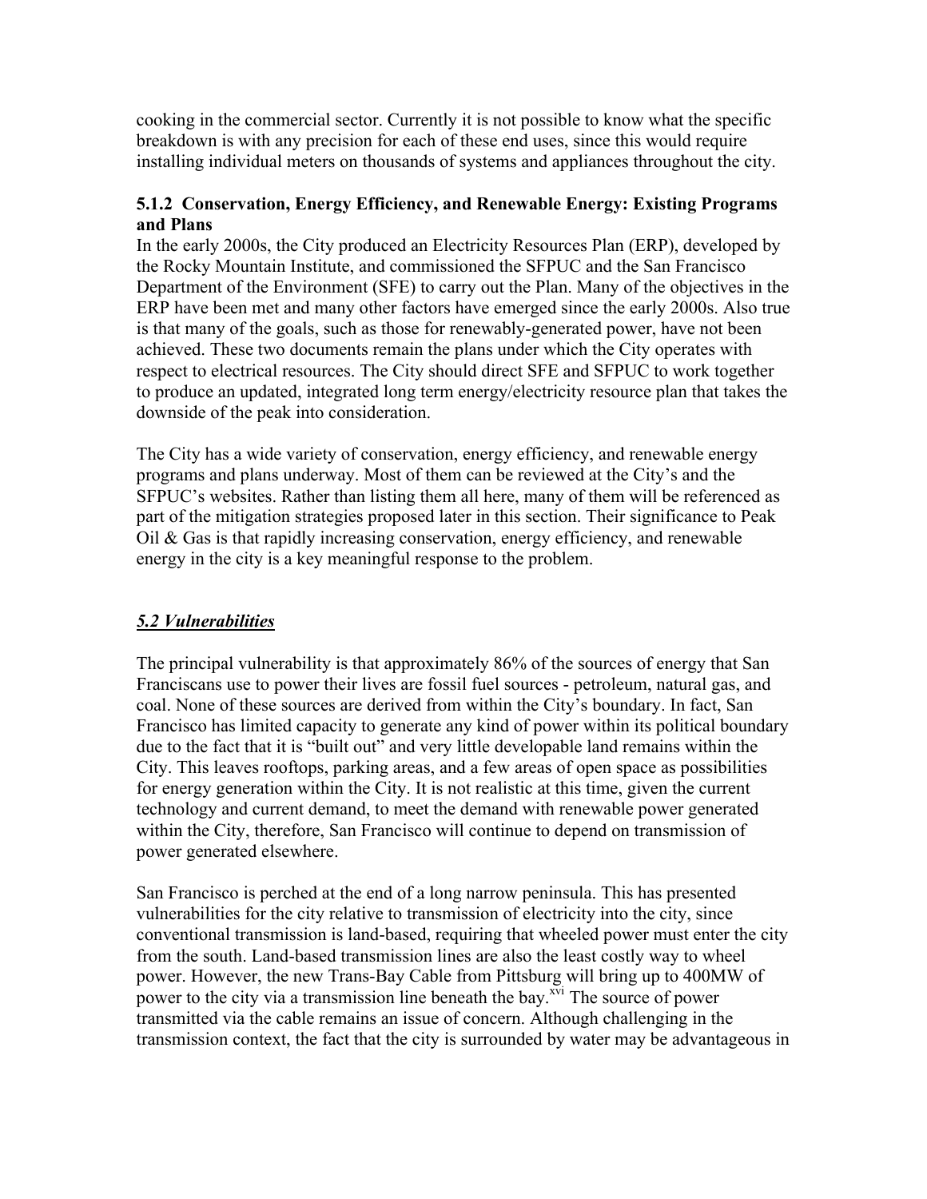cooking in the commercial sector. Currently it is not possible to know what the specific breakdown is with any precision for each of these end uses, since this would require installing individual meters on thousands of systems and appliances throughout the city.

### 5.1.2 Conservation, Energy Efficiency, and Renewable Energy: Existing Programs and Plans

In the early 2000s, the City produced an Electricity Resources Plan (ERP), developed by the Rocky Mountain Institute, and commissioned the SFPUC and the San Francisco Department of the Environment (SFE) to carry out the Plan. Many of the objectives in the ERP have been met and many other factors have emerged since the early 2000s. Also true is that many of the goals, such as those for renewably-generated power, have not been achieved. These two documents remain the plans under which the City operates with respect to electrical resources. The City should direct SFE and SFPUC to work together to produce an updated, integrated long term energy/electricity resource plan that takes the downside of the peak into consideration.

The City has a wide variety of conservation, energy efficiency, and renewable energy programs and plans underway. Most of them can be reviewed at the City's and the SFPUC's websites. Rather than listing them all here, many of them will be referenced as part of the mitigation strategies proposed later in this section. Their significance to Peak Oil & Gas is that rapidly increasing conservation, energy efficiency, and renewable energy in the city is a key meaningful response to the problem.

## ***5.2 Vulnerabilities***

The principal vulnerability is that approximately 86% of the sources of energy that San Franciscans use to power their lives are fossil fuel sources - petroleum, natural gas, and coal. None of these sources are derived from within the City's boundary. In fact, San Francisco has limited capacity to generate any kind of power within its political boundary due to the fact that it is "built out" and very little developable land remains within the City. This leaves rooftops, parking areas, and a few areas of open space as possibilities for energy generation within the City. It is not realistic at this time, given the current technology and current demand, to meet the demand with renewable power generated within the City, therefore, San Francisco will continue to depend on transmission of power generated elsewhere.

San Francisco is perched at the end of a long narrow peninsula. This has presented vulnerabilities for the city relative to transmission of electricity into the city, since conventional transmission is land-based, requiring that wheeled power must enter the city from the south. Land-based transmission lines are also the least costly way to wheel power. However, the new Trans-Bay Cable from Pittsburg will bring up to 400MW of power to the city via a transmission line beneath the bay.[xvi] The source of power transmitted via the cable remains an issue of concern. Although challenging in the transmission context, the fact that the city is surrounded by water may be advantageous in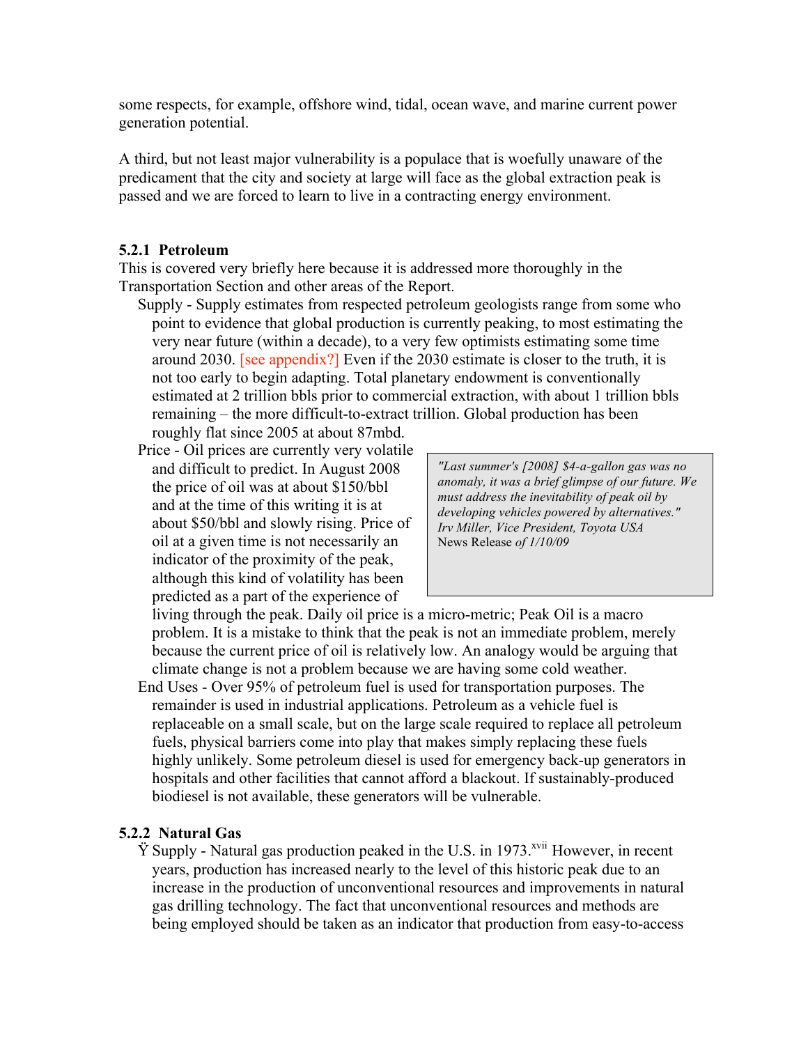some respects, for example, offshore wind, tidal, ocean wave, and marine current power generation potential.

A third, but not least major vulnerability is a populace that is woefully unaware of the predicament that the city and society at large will face as the global extraction peak is passed and we are forced to learn to live in a contracting energy environment.

### 5.2.1 Petroleum

This is covered very briefly here because it is addressed more thoroughly in the Transportation Section and other areas of the Report.

Supply - Supply estimates from respected petroleum geologists range from some who point to evidence that global production is currently peaking, to most estimating the very near future (within a decade), to a very few optimists estimating some time around 2030. [see appendix?] Even if the 2030 estimate is closer to the truth, it is not too early to begin adapting. Total planetary endowment is conventionally estimated at 2 trillion bbls prior to commercial extraction, with about 1 trillion bbls remaining – the more difficult-to-extract trillion. Global production has been roughly flat since 2005 at about 87mbd.

Price - Oil prices are currently very volatile and difficult to predict. In August 2008 the price of oil was at about $150/bbl and at the time of this writing it is at about $50/bbl and slowly rising. Price of oil at a given time is not necessarily an indicator of the proximity of the peak, although this kind of volatility has been predicted as a part of the experience of living through the peak. Daily oil price is a micro-metric; Peak Oil is a macro problem. It is a mistake to think that the peak is not an immediate problem, merely because the current price of oil is relatively low. An analogy would be arguing that climate change is not a problem because we are having some cold weather.

> *"Last summer's [2008] $4-a-gallon gas was no anomaly, it was a brief glimpse of our future. We must address the inevitability of peak oil by developing vehicles powered by alternatives." Irv Miller, Vice President, Toyota USA*
> News Release *of 1/10/09*

End Uses - Over 95% of petroleum fuel is used for transportation purposes. The remainder is used in industrial applications. Petroleum as a vehicle fuel is replaceable on a small scale, but on the large scale required to replace all petroleum fuels, physical barriers come into play that makes simply replacing these fuels highly unlikely. Some petroleum diesel is used for emergency back-up generators in hospitals and other facilities that cannot afford a blackout. If sustainably-produced biodiesel is not available, these generators will be vulnerable.

### 5.2.2 Natural Gas

Ÿ Supply - Natural gas production peaked in the U.S. in 1973.[xvii] However, in recent years, production has increased nearly to the level of this historic peak due to an increase in the production of unconventional resources and improvements in natural gas drilling technology. The fact that unconventional resources and methods are being employed should be taken as an indicator that production from easy-to-access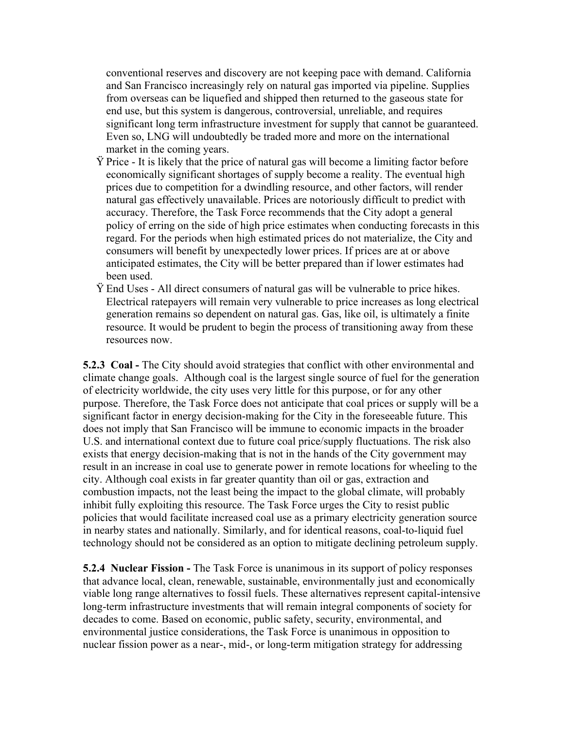conventional reserves and discovery are not keeping pace with demand. California and San Francisco increasingly rely on natural gas imported via pipeline. Supplies from overseas can be liquefied and shipped then returned to the gaseous state for end use, but this system is dangerous, controversial, unreliable, and requires significant long term infrastructure investment for supply that cannot be guaranteed. Even so, LNG will undoubtedly be traded more and more on the international market in the coming years.

- Price - It is likely that the price of natural gas will become a limiting factor before economically significant shortages of supply become a reality. The eventual high prices due to competition for a dwindling resource, and other factors, will render natural gas effectively unavailable. Prices are notoriously difficult to predict with accuracy. Therefore, the Task Force recommends that the City adopt a general policy of erring on the side of high price estimates when conducting forecasts in this regard. For the periods when high estimated prices do not materialize, the City and consumers will benefit by unexpectedly lower prices. If prices are at or above anticipated estimates, the City will be better prepared than if lower estimates had been used.
- End Uses - All direct consumers of natural gas will be vulnerable to price hikes. Electrical ratepayers will remain very vulnerable to price increases as long electrical generation remains so dependent on natural gas. Gas, like oil, is ultimately a finite resource. It would be prudent to begin the process of transitioning away from these resources now.

**5.2.3 Coal -** The City should avoid strategies that conflict with other environmental and climate change goals. Although coal is the largest single source of fuel for the generation of electricity worldwide, the city uses very little for this purpose, or for any other purpose. Therefore, the Task Force does not anticipate that coal prices or supply will be a significant factor in energy decision-making for the City in the foreseeable future. This does not imply that San Francisco will be immune to economic impacts in the broader U.S. and international context due to future coal price/supply fluctuations. The risk also exists that energy decision-making that is not in the hands of the City government may result in an increase in coal use to generate power in remote locations for wheeling to the city. Although coal exists in far greater quantity than oil or gas, extraction and combustion impacts, not the least being the impact to the global climate, will probably inhibit fully exploiting this resource. The Task Force urges the City to resist public policies that would facilitate increased coal use as a primary electricity generation source in nearby states and nationally. Similarly, and for identical reasons, coal-to-liquid fuel technology should not be considered as an option to mitigate declining petroleum supply.

**5.2.4 Nuclear Fission -** The Task Force is unanimous in its support of policy responses that advance local, clean, renewable, sustainable, environmentally just and economically viable long range alternatives to fossil fuels. These alternatives represent capital-intensive long-term infrastructure investments that will remain integral components of society for decades to come. Based on economic, public safety, security, environmental, and environmental justice considerations, the Task Force is unanimous in opposition to nuclear fission power as a near-, mid-, or long-term mitigation strategy for addressing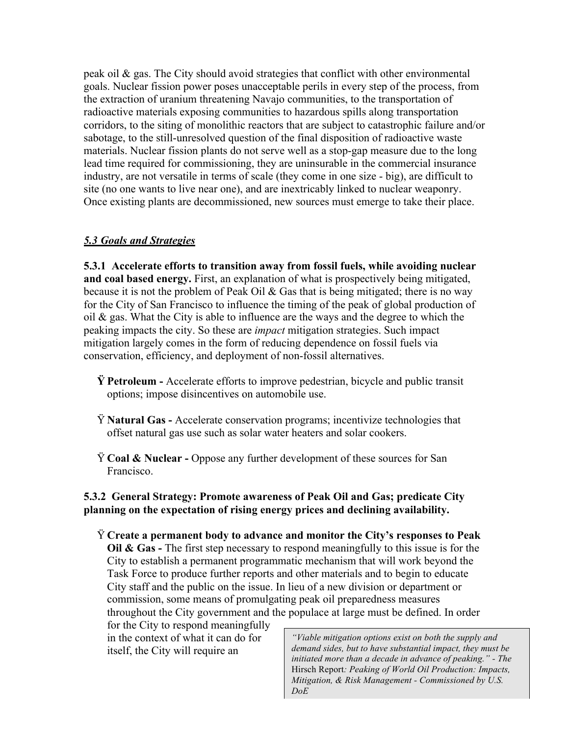peak oil & gas. The City should avoid strategies that conflict with other environmental goals. Nuclear fission power poses unacceptable perils in every step of the process, from the extraction of uranium threatening Navajo communities, to the transportation of radioactive materials exposing communities to hazardous spills along transportation corridors, to the siting of monolithic reactors that are subject to catastrophic failure and/or sabotage, to the still-unresolved question of the final disposition of radioactive waste materials. Nuclear fission plants do not serve well as a stop-gap measure due to the long lead time required for commissioning, they are uninsurable in the commercial insurance industry, are not versatile in terms of scale (they come in one size - big), are difficult to site (no one wants to live near one), and are inextricably linked to nuclear weaponry. Once existing plants are decommissioned, new sources must emerge to take their place.

### ***5.3 Goals and Strategies***

**5.3.1 Accelerate efforts to transition away from fossil fuels, while avoiding nuclear and coal based energy.** First, an explanation of what is prospectively being mitigated, because it is not the problem of Peak Oil & Gas that is being mitigated; there is no way for the City of San Francisco to influence the timing of the peak of global production of oil & gas. What the City is able to influence are the ways and the degree to which the peaking impacts the city. So these are *impact* mitigation strategies. Such impact mitigation largely comes in the form of reducing dependence on fossil fuels via conservation, efficiency, and deployment of non-fossil alternatives.

- **Petroleum -** Accelerate efforts to improve pedestrian, bicycle and public transit options; impose disincentives on automobile use.
- **Natural Gas -** Accelerate conservation programs; incentivize technologies that offset natural gas use such as solar water heaters and solar cookers.
- **Coal & Nuclear -** Oppose any further development of these sources for San Francisco.

**5.3.2 General Strategy: Promote awareness of Peak Oil and Gas; predicate City planning on the expectation of rising energy prices and declining availability.**

- **Create a permanent body to advance and monitor the City's responses to Peak Oil & Gas -** The first step necessary to respond meaningfully to this issue is for the City to establish a permanent programmatic mechanism that will work beyond the Task Force to produce further reports and other materials and to begin to educate City staff and the public on the issue. In lieu of a new division or department or commission, some means of promulgating peak oil preparedness measures throughout the City government and the populace at large must be defined. In order for the City to respond meaningfully in the context of what it can do for itself, the City will require an

> *"Viable mitigation options exist on both the supply and demand sides, but to have substantial impact, they must be initiated more than a decade in advance of peaking." - The* Hirsch Report*: Peaking of World Oil Production: Impacts, Mitigation, & Risk Management - Commissioned by U.S. DoE*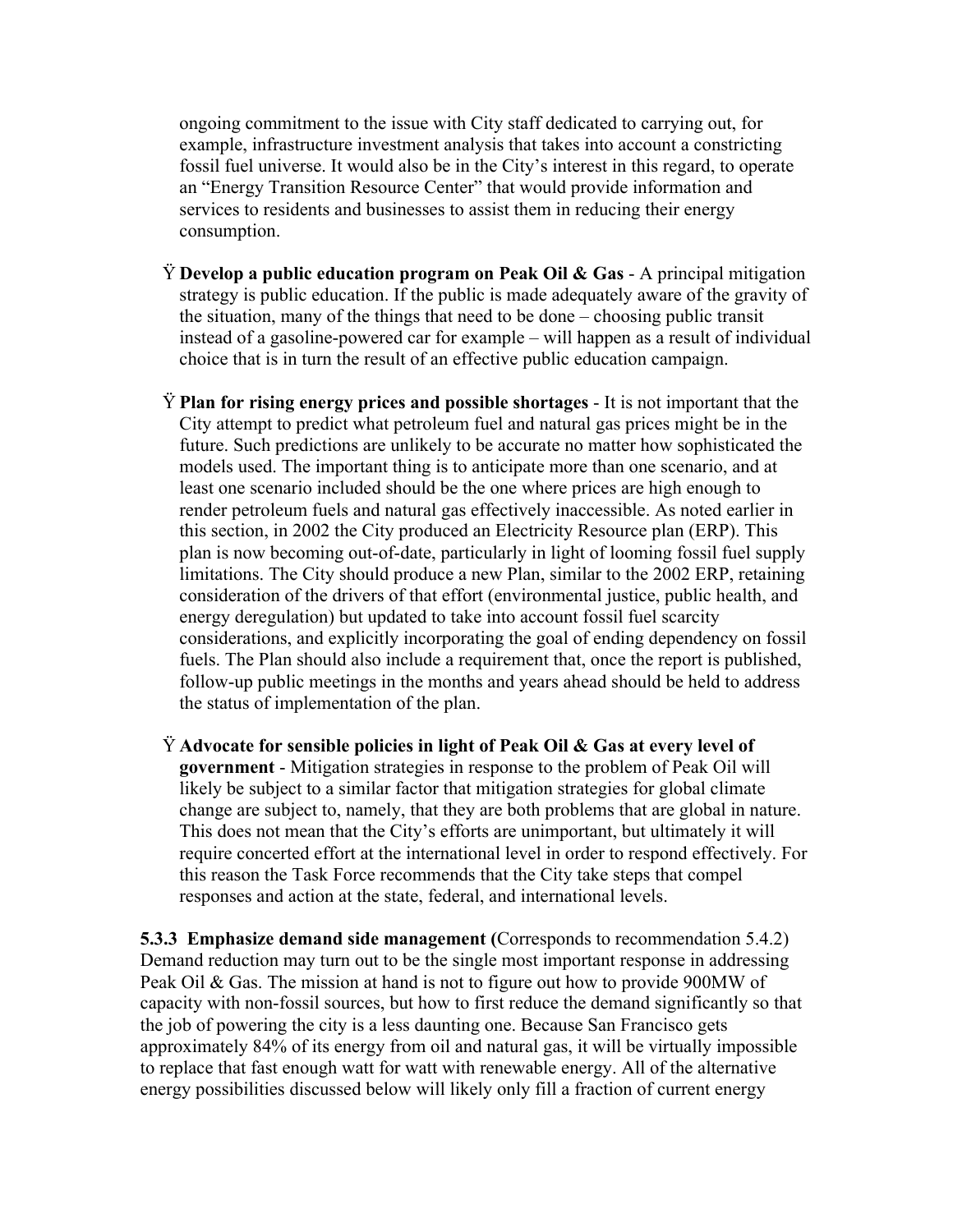ongoing commitment to the issue with City staff dedicated to carrying out, for example, infrastructure investment analysis that takes into account a constricting fossil fuel universe. It would also be in the City's interest in this regard, to operate an "Energy Transition Resource Center" that would provide information and services to residents and businesses to assist them in reducing their energy consumption.

- **Develop a public education program on Peak Oil & Gas** - A principal mitigation strategy is public education. If the public is made adequately aware of the gravity of the situation, many of the things that need to be done – choosing public transit instead of a gasoline-powered car for example – will happen as a result of individual choice that is in turn the result of an effective public education campaign.

- **Plan for rising energy prices and possible shortages** - It is not important that the City attempt to predict what petroleum fuel and natural gas prices might be in the future. Such predictions are unlikely to be accurate no matter how sophisticated the models used. The important thing is to anticipate more than one scenario, and at least one scenario included should be the one where prices are high enough to render petroleum fuels and natural gas effectively inaccessible. As noted earlier in this section, in 2002 the City produced an Electricity Resource plan (ERP). This plan is now becoming out-of-date, particularly in light of looming fossil fuel supply limitations. The City should produce a new Plan, similar to the 2002 ERP, retaining consideration of the drivers of that effort (environmental justice, public health, and energy deregulation) but updated to take into account fossil fuel scarcity considerations, and explicitly incorporating the goal of ending dependency on fossil fuels. The Plan should also include a requirement that, once the report is published, follow-up public meetings in the months and years ahead should be held to address the status of implementation of the plan.

- **Advocate for sensible policies in light of Peak Oil & Gas at every level of government** - Mitigation strategies in response to the problem of Peak Oil will likely be subject to a similar factor that mitigation strategies for global climate change are subject to, namely, that they are both problems that are global in nature. This does not mean that the City's efforts are unimportant, but ultimately it will require concerted effort at the international level in order to respond effectively. For this reason the Task Force recommends that the City take steps that compel responses and action at the state, federal, and international levels.

**5.3.3 Emphasize demand side management (**Corresponds to recommendation 5.4.2)
Demand reduction may turn out to be the single most important response in addressing Peak Oil & Gas. The mission at hand is not to figure out how to provide 900MW of capacity with non-fossil sources, but how to first reduce the demand significantly so that the job of powering the city is a less daunting one. Because San Francisco gets approximately 84% of its energy from oil and natural gas, it will be virtually impossible to replace that fast enough watt for watt with renewable energy. All of the alternative energy possibilities discussed below will likely only fill a fraction of current energy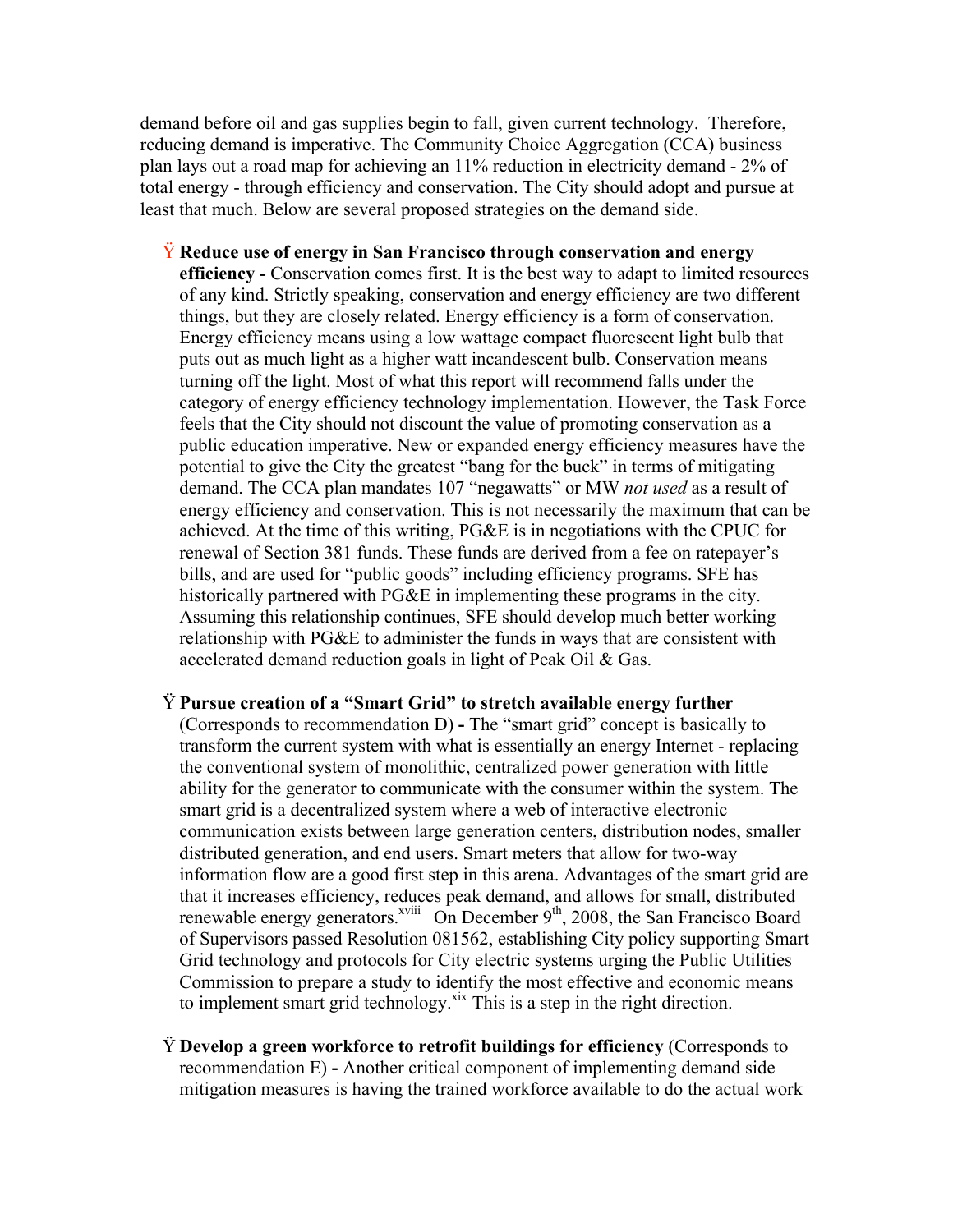demand before oil and gas supplies begin to fall, given current technology. Therefore, reducing demand is imperative. The Community Choice Aggregation (CCA) business plan lays out a road map for achieving an 11% reduction in electricity demand - 2% of total energy - through efficiency and conservation. The City should adopt and pursue at least that much. Below are several proposed strategies on the demand side.

- **Reduce use of energy in San Francisco through conservation and energy efficiency -** Conservation comes first. It is the best way to adapt to limited resources of any kind. Strictly speaking, conservation and energy efficiency are two different things, but they are closely related. Energy efficiency is a form of conservation. Energy efficiency means using a low wattage compact fluorescent light bulb that puts out as much light as a higher watt incandescent bulb. Conservation means turning off the light. Most of what this report will recommend falls under the category of energy efficiency technology implementation. However, the Task Force feels that the City should not discount the value of promoting conservation as a public education imperative. New or expanded energy efficiency measures have the potential to give the City the greatest "bang for the buck" in terms of mitigating demand. The CCA plan mandates 107 "negawatts" or MW *not used* as a result of energy efficiency and conservation. This is not necessarily the maximum that can be achieved. At the time of this writing, PG&E is in negotiations with the CPUC for renewal of Section 381 funds. These funds are derived from a fee on ratepayer's bills, and are used for "public goods" including efficiency programs. SFE has historically partnered with PG&E in implementing these programs in the city. Assuming this relationship continues, SFE should develop much better working relationship with PG&E to administer the funds in ways that are consistent with accelerated demand reduction goals in light of Peak Oil & Gas.

- **Pursue creation of a "Smart Grid" to stretch available energy further** (Corresponds to recommendation D) **-** The "smart grid" concept is basically to transform the current system with what is essentially an energy Internet - replacing the conventional system of monolithic, centralized power generation with little ability for the generator to communicate with the consumer within the system. The smart grid is a decentralized system where a web of interactive electronic communication exists between large generation centers, distribution nodes, smaller distributed generation, and end users. Smart meters that allow for two-way information flow are a good first step in this arena. Advantages of the smart grid are that it increases efficiency, reduces peak demand, and allows for small, distributed renewable energy generators.[xviii] On December 9th, 2008, the San Francisco Board of Supervisors passed Resolution 081562, establishing City policy supporting Smart Grid technology and protocols for City electric systems urging the Public Utilities Commission to prepare a study to identify the most effective and economic means to implement smart grid technology.[xix] This is a step in the right direction.

- **Develop a green workforce to retrofit buildings for efficiency** (Corresponds to recommendation E) **-** Another critical component of implementing demand side mitigation measures is having the trained workforce available to do the actual work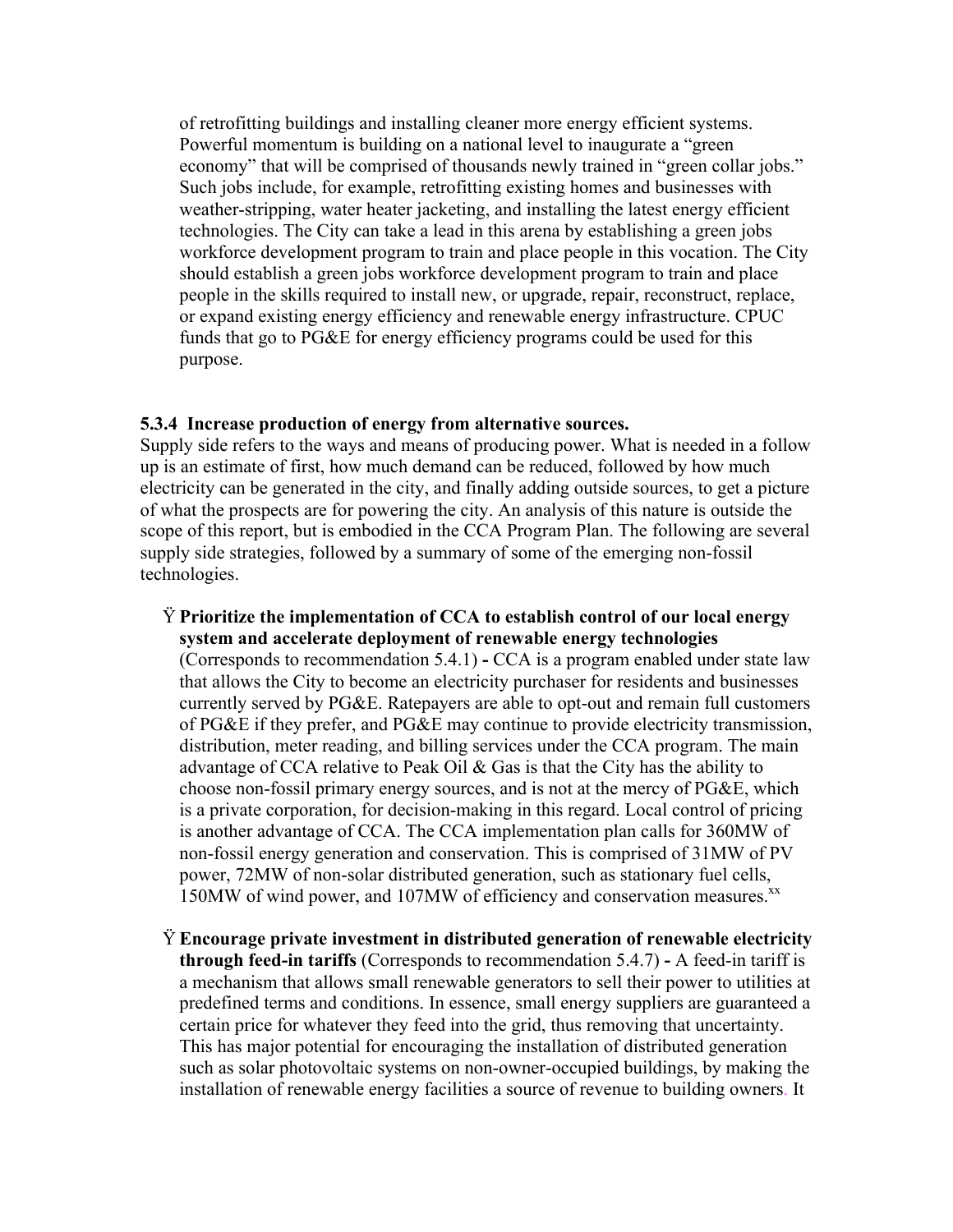of retrofitting buildings and installing cleaner more energy efficient systems. Powerful momentum is building on a national level to inaugurate a "green economy" that will be comprised of thousands newly trained in "green collar jobs." Such jobs include, for example, retrofitting existing homes and businesses with weather-stripping, water heater jacketing, and installing the latest energy efficient technologies. The City can take a lead in this arena by establishing a green jobs workforce development program to train and place people in this vocation. The City should establish a green jobs workforce development program to train and place people in the skills required to install new, or upgrade, repair, reconstruct, replace, or expand existing energy efficiency and renewable energy infrastructure. CPUC funds that go to PG&E for energy efficiency programs could be used for this purpose.

#### 5.3.4 Increase production of energy from alternative sources.

Supply side refers to the ways and means of producing power. What is needed in a follow up is an estimate of first, how much demand can be reduced, followed by how much electricity can be generated in the city, and finally adding outside sources, to get a picture of what the prospects are for powering the city. An analysis of this nature is outside the scope of this report, but is embodied in the CCA Program Plan. The following are several supply side strategies, followed by a summary of some of the emerging non-fossil technologies.

- **Prioritize the implementation of CCA to establish control of our local energy system and accelerate deployment of renewable energy technologies** (Corresponds to recommendation 5.4.1) **-** CCA is a program enabled under state law that allows the City to become an electricity purchaser for residents and businesses currently served by PG&E. Ratepayers are able to opt-out and remain full customers of PG&E if they prefer, and PG&E may continue to provide electricity transmission, distribution, meter reading, and billing services under the CCA program. The main advantage of CCA relative to Peak Oil & Gas is that the City has the ability to choose non-fossil primary energy sources, and is not at the mercy of PG&E, which is a private corporation, for decision-making in this regard. Local control of pricing is another advantage of CCA. The CCA implementation plan calls for 360MW of non-fossil energy generation and conservation. This is comprised of 31MW of PV power, 72MW of non-solar distributed generation, such as stationary fuel cells, 150MW of wind power, and 107MW of efficiency and conservation measures.[xx]

- **Encourage private investment in distributed generation of renewable electricity through feed-in tariffs** (Corresponds to recommendation 5.4.7) **-** A feed-in tariff is a mechanism that allows small renewable generators to sell their power to utilities at predefined terms and conditions. In essence, small energy suppliers are guaranteed a certain price for whatever they feed into the grid, thus removing that uncertainty. This has major potential for encouraging the installation of distributed generation such as solar photovoltaic systems on non-owner-occupied buildings, by making the installation of renewable energy facilities a source of revenue to building owners. It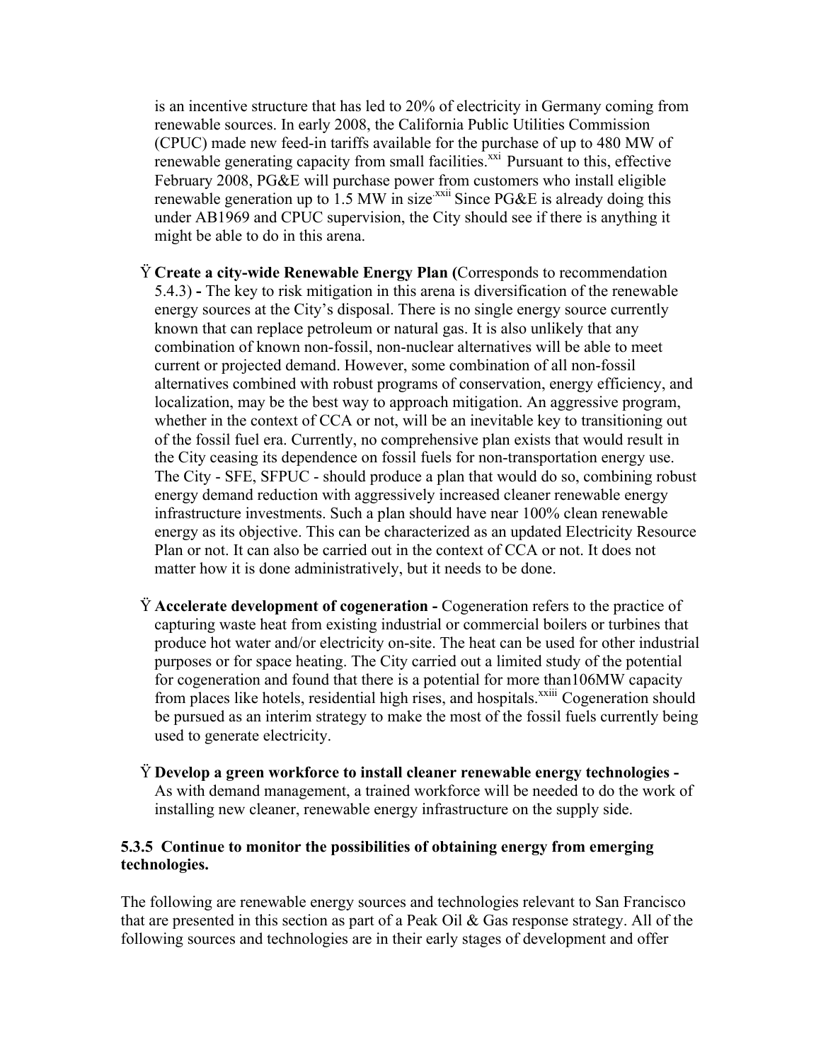is an incentive structure that has led to 20% of electricity in Germany coming from renewable sources. In early 2008, the California Public Utilities Commission (CPUC) made new feed-in tariffs available for the purchase of up to 480 MW of renewable generating capacity from small facilities.[xxi] Pursuant to this, effective February 2008, PG&E will purchase power from customers who install eligible renewable generation up to 1.5 MW in size.[xxii] Since PG&E is already doing this under AB1969 and CPUC supervision, the City should see if there is anything it might be able to do in this arena.

- **Create a city-wide Renewable Energy Plan (**Corresponds to recommendation 5.4.3) **-** The key to risk mitigation in this arena is diversification of the renewable energy sources at the City's disposal. There is no single energy source currently known that can replace petroleum or natural gas. It is also unlikely that any combination of known non-fossil, non-nuclear alternatives will be able to meet current or projected demand. However, some combination of all non-fossil alternatives combined with robust programs of conservation, energy efficiency, and localization, may be the best way to approach mitigation. An aggressive program, whether in the context of CCA or not, will be an inevitable key to transitioning out of the fossil fuel era. Currently, no comprehensive plan exists that would result in the City ceasing its dependence on fossil fuels for non-transportation energy use. The City - SFE, SFPUC - should produce a plan that would do so, combining robust energy demand reduction with aggressively increased cleaner renewable energy infrastructure investments. Such a plan should have near 100% clean renewable energy as its objective. This can be characterized as an updated Electricity Resource Plan or not. It can also be carried out in the context of CCA or not. It does not matter how it is done administratively, but it needs to be done.

- **Accelerate development of cogeneration -** Cogeneration refers to the practice of capturing waste heat from existing industrial or commercial boilers or turbines that produce hot water and/or electricity on-site. The heat can be used for other industrial purposes or for space heating. The City carried out a limited study of the potential for cogeneration and found that there is a potential for more than106MW capacity from places like hotels, residential high rises, and hospitals.[xxiii] Cogeneration should be pursued as an interim strategy to make the most of the fossil fuels currently being used to generate electricity.

- **Develop a green workforce to install cleaner renewable energy technologies -** As with demand management, a trained workforce will be needed to do the work of installing new cleaner, renewable energy infrastructure on the supply side.

### 5.3.5 Continue to monitor the possibilities of obtaining energy from emerging technologies.

The following are renewable energy sources and technologies relevant to San Francisco that are presented in this section as part of a Peak Oil & Gas response strategy. All of the following sources and technologies are in their early stages of development and offer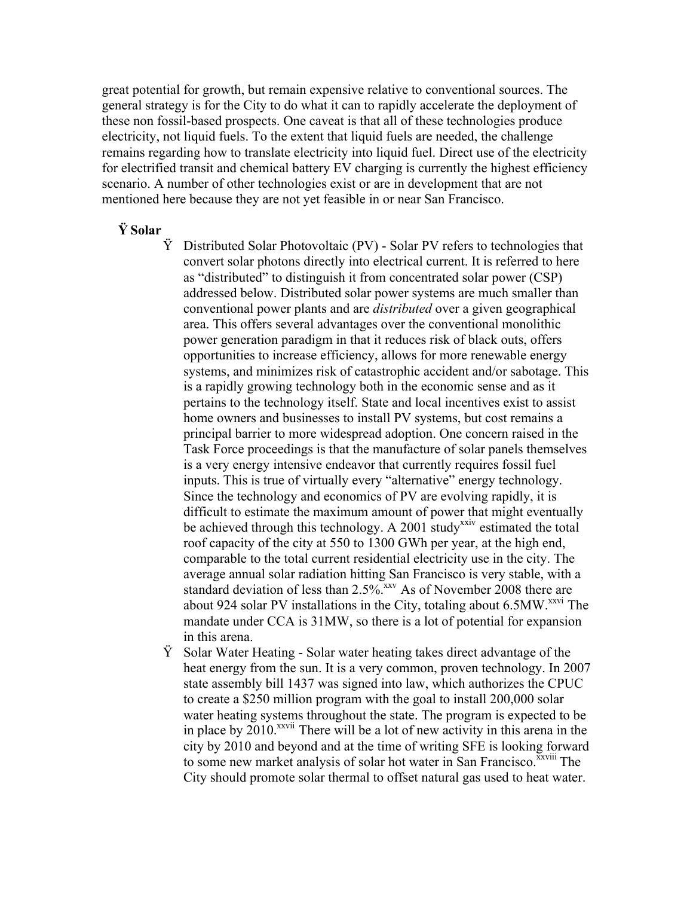great potential for growth, but remain expensive relative to conventional sources. The general strategy is for the City to do what it can to rapidly accelerate the deployment of these non fossil-based prospects. One caveat is that all of these technologies produce electricity, not liquid fuels. To the extent that liquid fuels are needed, the challenge remains regarding how to translate electricity into liquid fuel. Direct use of the electricity for electrified transit and chemical battery EV charging is currently the highest efficiency scenario. A number of other technologies exist or are in development that are not mentioned here because they are not yet feasible in or near San Francisco.

- **Solar**
  - Distributed Solar Photovoltaic (PV) - Solar PV refers to technologies that convert solar photons directly into electrical current. It is referred to here as "distributed" to distinguish it from concentrated solar power (CSP) addressed below. Distributed solar power systems are much smaller than conventional power plants and are *distributed* over a given geographical area. This offers several advantages over the conventional monolithic power generation paradigm in that it reduces risk of black outs, offers opportunities to increase efficiency, allows for more renewable energy systems, and minimizes risk of catastrophic accident and/or sabotage. This is a rapidly growing technology both in the economic sense and as it pertains to the technology itself. State and local incentives exist to assist home owners and businesses to install PV systems, but cost remains a principal barrier to more widespread adoption. One concern raised in the Task Force proceedings is that the manufacture of solar panels themselves is a very energy intensive endeavor that currently requires fossil fuel inputs. This is true of virtually every "alternative" energy technology. Since the technology and economics of PV are evolving rapidly, it is difficult to estimate the maximum amount of power that might eventually be achieved through this technology. A 2001 study[xxiv] estimated the total roof capacity of the city at 550 to 1300 GWh per year, at the high end, comparable to the total current residential electricity use in the city. The average annual solar radiation hitting San Francisco is very stable, with a standard deviation of less than 2.5%.[xxv] As of November 2008 there are about 924 solar PV installations in the City, totaling about 6.5MW.[xxvi] The mandate under CCA is 31MW, so there is a lot of potential for expansion in this arena.
  - Solar Water Heating - Solar water heating takes direct advantage of the heat energy from the sun. It is a very common, proven technology. In 2007 state assembly bill 1437 was signed into law, which authorizes the CPUC to create a $250 million program with the goal to install 200,000 solar water heating systems throughout the state. The program is expected to be in place by 2010.[xxvii] There will be a lot of new activity in this arena in the city by 2010 and beyond and at the time of writing SFE is looking forward to some new market analysis of solar hot water in San Francisco.[xxviii] The City should promote solar thermal to offset natural gas used to heat water.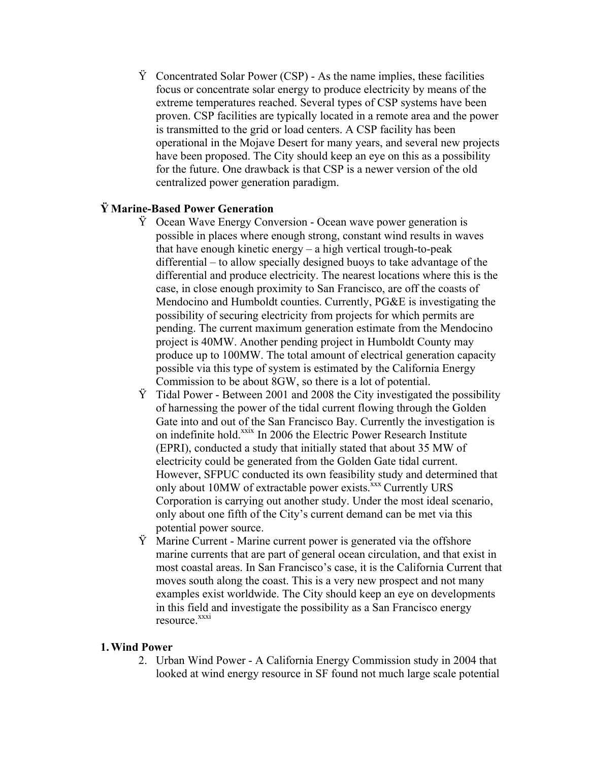- Concentrated Solar Power (CSP) - As the name implies, these facilities focus or concentrate solar energy to produce electricity by means of the extreme temperatures reached. Several types of CSP systems have been proven. CSP facilities are typically located in a remote area and the power is transmitted to the grid or load centers. A CSP facility has been operational in the Mojave Desert for many years, and several new projects have been proposed. The City should keep an eye on this as a possibility for the future. One drawback is that CSP is a newer version of the old centralized power generation paradigm.

- **Marine-Based Power Generation**
  - Ocean Wave Energy Conversion - Ocean wave power generation is possible in places where enough strong, constant wind results in waves that have enough kinetic energy – a high vertical trough-to-peak differential – to allow specially designed buoys to take advantage of the differential and produce electricity. The nearest locations where this is the case, in close enough proximity to San Francisco, are off the coasts of Mendocino and Humboldt counties. Currently, PG&E is investigating the possibility of securing electricity from projects for which permits are pending. The current maximum generation estimate from the Mendocino project is 40MW. Another pending project in Humboldt County may produce up to 100MW. The total amount of electrical generation capacity possible via this type of system is estimated by the California Energy Commission to be about 8GW, so there is a lot of potential.
  - Tidal Power - Between 2001 and 2008 the City investigated the possibility of harnessing the power of the tidal current flowing through the Golden Gate into and out of the San Francisco Bay. Currently the investigation is on indefinite hold.[xxix] In 2006 the Electric Power Research Institute (EPRI), conducted a study that initially stated that about 35 MW of electricity could be generated from the Golden Gate tidal current. However, SFPUC conducted its own feasibility study and determined that only about 10MW of extractable power exists.[xxx] Currently URS Corporation is carrying out another study. Under the most ideal scenario, only about one fifth of the City's current demand can be met via this potential power source.
  - Marine Current - Marine current power is generated via the offshore marine currents that are part of general ocean circulation, and that exist in most coastal areas. In San Francisco's case, it is the California Current that moves south along the coast. This is a very new prospect and not many examples exist worldwide. The City should keep an eye on developments in this field and investigate the possibility as a San Francisco energy resource.[xxxi]

1. **Wind Power**
   2. Urban Wind Power - A California Energy Commission study in 2004 that looked at wind energy resource in SF found not much large scale potential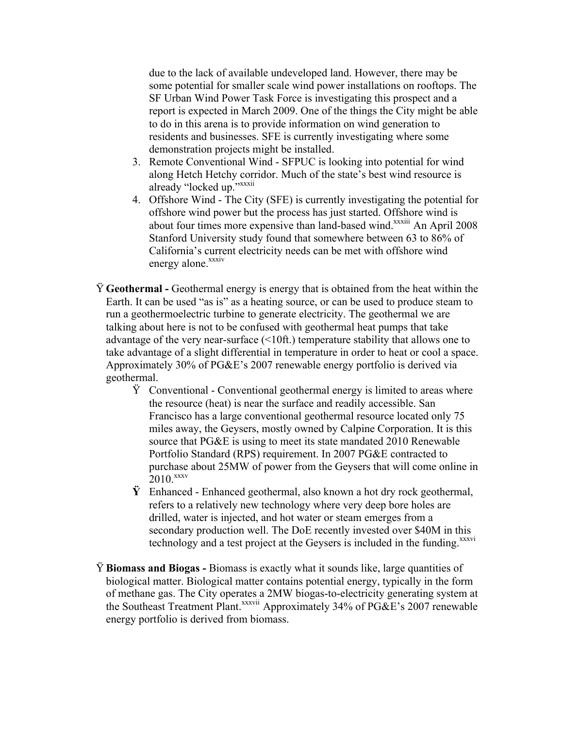due to the lack of available undeveloped land. However, there may be some potential for smaller scale wind power installations on rooftops. The SF Urban Wind Power Task Force is investigating this prospect and a report is expected in March 2009. One of the things the City might be able to do in this arena is to provide information on wind generation to residents and businesses. SFE is currently investigating where some demonstration projects might be installed.

3. Remote Conventional Wind - SFPUC is looking into potential for wind along Hetch Hetchy corridor. Much of the state's best wind resource is already "locked up."[xxxii]
4. Offshore Wind - The City (SFE) is currently investigating the potential for offshore wind power but the process has just started. Offshore wind is about four times more expensive than land-based wind.[xxxiii] An April 2008 Stanford University study found that somewhere between 63 to 86% of California's current electricity needs can be met with offshore wind energy alone.[xxxiv]

- **Geothermal -** Geothermal energy is energy that is obtained from the heat within the Earth. It can be used "as is" as a heating source, or can be used to produce steam to run a geothermoelectric turbine to generate electricity. The geothermal we are talking about here is not to be confused with geothermal heat pumps that take advantage of the very near-surface (<10ft.) temperature stability that allows one to take advantage of a slight differential in temperature in order to heat or cool a space. Approximately 30% of PG&E's 2007 renewable energy portfolio is derived via geothermal.
  - Conventional - Conventional geothermal energy is limited to areas where the resource (heat) is near the surface and readily accessible. San Francisco has a large conventional geothermal resource located only 75 miles away, the Geysers, mostly owned by Calpine Corporation. It is this source that PG&E is using to meet its state mandated 2010 Renewable Portfolio Standard (RPS) requirement. In 2007 PG&E contracted to purchase about 25MW of power from the Geysers that will come online in 2010.[xxxv]
  - Enhanced - Enhanced geothermal, also known a hot dry rock geothermal, refers to a relatively new technology where very deep bore holes are drilled, water is injected, and hot water or steam emerges from a secondary production well. The DoE recently invested over $40M in this technology and a test project at the Geysers is included in the funding.[xxxvi]

- **Biomass and Biogas -** Biomass is exactly what it sounds like, large quantities of biological matter. Biological matter contains potential energy, typically in the form of methane gas. The City operates a 2MW biogas-to-electricity generating system at the Southeast Treatment Plant.[xxxvii] Approximately 34% of PG&E's 2007 renewable energy portfolio is derived from biomass.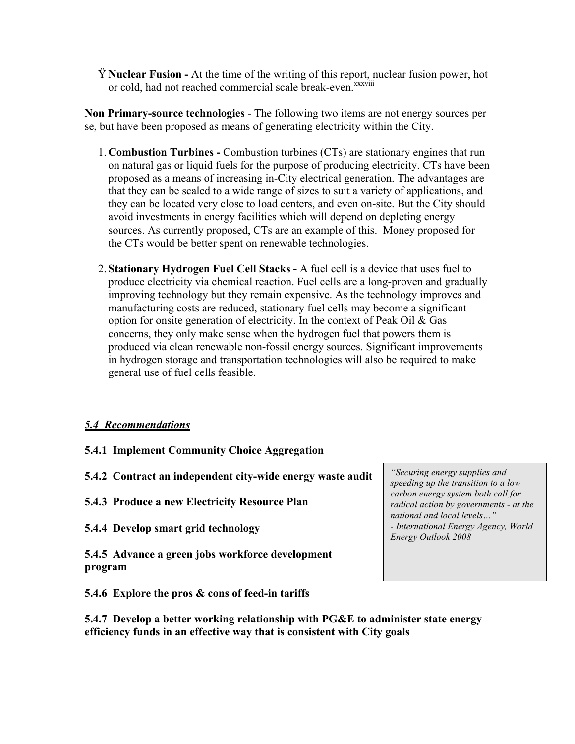- **Nuclear Fusion -** At the time of the writing of this report, nuclear fusion power, hot or cold, had not reached commercial scale break-even.[xxxviii]

**Non Primary-source technologies** - The following two items are not energy sources per se, but have been proposed as means of generating electricity within the City.

1. **Combustion Turbines -** Combustion turbines (CTs) are stationary engines that run on natural gas or liquid fuels for the purpose of producing electricity. CTs have been proposed as a means of increasing in-City electrical generation. The advantages are that they can be scaled to a wide range of sizes to suit a variety of applications, and they can be located very close to load centers, and even on-site. But the City should avoid investments in energy facilities which will depend on depleting energy sources. As currently proposed, CTs are an example of this. Money proposed for the CTs would be better spent on renewable technologies.

2. **Stationary Hydrogen Fuel Cell Stacks -** A fuel cell is a device that uses fuel to produce electricity via chemical reaction. Fuel cells are a long-proven and gradually improving technology but they remain expensive. As the technology improves and manufacturing costs are reduced, stationary fuel cells may become a significant option for onsite generation of electricity. In the context of Peak Oil & Gas concerns, they only make sense when the hydrogen fuel that powers them is produced via clean renewable non-fossil energy sources. Significant improvements in hydrogen storage and transportation technologies will also be required to make general use of fuel cells feasible.

### ***5.4 Recommendations***

**5.4.1 Implement Community Choice Aggregation**

**5.4.2 Contract an independent city-wide energy waste audit**

**5.4.3 Produce a new Electricity Resource Plan**

**5.4.4 Develop smart grid technology**

**5.4.5 Advance a green jobs workforce development program**

**5.4.6 Explore the pros & cons of feed-in tariffs**

**5.4.7 Develop a better working relationship with PG&E to administer state energy efficiency funds in an effective way that is consistent with City goals**

> *"Securing energy supplies and speeding up the transition to a low carbon energy system both call for radical action by governments - at the national and local levels…"*
> *- International Energy Agency, World Energy Outlook 2008*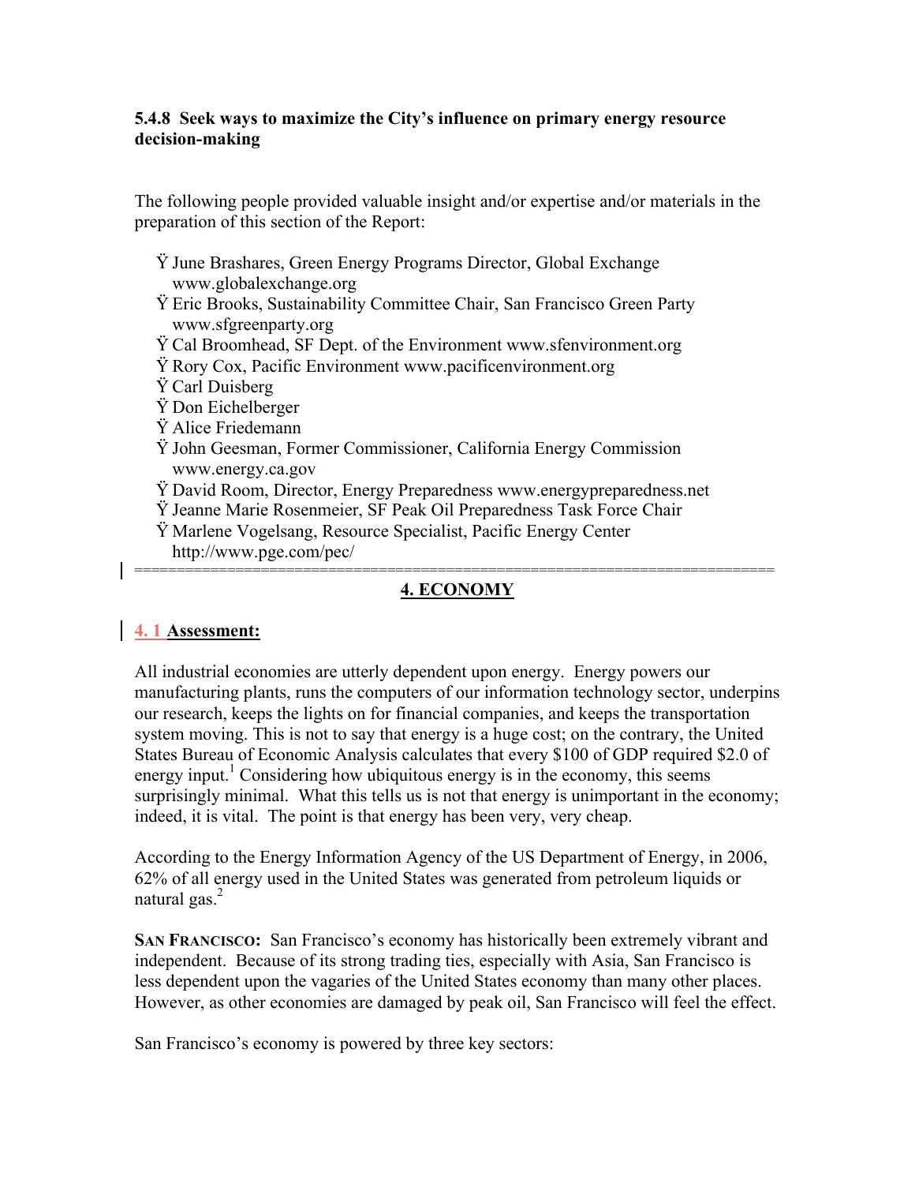**5.4.8 Seek ways to maximize the City's influence on primary energy resource decision-making**

The following people provided valuable insight and/or expertise and/or materials in the preparation of this section of the Report:

- June Brashares, Green Energy Programs Director, Global Exchange www.globalexchange.org
- Eric Brooks, Sustainability Committee Chair, San Francisco Green Party www.sfgreenparty.org
- Cal Broomhead, SF Dept. of the Environment www.sfenvironment.org
- Rory Cox, Pacific Environment www.pacificenvironment.org
- Carl Duisberg
- Don Eichelberger
- Alice Friedemann
- John Geesman, Former Commissioner, California Energy Commission www.energy.ca.gov
- David Room, Director, Energy Preparedness www.energypreparedness.net
- Jeanne Marie Rosenmeier, SF Peak Oil Preparedness Task Force Chair
- Marlene Vogelsang, Resource Specialist, Pacific Energy Center http://www.pge.com/pec/

===========================================================================

# 4. ECONOMY

## 4. 1 Assessment:

All industrial economies are utterly dependent upon energy. Energy powers our manufacturing plants, runs the computers of our information technology sector, underpins our research, keeps the lights on for financial companies, and keeps the transportation system moving. This is not to say that energy is a huge cost; on the contrary, the United States Bureau of Economic Analysis calculates that every $100 of GDP required $2.0 of energy input.[1] Considering how ubiquitous energy is in the economy, this seems surprisingly minimal. What this tells us is not that energy is unimportant in the economy; indeed, it is vital. The point is that energy has been very, very cheap.

According to the Energy Information Agency of the US Department of Energy, in 2006, 62% of all energy used in the United States was generated from petroleum liquids or natural gas.[2]

**SAN FRANCISCO:** San Francisco's economy has historically been extremely vibrant and independent. Because of its strong trading ties, especially with Asia, San Francisco is less dependent upon the vagaries of the United States economy than many other places. However, as other economies are damaged by peak oil, San Francisco will feel the effect.

San Francisco's economy is powered by three key sectors: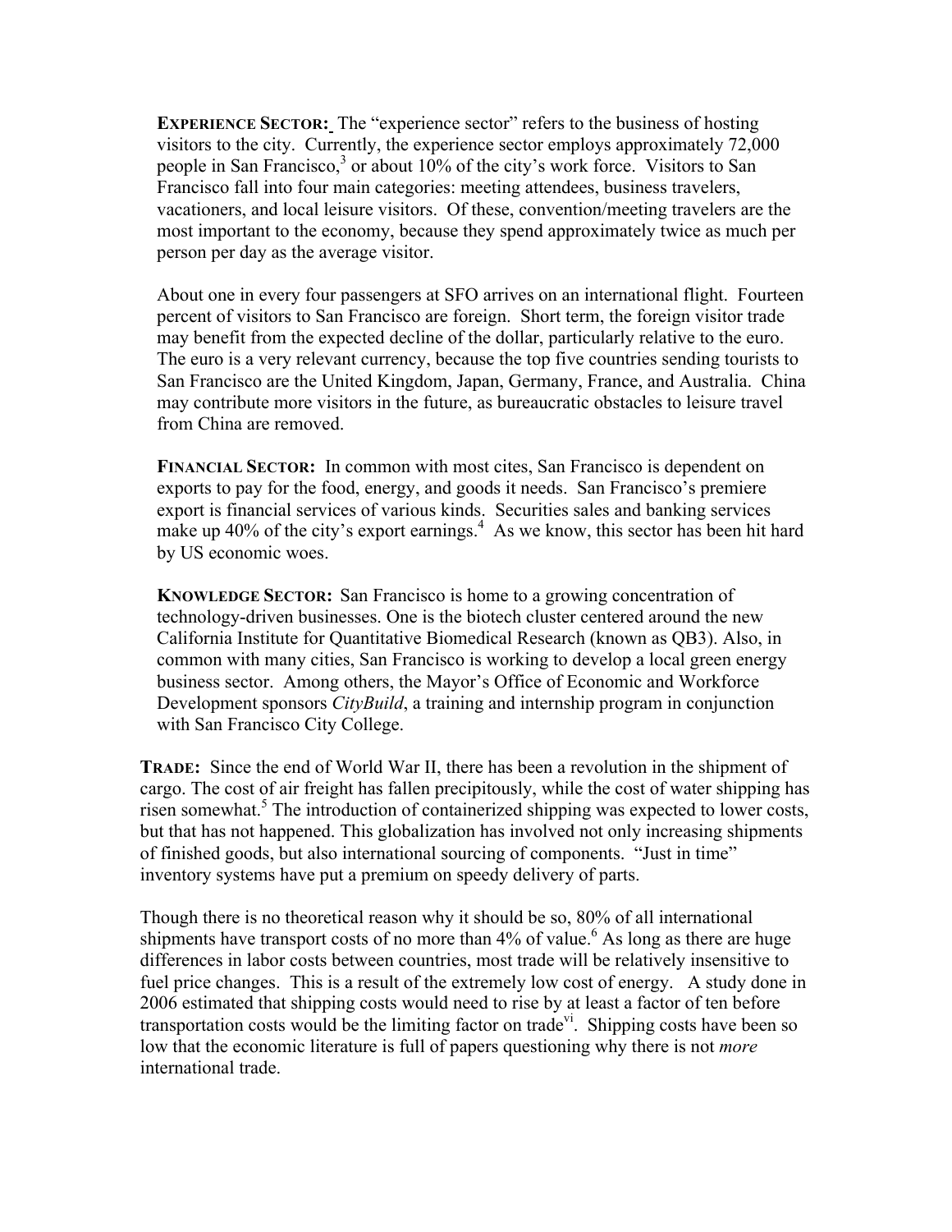**EXPERIENCE SECTOR:** The "experience sector" refers to the business of hosting visitors to the city. Currently, the experience sector employs approximately 72,000 people in San Francisco,[3] or about 10% of the city's work force. Visitors to San Francisco fall into four main categories: meeting attendees, business travelers, vacationers, and local leisure visitors. Of these, convention/meeting travelers are the most important to the economy, because they spend approximately twice as much per person per day as the average visitor.

About one in every four passengers at SFO arrives on an international flight. Fourteen percent of visitors to San Francisco are foreign. Short term, the foreign visitor trade may benefit from the expected decline of the dollar, particularly relative to the euro. The euro is a very relevant currency, because the top five countries sending tourists to San Francisco are the United Kingdom, Japan, Germany, France, and Australia. China may contribute more visitors in the future, as bureaucratic obstacles to leisure travel from China are removed.

**FINANCIAL SECTOR:** In common with most cites, San Francisco is dependent on exports to pay for the food, energy, and goods it needs. San Francisco's premiere export is financial services of various kinds. Securities sales and banking services make up 40% of the city's export earnings.[4] As we know, this sector has been hit hard by US economic woes.

**KNOWLEDGE SECTOR:** San Francisco is home to a growing concentration of technology-driven businesses. One is the biotech cluster centered around the new California Institute for Quantitative Biomedical Research (known as QB3). Also, in common with many cities, San Francisco is working to develop a local green energy business sector. Among others, the Mayor's Office of Economic and Workforce Development sponsors *CityBuild*, a training and internship program in conjunction with San Francisco City College.

**TRADE:** Since the end of World War II, there has been a revolution in the shipment of cargo. The cost of air freight has fallen precipitously, while the cost of water shipping has risen somewhat.[5] The introduction of containerized shipping was expected to lower costs, but that has not happened. This globalization has involved not only increasing shipments of finished goods, but also international sourcing of components. "Just in time" inventory systems have put a premium on speedy delivery of parts.

Though there is no theoretical reason why it should be so, 80% of all international shipments have transport costs of no more than 4% of value.[6] As long as there are huge differences in labor costs between countries, most trade will be relatively insensitive to fuel price changes. This is a result of the extremely low cost of energy. A study done in 2006 estimated that shipping costs would need to rise by at least a factor of ten before transportation costs would be the limiting factor on trade[vi]. Shipping costs have been so low that the economic literature is full of papers questioning why there is not *more* international trade.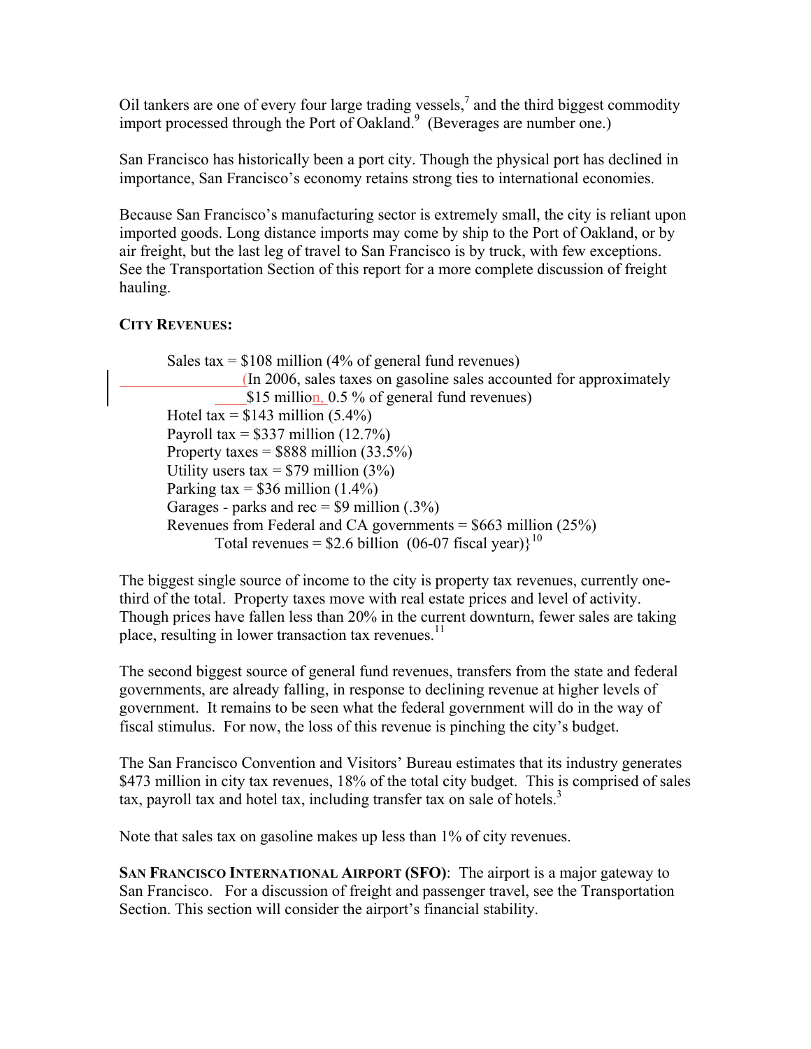Oil tankers are one of every four large trading vessels,[7] and the third biggest commodity import processed through the Port of Oakland.[9] (Beverages are number one.)

San Francisco has historically been a port city. Though the physical port has declined in importance, San Francisco's economy retains strong ties to international economies.

Because San Francisco's manufacturing sector is extremely small, the city is reliant upon imported goods. Long distance imports may come by ship to the Port of Oakland, or by air freight, but the last leg of travel to San Francisco is by truck, with few exceptions. See the Transportation Section of this report for a more complete discussion of freight hauling.

**CITY REVENUES:**

Sales tax = $108 million (4% of general fund revenues)
(In 2006, sales taxes on gasoline sales accounted for approximately $15 million, 0.5 % of general fund revenues)
Hotel tax = $143 million (5.4%)
Payroll tax = $337 million (12.7%)
Property taxes = $888 million (33.5%)
Utility users tax = $79 million (3%)
Parking tax = $36 million (1.4%)
Garages - parks and rec = $9 million (.3%)
Revenues from Federal and CA governments = $663 million (25%)
Total revenues = $2.6 billion (06-07 fiscal year)}[10]

The biggest single source of income to the city is property tax revenues, currently one-third of the total. Property taxes move with real estate prices and level of activity. Though prices have fallen less than 20% in the current downturn, fewer sales are taking place, resulting in lower transaction tax revenues.[11]

The second biggest source of general fund revenues, transfers from the state and federal governments, are already falling, in response to declining revenue at higher levels of government. It remains to be seen what the federal government will do in the way of fiscal stimulus. For now, the loss of this revenue is pinching the city's budget.

The San Francisco Convention and Visitors' Bureau estimates that its industry generates $473 million in city tax revenues, 18% of the total city budget. This is comprised of sales tax, payroll tax and hotel tax, including transfer tax on sale of hotels.[3]

Note that sales tax on gasoline makes up less than 1% of city revenues.

**SAN FRANCISCO INTERNATIONAL AIRPORT (SFO)**: The airport is a major gateway to San Francisco. For a discussion of freight and passenger travel, see the Transportation Section. This section will consider the airport's financial stability.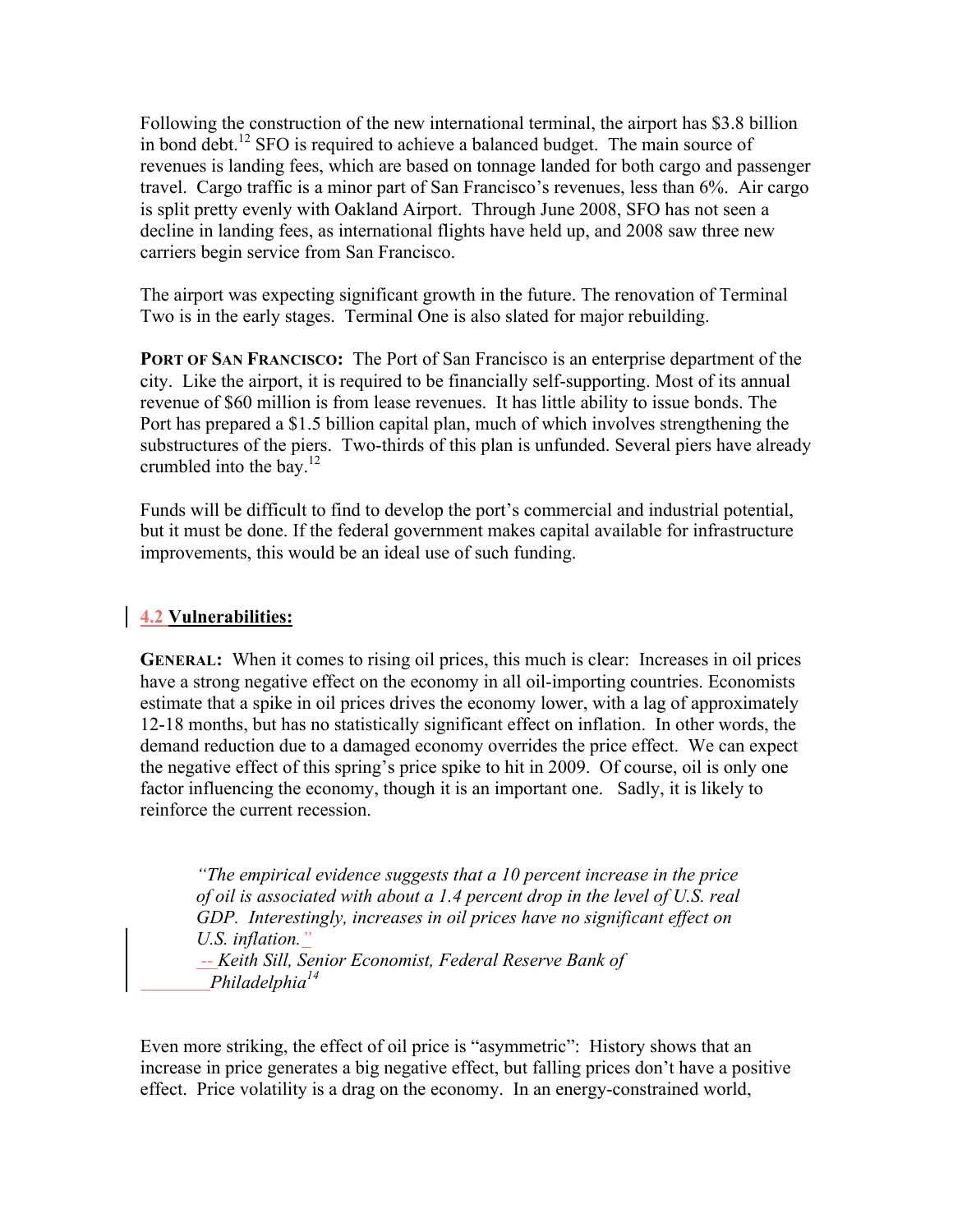Following the construction of the new international terminal, the airport has $3.8 billion in bond debt.[12] SFO is required to achieve a balanced budget. The main source of revenues is landing fees, which are based on tonnage landed for both cargo and passenger travel. Cargo traffic is a minor part of San Francisco's revenues, less than 6%. Air cargo is split pretty evenly with Oakland Airport. Through June 2008, SFO has not seen a decline in landing fees, as international flights have held up, and 2008 saw three new carriers begin service from San Francisco.

The airport was expecting significant growth in the future. The renovation of Terminal Two is in the early stages. Terminal One is also slated for major rebuilding.

**PORT OF SAN FRANCISCO:** The Port of San Francisco is an enterprise department of the city. Like the airport, it is required to be financially self-supporting. Most of its annual revenue of $60 million is from lease revenues. It has little ability to issue bonds. The Port has prepared a $1.5 billion capital plan, much of which involves strengthening the substructures of the piers. Two-thirds of this plan is unfunded. Several piers have already crumbled into the bay.[12]

Funds will be difficult to find to develop the port's commercial and industrial potential, but it must be done. If the federal government makes capital available for infrastructure improvements, this would be an ideal use of such funding.

## 4.2 Vulnerabilities:

**GENERAL:** When it comes to rising oil prices, this much is clear: Increases in oil prices have a strong negative effect on the economy in all oil-importing countries. Economists estimate that a spike in oil prices drives the economy lower, with a lag of approximately 12-18 months, but has no statistically significant effect on inflation. In other words, the demand reduction due to a damaged economy overrides the price effect. We can expect the negative effect of this spring's price spike to hit in 2009. Of course, oil is only one factor influencing the economy, though it is an important one. Sadly, it is likely to reinforce the current recession.

> *"The empirical evidence suggests that a 10 percent increase in the price of oil is associated with about a 1.4 percent drop in the level of U.S. real GDP. Interestingly, increases in oil prices have no significant effect on U.S. inflation."*
> *-- Keith Sill, Senior Economist, Federal Reserve Bank of Philadelphia*[14]

Even more striking, the effect of oil price is "asymmetric": History shows that an increase in price generates a big negative effect, but falling prices don't have a positive effect. Price volatility is a drag on the economy. In an energy-constrained world,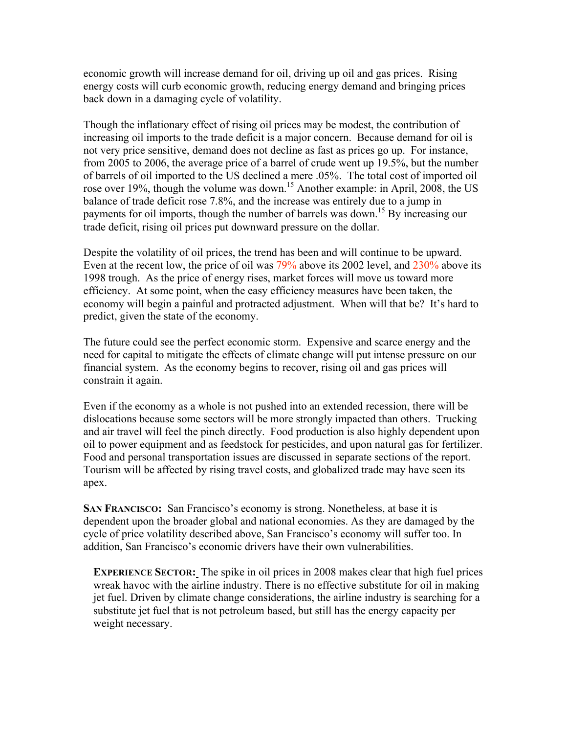economic growth will increase demand for oil, driving up oil and gas prices. Rising energy costs will curb economic growth, reducing energy demand and bringing prices back down in a damaging cycle of volatility.

Though the inflationary effect of rising oil prices may be modest, the contribution of increasing oil imports to the trade deficit is a major concern. Because demand for oil is not very price sensitive, demand does not decline as fast as prices go up. For instance, from 2005 to 2006, the average price of a barrel of crude went up 19.5%, but the number of barrels of oil imported to the US declined a mere .05%. The total cost of imported oil rose over 19%, though the volume was down.[15] Another example: in April, 2008, the US balance of trade deficit rose 7.8%, and the increase was entirely due to a jump in payments for oil imports, though the number of barrels was down.[15] By increasing our trade deficit, rising oil prices put downward pressure on the dollar.

Despite the volatility of oil prices, the trend has been and will continue to be upward. Even at the recent low, the price of oil was 79% above its 2002 level, and 230% above its 1998 trough. As the price of energy rises, market forces will move us toward more efficiency. At some point, when the easy efficiency measures have been taken, the economy will begin a painful and protracted adjustment. When will that be? It's hard to predict, given the state of the economy.

The future could see the perfect economic storm. Expensive and scarce energy and the need for capital to mitigate the effects of climate change will put intense pressure on our financial system. As the economy begins to recover, rising oil and gas prices will constrain it again.

Even if the economy as a whole is not pushed into an extended recession, there will be dislocations because some sectors will be more strongly impacted than others. Trucking and air travel will feel the pinch directly. Food production is also highly dependent upon oil to power equipment and as feedstock for pesticides, and upon natural gas for fertilizer. Food and personal transportation issues are discussed in separate sections of the report. Tourism will be affected by rising travel costs, and globalized trade may have seen its apex.

**SAN FRANCISCO:** San Francisco's economy is strong. Nonetheless, at base it is dependent upon the broader global and national economies. As they are damaged by the cycle of price volatility described above, San Francisco's economy will suffer too. In addition, San Francisco's economic drivers have their own vulnerabilities.

**EXPERIENCE SECTOR:** The spike in oil prices in 2008 makes clear that high fuel prices wreak havoc with the airline industry. There is no effective substitute for oil in making jet fuel. Driven by climate change considerations, the airline industry is searching for a substitute jet fuel that is not petroleum based, but still has the energy capacity per weight necessary.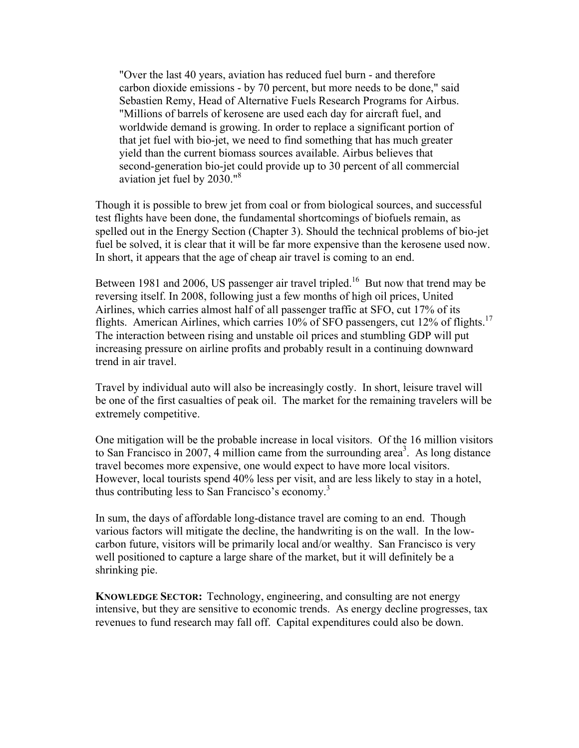> "Over the last 40 years, aviation has reduced fuel burn - and therefore carbon dioxide emissions - by 70 percent, but more needs to be done," said Sebastien Remy, Head of Alternative Fuels Research Programs for Airbus. "Millions of barrels of kerosene are used each day for aircraft fuel, and worldwide demand is growing. In order to replace a significant portion of that jet fuel with bio-jet, we need to find something that has much greater yield than the current biomass sources available. Airbus believes that second-generation bio-jet could provide up to 30 percent of all commercial aviation jet fuel by 2030."[8]

Though it is possible to brew jet from coal or from biological sources, and successful test flights have been done, the fundamental shortcomings of biofuels remain, as spelled out in the Energy Section (Chapter 3). Should the technical problems of bio-jet fuel be solved, it is clear that it will be far more expensive than the kerosene used now. In short, it appears that the age of cheap air travel is coming to an end.

Between 1981 and 2006, US passenger air travel tripled.[16] But now that trend may be reversing itself. In 2008, following just a few months of high oil prices, United Airlines, which carries almost half of all passenger traffic at SFO, cut 17% of its flights. American Airlines, which carries 10% of SFO passengers, cut 12% of flights.[17] The interaction between rising and unstable oil prices and stumbling GDP will put increasing pressure on airline profits and probably result in a continuing downward trend in air travel.

Travel by individual auto will also be increasingly costly. In short, leisure travel will be one of the first casualties of peak oil. The market for the remaining travelers will be extremely competitive.

One mitigation will be the probable increase in local visitors. Of the 16 million visitors to San Francisco in 2007, 4 million came from the surrounding area[3]. As long distance travel becomes more expensive, one would expect to have more local visitors. However, local tourists spend 40% less per visit, and are less likely to stay in a hotel, thus contributing less to San Francisco's economy.[3]

In sum, the days of affordable long-distance travel are coming to an end. Though various factors will mitigate the decline, the handwriting is on the wall. In the low-carbon future, visitors will be primarily local and/or wealthy. San Francisco is very well positioned to capture a large share of the market, but it will definitely be a shrinking pie.

**KNOWLEDGE SECTOR:** Technology, engineering, and consulting are not energy intensive, but they are sensitive to economic trends. As energy decline progresses, tax revenues to fund research may fall off. Capital expenditures could also be down.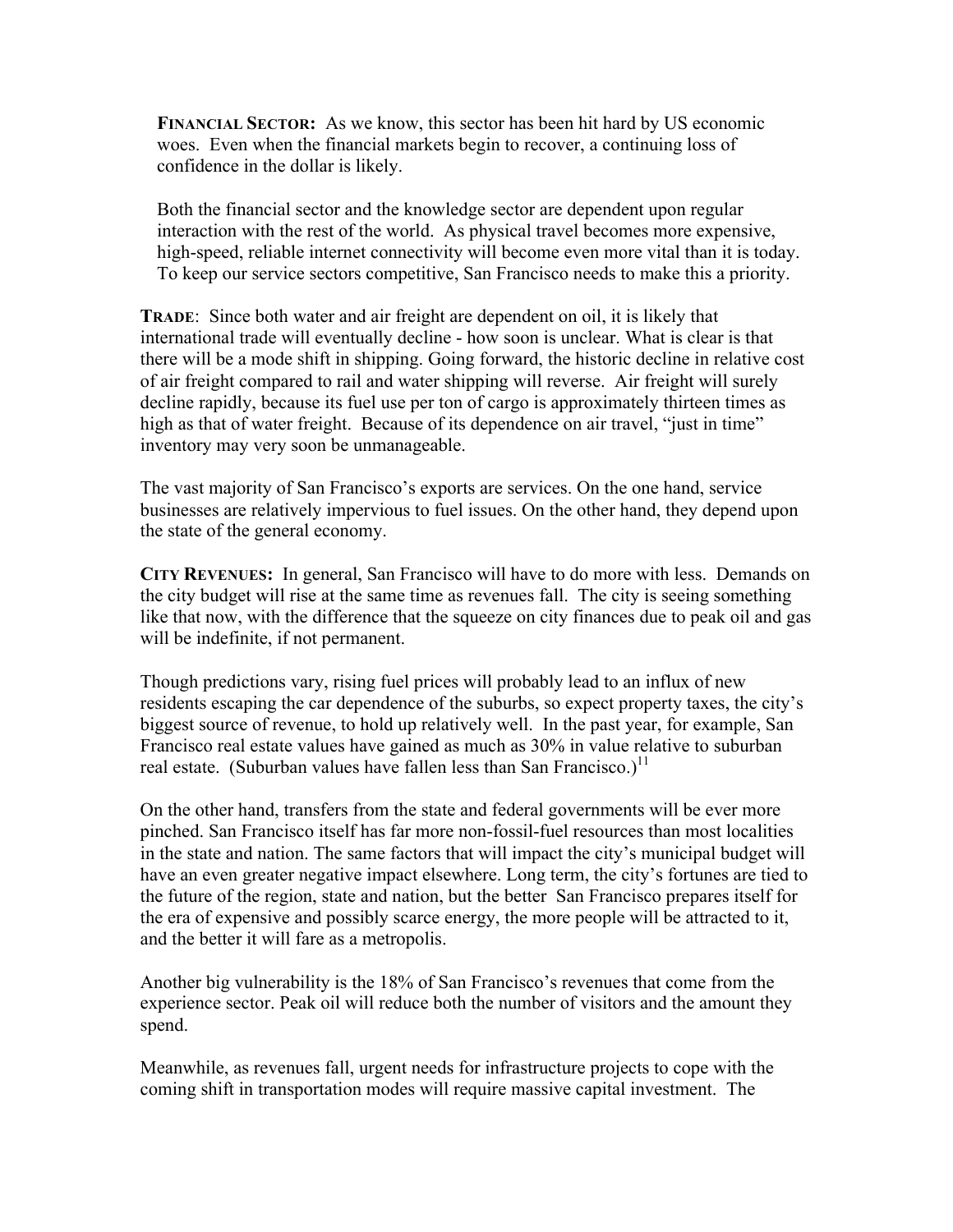**FINANCIAL SECTOR:** As we know, this sector has been hit hard by US economic woes. Even when the financial markets begin to recover, a continuing loss of confidence in the dollar is likely.

Both the financial sector and the knowledge sector are dependent upon regular interaction with the rest of the world. As physical travel becomes more expensive, high-speed, reliable internet connectivity will become even more vital than it is today. To keep our service sectors competitive, San Francisco needs to make this a priority.

**TRADE**: Since both water and air freight are dependent on oil, it is likely that international trade will eventually decline - how soon is unclear. What is clear is that there will be a mode shift in shipping. Going forward, the historic decline in relative cost of air freight compared to rail and water shipping will reverse. Air freight will surely decline rapidly, because its fuel use per ton of cargo is approximately thirteen times as high as that of water freight. Because of its dependence on air travel, "just in time" inventory may very soon be unmanageable.

The vast majority of San Francisco's exports are services. On the one hand, service businesses are relatively impervious to fuel issues. On the other hand, they depend upon the state of the general economy.

**CITY REVENUES:** In general, San Francisco will have to do more with less. Demands on the city budget will rise at the same time as revenues fall. The city is seeing something like that now, with the difference that the squeeze on city finances due to peak oil and gas will be indefinite, if not permanent.

Though predictions vary, rising fuel prices will probably lead to an influx of new residents escaping the car dependence of the suburbs, so expect property taxes, the city's biggest source of revenue, to hold up relatively well. In the past year, for example, San Francisco real estate values have gained as much as 30% in value relative to suburban real estate. (Suburban values have fallen less than San Francisco.)[11]

On the other hand, transfers from the state and federal governments will be ever more pinched. San Francisco itself has far more non-fossil-fuel resources than most localities in the state and nation. The same factors that will impact the city's municipal budget will have an even greater negative impact elsewhere. Long term, the city's fortunes are tied to the future of the region, state and nation, but the better San Francisco prepares itself for the era of expensive and possibly scarce energy, the more people will be attracted to it, and the better it will fare as a metropolis.

Another big vulnerability is the 18% of San Francisco's revenues that come from the experience sector. Peak oil will reduce both the number of visitors and the amount they spend.

Meanwhile, as revenues fall, urgent needs for infrastructure projects to cope with the coming shift in transportation modes will require massive capital investment. The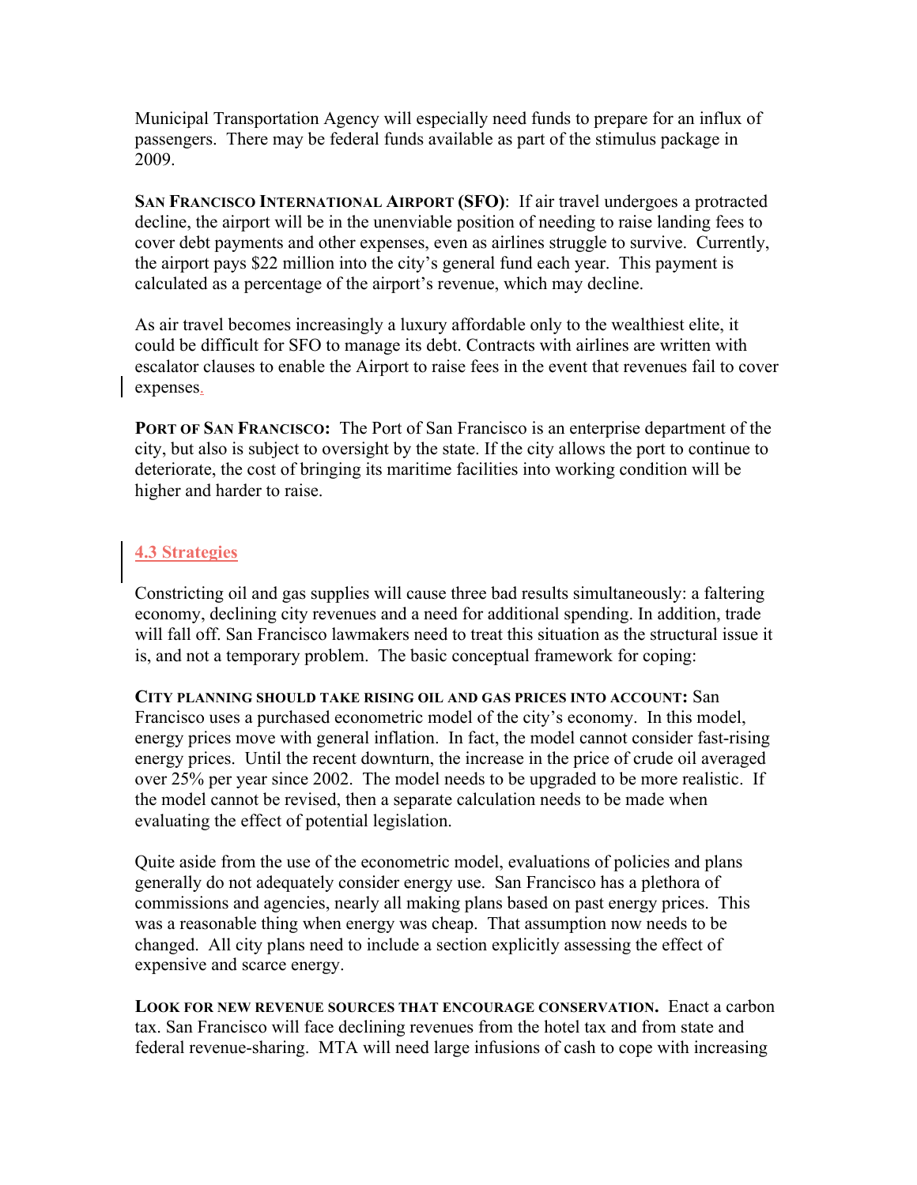Municipal Transportation Agency will especially need funds to prepare for an influx of passengers. There may be federal funds available as part of the stimulus package in 2009.

**SAN FRANCISCO INTERNATIONAL AIRPORT (SFO)**: If air travel undergoes a protracted decline, the airport will be in the unenviable position of needing to raise landing fees to cover debt payments and other expenses, even as airlines struggle to survive. Currently, the airport pays $22 million into the city's general fund each year. This payment is calculated as a percentage of the airport's revenue, which may decline.

As air travel becomes increasingly a luxury affordable only to the wealthiest elite, it could be difficult for SFO to manage its debt. Contracts with airlines are written with escalator clauses to enable the Airport to raise fees in the event that revenues fail to cover expenses.

**PORT OF SAN FRANCISCO:** The Port of San Francisco is an enterprise department of the city, but also is subject to oversight by the state. If the city allows the port to continue to deteriorate, the cost of bringing its maritime facilities into working condition will be higher and harder to raise.

## 4.3 Strategies

Constricting oil and gas supplies will cause three bad results simultaneously: a faltering economy, declining city revenues and a need for additional spending. In addition, trade will fall off. San Francisco lawmakers need to treat this situation as the structural issue it is, and not a temporary problem. The basic conceptual framework for coping:

**CITY PLANNING SHOULD TAKE RISING OIL AND GAS PRICES INTO ACCOUNT:** San Francisco uses a purchased econometric model of the city's economy. In this model, energy prices move with general inflation. In fact, the model cannot consider fast-rising energy prices. Until the recent downturn, the increase in the price of crude oil averaged over 25% per year since 2002. The model needs to be upgraded to be more realistic. If the model cannot be revised, then a separate calculation needs to be made when evaluating the effect of potential legislation.

Quite aside from the use of the econometric model, evaluations of policies and plans generally do not adequately consider energy use. San Francisco has a plethora of commissions and agencies, nearly all making plans based on past energy prices. This was a reasonable thing when energy was cheap. That assumption now needs to be changed. All city plans need to include a section explicitly assessing the effect of expensive and scarce energy.

**LOOK FOR NEW REVENUE SOURCES THAT ENCOURAGE CONSERVATION.** Enact a carbon tax. San Francisco will face declining revenues from the hotel tax and from state and federal revenue-sharing. MTA will need large infusions of cash to cope with increasing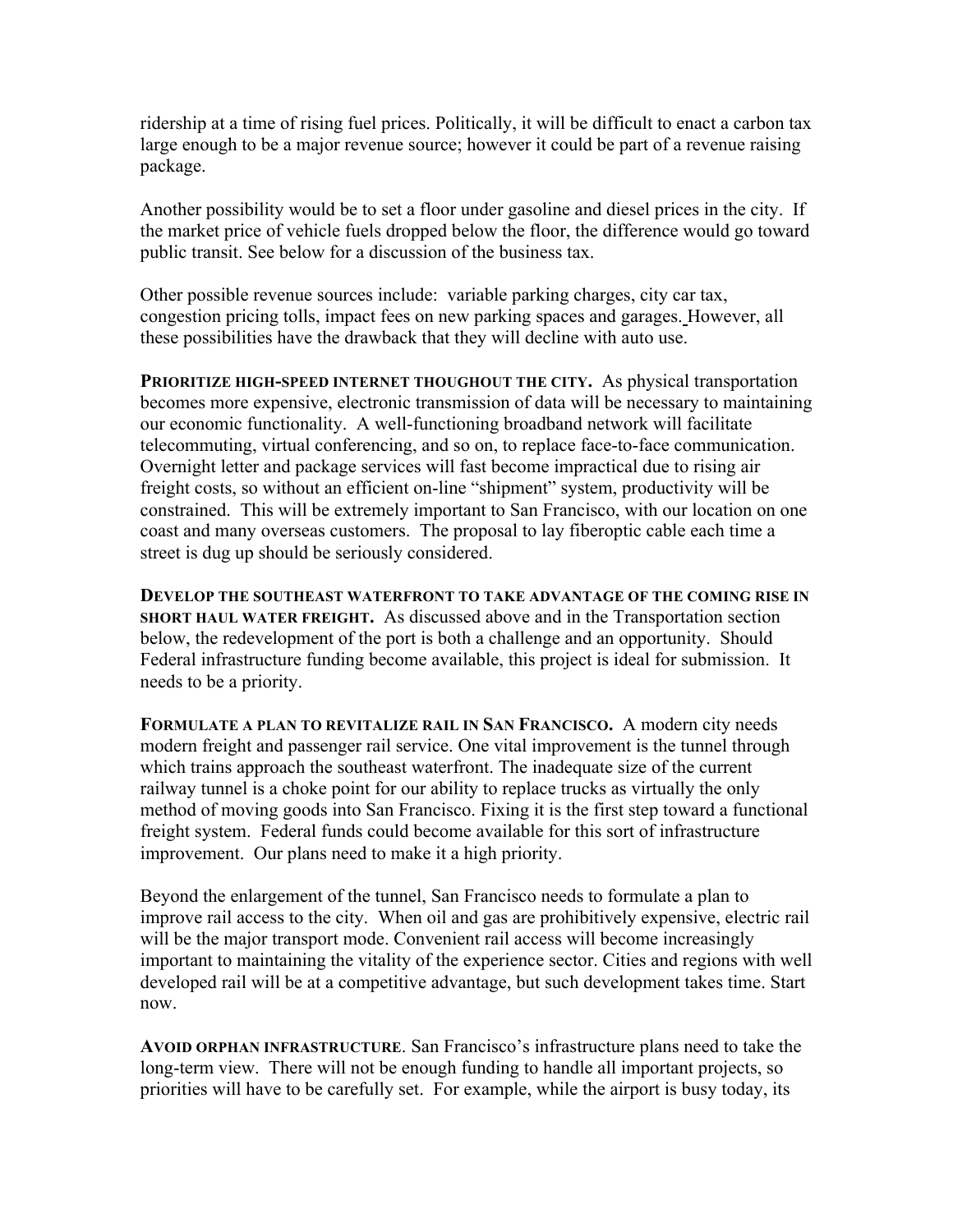ridership at a time of rising fuel prices. Politically, it will be difficult to enact a carbon tax large enough to be a major revenue source; however it could be part of a revenue raising package.

Another possibility would be to set a floor under gasoline and diesel prices in the city. If the market price of vehicle fuels dropped below the floor, the difference would go toward public transit. See below for a discussion of the business tax.

Other possible revenue sources include: variable parking charges, city car tax, congestion pricing tolls, impact fees on new parking spaces and garages. However, all these possibilities have the drawback that they will decline with auto use.

**PRIORITIZE HIGH-SPEED INTERNET THOUGHOUT THE CITY.** As physical transportation becomes more expensive, electronic transmission of data will be necessary to maintaining our economic functionality. A well-functioning broadband network will facilitate telecommuting, virtual conferencing, and so on, to replace face-to-face communication. Overnight letter and package services will fast become impractical due to rising air freight costs, so without an efficient on-line "shipment" system, productivity will be constrained. This will be extremely important to San Francisco, with our location on one coast and many overseas customers. The proposal to lay fiberoptic cable each time a street is dug up should be seriously considered.

**DEVELOP THE SOUTHEAST WATERFRONT TO TAKE ADVANTAGE OF THE COMING RISE IN SHORT HAUL WATER FREIGHT.** As discussed above and in the Transportation section below, the redevelopment of the port is both a challenge and an opportunity. Should Federal infrastructure funding become available, this project is ideal for submission. It needs to be a priority.

**FORMULATE A PLAN TO REVITALIZE RAIL IN SAN FRANCISCO.** A modern city needs modern freight and passenger rail service. One vital improvement is the tunnel through which trains approach the southeast waterfront. The inadequate size of the current railway tunnel is a choke point for our ability to replace trucks as virtually the only method of moving goods into San Francisco. Fixing it is the first step toward a functional freight system. Federal funds could become available for this sort of infrastructure improvement. Our plans need to make it a high priority.

Beyond the enlargement of the tunnel, San Francisco needs to formulate a plan to improve rail access to the city. When oil and gas are prohibitively expensive, electric rail will be the major transport mode. Convenient rail access will become increasingly important to maintaining the vitality of the experience sector. Cities and regions with well developed rail will be at a competitive advantage, but such development takes time. Start now.

**AVOID ORPHAN INFRASTRUCTURE**. San Francisco's infrastructure plans need to take the long-term view. There will not be enough funding to handle all important projects, so priorities will have to be carefully set. For example, while the airport is busy today, its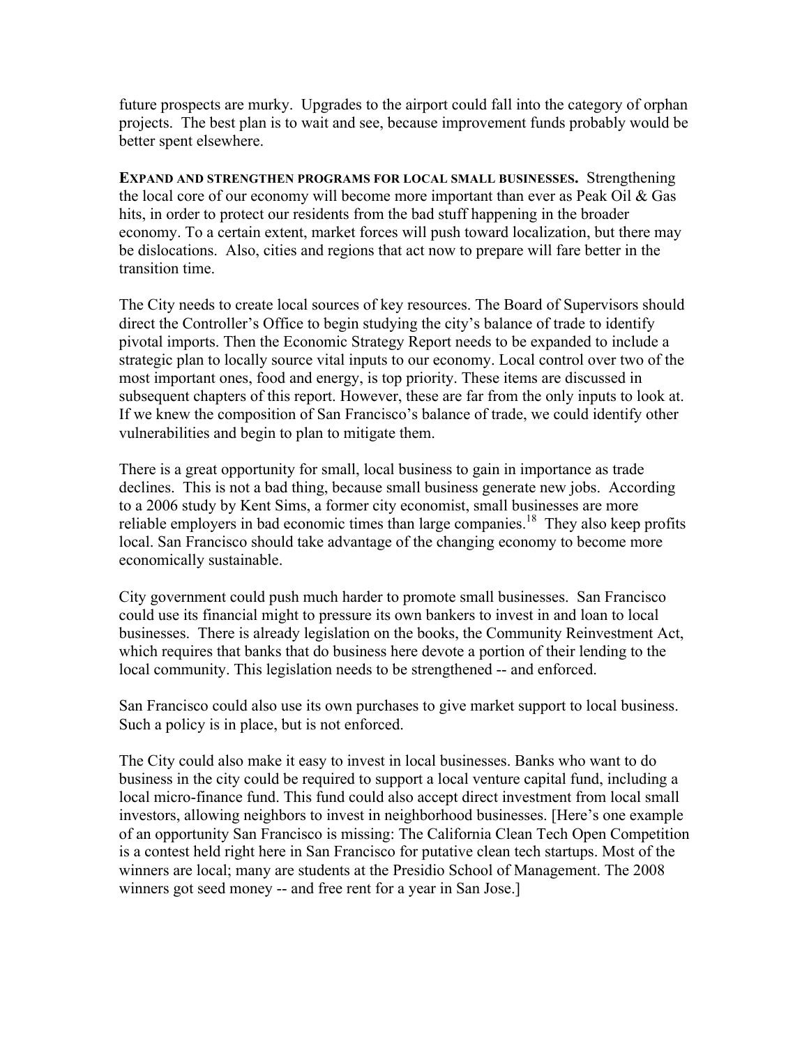future prospects are murky. Upgrades to the airport could fall into the category of orphan projects. The best plan is to wait and see, because improvement funds probably would be better spent elsewhere.

**EXPAND AND STRENGTHEN PROGRAMS FOR LOCAL SMALL BUSINESSES.** Strengthening the local core of our economy will become more important than ever as Peak Oil & Gas hits, in order to protect our residents from the bad stuff happening in the broader economy. To a certain extent, market forces will push toward localization, but there may be dislocations. Also, cities and regions that act now to prepare will fare better in the transition time.

The City needs to create local sources of key resources. The Board of Supervisors should direct the Controller's Office to begin studying the city's balance of trade to identify pivotal imports. Then the Economic Strategy Report needs to be expanded to include a strategic plan to locally source vital inputs to our economy. Local control over two of the most important ones, food and energy, is top priority. These items are discussed in subsequent chapters of this report. However, these are far from the only inputs to look at. If we knew the composition of San Francisco's balance of trade, we could identify other vulnerabilities and begin to plan to mitigate them.

There is a great opportunity for small, local business to gain in importance as trade declines. This is not a bad thing, because small business generate new jobs. According to a 2006 study by Kent Sims, a former city economist, small businesses are more reliable employers in bad economic times than large companies.[18] They also keep profits local. San Francisco should take advantage of the changing economy to become more economically sustainable.

City government could push much harder to promote small businesses. San Francisco could use its financial might to pressure its own bankers to invest in and loan to local businesses. There is already legislation on the books, the Community Reinvestment Act, which requires that banks that do business here devote a portion of their lending to the local community. This legislation needs to be strengthened -- and enforced.

San Francisco could also use its own purchases to give market support to local business. Such a policy is in place, but is not enforced.

The City could also make it easy to invest in local businesses. Banks who want to do business in the city could be required to support a local venture capital fund, including a local micro-finance fund. This fund could also accept direct investment from local small investors, allowing neighbors to invest in neighborhood businesses. [Here's one example of an opportunity San Francisco is missing: The California Clean Tech Open Competition is a contest held right here in San Francisco for putative clean tech startups. Most of the winners are local; many are students at the Presidio School of Management. The 2008 winners got seed money -- and free rent for a year in San Jose.]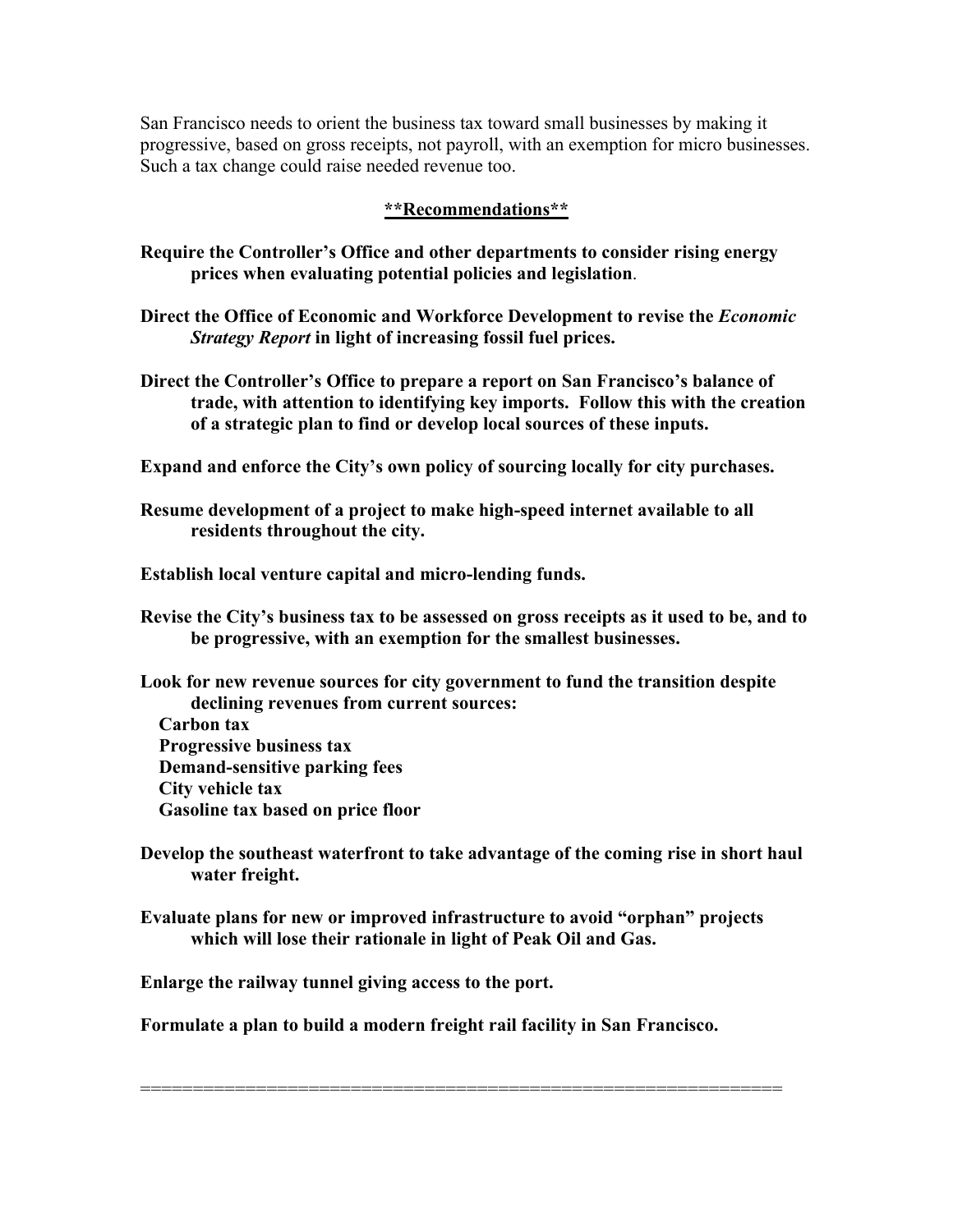San Francisco needs to orient the business tax toward small businesses by making it progressive, based on gross receipts, not payroll, with an exemption for micro businesses. Such a tax change could raise needed revenue too.

## **Recommendations**

**Require the Controller's Office and other departments to consider rising energy prices when evaluating potential policies and legislation**.

**Direct the Office of Economic and Workforce Development to revise the *Economic Strategy Report* in light of increasing fossil fuel prices.**

**Direct the Controller's Office to prepare a report on San Francisco's balance of trade, with attention to identifying key imports. Follow this with the creation of a strategic plan to find or develop local sources of these inputs.**

**Expand and enforce the City's own policy of sourcing locally for city purchases.**

**Resume development of a project to make high-speed internet available to all residents throughout the city.**

**Establish local venture capital and micro-lending funds.**

**Revise the City's business tax to be assessed on gross receipts as it used to be, and to be progressive, with an exemption for the smallest businesses.**

**Look for new revenue sources for city government to fund the transition despite declining revenues from current sources:**

**Carbon tax**
**Progressive business tax**
**Demand-sensitive parking fees**
**City vehicle tax**
**Gasoline tax based on price floor**

**Develop the southeast waterfront to take advantage of the coming rise in short haul water freight.**

**Evaluate plans for new or improved infrastructure to avoid "orphan" projects which will lose their rationale in light of Peak Oil and Gas.**

**Enlarge the railway tunnel giving access to the port.**

**Formulate a plan to build a modern freight rail facility in San Francisco.**

==========================================================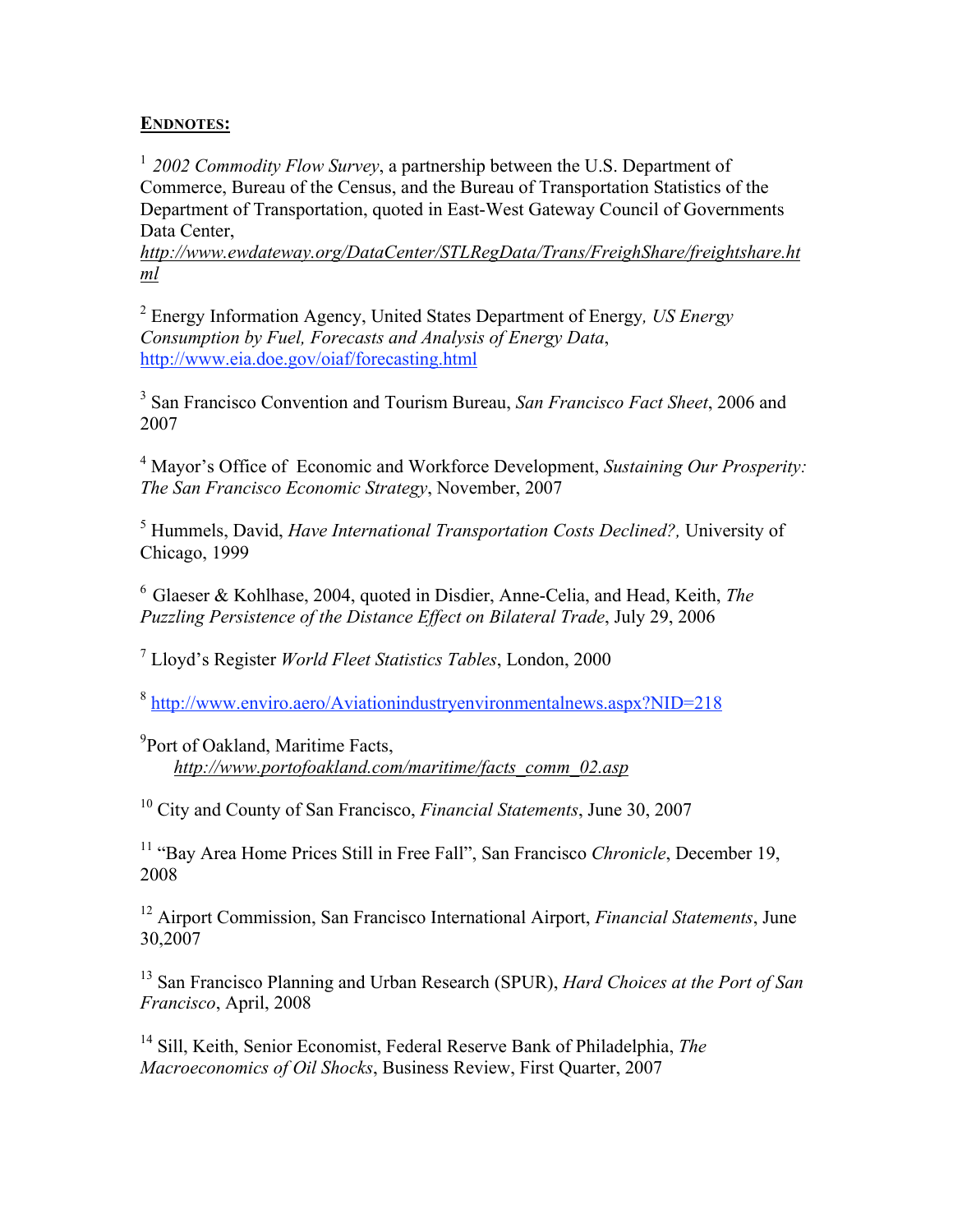**<u>ENDNOTES:</u>**

[1] *2002 Commodity Flow Survey*, a partnership between the U.S. Department of Commerce, Bureau of the Census, and the Bureau of Transportation Statistics of the Department of Transportation, quoted in East-West Gateway Council of Governments Data Center, *http://www.ewdateway.org/DataCenter/STLRegData/Trans/FreighShare/freightshare.html*

[2] Energy Information Agency, United States Department of Energy*, US Energy Consumption by Fuel, Forecasts and Analysis of Energy Data*, http://www.eia.doe.gov/oiaf/forecasting.html

[3] San Francisco Convention and Tourism Bureau, *San Francisco Fact Sheet*, 2006 and 2007

[4] Mayor's Office of Economic and Workforce Development, *Sustaining Our Prosperity: The San Francisco Economic Strategy*, November, 2007

[5] Hummels, David, *Have International Transportation Costs Declined?,* University of Chicago, 1999

[6] Glaeser & Kohlhase, 2004, quoted in Disdier, Anne-Celia, and Head, Keith, *The Puzzling Persistence of the Distance Effect on Bilateral Trade*, July 29, 2006

[7] Lloyd's Register *World Fleet Statistics Tables*, London, 2000

[8] http://www.enviro.aero/Aviationindustryenvironmentalnews.aspx?NID=218

[9] Port of Oakland, Maritime Facts, *http://www.portofoakland.com/maritime/facts_comm_02.asp*

[10] City and County of San Francisco, *Financial Statements*, June 30, 2007

[11] "Bay Area Home Prices Still in Free Fall", San Francisco *Chronicle*, December 19, 2008

[12] Airport Commission, San Francisco International Airport, *Financial Statements*, June 30,2007

[13] San Francisco Planning and Urban Research (SPUR), *Hard Choices at the Port of San Francisco*, April, 2008

[14] Sill, Keith, Senior Economist, Federal Reserve Bank of Philadelphia, *The Macroeconomics of Oil Shocks*, Business Review, First Quarter, 2007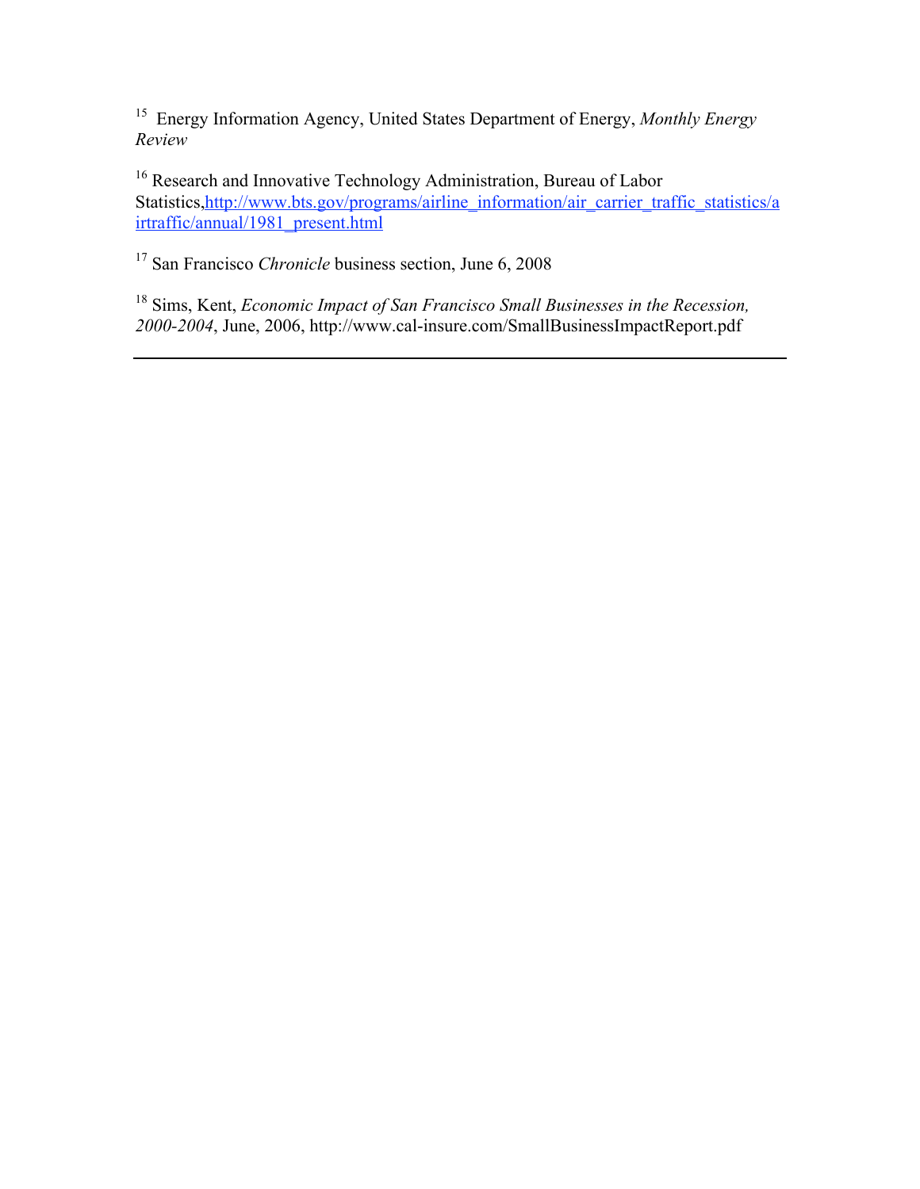[15] Energy Information Agency, United States Department of Energy, *Monthly Energy Review*

[16] Research and Innovative Technology Administration, Bureau of Labor Statistics,http://www.bts.gov/programs/airline_information/air_carrier_traffic_statistics/airtraffic/annual/1981_present.html

[17] San Francisco *Chronicle* business section, June 6, 2008

[18] Sims, Kent, *Economic Impact of San Francisco Small Businesses in the Recession, 2000-2004*, June, 2006, http://www.cal-insure.com/SmallBusinessImpactReport.pdf

---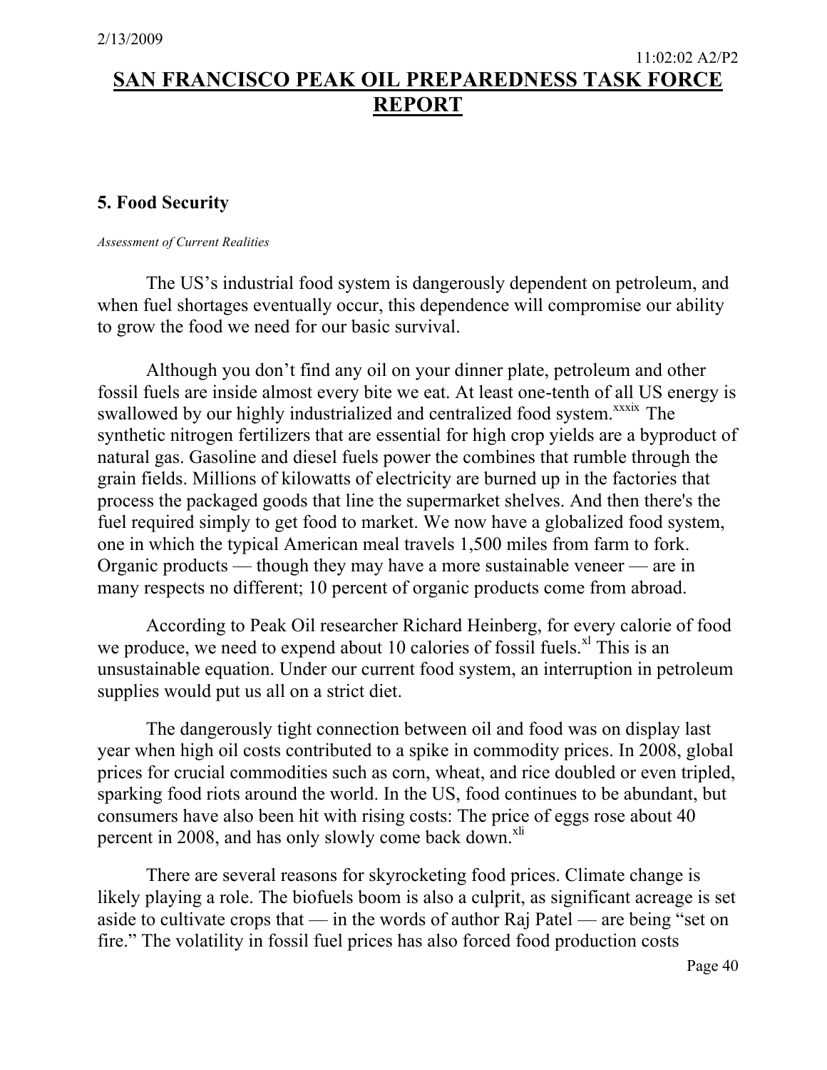## 5. Food Security

*Assessment of Current Realities*

The US's industrial food system is dangerously dependent on petroleum, and when fuel shortages eventually occur, this dependence will compromise our ability to grow the food we need for our basic survival.

Although you don't find any oil on your dinner plate, petroleum and other fossil fuels are inside almost every bite we eat. At least one-tenth of all US energy is swallowed by our highly industrialized and centralized food system.[xxxix] The synthetic nitrogen fertilizers that are essential for high crop yields are a byproduct of natural gas. Gasoline and diesel fuels power the combines that rumble through the grain fields. Millions of kilowatts of electricity are burned up in the factories that process the packaged goods that line the supermarket shelves. And then there's the fuel required simply to get food to market. We now have a globalized food system, one in which the typical American meal travels 1,500 miles from farm to fork. Organic products — though they may have a more sustainable veneer — are in many respects no different; 10 percent of organic products come from abroad.

According to Peak Oil researcher Richard Heinberg, for every calorie of food we produce, we need to expend about 10 calories of fossil fuels.[xl] This is an unsustainable equation. Under our current food system, an interruption in petroleum supplies would put us all on a strict diet.

The dangerously tight connection between oil and food was on display last year when high oil costs contributed to a spike in commodity prices. In 2008, global prices for crucial commodities such as corn, wheat, and rice doubled or even tripled, sparking food riots around the world. In the US, food continues to be abundant, but consumers have also been hit with rising costs: The price of eggs rose about 40 percent in 2008, and has only slowly come back down.[xli]

There are several reasons for skyrocketing food prices. Climate change is likely playing a role. The biofuels boom is also a culprit, as significant acreage is set aside to cultivate crops that — in the words of author Raj Patel — are being "set on fire." The volatility in fossil fuel prices has also forced food production costs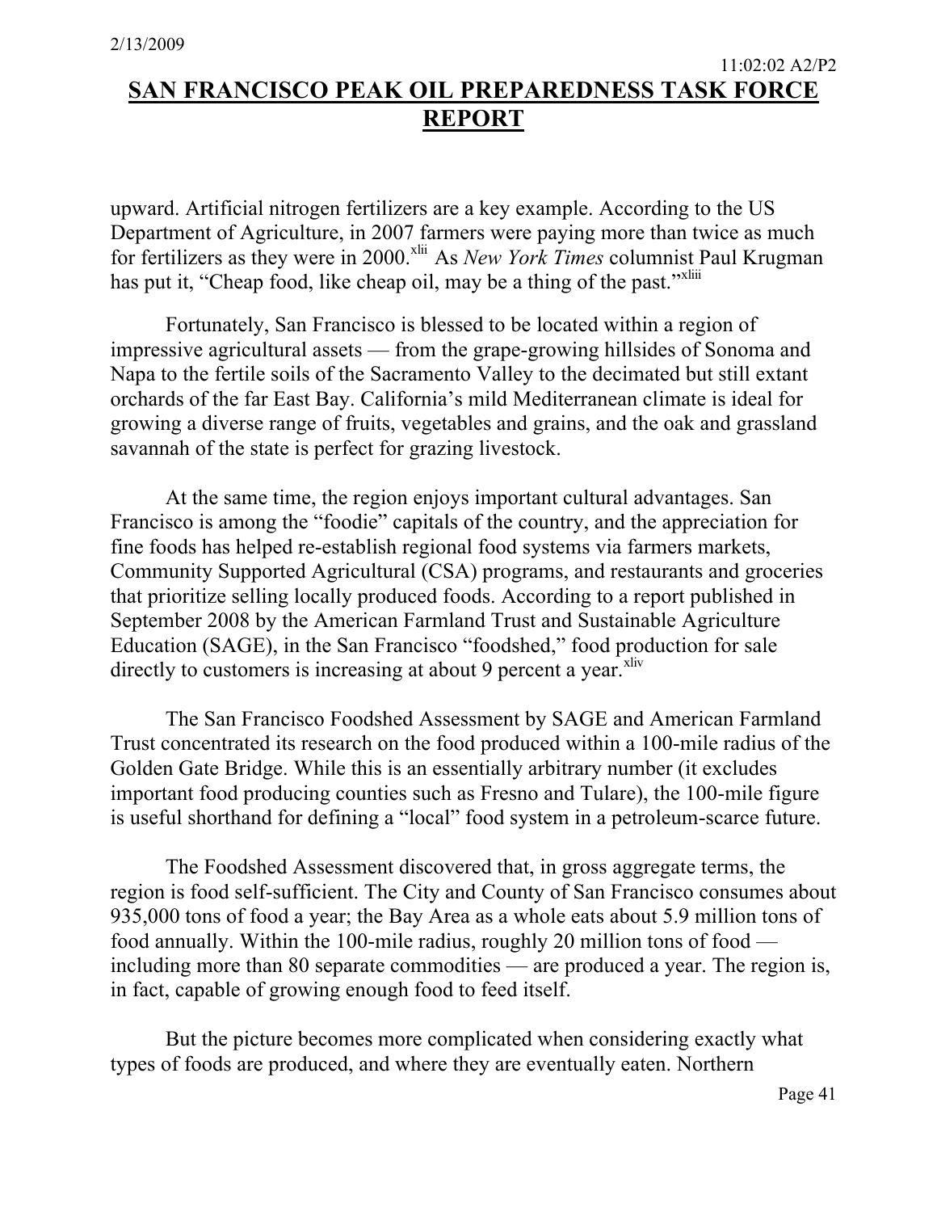upward. Artificial nitrogen fertilizers are a key example. According to the US Department of Agriculture, in 2007 farmers were paying more than twice as much for fertilizers as they were in 2000.[xlii] As *New York Times* columnist Paul Krugman has put it, "Cheap food, like cheap oil, may be a thing of the past."[xliii]

Fortunately, San Francisco is blessed to be located within a region of impressive agricultural assets — from the grape-growing hillsides of Sonoma and Napa to the fertile soils of the Sacramento Valley to the decimated but still extant orchards of the far East Bay. California's mild Mediterranean climate is ideal for growing a diverse range of fruits, vegetables and grains, and the oak and grassland savannah of the state is perfect for grazing livestock.

At the same time, the region enjoys important cultural advantages. San Francisco is among the "foodie" capitals of the country, and the appreciation for fine foods has helped re-establish regional food systems via farmers markets, Community Supported Agricultural (CSA) programs, and restaurants and groceries that prioritize selling locally produced foods. According to a report published in September 2008 by the American Farmland Trust and Sustainable Agriculture Education (SAGE), in the San Francisco "foodshed," food production for sale directly to customers is increasing at about 9 percent a year.[xliv]

The San Francisco Foodshed Assessment by SAGE and American Farmland Trust concentrated its research on the food produced within a 100-mile radius of the Golden Gate Bridge. While this is an essentially arbitrary number (it excludes important food producing counties such as Fresno and Tulare), the 100-mile figure is useful shorthand for defining a "local" food system in a petroleum-scarce future.

The Foodshed Assessment discovered that, in gross aggregate terms, the region is food self-sufficient. The City and County of San Francisco consumes about 935,000 tons of food a year; the Bay Area as a whole eats about 5.9 million tons of food annually. Within the 100-mile radius, roughly 20 million tons of food — including more than 80 separate commodities — are produced a year. The region is, in fact, capable of growing enough food to feed itself.

But the picture becomes more complicated when considering exactly what types of foods are produced, and where they are eventually eaten. Northern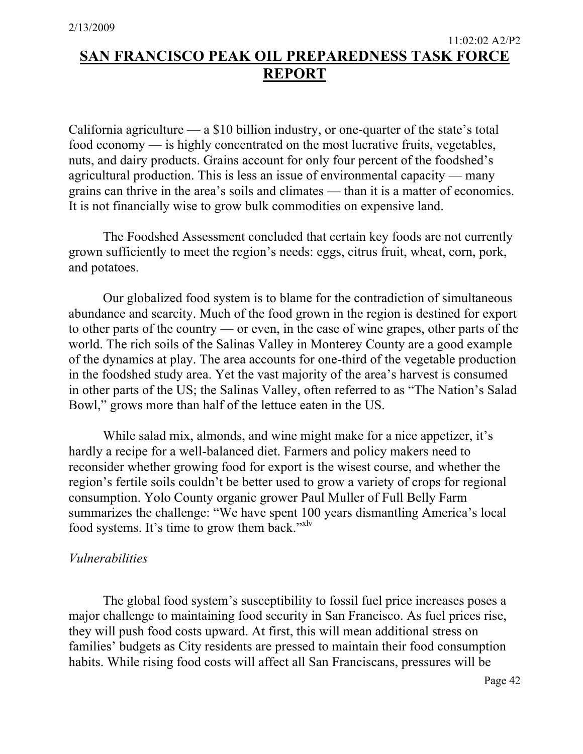California agriculture — a $10 billion industry, or one-quarter of the state's total food economy — is highly concentrated on the most lucrative fruits, vegetables, nuts, and dairy products. Grains account for only four percent of the foodshed's agricultural production. This is less an issue of environmental capacity — many grains can thrive in the area's soils and climates — than it is a matter of economics. It is not financially wise to grow bulk commodities on expensive land.

The Foodshed Assessment concluded that certain key foods are not currently grown sufficiently to meet the region's needs: eggs, citrus fruit, wheat, corn, pork, and potatoes.

Our globalized food system is to blame for the contradiction of simultaneous abundance and scarcity. Much of the food grown in the region is destined for export to other parts of the country — or even, in the case of wine grapes, other parts of the world. The rich soils of the Salinas Valley in Monterey County are a good example of the dynamics at play. The area accounts for one-third of the vegetable production in the foodshed study area. Yet the vast majority of the area's harvest is consumed in other parts of the US; the Salinas Valley, often referred to as "The Nation's Salad Bowl," grows more than half of the lettuce eaten in the US.

While salad mix, almonds, and wine might make for a nice appetizer, it's hardly a recipe for a well-balanced diet. Farmers and policy makers need to reconsider whether growing food for export is the wisest course, and whether the region's fertile soils couldn't be better used to grow a variety of crops for regional consumption. Yolo County organic grower Paul Muller of Full Belly Farm summarizes the challenge: "We have spent 100 years dismantling America's local food systems. It's time to grow them back."[xlv]

*Vulnerabilities*

The global food system's susceptibility to fossil fuel price increases poses a major challenge to maintaining food security in San Francisco. As fuel prices rise, they will push food costs upward. At first, this will mean additional stress on families' budgets as City residents are pressed to maintain their food consumption habits. While rising food costs will affect all San Franciscans, pressures will be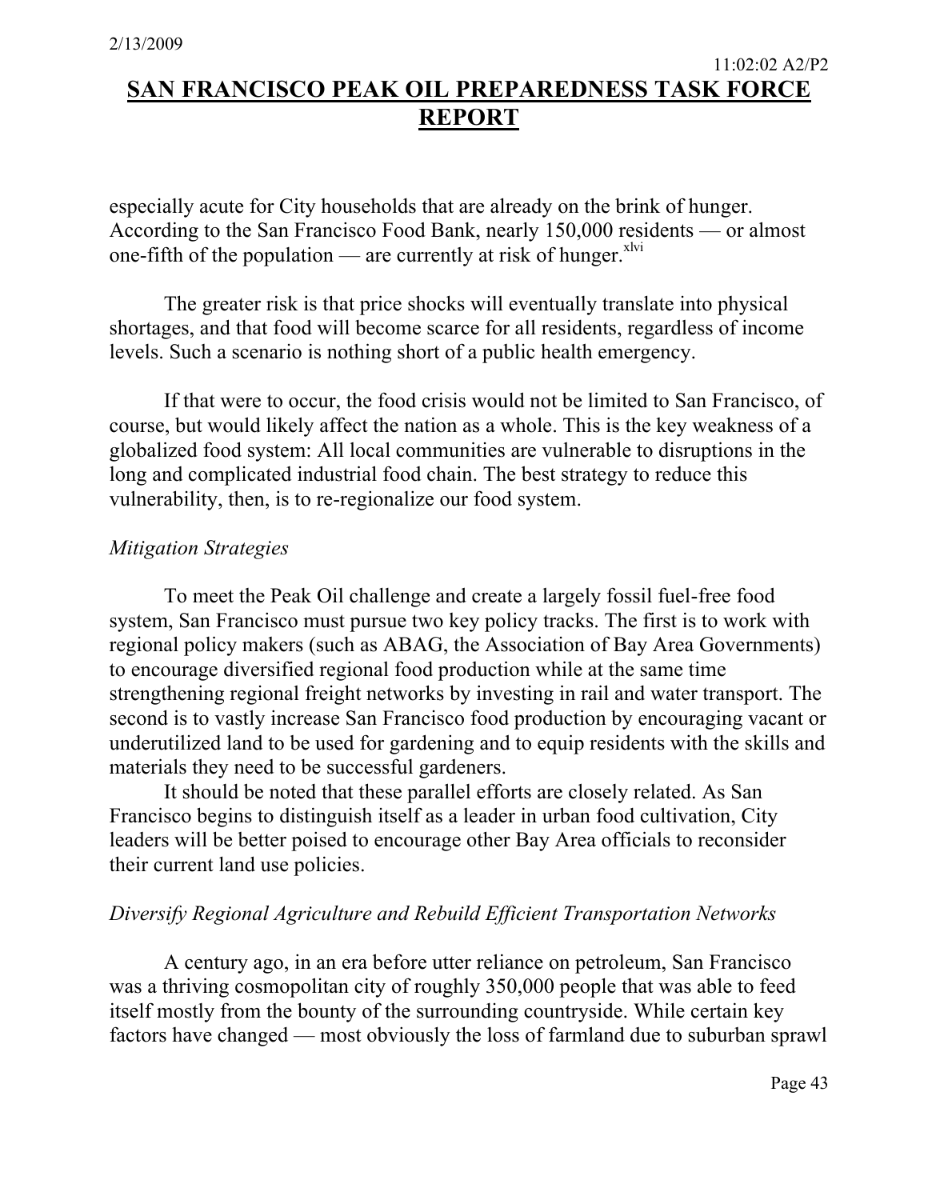especially acute for City households that are already on the brink of hunger. According to the San Francisco Food Bank, nearly 150,000 residents — or almost one-fifth of the population — are currently at risk of hunger.[xlvi]

The greater risk is that price shocks will eventually translate into physical shortages, and that food will become scarce for all residents, regardless of income levels. Such a scenario is nothing short of a public health emergency.

If that were to occur, the food crisis would not be limited to San Francisco, of course, but would likely affect the nation as a whole. This is the key weakness of a globalized food system: All local communities are vulnerable to disruptions in the long and complicated industrial food chain. The best strategy to reduce this vulnerability, then, is to re-regionalize our food system.

*Mitigation Strategies*

To meet the Peak Oil challenge and create a largely fossil fuel-free food system, San Francisco must pursue two key policy tracks. The first is to work with regional policy makers (such as ABAG, the Association of Bay Area Governments) to encourage diversified regional food production while at the same time strengthening regional freight networks by investing in rail and water transport. The second is to vastly increase San Francisco food production by encouraging vacant or underutilized land to be used for gardening and to equip residents with the skills and materials they need to be successful gardeners.

It should be noted that these parallel efforts are closely related. As San Francisco begins to distinguish itself as a leader in urban food cultivation, City leaders will be better poised to encourage other Bay Area officials to reconsider their current land use policies.

*Diversify Regional Agriculture and Rebuild Efficient Transportation Networks*

A century ago, in an era before utter reliance on petroleum, San Francisco was a thriving cosmopolitan city of roughly 350,000 people that was able to feed itself mostly from the bounty of the surrounding countryside. While certain key factors have changed — most obviously the loss of farmland due to suburban sprawl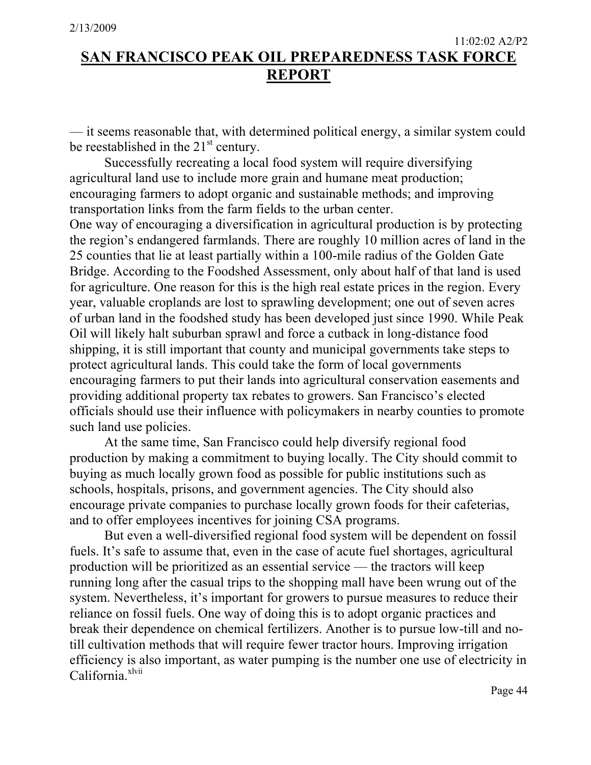— it seems reasonable that, with determined political energy, a similar system could be reestablished in the 21st century.

Successfully recreating a local food system will require diversifying agricultural land use to include more grain and humane meat production; encouraging farmers to adopt organic and sustainable methods; and improving transportation links from the farm fields to the urban center.

One way of encouraging a diversification in agricultural production is by protecting the region's endangered farmlands. There are roughly 10 million acres of land in the 25 counties that lie at least partially within a 100-mile radius of the Golden Gate Bridge. According to the Foodshed Assessment, only about half of that land is used for agriculture. One reason for this is the high real estate prices in the region. Every year, valuable croplands are lost to sprawling development; one out of seven acres of urban land in the foodshed study has been developed just since 1990. While Peak Oil will likely halt suburban sprawl and force a cutback in long-distance food shipping, it is still important that county and municipal governments take steps to protect agricultural lands. This could take the form of local governments encouraging farmers to put their lands into agricultural conservation easements and providing additional property tax rebates to growers. San Francisco's elected officials should use their influence with policymakers in nearby counties to promote such land use policies.

At the same time, San Francisco could help diversify regional food production by making a commitment to buying locally. The City should commit to buying as much locally grown food as possible for public institutions such as schools, hospitals, prisons, and government agencies. The City should also encourage private companies to purchase locally grown foods for their cafeterias, and to offer employees incentives for joining CSA programs.

But even a well-diversified regional food system will be dependent on fossil fuels. It's safe to assume that, even in the case of acute fuel shortages, agricultural production will be prioritized as an essential service — the tractors will keep running long after the casual trips to the shopping mall have been wrung out of the system. Nevertheless, it's important for growers to pursue measures to reduce their reliance on fossil fuels. One way of doing this is to adopt organic practices and break their dependence on chemical fertilizers. Another is to pursue low-till and no-till cultivation methods that will require fewer tractor hours. Improving irrigation efficiency is also important, as water pumping is the number one use of electricity in California.[xlvii]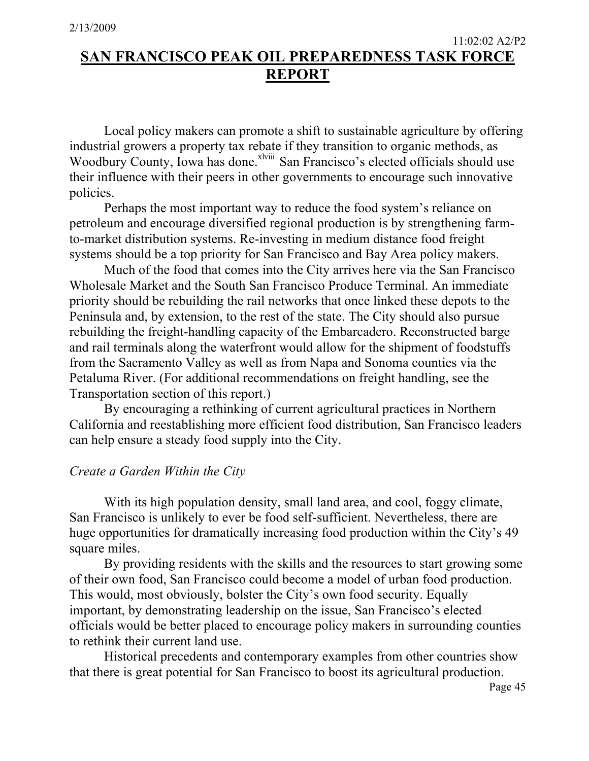Local policy makers can promote a shift to sustainable agriculture by offering industrial growers a property tax rebate if they transition to organic methods, as Woodbury County, Iowa has done.[xlviii] San Francisco's elected officials should use their influence with their peers in other governments to encourage such innovative policies.

Perhaps the most important way to reduce the food system's reliance on petroleum and encourage diversified regional production is by strengthening farm-to-market distribution systems. Re-investing in medium distance food freight systems should be a top priority for San Francisco and Bay Area policy makers.

Much of the food that comes into the City arrives here via the San Francisco Wholesale Market and the South San Francisco Produce Terminal. An immediate priority should be rebuilding the rail networks that once linked these depots to the Peninsula and, by extension, to the rest of the state. The City should also pursue rebuilding the freight-handling capacity of the Embarcadero. Reconstructed barge and rail terminals along the waterfront would allow for the shipment of foodstuffs from the Sacramento Valley as well as from Napa and Sonoma counties via the Petaluma River. (For additional recommendations on freight handling, see the Transportation section of this report.)

By encouraging a rethinking of current agricultural practices in Northern California and reestablishing more efficient food distribution, San Francisco leaders can help ensure a steady food supply into the City.

*Create a Garden Within the City*

With its high population density, small land area, and cool, foggy climate, San Francisco is unlikely to ever be food self-sufficient. Nevertheless, there are huge opportunities for dramatically increasing food production within the City's 49 square miles.

By providing residents with the skills and the resources to start growing some of their own food, San Francisco could become a model of urban food production. This would, most obviously, bolster the City's own food security. Equally important, by demonstrating leadership on the issue, San Francisco's elected officials would be better placed to encourage policy makers in surrounding counties to rethink their current land use.

Historical precedents and contemporary examples from other countries show that there is great potential for San Francisco to boost its agricultural production.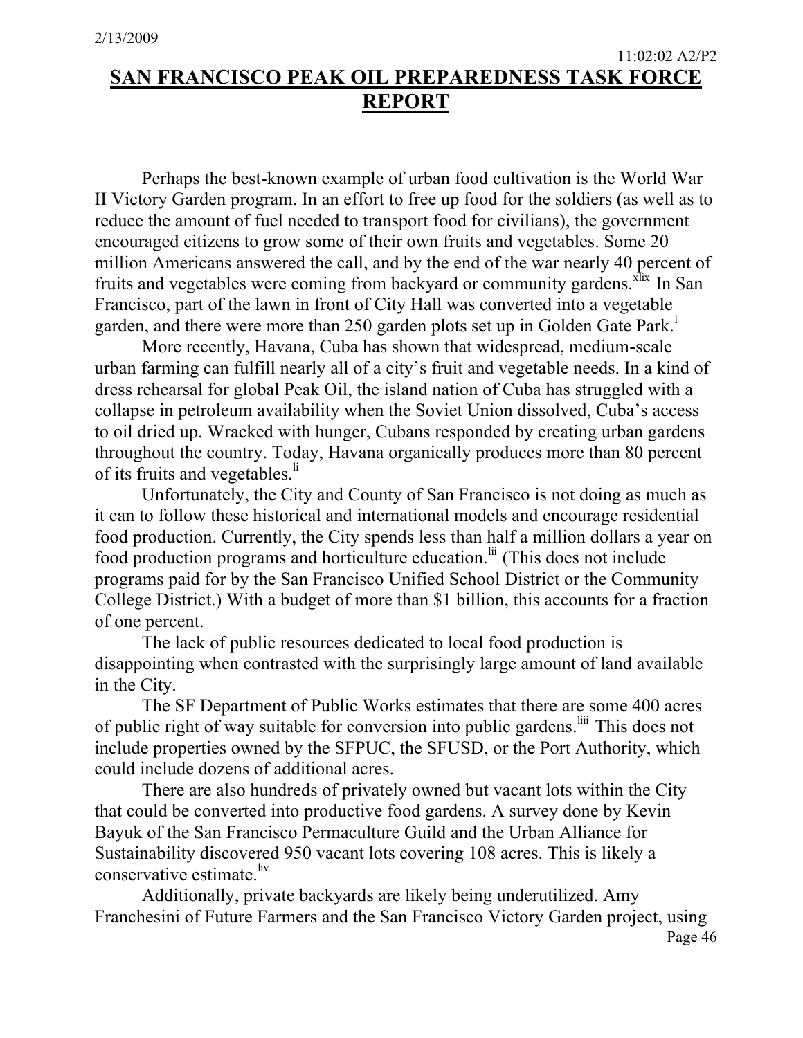Perhaps the best-known example of urban food cultivation is the World War II Victory Garden program. In an effort to free up food for the soldiers (as well as to reduce the amount of fuel needed to transport food for civilians), the government encouraged citizens to grow some of their own fruits and vegetables. Some 20 million Americans answered the call, and by the end of the war nearly 40 percent of fruits and vegetables were coming from backyard or community gardens.[xlix] In San Francisco, part of the lawn in front of City Hall was converted into a vegetable garden, and there were more than 250 garden plots set up in Golden Gate Park.[l]

More recently, Havana, Cuba has shown that widespread, medium-scale urban farming can fulfill nearly all of a city's fruit and vegetable needs. In a kind of dress rehearsal for global Peak Oil, the island nation of Cuba has struggled with a collapse in petroleum availability when the Soviet Union dissolved, Cuba's access to oil dried up. Wracked with hunger, Cubans responded by creating urban gardens throughout the country. Today, Havana organically produces more than 80 percent of its fruits and vegetables.[li]

Unfortunately, the City and County of San Francisco is not doing as much as it can to follow these historical and international models and encourage residential food production. Currently, the City spends less than half a million dollars a year on food production programs and horticulture education.[lii] (This does not include programs paid for by the San Francisco Unified School District or the Community College District.) With a budget of more than $1 billion, this accounts for a fraction of one percent.

The lack of public resources dedicated to local food production is disappointing when contrasted with the surprisingly large amount of land available in the City.

The SF Department of Public Works estimates that there are some 400 acres of public right of way suitable for conversion into public gardens.[liii] This does not include properties owned by the SFPUC, the SFUSD, or the Port Authority, which could include dozens of additional acres.

There are also hundreds of privately owned but vacant lots within the City that could be converted into productive food gardens. A survey done by Kevin Bayuk of the San Francisco Permaculture Guild and the Urban Alliance for Sustainability discovered 950 vacant lots covering 108 acres. This is likely a conservative estimate.[liv]

Additionally, private backyards are likely being underutilized. Amy Franchesini of Future Farmers and the San Francisco Victory Garden project, using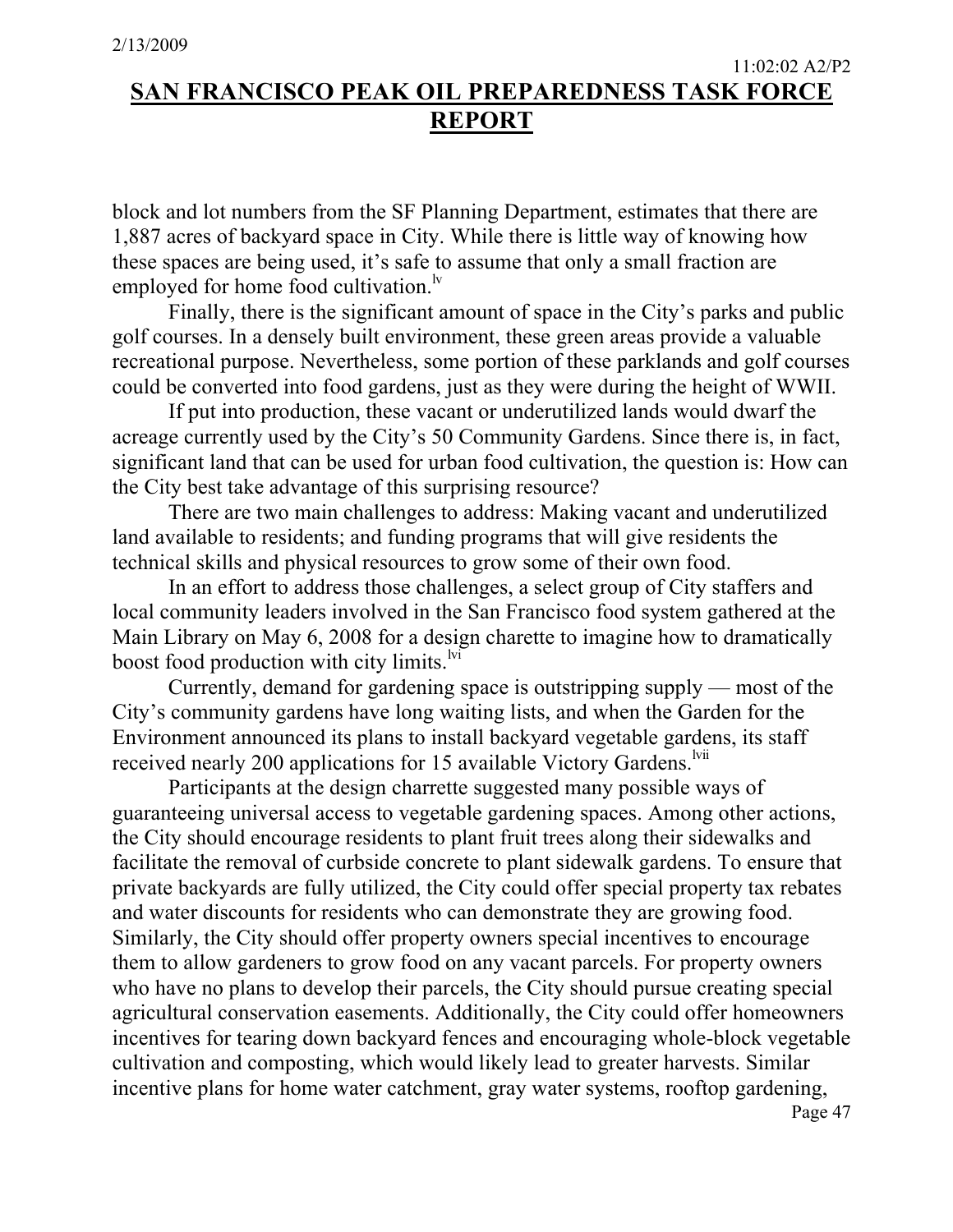block and lot numbers from the SF Planning Department, estimates that there are 1,887 acres of backyard space in City. While there is little way of knowing how these spaces are being used, it's safe to assume that only a small fraction are employed for home food cultivation.[lv]

Finally, there is the significant amount of space in the City's parks and public golf courses. In a densely built environment, these green areas provide a valuable recreational purpose. Nevertheless, some portion of these parklands and golf courses could be converted into food gardens, just as they were during the height of WWII.

If put into production, these vacant or underutilized lands would dwarf the acreage currently used by the City's 50 Community Gardens. Since there is, in fact, significant land that can be used for urban food cultivation, the question is: How can the City best take advantage of this surprising resource?

There are two main challenges to address: Making vacant and underutilized land available to residents; and funding programs that will give residents the technical skills and physical resources to grow some of their own food.

In an effort to address those challenges, a select group of City staffers and local community leaders involved in the San Francisco food system gathered at the Main Library on May 6, 2008 for a design charette to imagine how to dramatically boost food production with city limits.[lvi]

Currently, demand for gardening space is outstripping supply — most of the City's community gardens have long waiting lists, and when the Garden for the Environment announced its plans to install backyard vegetable gardens, its staff received nearly 200 applications for 15 available Victory Gardens.[lvii]

Participants at the design charrette suggested many possible ways of guaranteeing universal access to vegetable gardening spaces. Among other actions, the City should encourage residents to plant fruit trees along their sidewalks and facilitate the removal of curbside concrete to plant sidewalk gardens. To ensure that private backyards are fully utilized, the City could offer special property tax rebates and water discounts for residents who can demonstrate they are growing food. Similarly, the City should offer property owners special incentives to encourage them to allow gardeners to grow food on any vacant parcels. For property owners who have no plans to develop their parcels, the City should pursue creating special agricultural conservation easements. Additionally, the City could offer homeowners incentives for tearing down backyard fences and encouraging whole-block vegetable cultivation and composting, which would likely lead to greater harvests. Similar incentive plans for home water catchment, gray water systems, rooftop gardening,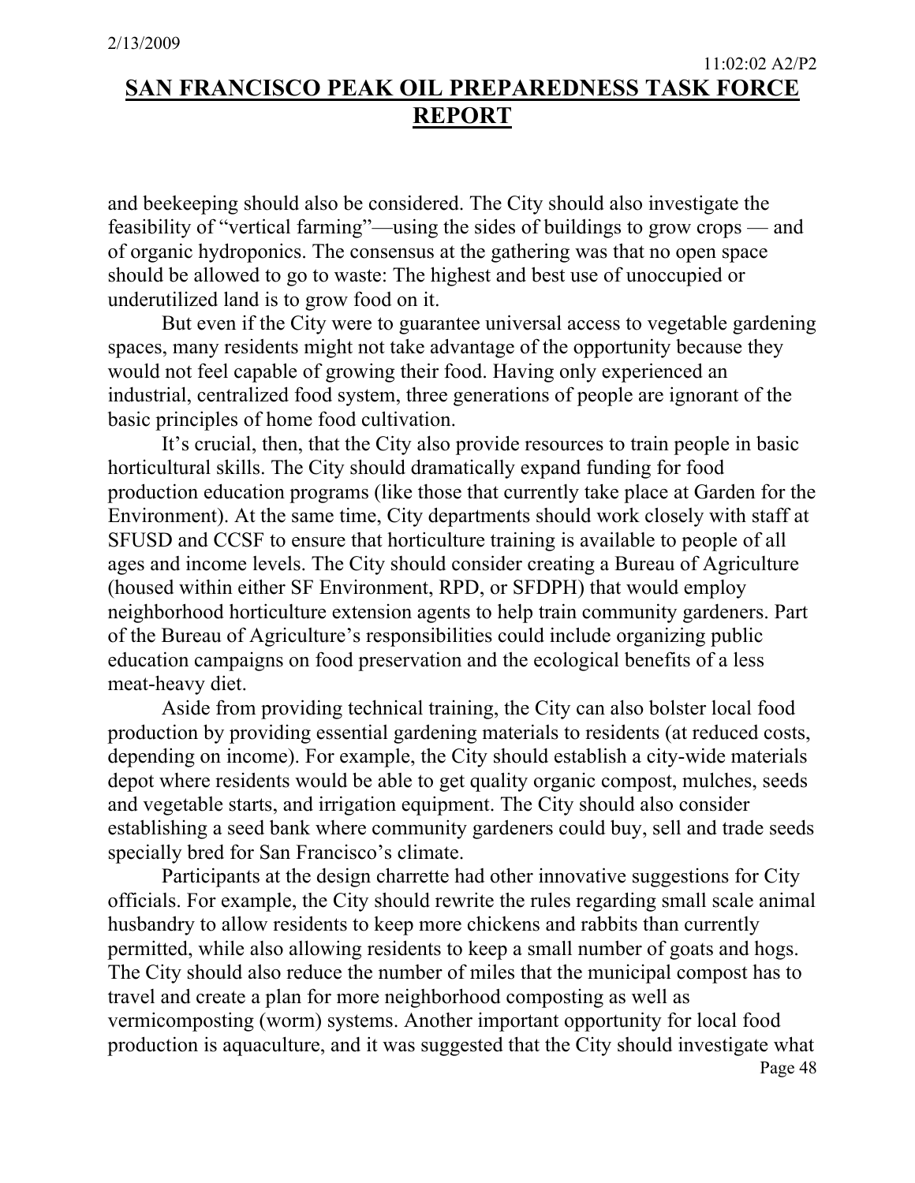and beekeeping should also be considered. The City should also investigate the feasibility of "vertical farming"—using the sides of buildings to grow crops — and of organic hydroponics. The consensus at the gathering was that no open space should be allowed to go to waste: The highest and best use of unoccupied or underutilized land is to grow food on it.

But even if the City were to guarantee universal access to vegetable gardening spaces, many residents might not take advantage of the opportunity because they would not feel capable of growing their food. Having only experienced an industrial, centralized food system, three generations of people are ignorant of the basic principles of home food cultivation.

It's crucial, then, that the City also provide resources to train people in basic horticultural skills. The City should dramatically expand funding for food production education programs (like those that currently take place at Garden for the Environment). At the same time, City departments should work closely with staff at SFUSD and CCSF to ensure that horticulture training is available to people of all ages and income levels. The City should consider creating a Bureau of Agriculture (housed within either SF Environment, RPD, or SFDPH) that would employ neighborhood horticulture extension agents to help train community gardeners. Part of the Bureau of Agriculture's responsibilities could include organizing public education campaigns on food preservation and the ecological benefits of a less meat-heavy diet.

Aside from providing technical training, the City can also bolster local food production by providing essential gardening materials to residents (at reduced costs, depending on income). For example, the City should establish a city-wide materials depot where residents would be able to get quality organic compost, mulches, seeds and vegetable starts, and irrigation equipment. The City should also consider establishing a seed bank where community gardeners could buy, sell and trade seeds specially bred for San Francisco's climate.

Participants at the design charrette had other innovative suggestions for City officials. For example, the City should rewrite the rules regarding small scale animal husbandry to allow residents to keep more chickens and rabbits than currently permitted, while also allowing residents to keep a small number of goats and hogs. The City should also reduce the number of miles that the municipal compost has to travel and create a plan for more neighborhood composting as well as vermicomposting (worm) systems. Another important opportunity for local food production is aquaculture, and it was suggested that the City should investigate what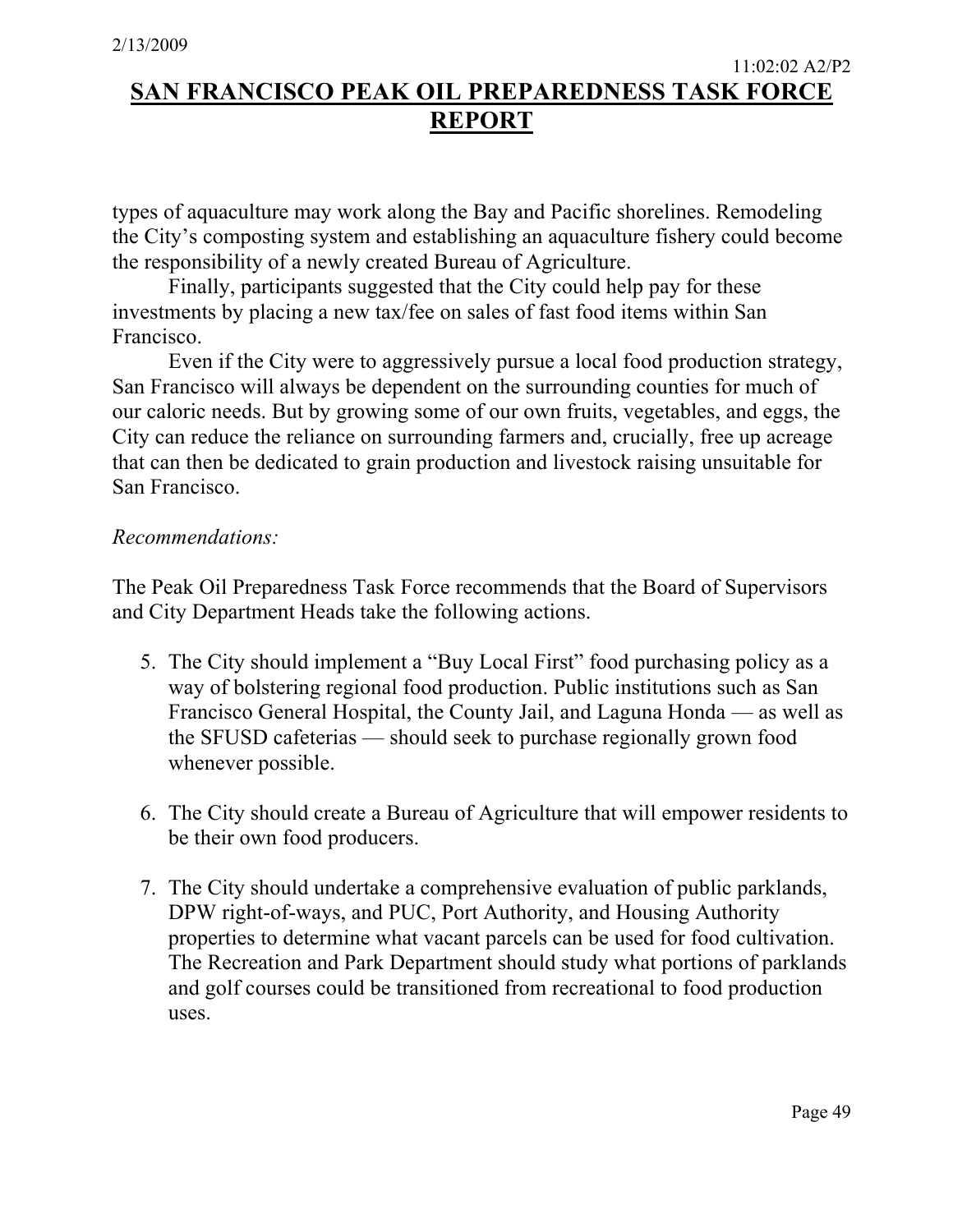types of aquaculture may work along the Bay and Pacific shorelines. Remodeling the City's composting system and establishing an aquaculture fishery could become the responsibility of a newly created Bureau of Agriculture.

Finally, participants suggested that the City could help pay for these investments by placing a new tax/fee on sales of fast food items within San Francisco.

Even if the City were to aggressively pursue a local food production strategy, San Francisco will always be dependent on the surrounding counties for much of our caloric needs. But by growing some of our own fruits, vegetables, and eggs, the City can reduce the reliance on surrounding farmers and, crucially, free up acreage that can then be dedicated to grain production and livestock raising unsuitable for San Francisco.

*Recommendations:*

The Peak Oil Preparedness Task Force recommends that the Board of Supervisors and City Department Heads take the following actions.

5. The City should implement a "Buy Local First" food purchasing policy as a way of bolstering regional food production. Public institutions such as San Francisco General Hospital, the County Jail, and Laguna Honda — as well as the SFUSD cafeterias — should seek to purchase regionally grown food whenever possible.

6. The City should create a Bureau of Agriculture that will empower residents to be their own food producers.

7. The City should undertake a comprehensive evaluation of public parklands, DPW right-of-ways, and PUC, Port Authority, and Housing Authority properties to determine what vacant parcels can be used for food cultivation. The Recreation and Park Department should study what portions of parklands and golf courses could be transitioned from recreational to food production uses.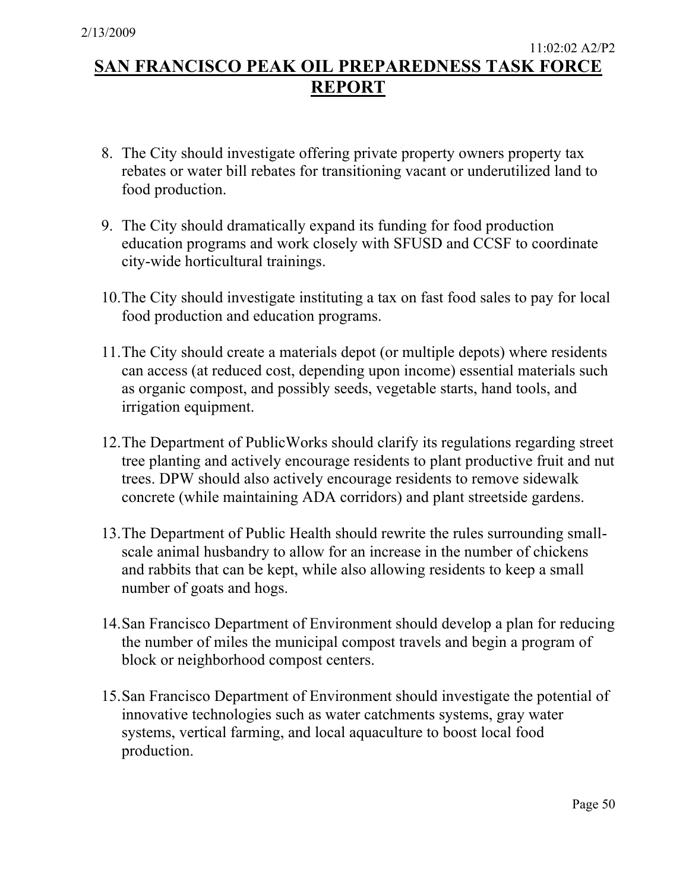8. The City should investigate offering private property owners property tax rebates or water bill rebates for transitioning vacant or underutilized land to food production.

9. The City should dramatically expand its funding for food production education programs and work closely with SFUSD and CCSF to coordinate city-wide horticultural trainings.

10. The City should investigate instituting a tax on fast food sales to pay for local food production and education programs.

11. The City should create a materials depot (or multiple depots) where residents can access (at reduced cost, depending upon income) essential materials such as organic compost, and possibly seeds, vegetable starts, hand tools, and irrigation equipment.

12. The Department of PublicWorks should clarify its regulations regarding street tree planting and actively encourage residents to plant productive fruit and nut trees. DPW should also actively encourage residents to remove sidewalk concrete (while maintaining ADA corridors) and plant streetside gardens.

13. The Department of Public Health should rewrite the rules surrounding small-scale animal husbandry to allow for an increase in the number of chickens and rabbits that can be kept, while also allowing residents to keep a small number of goats and hogs.

14. San Francisco Department of Environment should develop a plan for reducing the number of miles the municipal compost travels and begin a program of block or neighborhood compost centers.

15. San Francisco Department of Environment should investigate the potential of innovative technologies such as water catchments systems, gray water systems, vertical farming, and local aquaculture to boost local food production.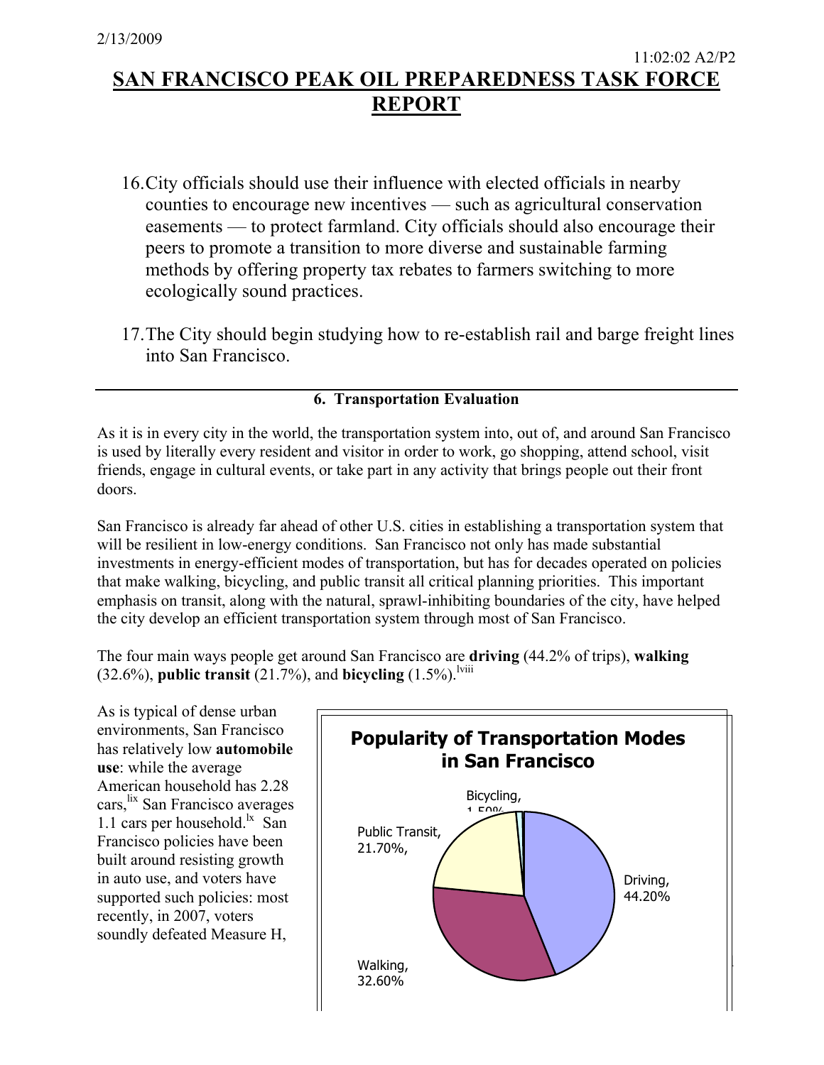16. City officials should use their influence with elected officials in nearby counties to encourage new incentives — such as agricultural conservation easements — to protect farmland. City officials should also encourage their peers to promote a transition to more diverse and sustainable farming methods by offering property tax rebates to farmers switching to more ecologically sound practices.

17. The City should begin studying how to re-establish rail and barge freight lines into San Francisco.

## 6. Transportation Evaluation

As it is in every city in the world, the transportation system into, out of, and around San Francisco is used by literally every resident and visitor in order to work, go shopping, attend school, visit friends, engage in cultural events, or take part in any activity that brings people out their front doors.

San Francisco is already far ahead of other U.S. cities in establishing a transportation system that will be resilient in low-energy conditions. San Francisco not only has made substantial investments in energy-efficient modes of transportation, but has for decades operated on policies that make walking, bicycling, and public transit all critical planning priorities. This important emphasis on transit, along with the natural, sprawl-inhibiting boundaries of the city, have helped the city develop an efficient transportation system through most of San Francisco.

The four main ways people get around San Francisco are **driving** (44.2% of trips), **walking** (32.6%), **public transit** (21.7%), and **bicycling** (1.5%).[lviii]

As is typical of dense urban environments, San Francisco has relatively low **automobile use**: while the average American household has 2.28 cars,[lix] San Francisco averages 1.1 cars per household.[lx] San Francisco policies have been built around resisting growth in auto use, and voters have supported such policies: most recently, in 2007, voters soundly defeated Measure H,

**Popularity of Transportation Modes in San Francisco**

Bicycling, 1.50%

Public Transit, 21.70%,

Driving, 44.20%

Walking, 32.60%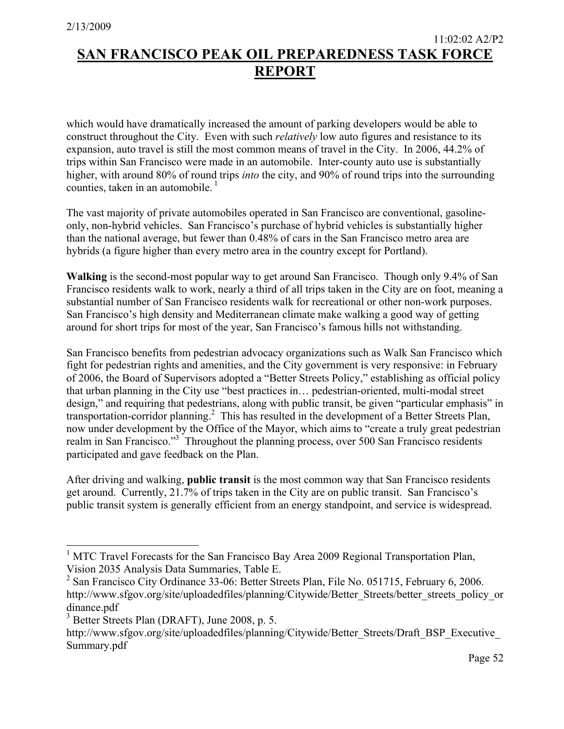which would have dramatically increased the amount of parking developers would be able to construct throughout the City. Even with such *relatively* low auto figures and resistance to its expansion, auto travel is still the most common means of travel in the City. In 2006, 44.2% of trips within San Francisco were made in an automobile. Inter-county auto use is substantially higher, with around 80% of round trips *into* the city, and 90% of round trips into the surrounding counties, taken in an automobile. [1]

The vast majority of private automobiles operated in San Francisco are conventional, gasoline-only, non-hybrid vehicles. San Francisco's purchase of hybrid vehicles is substantially higher than the national average, but fewer than 0.48% of cars in the San Francisco metro area are hybrids (a figure higher than every metro area in the country except for Portland).

**Walking** is the second-most popular way to get around San Francisco. Though only 9.4% of San Francisco residents walk to work, nearly a third of all trips taken in the City are on foot, meaning a substantial number of San Francisco residents walk for recreational or other non-work purposes. San Francisco's high density and Mediterranean climate make walking a good way of getting around for short trips for most of the year, San Francisco's famous hills not withstanding.

San Francisco benefits from pedestrian advocacy organizations such as Walk San Francisco which fight for pedestrian rights and amenities, and the City government is very responsive: in February of 2006, the Board of Supervisors adopted a "Better Streets Policy," establishing as official policy that urban planning in the City use "best practices in… pedestrian-oriented, multi-modal street design," and requiring that pedestrians, along with public transit, be given "particular emphasis" in transportation-corridor planning.[2] This has resulted in the development of a Better Streets Plan, now under development by the Office of the Mayor, which aims to "create a truly great pedestrian realm in San Francisco."[3] Throughout the planning process, over 500 San Francisco residents participated and gave feedback on the Plan.

After driving and walking, **public transit** is the most common way that San Francisco residents get around. Currently, 21.7% of trips taken in the City are on public transit. San Francisco's public transit system is generally efficient from an energy standpoint, and service is widespread.

---

[1] MTC Travel Forecasts for the San Francisco Bay Area 2009 Regional Transportation Plan, Vision 2035 Analysis Data Summaries, Table E.

[2] San Francisco City Ordinance 33-06: Better Streets Plan, File No. 051715, February 6, 2006. http://www.sfgov.org/site/uploadedfiles/planning/Citywide/Better_Streets/better_streets_policy_ordinance.pdf

[3] Better Streets Plan (DRAFT), June 2008, p. 5. http://www.sfgov.org/site/uploadedfiles/planning/Citywide/Better_Streets/Draft_BSP_Executive_Summary.pdf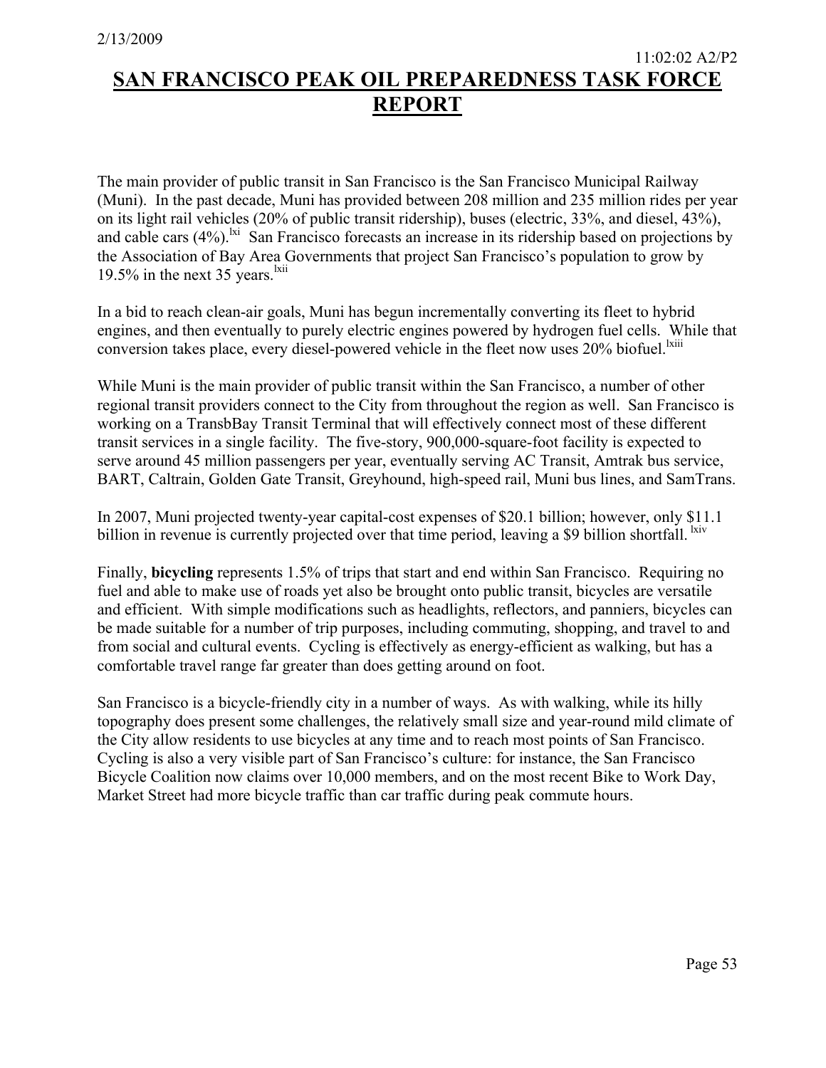The main provider of public transit in San Francisco is the San Francisco Municipal Railway (Muni). In the past decade, Muni has provided between 208 million and 235 million rides per year on its light rail vehicles (20% of public transit ridership), buses (electric, 33%, and diesel, 43%), and cable cars (4%).[lxi] San Francisco forecasts an increase in its ridership based on projections by the Association of Bay Area Governments that project San Francisco's population to grow by 19.5% in the next 35 years.[lxii]

In a bid to reach clean-air goals, Muni has begun incrementally converting its fleet to hybrid engines, and then eventually to purely electric engines powered by hydrogen fuel cells. While that conversion takes place, every diesel-powered vehicle in the fleet now uses 20% biofuel.[lxiii]

While Muni is the main provider of public transit within the San Francisco, a number of other regional transit providers connect to the City from throughout the region as well. San Francisco is working on a TransbBay Transit Terminal that will effectively connect most of these different transit services in a single facility. The five-story, 900,000-square-foot facility is expected to serve around 45 million passengers per year, eventually serving AC Transit, Amtrak bus service, BART, Caltrain, Golden Gate Transit, Greyhound, high-speed rail, Muni bus lines, and SamTrans.

In 2007, Muni projected twenty-year capital-cost expenses of $20.1 billion; however, only $11.1 billion in revenue is currently projected over that time period, leaving a $9 billion shortfall.[lxiv]

Finally, **bicycling** represents 1.5% of trips that start and end within San Francisco. Requiring no fuel and able to make use of roads yet also be brought onto public transit, bicycles are versatile and efficient. With simple modifications such as headlights, reflectors, and panniers, bicycles can be made suitable for a number of trip purposes, including commuting, shopping, and travel to and from social and cultural events. Cycling is effectively as energy-efficient as walking, but has a comfortable travel range far greater than does getting around on foot.

San Francisco is a bicycle-friendly city in a number of ways. As with walking, while its hilly topography does present some challenges, the relatively small size and year-round mild climate of the City allow residents to use bicycles at any time and to reach most points of San Francisco. Cycling is also a very visible part of San Francisco's culture: for instance, the San Francisco Bicycle Coalition now claims over 10,000 members, and on the most recent Bike to Work Day, Market Street had more bicycle traffic than car traffic during peak commute hours.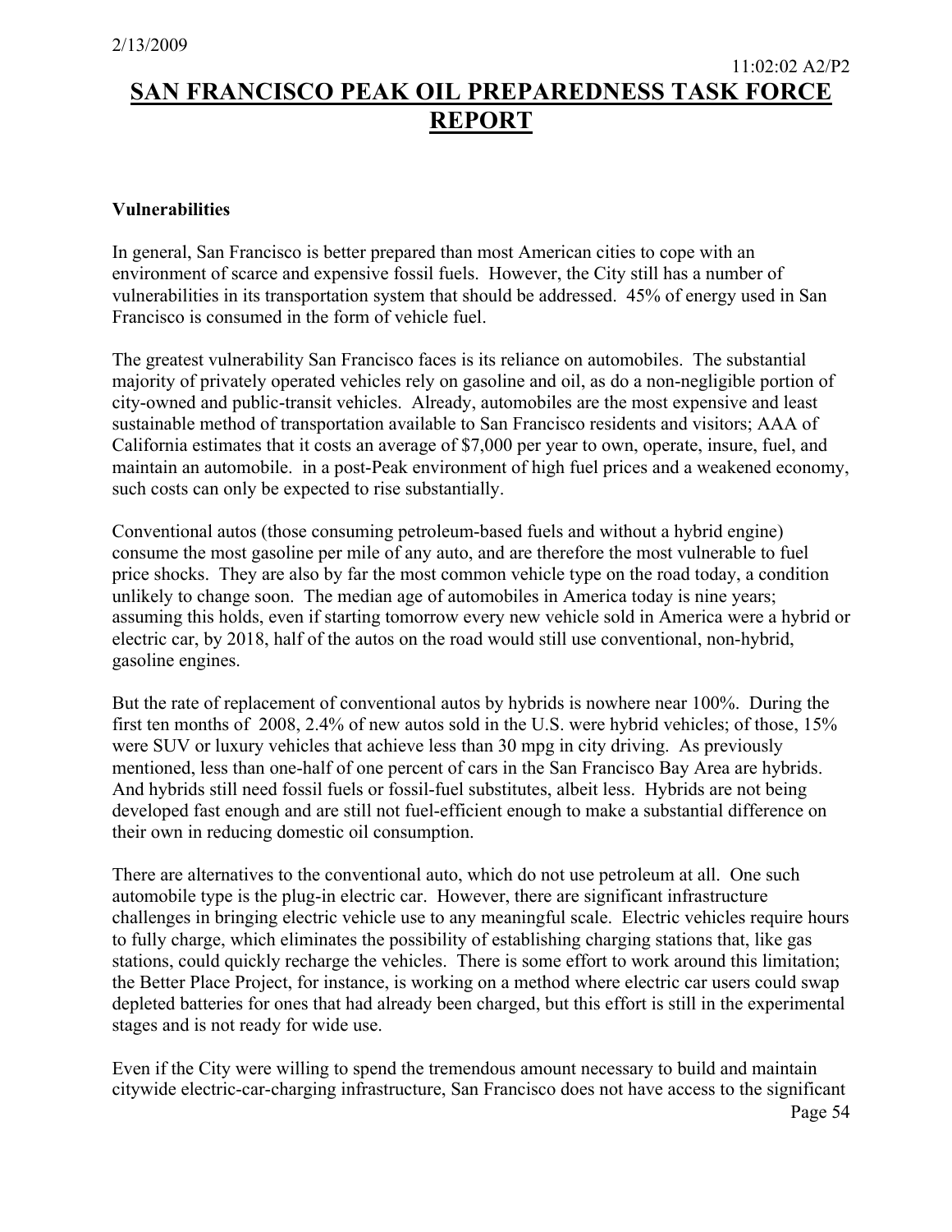**Vulnerabilities**

In general, San Francisco is better prepared than most American cities to cope with an environment of scarce and expensive fossil fuels. However, the City still has a number of vulnerabilities in its transportation system that should be addressed. 45% of energy used in San Francisco is consumed in the form of vehicle fuel.

The greatest vulnerability San Francisco faces is its reliance on automobiles. The substantial majority of privately operated vehicles rely on gasoline and oil, as do a non-negligible portion of city-owned and public-transit vehicles. Already, automobiles are the most expensive and least sustainable method of transportation available to San Francisco residents and visitors; AAA of California estimates that it costs an average of $7,000 per year to own, operate, insure, fuel, and maintain an automobile. in a post-Peak environment of high fuel prices and a weakened economy, such costs can only be expected to rise substantially.

Conventional autos (those consuming petroleum-based fuels and without a hybrid engine) consume the most gasoline per mile of any auto, and are therefore the most vulnerable to fuel price shocks. They are also by far the most common vehicle type on the road today, a condition unlikely to change soon. The median age of automobiles in America today is nine years; assuming this holds, even if starting tomorrow every new vehicle sold in America were a hybrid or electric car, by 2018, half of the autos on the road would still use conventional, non-hybrid, gasoline engines.

But the rate of replacement of conventional autos by hybrids is nowhere near 100%. During the first ten months of 2008, 2.4% of new autos sold in the U.S. were hybrid vehicles; of those, 15% were SUV or luxury vehicles that achieve less than 30 mpg in city driving. As previously mentioned, less than one-half of one percent of cars in the San Francisco Bay Area are hybrids. And hybrids still need fossil fuels or fossil-fuel substitutes, albeit less. Hybrids are not being developed fast enough and are still not fuel-efficient enough to make a substantial difference on their own in reducing domestic oil consumption.

There are alternatives to the conventional auto, which do not use petroleum at all. One such automobile type is the plug-in electric car. However, there are significant infrastructure challenges in bringing electric vehicle use to any meaningful scale. Electric vehicles require hours to fully charge, which eliminates the possibility of establishing charging stations that, like gas stations, could quickly recharge the vehicles. There is some effort to work around this limitation; the Better Place Project, for instance, is working on a method where electric car users could swap depleted batteries for ones that had already been charged, but this effort is still in the experimental stages and is not ready for wide use.

Even if the City were willing to spend the tremendous amount necessary to build and maintain citywide electric-car-charging infrastructure, San Francisco does not have access to the significant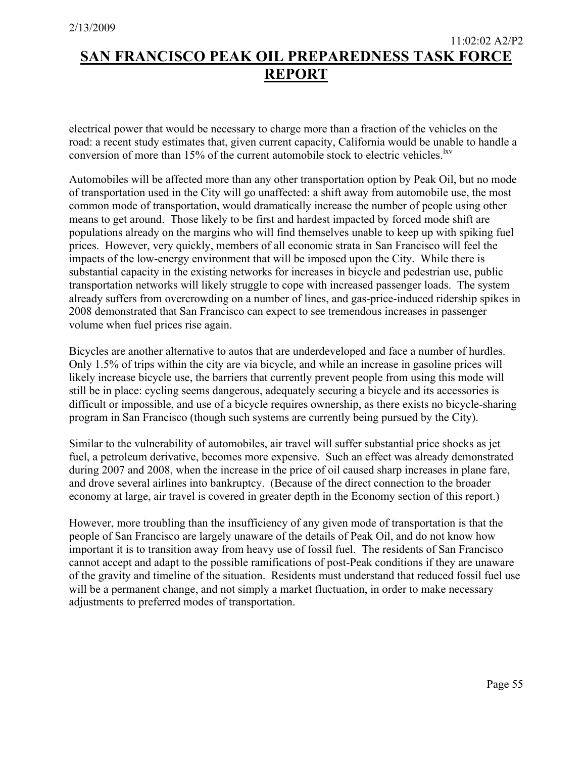electrical power that would be necessary to charge more than a fraction of the vehicles on the road: a recent study estimates that, given current capacity, California would be unable to handle a conversion of more than 15% of the current automobile stock to electric vehicles.[lxv]

Automobiles will be affected more than any other transportation option by Peak Oil, but no mode of transportation used in the City will go unaffected: a shift away from automobile use, the most common mode of transportation, would dramatically increase the number of people using other means to get around. Those likely to be first and hardest impacted by forced mode shift are populations already on the margins who will find themselves unable to keep up with spiking fuel prices. However, very quickly, members of all economic strata in San Francisco will feel the impacts of the low-energy environment that will be imposed upon the City. While there is substantial capacity in the existing networks for increases in bicycle and pedestrian use, public transportation networks will likely struggle to cope with increased passenger loads. The system already suffers from overcrowding on a number of lines, and gas-price-induced ridership spikes in 2008 demonstrated that San Francisco can expect to see tremendous increases in passenger volume when fuel prices rise again.

Bicycles are another alternative to autos that are underdeveloped and face a number of hurdles. Only 1.5% of trips within the city are via bicycle, and while an increase in gasoline prices will likely increase bicycle use, the barriers that currently prevent people from using this mode will still be in place: cycling seems dangerous, adequately securing a bicycle and its accessories is difficult or impossible, and use of a bicycle requires ownership, as there exists no bicycle-sharing program in San Francisco (though such systems are currently being pursued by the City).

Similar to the vulnerability of automobiles, air travel will suffer substantial price shocks as jet fuel, a petroleum derivative, becomes more expensive. Such an effect was already demonstrated during 2007 and 2008, when the increase in the price of oil caused sharp increases in plane fare, and drove several airlines into bankruptcy. (Because of the direct connection to the broader economy at large, air travel is covered in greater depth in the Economy section of this report.)

However, more troubling than the insufficiency of any given mode of transportation is that the people of San Francisco are largely unaware of the details of Peak Oil, and do not know how important it is to transition away from heavy use of fossil fuel. The residents of San Francisco cannot accept and adapt to the possible ramifications of post-Peak conditions if they are unaware of the gravity and timeline of the situation. Residents must understand that reduced fossil fuel use will be a permanent change, and not simply a market fluctuation, in order to make necessary adjustments to preferred modes of transportation.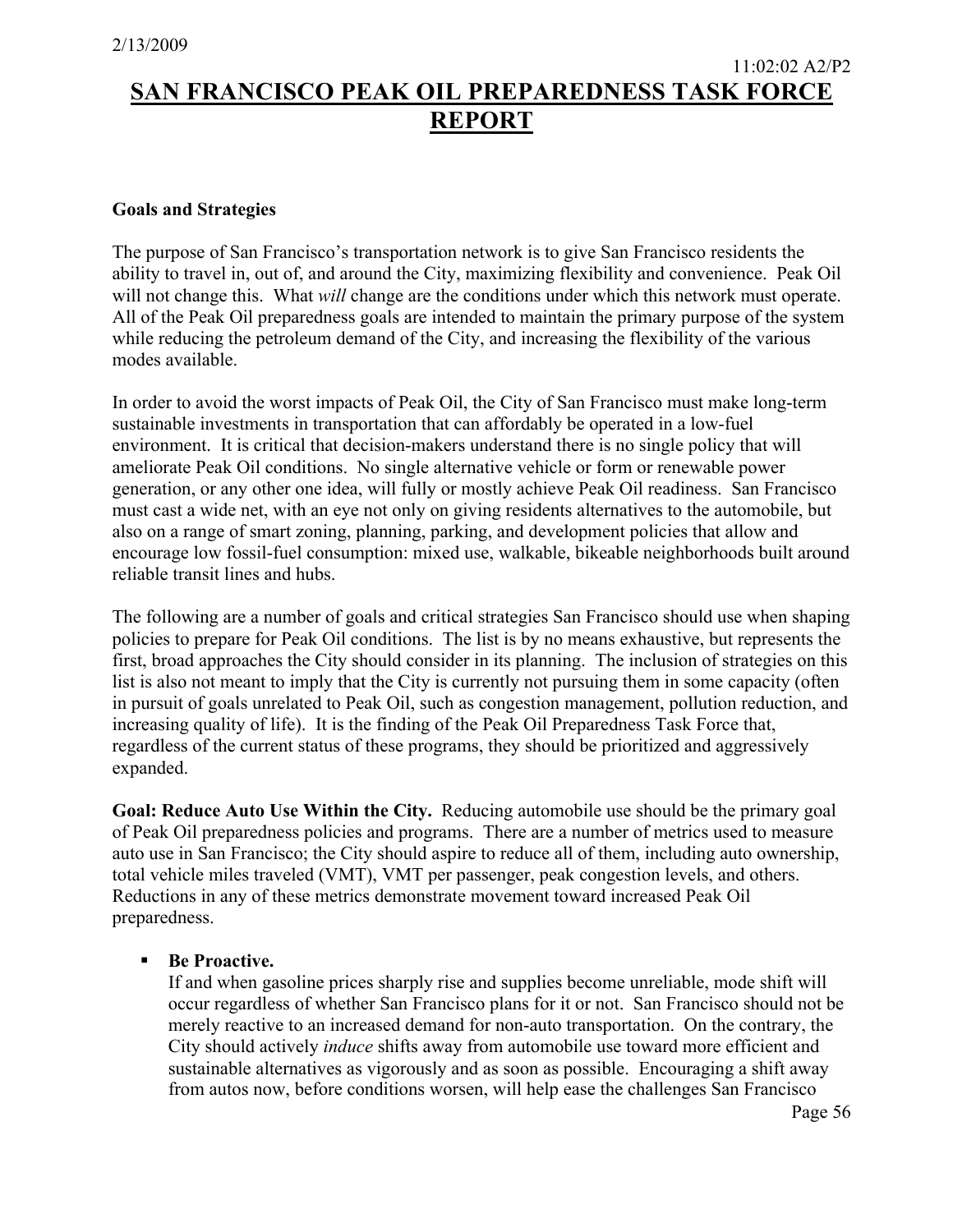**Goals and Strategies**

The purpose of San Francisco's transportation network is to give San Francisco residents the ability to travel in, out of, and around the City, maximizing flexibility and convenience. Peak Oil will not change this. What *will* change are the conditions under which this network must operate. All of the Peak Oil preparedness goals are intended to maintain the primary purpose of the system while reducing the petroleum demand of the City, and increasing the flexibility of the various modes available.

In order to avoid the worst impacts of Peak Oil, the City of San Francisco must make long-term sustainable investments in transportation that can affordably be operated in a low-fuel environment. It is critical that decision-makers understand there is no single policy that will ameliorate Peak Oil conditions. No single alternative vehicle or form or renewable power generation, or any other one idea, will fully or mostly achieve Peak Oil readiness. San Francisco must cast a wide net, with an eye not only on giving residents alternatives to the automobile, but also on a range of smart zoning, planning, parking, and development policies that allow and encourage low fossil-fuel consumption: mixed use, walkable, bikeable neighborhoods built around reliable transit lines and hubs.

The following are a number of goals and critical strategies San Francisco should use when shaping policies to prepare for Peak Oil conditions. The list is by no means exhaustive, but represents the first, broad approaches the City should consider in its planning. The inclusion of strategies on this list is also not meant to imply that the City is currently not pursuing them in some capacity (often in pursuit of goals unrelated to Peak Oil, such as congestion management, pollution reduction, and increasing quality of life). It is the finding of the Peak Oil Preparedness Task Force that, regardless of the current status of these programs, they should be prioritized and aggressively expanded.

**Goal: Reduce Auto Use Within the City.** Reducing automobile use should be the primary goal of Peak Oil preparedness policies and programs. There are a number of metrics used to measure auto use in San Francisco; the City should aspire to reduce all of them, including auto ownership, total vehicle miles traveled (VMT), VMT per passenger, peak congestion levels, and others. Reductions in any of these metrics demonstrate movement toward increased Peak Oil preparedness.

- **Be Proactive.**
  If and when gasoline prices sharply rise and supplies become unreliable, mode shift will occur regardless of whether San Francisco plans for it or not. San Francisco should not be merely reactive to an increased demand for non-auto transportation. On the contrary, the City should actively *induce* shifts away from automobile use toward more efficient and sustainable alternatives as vigorously and as soon as possible. Encouraging a shift away from autos now, before conditions worsen, will help ease the challenges San Francisco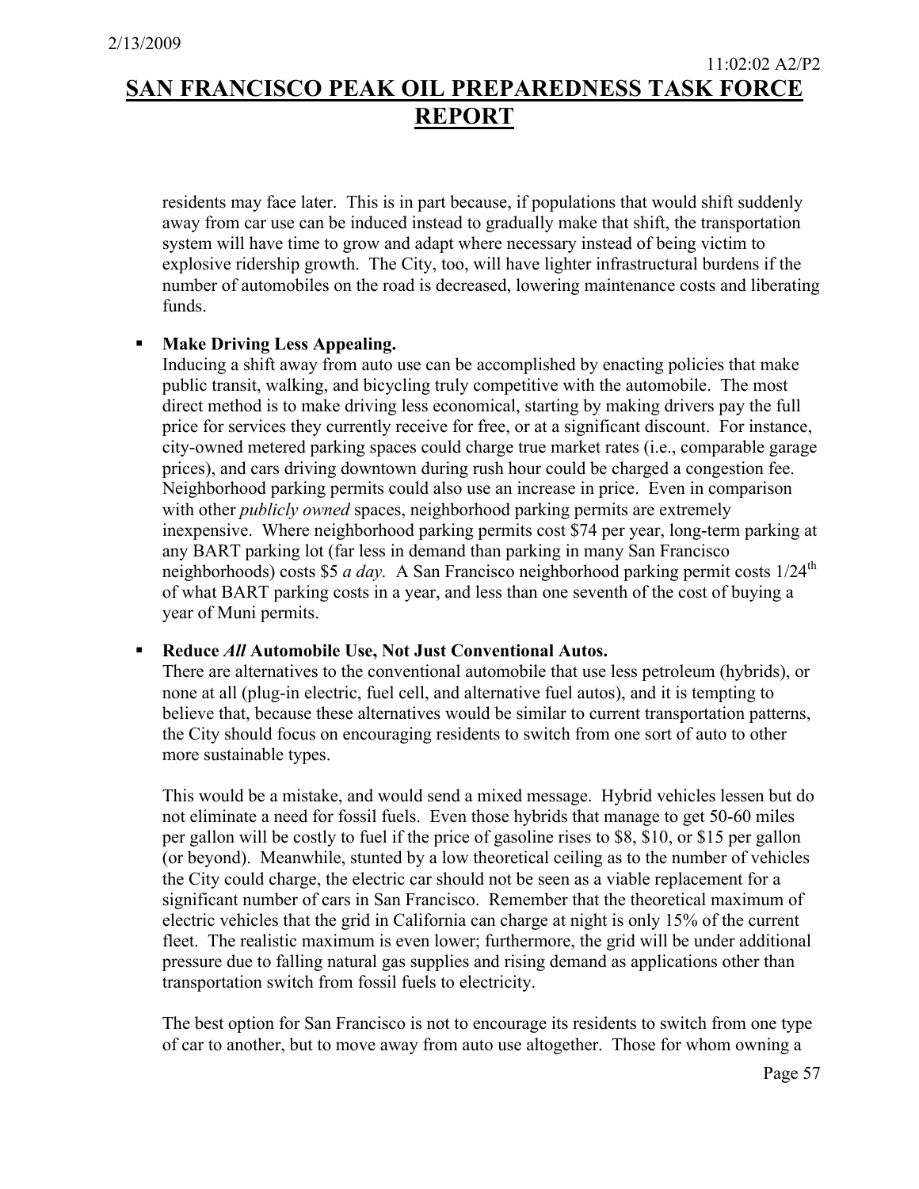residents may face later. This is in part because, if populations that would shift suddenly away from car use can be induced instead to gradually make that shift, the transportation system will have time to grow and adapt where necessary instead of being victim to explosive ridership growth. The City, too, will have lighter infrastructural burdens if the number of automobiles on the road is decreased, lowering maintenance costs and liberating funds.

- **Make Driving Less Appealing.**
  Inducing a shift away from auto use can be accomplished by enacting policies that make public transit, walking, and bicycling truly competitive with the automobile. The most direct method is to make driving less economical, starting by making drivers pay the full price for services they currently receive for free, or at a significant discount. For instance, city-owned metered parking spaces could charge true market rates (i.e., comparable garage prices), and cars driving downtown during rush hour could be charged a congestion fee. Neighborhood parking permits could also use an increase in price. Even in comparison with other *publicly owned* spaces, neighborhood parking permits are extremely inexpensive. Where neighborhood parking permits cost $74 per year, long-term parking at any BART parking lot (far less in demand than parking in many San Francisco neighborhoods) costs $5 *a day.* A San Francisco neighborhood parking permit costs 1/24th of what BART parking costs in a year, and less than one seventh of the cost of buying a year of Muni permits.

- **Reduce *All* Automobile Use, Not Just Conventional Autos.**
  There are alternatives to the conventional automobile that use less petroleum (hybrids), or none at all (plug-in electric, fuel cell, and alternative fuel autos), and it is tempting to believe that, because these alternatives would be similar to current transportation patterns, the City should focus on encouraging residents to switch from one sort of auto to other more sustainable types.

  This would be a mistake, and would send a mixed message. Hybrid vehicles lessen but do not eliminate a need for fossil fuels. Even those hybrids that manage to get 50-60 miles per gallon will be costly to fuel if the price of gasoline rises to $8, $10, or $15 per gallon (or beyond). Meanwhile, stunted by a low theoretical ceiling as to the number of vehicles the City could charge, the electric car should not be seen as a viable replacement for a significant number of cars in San Francisco. Remember that the theoretical maximum of electric vehicles that the grid in California can charge at night is only 15% of the current fleet. The realistic maximum is even lower; furthermore, the grid will be under additional pressure due to falling natural gas supplies and rising demand as applications other than transportation switch from fossil fuels to electricity.

  The best option for San Francisco is not to encourage its residents to switch from one type of car to another, but to move away from auto use altogether. Those for whom owning a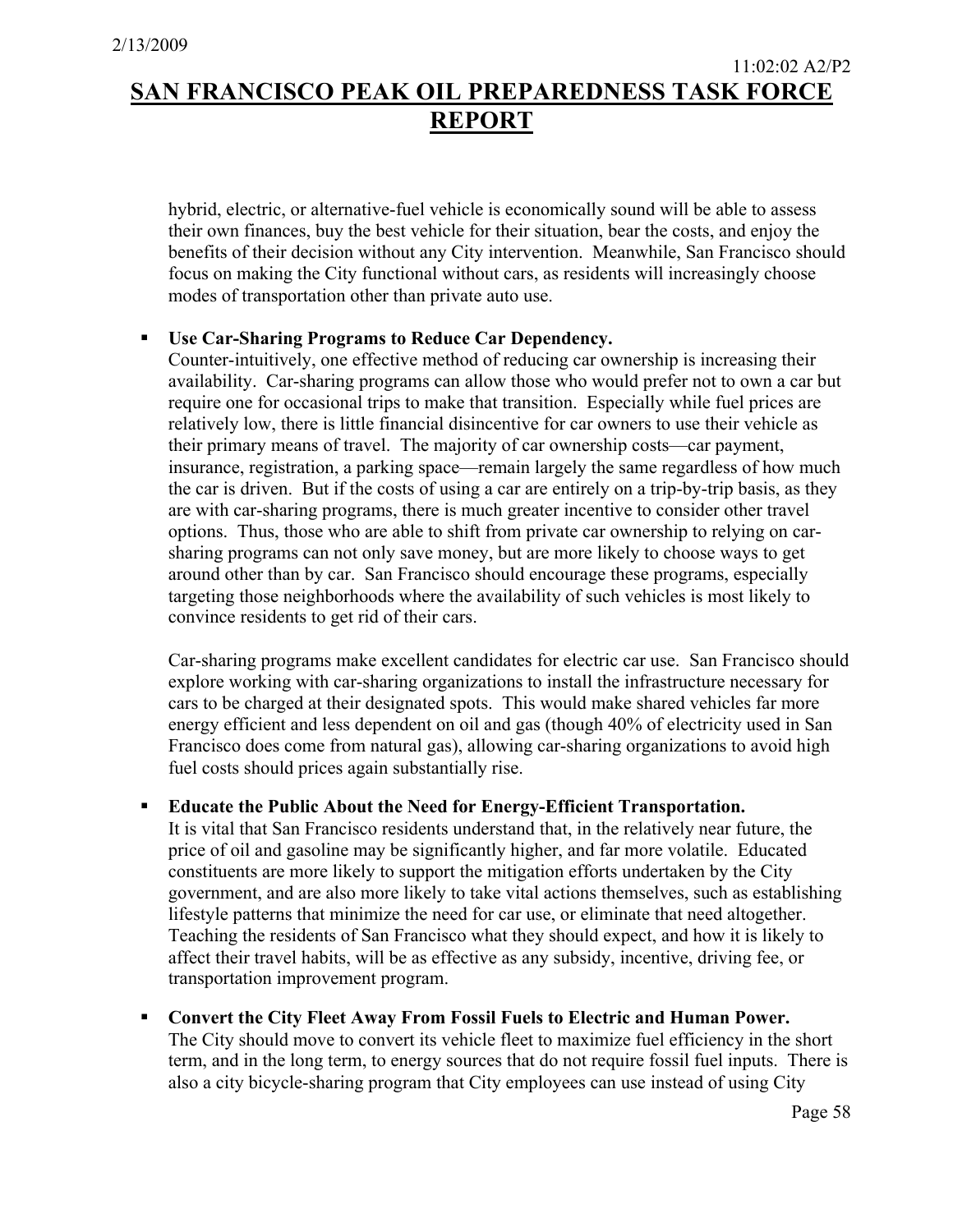hybrid, electric, or alternative-fuel vehicle is economically sound will be able to assess their own finances, buy the best vehicle for their situation, bear the costs, and enjoy the benefits of their decision without any City intervention. Meanwhile, San Francisco should focus on making the City functional without cars, as residents will increasingly choose modes of transportation other than private auto use.

- **Use Car-Sharing Programs to Reduce Car Dependency.**
  Counter-intuitively, one effective method of reducing car ownership is increasing their availability. Car-sharing programs can allow those who would prefer not to own a car but require one for occasional trips to make that transition. Especially while fuel prices are relatively low, there is little financial disincentive for car owners to use their vehicle as their primary means of travel. The majority of car ownership costs—car payment, insurance, registration, a parking space—remain largely the same regardless of how much the car is driven. But if the costs of using a car are entirely on a trip-by-trip basis, as they are with car-sharing programs, there is much greater incentive to consider other travel options. Thus, those who are able to shift from private car ownership to relying on car-sharing programs can not only save money, but are more likely to choose ways to get around other than by car. San Francisco should encourage these programs, especially targeting those neighborhoods where the availability of such vehicles is most likely to convince residents to get rid of their cars.

  Car-sharing programs make excellent candidates for electric car use. San Francisco should explore working with car-sharing organizations to install the infrastructure necessary for cars to be charged at their designated spots. This would make shared vehicles far more energy efficient and less dependent on oil and gas (though 40% of electricity used in San Francisco does come from natural gas), allowing car-sharing organizations to avoid high fuel costs should prices again substantially rise.

- **Educate the Public About the Need for Energy-Efficient Transportation.**
  It is vital that San Francisco residents understand that, in the relatively near future, the price of oil and gasoline may be significantly higher, and far more volatile. Educated constituents are more likely to support the mitigation efforts undertaken by the City government, and are also more likely to take vital actions themselves, such as establishing lifestyle patterns that minimize the need for car use, or eliminate that need altogether. Teaching the residents of San Francisco what they should expect, and how it is likely to affect their travel habits, will be as effective as any subsidy, incentive, driving fee, or transportation improvement program.

- **Convert the City Fleet Away From Fossil Fuels to Electric and Human Power.**
  The City should move to convert its vehicle fleet to maximize fuel efficiency in the short term, and in the long term, to energy sources that do not require fossil fuel inputs. There is also a city bicycle-sharing program that City employees can use instead of using City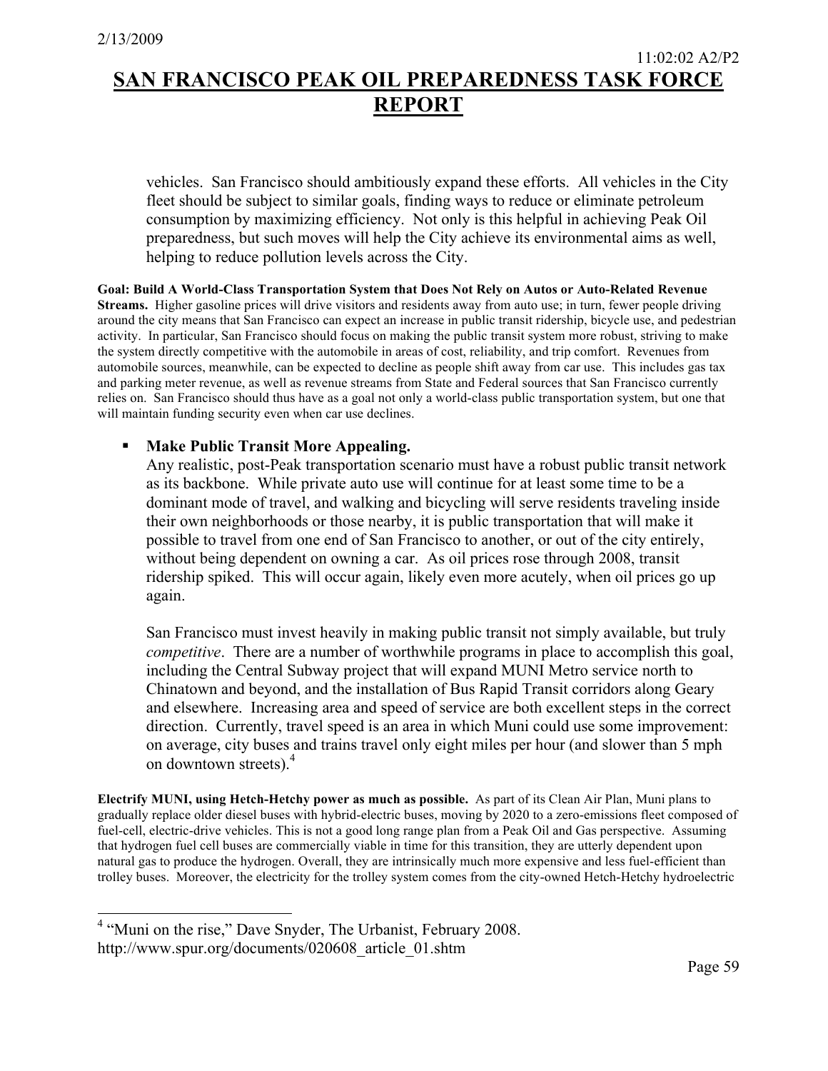vehicles. San Francisco should ambitiously expand these efforts. All vehicles in the City fleet should be subject to similar goals, finding ways to reduce or eliminate petroleum consumption by maximizing efficiency. Not only is this helpful in achieving Peak Oil preparedness, but such moves will help the City achieve its environmental aims as well, helping to reduce pollution levels across the City.

**Goal: Build A World-Class Transportation System that Does Not Rely on Autos or Auto-Related Revenue Streams.** Higher gasoline prices will drive visitors and residents away from auto use; in turn, fewer people driving around the city means that San Francisco can expect an increase in public transit ridership, bicycle use, and pedestrian activity. In particular, San Francisco should focus on making the public transit system more robust, striving to make the system directly competitive with the automobile in areas of cost, reliability, and trip comfort. Revenues from automobile sources, meanwhile, can be expected to decline as people shift away from car use. This includes gas tax and parking meter revenue, as well as revenue streams from State and Federal sources that San Francisco currently relies on. San Francisco should thus have as a goal not only a world-class public transportation system, but one that will maintain funding security even when car use declines.

- **Make Public Transit More Appealing.**
  Any realistic, post-Peak transportation scenario must have a robust public transit network as its backbone. While private auto use will continue for at least some time to be a dominant mode of travel, and walking and bicycling will serve residents traveling inside their own neighborhoods or those nearby, it is public transportation that will make it possible to travel from one end of San Francisco to another, or out of the city entirely, without being dependent on owning a car. As oil prices rose through 2008, transit ridership spiked. This will occur again, likely even more acutely, when oil prices go up again.

  San Francisco must invest heavily in making public transit not simply available, but truly *competitive*. There are a number of worthwhile programs in place to accomplish this goal, including the Central Subway project that will expand MUNI Metro service north to Chinatown and beyond, and the installation of Bus Rapid Transit corridors along Geary and elsewhere. Increasing area and speed of service are both excellent steps in the correct direction. Currently, travel speed is an area in which Muni could use some improvement: on average, city buses and trains travel only eight miles per hour (and slower than 5 mph on downtown streets).[4]

**Electrify MUNI, using Hetch-Hetchy power as much as possible.** As part of its Clean Air Plan, Muni plans to gradually replace older diesel buses with hybrid-electric buses, moving by 2020 to a zero-emissions fleet composed of fuel-cell, electric-drive vehicles. This is not a good long range plan from a Peak Oil and Gas perspective. Assuming that hydrogen fuel cell buses are commercially viable in time for this transition, they are utterly dependent upon natural gas to produce the hydrogen. Overall, they are intrinsically much more expensive and less fuel-efficient than trolley buses. Moreover, the electricity for the trolley system comes from the city-owned Hetch-Hetchy hydroelectric

---

[4] "Muni on the rise," Dave Snyder, The Urbanist, February 2008. http://www.spur.org/documents/020608_article_01.shtm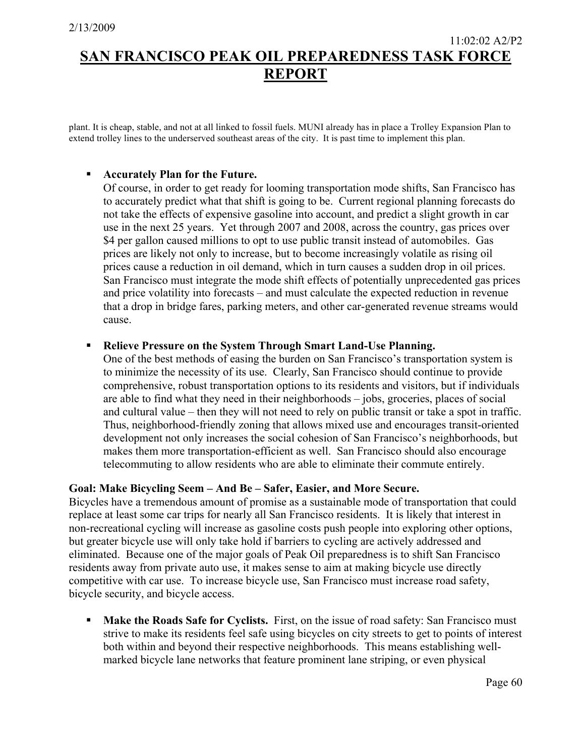plant. It is cheap, stable, and not at all linked to fossil fuels. MUNI already has in place a Trolley Expansion Plan to extend trolley lines to the underserved southeast areas of the city. It is past time to implement this plan.

- **Accurately Plan for the Future.**
  Of course, in order to get ready for looming transportation mode shifts, San Francisco has to accurately predict what that shift is going to be. Current regional planning forecasts do not take the effects of expensive gasoline into account, and predict a slight growth in car use in the next 25 years. Yet through 2007 and 2008, across the country, gas prices over $4 per gallon caused millions to opt to use public transit instead of automobiles. Gas prices are likely not only to increase, but to become increasingly volatile as rising oil prices cause a reduction in oil demand, which in turn causes a sudden drop in oil prices. San Francisco must integrate the mode shift effects of potentially unprecedented gas prices and price volatility into forecasts – and must calculate the expected reduction in revenue that a drop in bridge fares, parking meters, and other car-generated revenue streams would cause.

- **Relieve Pressure on the System Through Smart Land-Use Planning.**
  One of the best methods of easing the burden on San Francisco's transportation system is to minimize the necessity of its use. Clearly, San Francisco should continue to provide comprehensive, robust transportation options to its residents and visitors, but if individuals are able to find what they need in their neighborhoods – jobs, groceries, places of social and cultural value – then they will not need to rely on public transit or take a spot in traffic. Thus, neighborhood-friendly zoning that allows mixed use and encourages transit-oriented development not only increases the social cohesion of San Francisco's neighborhoods, but makes them more transportation-efficient as well. San Francisco should also encourage telecommuting to allow residents who are able to eliminate their commute entirely.

**Goal: Make Bicycling Seem – And Be – Safer, Easier, and More Secure.**

Bicycles have a tremendous amount of promise as a sustainable mode of transportation that could replace at least some car trips for nearly all San Francisco residents. It is likely that interest in non-recreational cycling will increase as gasoline costs push people into exploring other options, but greater bicycle use will only take hold if barriers to cycling are actively addressed and eliminated. Because one of the major goals of Peak Oil preparedness is to shift San Francisco residents away from private auto use, it makes sense to aim at making bicycle use directly competitive with car use. To increase bicycle use, San Francisco must increase road safety, bicycle security, and bicycle access.

- **Make the Roads Safe for Cyclists.** First, on the issue of road safety: San Francisco must strive to make its residents feel safe using bicycles on city streets to get to points of interest both within and beyond their respective neighborhoods. This means establishing well-marked bicycle lane networks that feature prominent lane striping, or even physical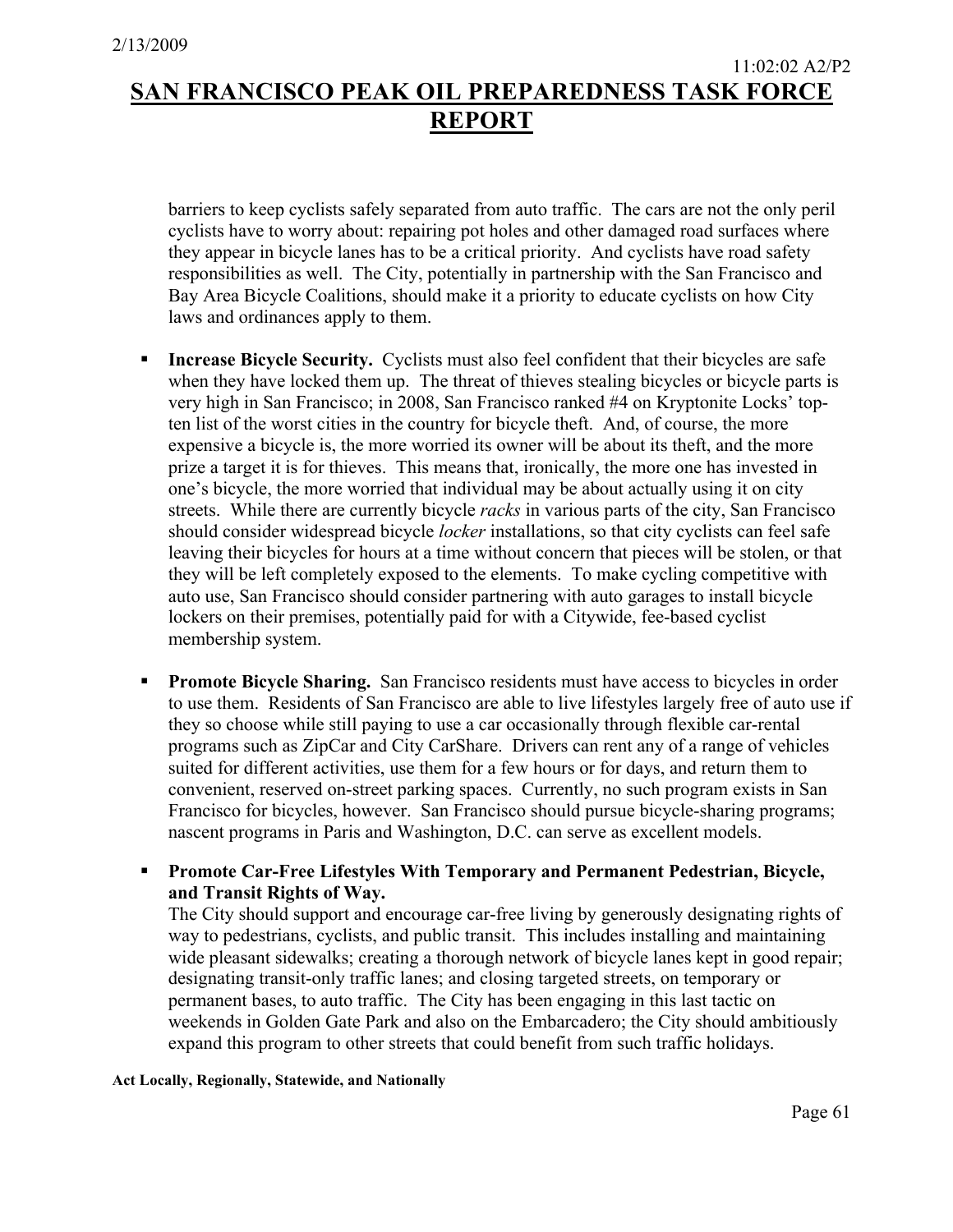barriers to keep cyclists safely separated from auto traffic. The cars are not the only peril cyclists have to worry about: repairing pot holes and other damaged road surfaces where they appear in bicycle lanes has to be a critical priority. And cyclists have road safety responsibilities as well. The City, potentially in partnership with the San Francisco and Bay Area Bicycle Coalitions, should make it a priority to educate cyclists on how City laws and ordinances apply to them.

- **Increase Bicycle Security.** Cyclists must also feel confident that their bicycles are safe when they have locked them up. The threat of thieves stealing bicycles or bicycle parts is very high in San Francisco; in 2008, San Francisco ranked #4 on Kryptonite Locks' top-ten list of the worst cities in the country for bicycle theft. And, of course, the more expensive a bicycle is, the more worried its owner will be about its theft, and the more prize a target it is for thieves. This means that, ironically, the more one has invested in one's bicycle, the more worried that individual may be about actually using it on city streets. While there are currently bicycle *racks* in various parts of the city, San Francisco should consider widespread bicycle *locker* installations, so that city cyclists can feel safe leaving their bicycles for hours at a time without concern that pieces will be stolen, or that they will be left completely exposed to the elements. To make cycling competitive with auto use, San Francisco should consider partnering with auto garages to install bicycle lockers on their premises, potentially paid for with a Citywide, fee-based cyclist membership system.

- **Promote Bicycle Sharing.** San Francisco residents must have access to bicycles in order to use them. Residents of San Francisco are able to live lifestyles largely free of auto use if they so choose while still paying to use a car occasionally through flexible car-rental programs such as ZipCar and City CarShare. Drivers can rent any of a range of vehicles suited for different activities, use them for a few hours or for days, and return them to convenient, reserved on-street parking spaces. Currently, no such program exists in San Francisco for bicycles, however. San Francisco should pursue bicycle-sharing programs; nascent programs in Paris and Washington, D.C. can serve as excellent models.

- **Promote Car-Free Lifestyles With Temporary and Permanent Pedestrian, Bicycle, and Transit Rights of Way.**
  The City should support and encourage car-free living by generously designating rights of way to pedestrians, cyclists, and public transit. This includes installing and maintaining wide pleasant sidewalks; creating a thorough network of bicycle lanes kept in good repair; designating transit-only traffic lanes; and closing targeted streets, on temporary or permanent bases, to auto traffic. The City has been engaging in this last tactic on weekends in Golden Gate Park and also on the Embarcadero; the City should ambitiously expand this program to other streets that could benefit from such traffic holidays.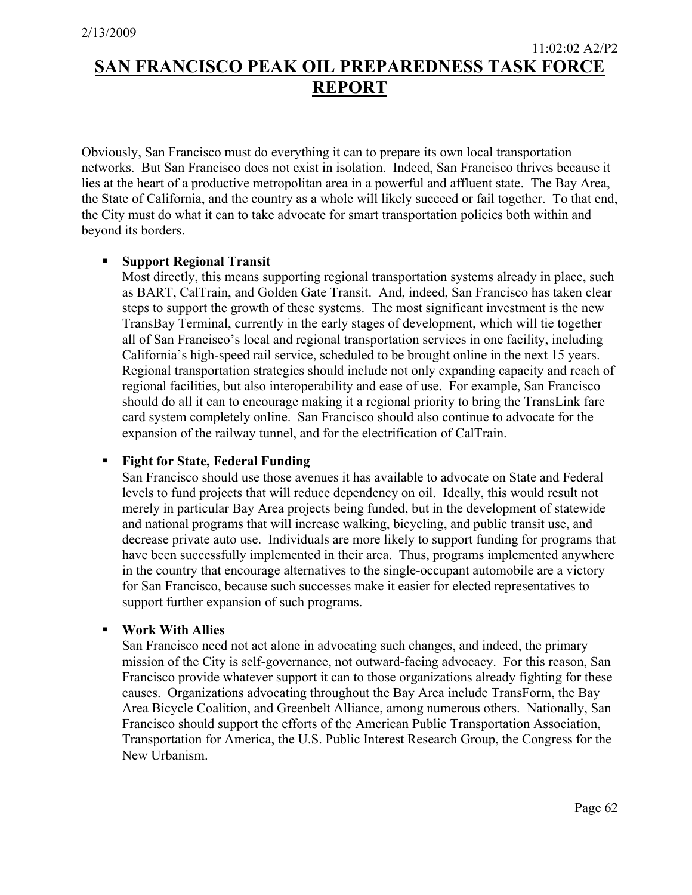Obviously, San Francisco must do everything it can to prepare its own local transportation networks. But San Francisco does not exist in isolation. Indeed, San Francisco thrives because it lies at the heart of a productive metropolitan area in a powerful and affluent state. The Bay Area, the State of California, and the country as a whole will likely succeed or fail together. To that end, the City must do what it can to take advocate for smart transportation policies both within and beyond its borders.

- **Support Regional Transit**
  Most directly, this means supporting regional transportation systems already in place, such as BART, CalTrain, and Golden Gate Transit. And, indeed, San Francisco has taken clear steps to support the growth of these systems. The most significant investment is the new TransBay Terminal, currently in the early stages of development, which will tie together all of San Francisco's local and regional transportation services in one facility, including California's high-speed rail service, scheduled to be brought online in the next 15 years. Regional transportation strategies should include not only expanding capacity and reach of regional facilities, but also interoperability and ease of use. For example, San Francisco should do all it can to encourage making it a regional priority to bring the TransLink fare card system completely online. San Francisco should also continue to advocate for the expansion of the railway tunnel, and for the electrification of CalTrain.

- **Fight for State, Federal Funding**
  San Francisco should use those avenues it has available to advocate on State and Federal levels to fund projects that will reduce dependency on oil. Ideally, this would result not merely in particular Bay Area projects being funded, but in the development of statewide and national programs that will increase walking, bicycling, and public transit use, and decrease private auto use. Individuals are more likely to support funding for programs that have been successfully implemented in their area. Thus, programs implemented anywhere in the country that encourage alternatives to the single-occupant automobile are a victory for San Francisco, because such successes make it easier for elected representatives to support further expansion of such programs.

- **Work With Allies**
  San Francisco need not act alone in advocating such changes, and indeed, the primary mission of the City is self-governance, not outward-facing advocacy. For this reason, San Francisco provide whatever support it can to those organizations already fighting for these causes. Organizations advocating throughout the Bay Area include TransForm, the Bay Area Bicycle Coalition, and Greenbelt Alliance, among numerous others. Nationally, San Francisco should support the efforts of the American Public Transportation Association, Transportation for America, the U.S. Public Interest Research Group, the Congress for the New Urbanism.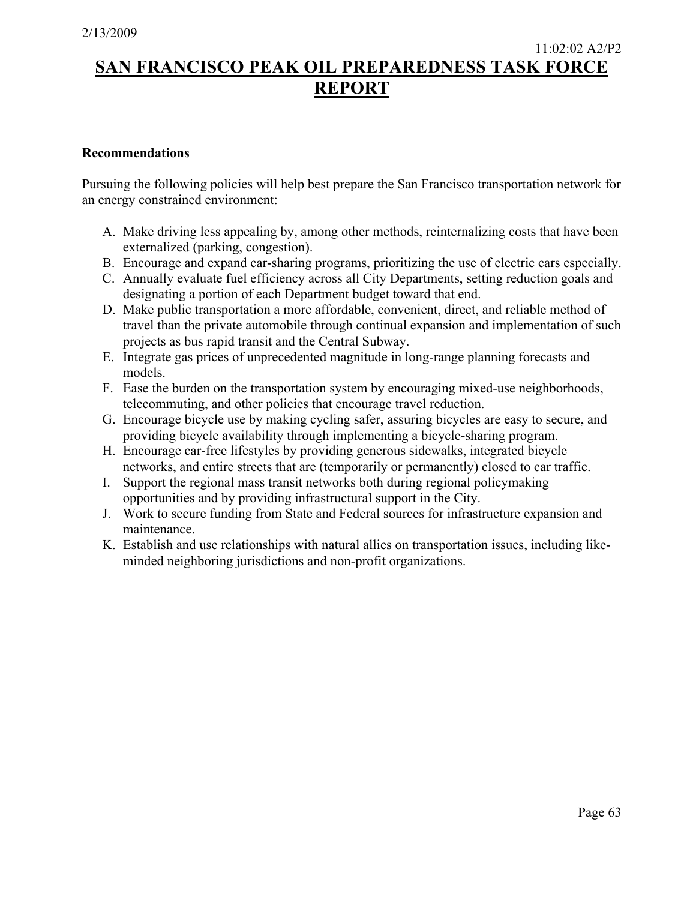**Recommendations**

Pursuing the following policies will help best prepare the San Francisco transportation network for an energy constrained environment:

A. Make driving less appealing by, among other methods, reinternalizing costs that have been externalized (parking, congestion).
B. Encourage and expand car-sharing programs, prioritizing the use of electric cars especially.
C. Annually evaluate fuel efficiency across all City Departments, setting reduction goals and designating a portion of each Department budget toward that end.
D. Make public transportation a more affordable, convenient, direct, and reliable method of travel than the private automobile through continual expansion and implementation of such projects as bus rapid transit and the Central Subway.
E. Integrate gas prices of unprecedented magnitude in long-range planning forecasts and models.
F. Ease the burden on the transportation system by encouraging mixed-use neighborhoods, telecommuting, and other policies that encourage travel reduction.
G. Encourage bicycle use by making cycling safer, assuring bicycles are easy to secure, and providing bicycle availability through implementing a bicycle-sharing program.
H. Encourage car-free lifestyles by providing generous sidewalks, integrated bicycle networks, and entire streets that are (temporarily or permanently) closed to car traffic.
I. Support the regional mass transit networks both during regional policymaking opportunities and by providing infrastructural support in the City.
J. Work to secure funding from State and Federal sources for infrastructure expansion and maintenance.
K. Establish and use relationships with natural allies on transportation issues, including like-minded neighboring jurisdictions and non-profit organizations.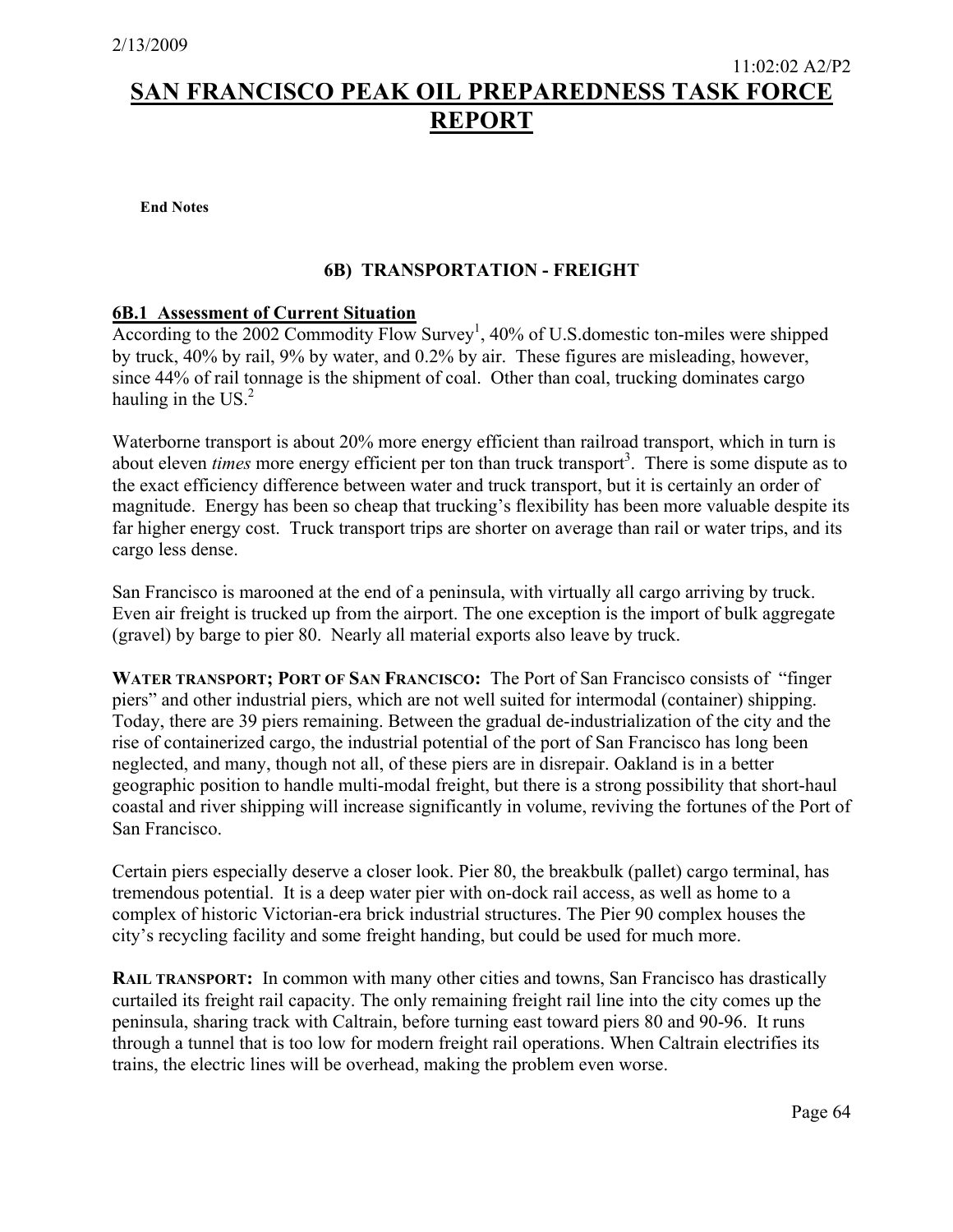**End Notes**

### 6B) TRANSPORTATION - FREIGHT

#### 6B.1 Assessment of Current Situation

According to the 2002 Commodity Flow Survey[1], 40% of U.S.domestic ton-miles were shipped by truck, 40% by rail, 9% by water, and 0.2% by air. These figures are misleading, however, since 44% of rail tonnage is the shipment of coal. Other than coal, trucking dominates cargo hauling in the US.[2]

Waterborne transport is about 20% more energy efficient than railroad transport, which in turn is about eleven *times* more energy efficient per ton than truck transport[3]. There is some dispute as to the exact efficiency difference between water and truck transport, but it is certainly an order of magnitude. Energy has been so cheap that trucking's flexibility has been more valuable despite its far higher energy cost. Truck transport trips are shorter on average than rail or water trips, and its cargo less dense.

San Francisco is marooned at the end of a peninsula, with virtually all cargo arriving by truck. Even air freight is trucked up from the airport. The one exception is the import of bulk aggregate (gravel) by barge to pier 80. Nearly all material exports also leave by truck.

**WATER TRANSPORT; PORT OF SAN FRANCISCO:** The Port of San Francisco consists of "finger piers" and other industrial piers, which are not well suited for intermodal (container) shipping. Today, there are 39 piers remaining. Between the gradual de-industrialization of the city and the rise of containerized cargo, the industrial potential of the port of San Francisco has long been neglected, and many, though not all, of these piers are in disrepair. Oakland is in a better geographic position to handle multi-modal freight, but there is a strong possibility that short-haul coastal and river shipping will increase significantly in volume, reviving the fortunes of the Port of San Francisco.

Certain piers especially deserve a closer look. Pier 80, the breakbulk (pallet) cargo terminal, has tremendous potential. It is a deep water pier with on-dock rail access, as well as home to a complex of historic Victorian-era brick industrial structures. The Pier 90 complex houses the city's recycling facility and some freight handing, but could be used for much more.

**RAIL TRANSPORT:** In common with many other cities and towns, San Francisco has drastically curtailed its freight rail capacity. The only remaining freight rail line into the city comes up the peninsula, sharing track with Caltrain, before turning east toward piers 80 and 90-96. It runs through a tunnel that is too low for modern freight rail operations. When Caltrain electrifies its trains, the electric lines will be overhead, making the problem even worse.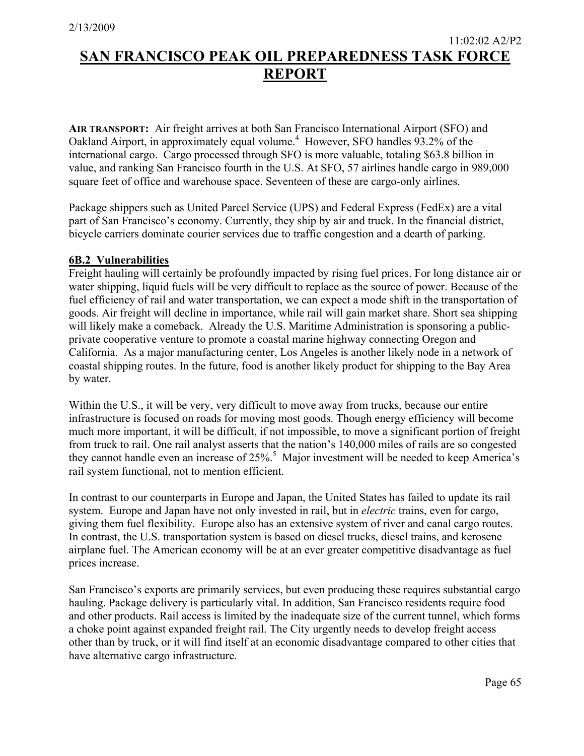**AIR TRANSPORT:** Air freight arrives at both San Francisco International Airport (SFO) and Oakland Airport, in approximately equal volume.[4] However, SFO handles 93.2% of the international cargo. Cargo processed through SFO is more valuable, totaling $63.8 billion in value, and ranking San Francisco fourth in the U.S. At SFO, 57 airlines handle cargo in 989,000 square feet of office and warehouse space. Seventeen of these are cargo-only airlines.

Package shippers such as United Parcel Service (UPS) and Federal Express (FedEx) are a vital part of San Francisco's economy. Currently, they ship by air and truck. In the financial district, bicycle carriers dominate courier services due to traffic congestion and a dearth of parking.

### 6B.2 Vulnerabilities

Freight hauling will certainly be profoundly impacted by rising fuel prices. For long distance air or water shipping, liquid fuels will be very difficult to replace as the source of power. Because of the fuel efficiency of rail and water transportation, we can expect a mode shift in the transportation of goods. Air freight will decline in importance, while rail will gain market share. Short sea shipping will likely make a comeback. Already the U.S. Maritime Administration is sponsoring a public-private cooperative venture to promote a coastal marine highway connecting Oregon and California. As a major manufacturing center, Los Angeles is another likely node in a network of coastal shipping routes. In the future, food is another likely product for shipping to the Bay Area by water.

Within the U.S., it will be very, very difficult to move away from trucks, because our entire infrastructure is focused on roads for moving most goods. Though energy efficiency will become much more important, it will be difficult, if not impossible, to move a significant portion of freight from truck to rail. One rail analyst asserts that the nation's 140,000 miles of rails are so congested they cannot handle even an increase of 25%.[5] Major investment will be needed to keep America's rail system functional, not to mention efficient.

In contrast to our counterparts in Europe and Japan, the United States has failed to update its rail system. Europe and Japan have not only invested in rail, but in *electric* trains, even for cargo, giving them fuel flexibility. Europe also has an extensive system of river and canal cargo routes. In contrast, the U.S. transportation system is based on diesel trucks, diesel trains, and kerosene airplane fuel. The American economy will be at an ever greater competitive disadvantage as fuel prices increase.

San Francisco's exports are primarily services, but even producing these requires substantial cargo hauling. Package delivery is particularly vital. In addition, San Francisco residents require food and other products. Rail access is limited by the inadequate size of the current tunnel, which forms a choke point against expanded freight rail. The City urgently needs to develop freight access other than by truck, or it will find itself at an economic disadvantage compared to other cities that have alternative cargo infrastructure.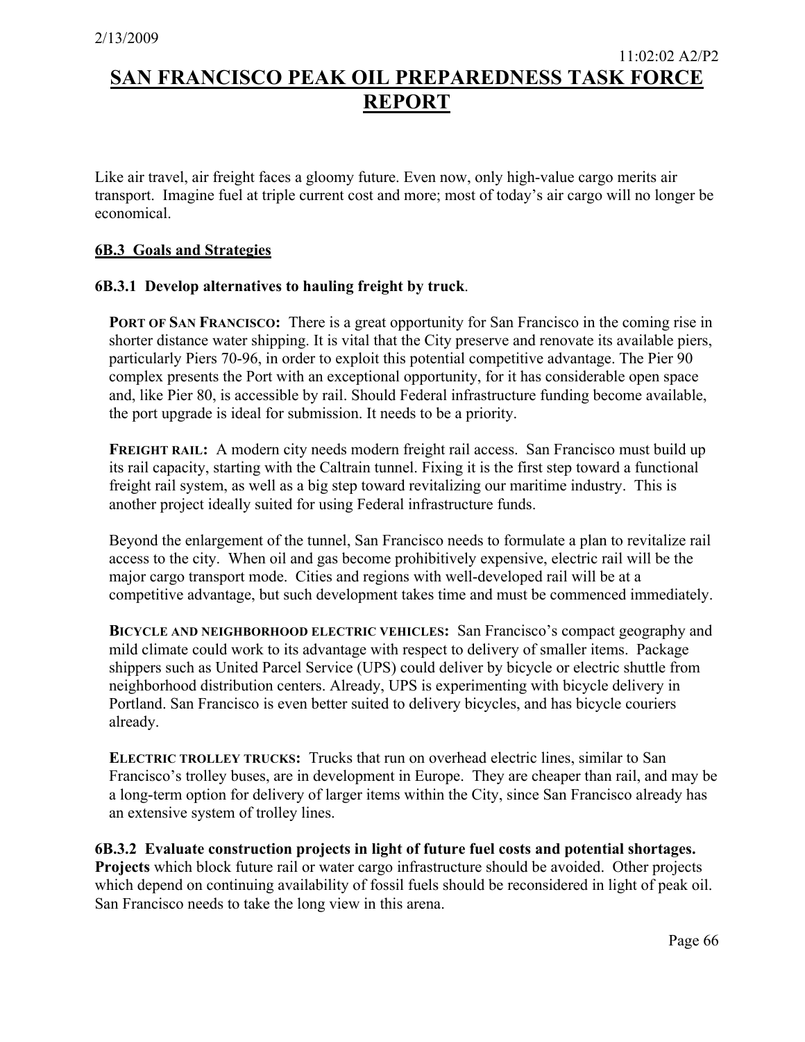Like air travel, air freight faces a gloomy future. Even now, only high-value cargo merits air transport. Imagine fuel at triple current cost and more; most of today's air cargo will no longer be economical.

### 6B.3 Goals and Strategies

#### 6B.3.1 Develop alternatives to hauling freight by truck.

**PORT OF SAN FRANCISCO:** There is a great opportunity for San Francisco in the coming rise in shorter distance water shipping. It is vital that the City preserve and renovate its available piers, particularly Piers 70-96, in order to exploit this potential competitive advantage. The Pier 90 complex presents the Port with an exceptional opportunity, for it has considerable open space and, like Pier 80, is accessible by rail. Should Federal infrastructure funding become available, the port upgrade is ideal for submission. It needs to be a priority.

**FREIGHT RAIL:** A modern city needs modern freight rail access. San Francisco must build up its rail capacity, starting with the Caltrain tunnel. Fixing it is the first step toward a functional freight rail system, as well as a big step toward revitalizing our maritime industry. This is another project ideally suited for using Federal infrastructure funds.

Beyond the enlargement of the tunnel, San Francisco needs to formulate a plan to revitalize rail access to the city. When oil and gas become prohibitively expensive, electric rail will be the major cargo transport mode. Cities and regions with well-developed rail will be at a competitive advantage, but such development takes time and must be commenced immediately.

**BICYCLE AND NEIGHBORHOOD ELECTRIC VEHICLES:** San Francisco's compact geography and mild climate could work to its advantage with respect to delivery of smaller items. Package shippers such as United Parcel Service (UPS) could deliver by bicycle or electric shuttle from neighborhood distribution centers. Already, UPS is experimenting with bicycle delivery in Portland. San Francisco is even better suited to delivery bicycles, and has bicycle couriers already.

**ELECTRIC TROLLEY TRUCKS:** Trucks that run on overhead electric lines, similar to San Francisco's trolley buses, are in development in Europe. They are cheaper than rail, and may be a long-term option for delivery of larger items within the City, since San Francisco already has an extensive system of trolley lines.

**6B.3.2 Evaluate construction projects in light of future fuel costs and potential shortages.** **Projects** which block future rail or water cargo infrastructure should be avoided. Other projects which depend on continuing availability of fossil fuels should be reconsidered in light of peak oil. San Francisco needs to take the long view in this arena.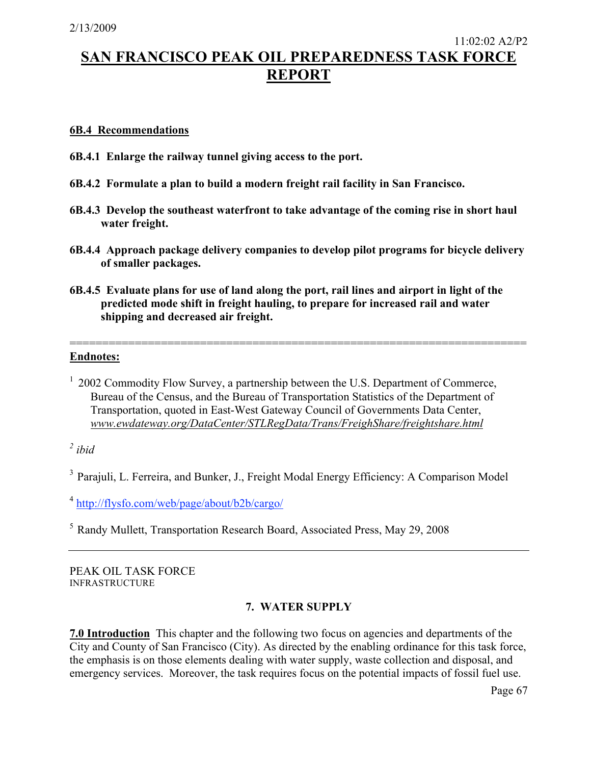### 6B.4 Recommendations

**6B.4.1 Enlarge the railway tunnel giving access to the port.**

**6B.4.2 Formulate a plan to build a modern freight rail facility in San Francisco.**

**6B.4.3 Develop the southeast waterfront to take advantage of the coming rise in short haul water freight.**

**6B.4.4 Approach package delivery companies to develop pilot programs for bicycle delivery of smaller packages.**

**6B.4.5 Evaluate plans for use of land along the port, rail lines and airport in light of the predicted mode shift in freight hauling, to prepare for increased rail and water shipping and decreased air freight.**

==================================================================

**Endnotes:**

[1] 2002 Commodity Flow Survey, a partnership between the U.S. Department of Commerce, Bureau of the Census, and the Bureau of Transportation Statistics of the Department of Transportation, quoted in East-West Gateway Council of Governments Data Center, *www.ewdateway.org/DataCenter/STLRegData/Trans/FreighShare/freightshare.html*

[2] *ibid*

[3] Parajuli, L. Ferreira, and Bunker, J., Freight Modal Energy Efficiency: A Comparison Model

[4] http://flysfo.com/web/page/about/b2b/cargo/

[5] Randy Mullett, Transportation Research Board, Associated Press, May 29, 2008

---

PEAK OIL TASK FORCE
INFRASTRUCTURE

## 7. WATER SUPPLY

**7.0 Introduction** This chapter and the following two focus on agencies and departments of the City and County of San Francisco (City). As directed by the enabling ordinance for this task force, the emphasis is on those elements dealing with water supply, waste collection and disposal, and emergency services. Moreover, the task requires focus on the potential impacts of fossil fuel use.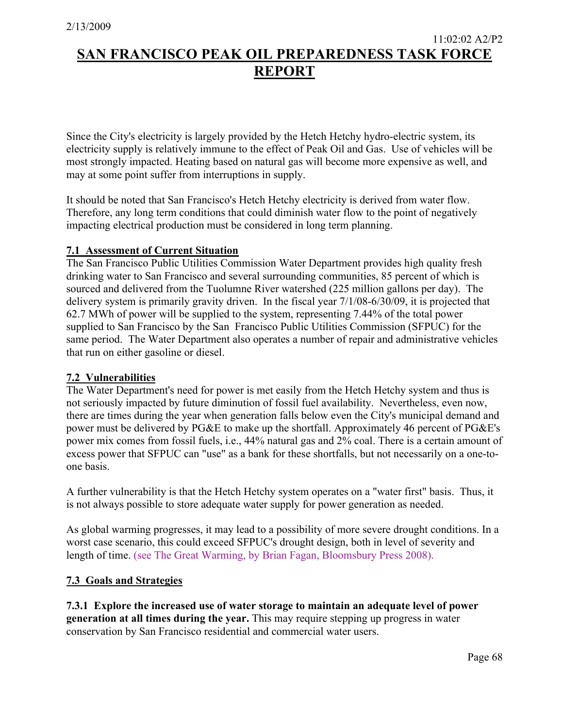Since the City's electricity is largely provided by the Hetch Hetchy hydro-electric system, its electricity supply is relatively immune to the effect of Peak Oil and Gas. Use of vehicles will be most strongly impacted. Heating based on natural gas will become more expensive as well, and may at some point suffer from interruptions in supply.

It should be noted that San Francisco's Hetch Hetchy electricity is derived from water flow. Therefore, any long term conditions that could diminish water flow to the point of negatively impacting electrical production must be considered in long term planning.

### 7.1 Assessment of Current Situation

The San Francisco Public Utilities Commission Water Department provides high quality fresh drinking water to San Francisco and several surrounding communities, 85 percent of which is sourced and delivered from the Tuolumne River watershed (225 million gallons per day). The delivery system is primarily gravity driven. In the fiscal year 7/1/08-6/30/09, it is projected that 62.7 MWh of power will be supplied to the system, representing 7.44% of the total power supplied to San Francisco by the San Francisco Public Utilities Commission (SFPUC) for the same period. The Water Department also operates a number of repair and administrative vehicles that run on either gasoline or diesel.

### 7.2 Vulnerabilities

The Water Department's need for power is met easily from the Hetch Hetchy system and thus is not seriously impacted by future diminution of fossil fuel availability. Nevertheless, even now, there are times during the year when generation falls below even the City's municipal demand and power must be delivered by PG&E to make up the shortfall. Approximately 46 percent of PG&E's power mix comes from fossil fuels, i.e., 44% natural gas and 2% coal. There is a certain amount of excess power that SFPUC can "use" as a bank for these shortfalls, but not necessarily on a one-to-one basis.

A further vulnerability is that the Hetch Hetchy system operates on a "water first" basis. Thus, it is not always possible to store adequate water supply for power generation as needed.

As global warming progresses, it may lead to a possibility of more severe drought conditions. In a worst case scenario, this could exceed SFPUC's drought design, both in level of severity and length of time. (see The Great Warming, by Brian Fagan, Bloomsbury Press 2008).

### 7.3 Goals and Strategies

**7.3.1 Explore the increased use of water storage to maintain an adequate level of power generation at all times during the year.** This may require stepping up progress in water conservation by San Francisco residential and commercial water users.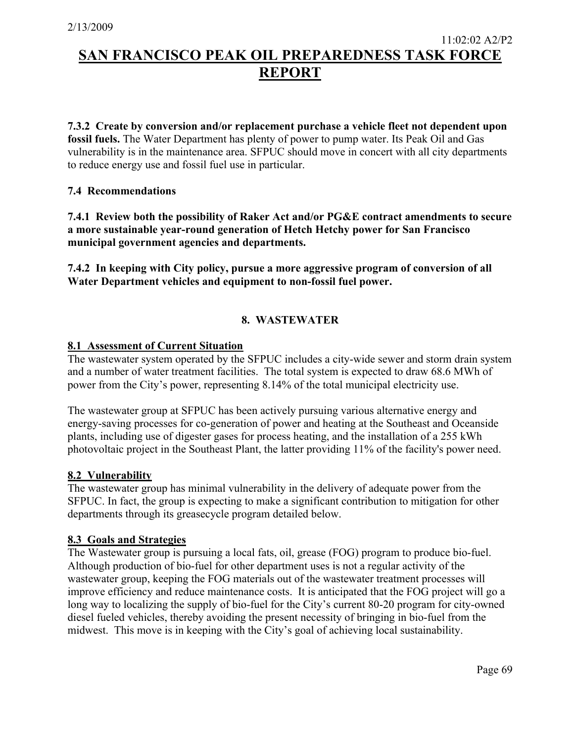**7.3.2 Create by conversion and/or replacement purchase a vehicle fleet not dependent upon fossil fuels.** The Water Department has plenty of power to pump water. Its Peak Oil and Gas vulnerability is in the maintenance area. SFPUC should move in concert with all city departments to reduce energy use and fossil fuel use in particular.

**7.4 Recommendations**

**7.4.1 Review both the possibility of Raker Act and/or PG&E contract amendments to secure a more sustainable year-round generation of Hetch Hetchy power for San Francisco municipal government agencies and departments.**

**7.4.2 In keeping with City policy, pursue a more aggressive program of conversion of all Water Department vehicles and equipment to non-fossil fuel power.**

## 8. WASTEWATER

### 8.1 Assessment of Current Situation

The wastewater system operated by the SFPUC includes a city-wide sewer and storm drain system and a number of water treatment facilities. The total system is expected to draw 68.6 MWh of power from the City's power, representing 8.14% of the total municipal electricity use.

The wastewater group at SFPUC has been actively pursuing various alternative energy and energy-saving processes for co-generation of power and heating at the Southeast and Oceanside plants, including use of digester gases for process heating, and the installation of a 255 kWh photovoltaic project in the Southeast Plant, the latter providing 11% of the facility's power need.

### 8.2 Vulnerability

The wastewater group has minimal vulnerability in the delivery of adequate power from the SFPUC. In fact, the group is expecting to make a significant contribution to mitigation for other departments through its greasecycle program detailed below.

### 8.3 Goals and Strategies

The Wastewater group is pursuing a local fats, oil, grease (FOG) program to produce bio-fuel. Although production of bio-fuel for other department uses is not a regular activity of the wastewater group, keeping the FOG materials out of the wastewater treatment processes will improve efficiency and reduce maintenance costs. It is anticipated that the FOG project will go a long way to localizing the supply of bio-fuel for the City's current 80-20 program for city-owned diesel fueled vehicles, thereby avoiding the present necessity of bringing in bio-fuel from the midwest. This move is in keeping with the City's goal of achieving local sustainability.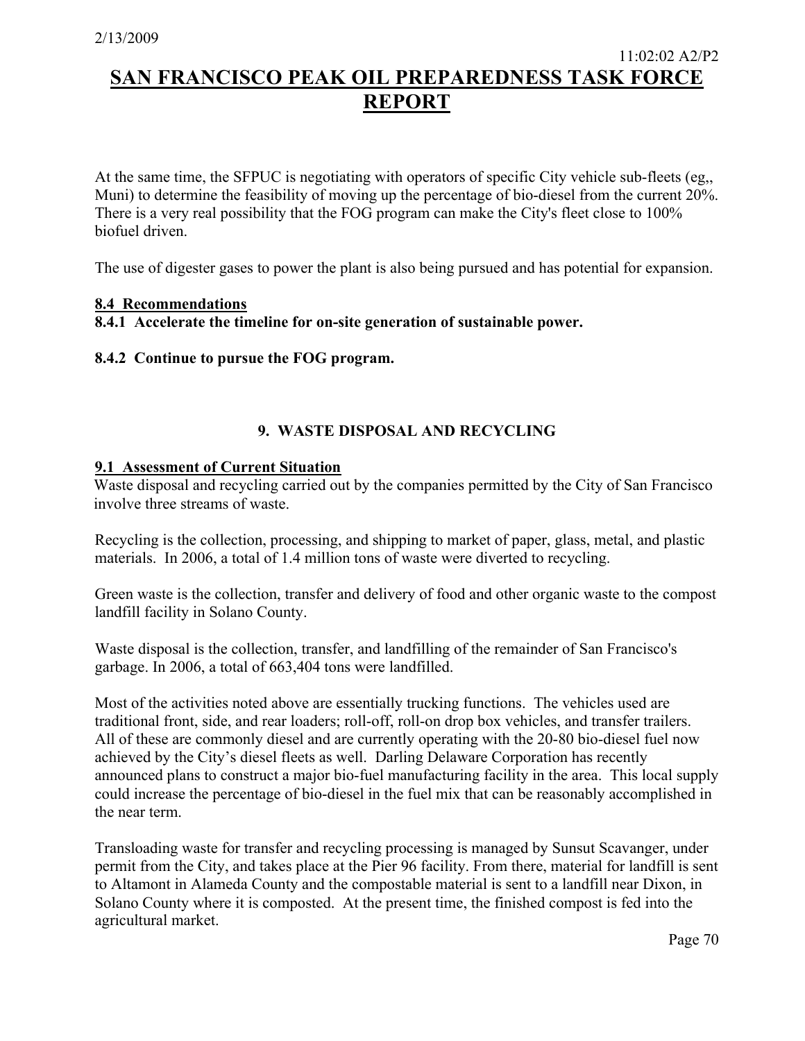At the same time, the SFPUC is negotiating with operators of specific City vehicle sub-fleets (eg,, Muni) to determine the feasibility of moving up the percentage of bio-diesel from the current 20%. There is a very real possibility that the FOG program can make the City's fleet close to 100% biofuel driven.

The use of digester gases to power the plant is also being pursued and has potential for expansion.

### 8.4 Recommendations

**8.4.1 Accelerate the timeline for on-site generation of sustainable power.**

**8.4.2 Continue to pursue the FOG program.**

## 9. WASTE DISPOSAL AND RECYCLING

### 9.1 Assessment of Current Situation

Waste disposal and recycling carried out by the companies permitted by the City of San Francisco involve three streams of waste.

Recycling is the collection, processing, and shipping to market of paper, glass, metal, and plastic materials. In 2006, a total of 1.4 million tons of waste were diverted to recycling.

Green waste is the collection, transfer and delivery of food and other organic waste to the compost landfill facility in Solano County.

Waste disposal is the collection, transfer, and landfilling of the remainder of San Francisco's garbage. In 2006, a total of 663,404 tons were landfilled.

Most of the activities noted above are essentially trucking functions. The vehicles used are traditional front, side, and rear loaders; roll-off, roll-on drop box vehicles, and transfer trailers. All of these are commonly diesel and are currently operating with the 20-80 bio-diesel fuel now achieved by the City's diesel fleets as well. Darling Delaware Corporation has recently announced plans to construct a major bio-fuel manufacturing facility in the area. This local supply could increase the percentage of bio-diesel in the fuel mix that can be reasonably accomplished in the near term.

Transloading waste for transfer and recycling processing is managed by Sunsut Scavanger, under permit from the City, and takes place at the Pier 96 facility. From there, material for landfill is sent to Altamont in Alameda County and the compostable material is sent to a landfill near Dixon, in Solano County where it is composted. At the present time, the finished compost is fed into the agricultural market.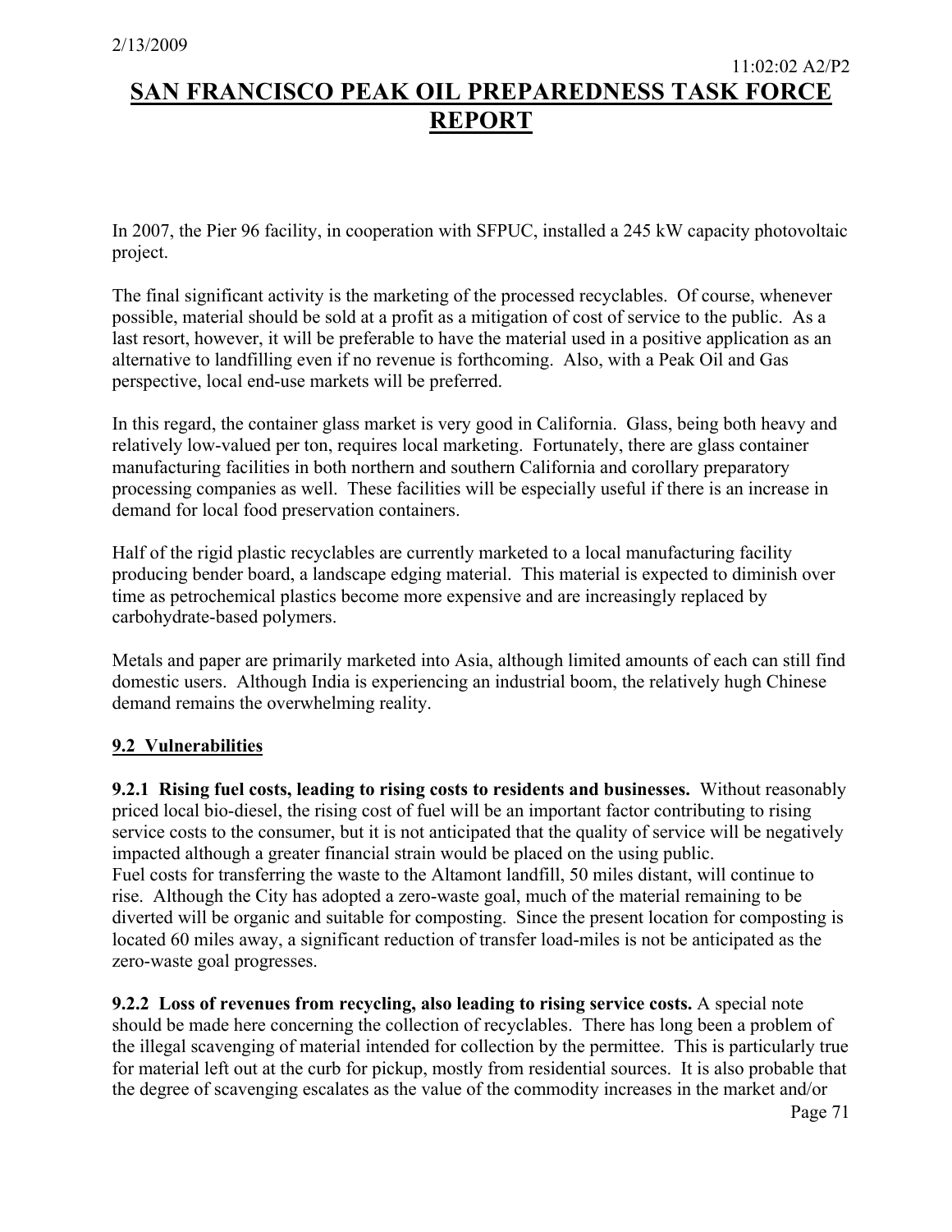In 2007, the Pier 96 facility, in cooperation with SFPUC, installed a 245 kW capacity photovoltaic project.

The final significant activity is the marketing of the processed recyclables. Of course, whenever possible, material should be sold at a profit as a mitigation of cost of service to the public. As a last resort, however, it will be preferable to have the material used in a positive application as an alternative to landfilling even if no revenue is forthcoming. Also, with a Peak Oil and Gas perspective, local end-use markets will be preferred.

In this regard, the container glass market is very good in California. Glass, being both heavy and relatively low-valued per ton, requires local marketing. Fortunately, there are glass container manufacturing facilities in both northern and southern California and corollary preparatory processing companies as well. These facilities will be especially useful if there is an increase in demand for local food preservation containers.

Half of the rigid plastic recyclables are currently marketed to a local manufacturing facility producing bender board, a landscape edging material. This material is expected to diminish over time as petrochemical plastics become more expensive and are increasingly replaced by carbohydrate-based polymers.

Metals and paper are primarily marketed into Asia, although limited amounts of each can still find domestic users. Although India is experiencing an industrial boom, the relatively hugh Chinese demand remains the overwhelming reality.

### 9.2 Vulnerabilities

**9.2.1 Rising fuel costs, leading to rising costs to residents and businesses.** Without reasonably priced local bio-diesel, the rising cost of fuel will be an important factor contributing to rising service costs to the consumer, but it is not anticipated that the quality of service will be negatively impacted although a greater financial strain would be placed on the using public.
Fuel costs for transferring the waste to the Altamont landfill, 50 miles distant, will continue to rise. Although the City has adopted a zero-waste goal, much of the material remaining to be diverted will be organic and suitable for composting. Since the present location for composting is located 60 miles away, a significant reduction of transfer load-miles is not be anticipated as the zero-waste goal progresses.

**9.2.2 Loss of revenues from recycling, also leading to rising service costs.** A special note should be made here concerning the collection of recyclables. There has long been a problem of the illegal scavenging of material intended for collection by the permittee. This is particularly true for material left out at the curb for pickup, mostly from residential sources. It is also probable that the degree of scavenging escalates as the value of the commodity increases in the market and/or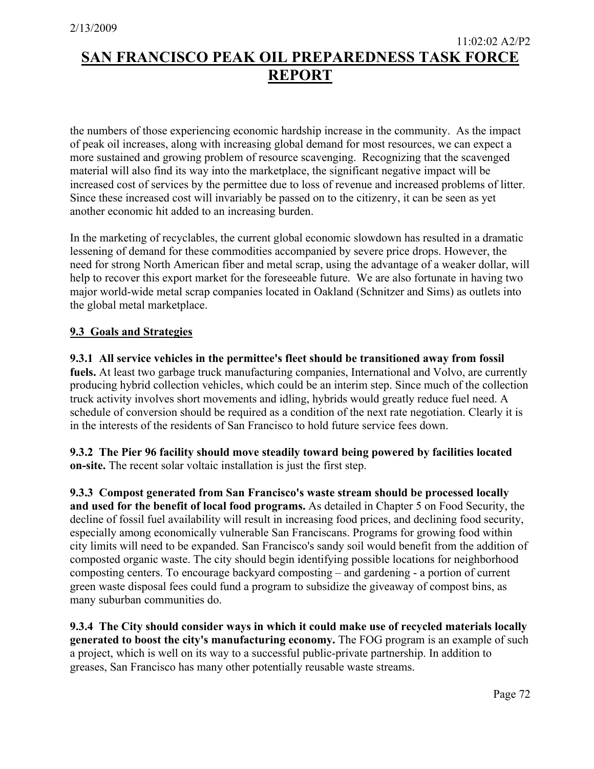the numbers of those experiencing economic hardship increase in the community. As the impact of peak oil increases, along with increasing global demand for most resources, we can expect a more sustained and growing problem of resource scavenging. Recognizing that the scavenged material will also find its way into the marketplace, the significant negative impact will be increased cost of services by the permittee due to loss of revenue and increased problems of litter. Since these increased cost will invariably be passed on to the citizenry, it can be seen as yet another economic hit added to an increasing burden.

In the marketing of recyclables, the current global economic slowdown has resulted in a dramatic lessening of demand for these commodities accompanied by severe price drops. However, the need for strong North American fiber and metal scrap, using the advantage of a weaker dollar, will help to recover this export market for the foreseeable future. We are also fortunate in having two major world-wide metal scrap companies located in Oakland (Schnitzer and Sims) as outlets into the global metal marketplace.

### 9.3 Goals and Strategies

**9.3.1 All service vehicles in the permittee's fleet should be transitioned away from fossil fuels.** At least two garbage truck manufacturing companies, International and Volvo, are currently producing hybrid collection vehicles, which could be an interim step. Since much of the collection truck activity involves short movements and idling, hybrids would greatly reduce fuel need. A schedule of conversion should be required as a condition of the next rate negotiation. Clearly it is in the interests of the residents of San Francisco to hold future service fees down.

**9.3.2 The Pier 96 facility should move steadily toward being powered by facilities located on-site.** The recent solar voltaic installation is just the first step.

**9.3.3 Compost generated from San Francisco's waste stream should be processed locally and used for the benefit of local food programs.** As detailed in Chapter 5 on Food Security, the decline of fossil fuel availability will result in increasing food prices, and declining food security, especially among economically vulnerable San Franciscans. Programs for growing food within city limits will need to be expanded. San Francisco's sandy soil would benefit from the addition of composted organic waste. The city should begin identifying possible locations for neighborhood composting centers. To encourage backyard composting – and gardening - a portion of current green waste disposal fees could fund a program to subsidize the giveaway of compost bins, as many suburban communities do.

**9.3.4 The City should consider ways in which it could make use of recycled materials locally generated to boost the city's manufacturing economy.** The FOG program is an example of such a project, which is well on its way to a successful public-private partnership. In addition to greases, San Francisco has many other potentially reusable waste streams.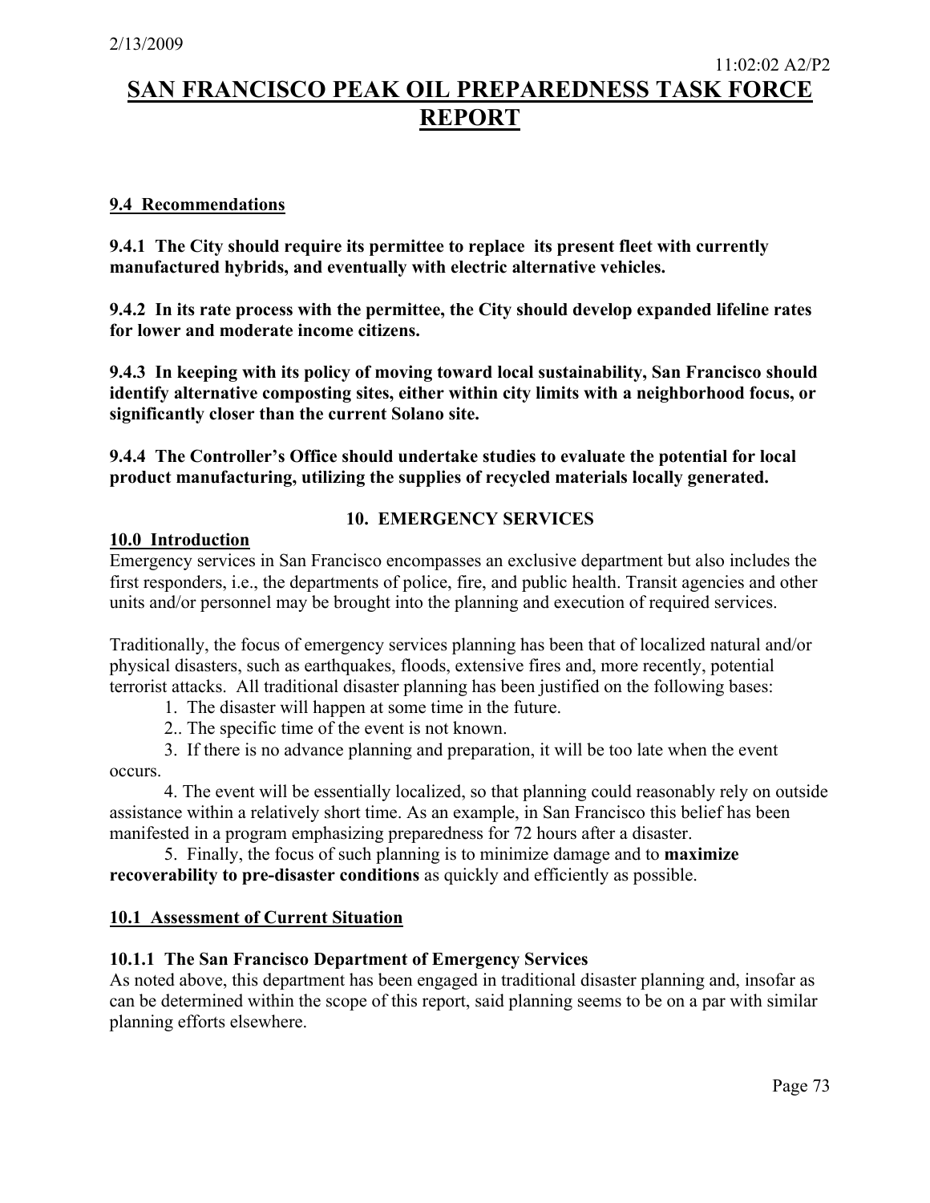### 9.4 Recommendations

**9.4.1 The City should require its permittee to replace its present fleet with currently manufactured hybrids, and eventually with electric alternative vehicles.**

**9.4.2 In its rate process with the permittee, the City should develop expanded lifeline rates for lower and moderate income citizens.**

**9.4.3 In keeping with its policy of moving toward local sustainability, San Francisco should identify alternative composting sites, either within city limits with a neighborhood focus, or significantly closer than the current Solano site.**

**9.4.4 The Controller's Office should undertake studies to evaluate the potential for local product manufacturing, utilizing the supplies of recycled materials locally generated.**

## 10. EMERGENCY SERVICES

### 10.0 Introduction

Emergency services in San Francisco encompasses an exclusive department but also includes the first responders, i.e., the departments of police, fire, and public health. Transit agencies and other units and/or personnel may be brought into the planning and execution of required services.

Traditionally, the focus of emergency services planning has been that of localized natural and/or physical disasters, such as earthquakes, floods, extensive fires and, more recently, potential terrorist attacks. All traditional disaster planning has been justified on the following bases:

1. The disaster will happen at some time in the future.
2. The specific time of the event is not known.
3. If there is no advance planning and preparation, it will be too late when the event occurs.
4. The event will be essentially localized, so that planning could reasonably rely on outside assistance within a relatively short time. As an example, in San Francisco this belief has been manifested in a program emphasizing preparedness for 72 hours after a disaster.
5. Finally, the focus of such planning is to minimize damage and to **maximize recoverability to pre-disaster conditions** as quickly and efficiently as possible.

### 10.1 Assessment of Current Situation

#### 10.1.1 The San Francisco Department of Emergency Services

As noted above, this department has been engaged in traditional disaster planning and, insofar as can be determined within the scope of this report, said planning seems to be on a par with similar planning efforts elsewhere.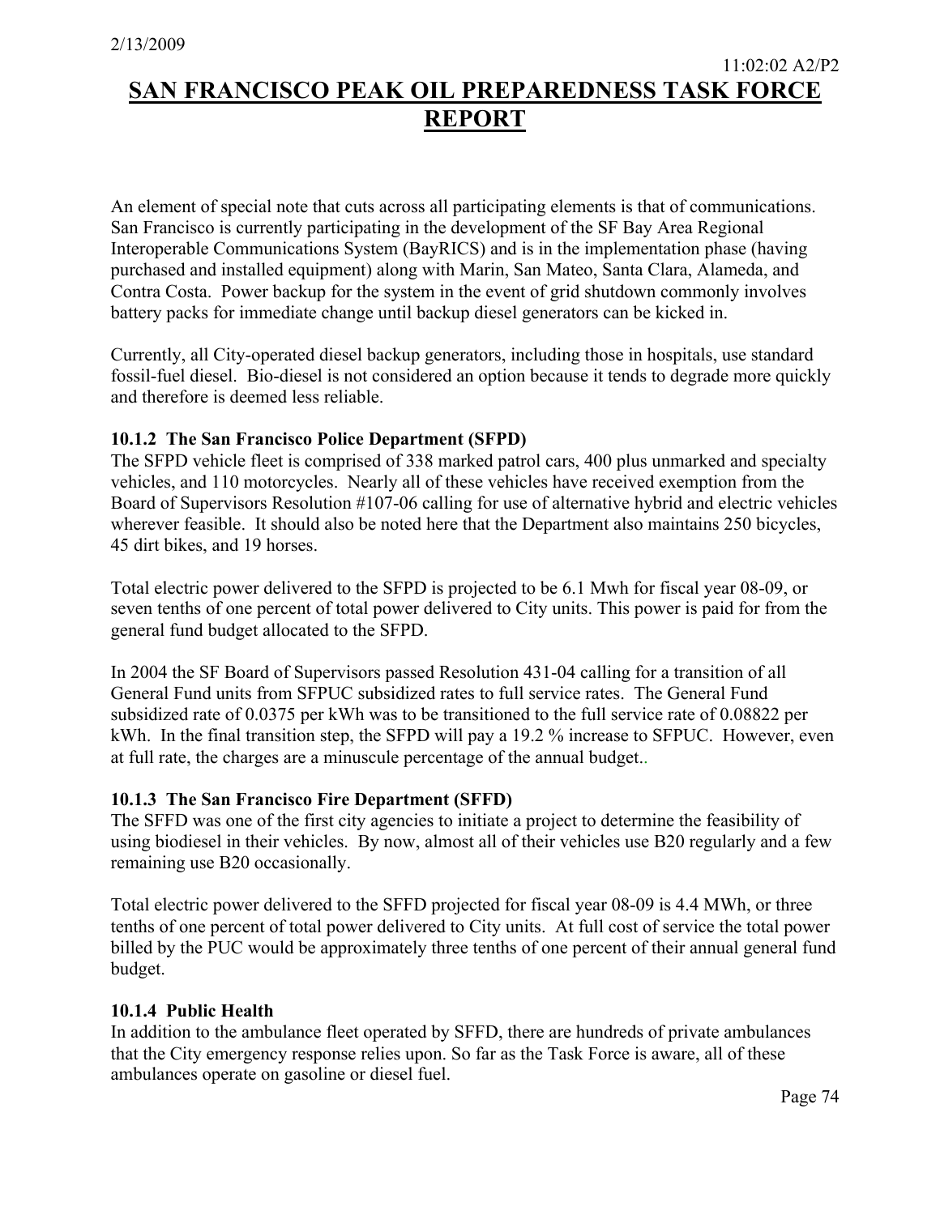An element of special note that cuts across all participating elements is that of communications. San Francisco is currently participating in the development of the SF Bay Area Regional Interoperable Communications System (BayRICS) and is in the implementation phase (having purchased and installed equipment) along with Marin, San Mateo, Santa Clara, Alameda, and Contra Costa. Power backup for the system in the event of grid shutdown commonly involves battery packs for immediate change until backup diesel generators can be kicked in.

Currently, all City-operated diesel backup generators, including those in hospitals, use standard fossil-fuel diesel. Bio-diesel is not considered an option because it tends to degrade more quickly and therefore is deemed less reliable.

**10.1.2 The San Francisco Police Department (SFPD)**

The SFPD vehicle fleet is comprised of 338 marked patrol cars, 400 plus unmarked and specialty vehicles, and 110 motorcycles. Nearly all of these vehicles have received exemption from the Board of Supervisors Resolution #107-06 calling for use of alternative hybrid and electric vehicles wherever feasible. It should also be noted here that the Department also maintains 250 bicycles, 45 dirt bikes, and 19 horses.

Total electric power delivered to the SFPD is projected to be 6.1 Mwh for fiscal year 08-09, or seven tenths of one percent of total power delivered to City units. This power is paid for from the general fund budget allocated to the SFPD.

In 2004 the SF Board of Supervisors passed Resolution 431-04 calling for a transition of all General Fund units from SFPUC subsidized rates to full service rates. The General Fund subsidized rate of 0.0375 per kWh was to be transitioned to the full service rate of 0.08822 per kWh. In the final transition step, the SFPD will pay a 19.2 % increase to SFPUC. However, even at full rate, the charges are a minuscule percentage of the annual budget..

**10.1.3 The San Francisco Fire Department (SFFD)**

The SFFD was one of the first city agencies to initiate a project to determine the feasibility of using biodiesel in their vehicles. By now, almost all of their vehicles use B20 regularly and a few remaining use B20 occasionally.

Total electric power delivered to the SFFD projected for fiscal year 08-09 is 4.4 MWh, or three tenths of one percent of total power delivered to City units. At full cost of service the total power billed by the PUC would be approximately three tenths of one percent of their annual general fund budget.

**10.1.4 Public Health**

In addition to the ambulance fleet operated by SFFD, there are hundreds of private ambulances that the City emergency response relies upon. So far as the Task Force is aware, all of these ambulances operate on gasoline or diesel fuel.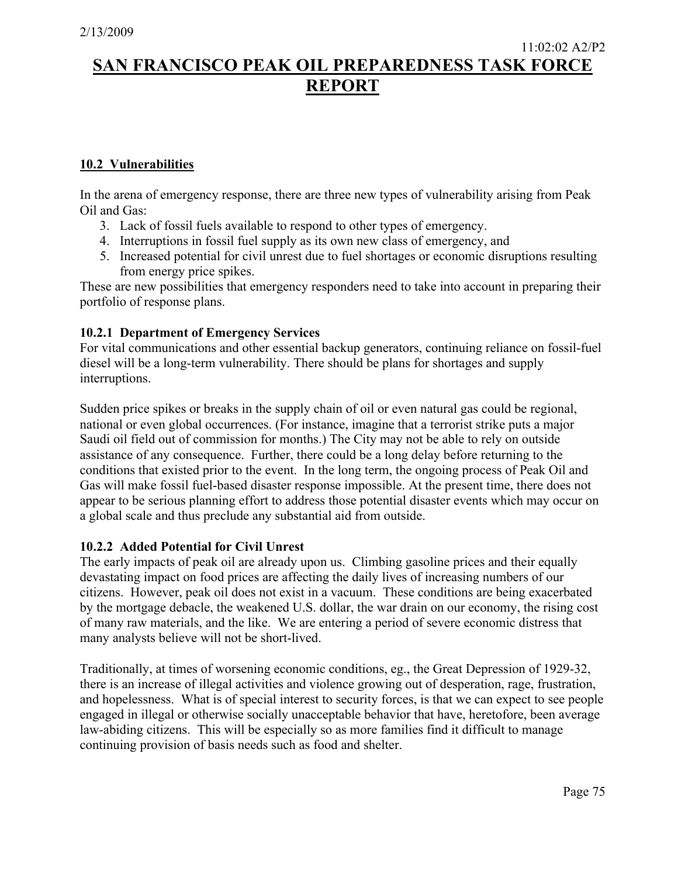## 10.2 Vulnerabilities

In the arena of emergency response, there are three new types of vulnerability arising from Peak Oil and Gas:

3. Lack of fossil fuels available to respond to other types of emergency.
4. Interruptions in fossil fuel supply as its own new class of emergency, and
5. Increased potential for civil unrest due to fuel shortages or economic disruptions resulting from energy price spikes.

These are new possibilities that emergency responders need to take into account in preparing their portfolio of response plans.

### 10.2.1 Department of Emergency Services

For vital communications and other essential backup generators, continuing reliance on fossil-fuel diesel will be a long-term vulnerability. There should be plans for shortages and supply interruptions.

Sudden price spikes or breaks in the supply chain of oil or even natural gas could be regional, national or even global occurrences. (For instance, imagine that a terrorist strike puts a major Saudi oil field out of commission for months.) The City may not be able to rely on outside assistance of any consequence. Further, there could be a long delay before returning to the conditions that existed prior to the event. In the long term, the ongoing process of Peak Oil and Gas will make fossil fuel-based disaster response impossible. At the present time, there does not appear to be serious planning effort to address those potential disaster events which may occur on a global scale and thus preclude any substantial aid from outside.

### 10.2.2 Added Potential for Civil Unrest

The early impacts of peak oil are already upon us. Climbing gasoline prices and their equally devastating impact on food prices are affecting the daily lives of increasing numbers of our citizens. However, peak oil does not exist in a vacuum. These conditions are being exacerbated by the mortgage debacle, the weakened U.S. dollar, the war drain on our economy, the rising cost of many raw materials, and the like. We are entering a period of severe economic distress that many analysts believe will not be short-lived.

Traditionally, at times of worsening economic conditions, eg., the Great Depression of 1929-32, there is an increase of illegal activities and violence growing out of desperation, rage, frustration, and hopelessness. What is of special interest to security forces, is that we can expect to see people engaged in illegal or otherwise socially unacceptable behavior that have, heretofore, been average law-abiding citizens. This will be especially so as more families find it difficult to manage continuing provision of basis needs such as food and shelter.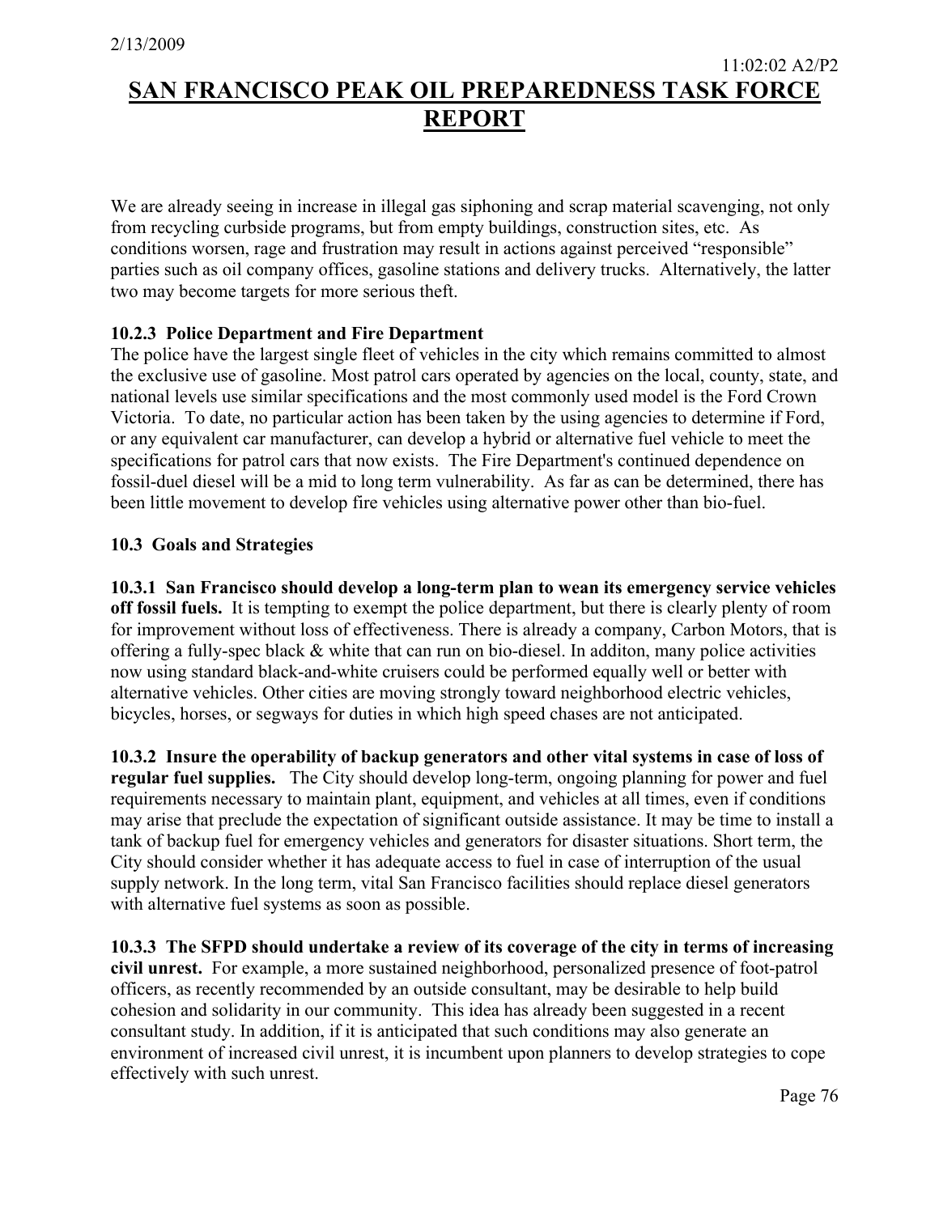We are already seeing in increase in illegal gas siphoning and scrap material scavenging, not only from recycling curbside programs, but from empty buildings, construction sites, etc. As conditions worsen, rage and frustration may result in actions against perceived "responsible" parties such as oil company offices, gasoline stations and delivery trucks. Alternatively, the latter two may become targets for more serious theft.

### 10.2.3 Police Department and Fire Department

The police have the largest single fleet of vehicles in the city which remains committed to almost the exclusive use of gasoline. Most patrol cars operated by agencies on the local, county, state, and national levels use similar specifications and the most commonly used model is the Ford Crown Victoria. To date, no particular action has been taken by the using agencies to determine if Ford, or any equivalent car manufacturer, can develop a hybrid or alternative fuel vehicle to meet the specifications for patrol cars that now exists. The Fire Department's continued dependence on fossil-duel diesel will be a mid to long term vulnerability. As far as can be determined, there has been little movement to develop fire vehicles using alternative power other than bio-fuel.

## 10.3 Goals and Strategies

**10.3.1 San Francisco should develop a long-term plan to wean its emergency service vehicles off fossil fuels.** It is tempting to exempt the police department, but there is clearly plenty of room for improvement without loss of effectiveness. There is already a company, Carbon Motors, that is offering a fully-spec black & white that can run on bio-diesel. In additon, many police activities now using standard black-and-white cruisers could be performed equally well or better with alternative vehicles. Other cities are moving strongly toward neighborhood electric vehicles, bicycles, horses, or segways for duties in which high speed chases are not anticipated.

**10.3.2 Insure the operability of backup generators and other vital systems in case of loss of regular fuel supplies.** The City should develop long-term, ongoing planning for power and fuel requirements necessary to maintain plant, equipment, and vehicles at all times, even if conditions may arise that preclude the expectation of significant outside assistance. It may be time to install a tank of backup fuel for emergency vehicles and generators for disaster situations. Short term, the City should consider whether it has adequate access to fuel in case of interruption of the usual supply network. In the long term, vital San Francisco facilities should replace diesel generators with alternative fuel systems as soon as possible.

**10.3.3 The SFPD should undertake a review of its coverage of the city in terms of increasing civil unrest.** For example, a more sustained neighborhood, personalized presence of foot-patrol officers, as recently recommended by an outside consultant, may be desirable to help build cohesion and solidarity in our community. This idea has already been suggested in a recent consultant study. In addition, if it is anticipated that such conditions may also generate an environment of increased civil unrest, it is incumbent upon planners to develop strategies to cope effectively with such unrest.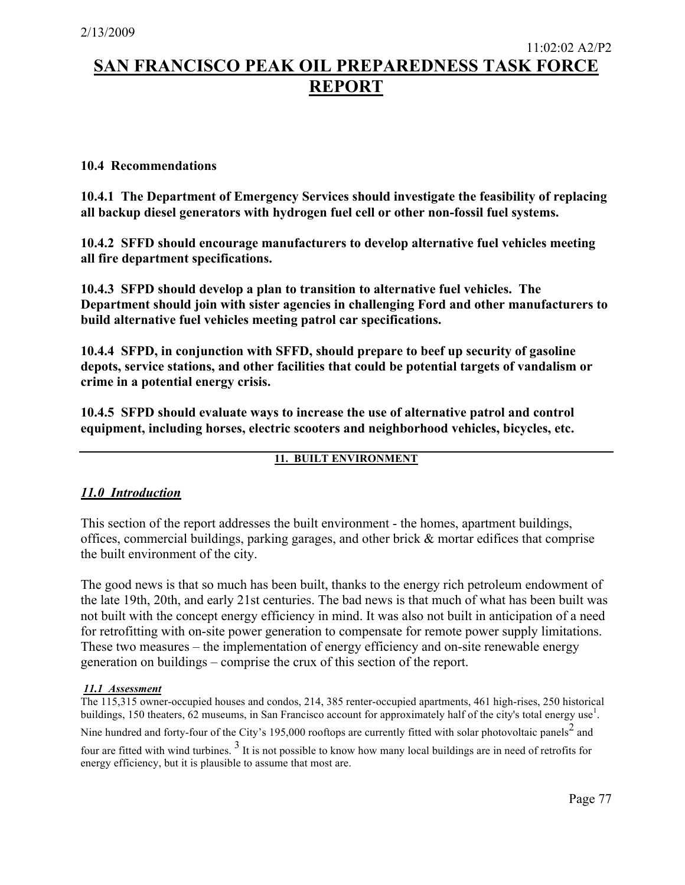**10.4 Recommendations**

**10.4.1 The Department of Emergency Services should investigate the feasibility of replacing all backup diesel generators with hydrogen fuel cell or other non-fossil fuel systems.**

**10.4.2 SFFD should encourage manufacturers to develop alternative fuel vehicles meeting all fire department specifications.**

**10.4.3 SFPD should develop a plan to transition to alternative fuel vehicles. The Department should join with sister agencies in challenging Ford and other manufacturers to build alternative fuel vehicles meeting patrol car specifications.**

**10.4.4 SFPD, in conjunction with SFFD, should prepare to beef up security of gasoline depots, service stations, and other facilities that could be potential targets of vandalism or crime in a potential energy crisis.**

**10.4.5 SFPD should evaluate ways to increase the use of alternative patrol and control equipment, including horses, electric scooters and neighborhood vehicles, bicycles, etc.**

---

## 11. BUILT ENVIRONMENT

### *11.0 Introduction*

This section of the report addresses the built environment - the homes, apartment buildings, offices, commercial buildings, parking garages, and other brick & mortar edifices that comprise the built environment of the city.

The good news is that so much has been built, thanks to the energy rich petroleum endowment of the late 19th, 20th, and early 21st centuries. The bad news is that much of what has been built was not built with the concept energy efficiency in mind. It was also not built in anticipation of a need for retrofitting with on-site power generation to compensate for remote power supply limitations. These two measures – the implementation of energy efficiency and on-site renewable energy generation on buildings – comprise the crux of this section of the report.

#### *11.1 Assessment*

The 115,315 owner-occupied houses and condos, 214, 385 renter-occupied apartments, 461 high-rises, 250 historical buildings, 150 theaters, 62 museums, in San Francisco account for approximately half of the city's total energy use[1]. Nine hundred and forty-four of the City's 195,000 rooftops are currently fitted with solar photovoltaic panels[2] and four are fitted with wind turbines. [3] It is not possible to know how many local buildings are in need of retrofits for energy efficiency, but it is plausible to assume that most are.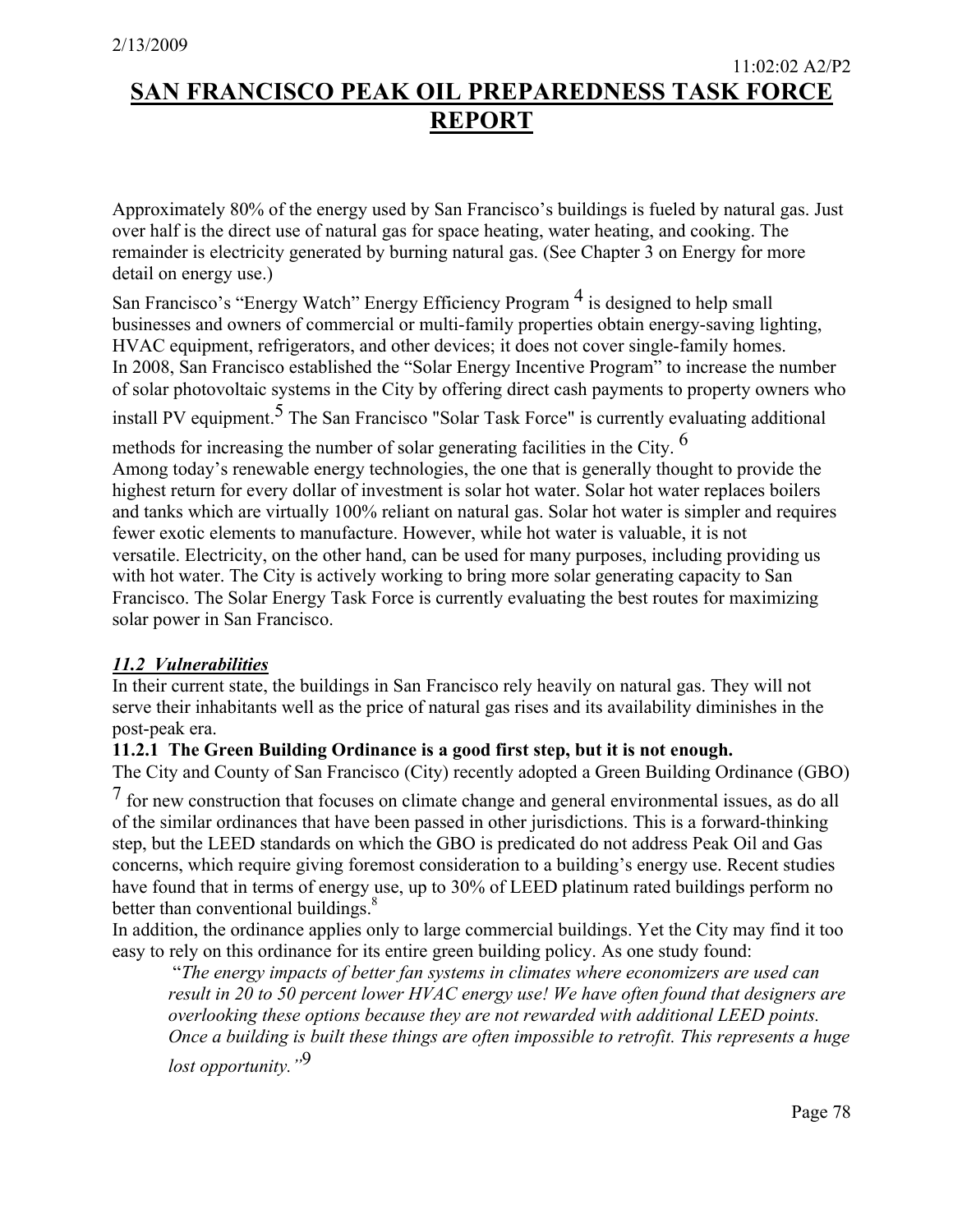Approximately 80% of the energy used by San Francisco's buildings is fueled by natural gas. Just over half is the direct use of natural gas for space heating, water heating, and cooking. The remainder is electricity generated by burning natural gas. (See Chapter 3 on Energy for more detail on energy use.)

San Francisco's "Energy Watch" Energy Efficiency Program [4] is designed to help small businesses and owners of commercial or multi-family properties obtain energy-saving lighting, HVAC equipment, refrigerators, and other devices; it does not cover single-family homes. In 2008, San Francisco established the "Solar Energy Incentive Program" to increase the number of solar photovoltaic systems in the City by offering direct cash payments to property owners who install PV equipment.[5] The San Francisco "Solar Task Force" is currently evaluating additional methods for increasing the number of solar generating facilities in the City. [6]

Among today's renewable energy technologies, the one that is generally thought to provide the highest return for every dollar of investment is solar hot water. Solar hot water replaces boilers and tanks which are virtually 100% reliant on natural gas. Solar hot water is simpler and requires fewer exotic elements to manufacture. However, while hot water is valuable, it is not versatile. Electricity, on the other hand, can be used for many purposes, including providing us with hot water. The City is actively working to bring more solar generating capacity to San Francisco. The Solar Energy Task Force is currently evaluating the best routes for maximizing solar power in San Francisco.

## *11.2 Vulnerabilities*

In their current state, the buildings in San Francisco rely heavily on natural gas. They will not serve their inhabitants well as the price of natural gas rises and its availability diminishes in the post-peak era.

### 11.2.1 The Green Building Ordinance is a good first step, but it is not enough.

The City and County of San Francisco (City) recently adopted a Green Building Ordinance (GBO) [7] for new construction that focuses on climate change and general environmental issues, as do all of the similar ordinances that have been passed in other jurisdictions. This is a forward-thinking step, but the LEED standards on which the GBO is predicated do not address Peak Oil and Gas concerns, which require giving foremost consideration to a building's energy use. Recent studies have found that in terms of energy use, up to 30% of LEED platinum rated buildings perform no better than conventional buildings.[8]

In addition, the ordinance applies only to large commercial buildings. Yet the City may find it too easy to rely on this ordinance for its entire green building policy. As one study found:

> "*The energy impacts of better fan systems in climates where economizers are used can result in 20 to 50 percent lower HVAC energy use! We have often found that designers are overlooking these options because they are not rewarded with additional LEED points. Once a building is built these things are often impossible to retrofit. This represents a huge lost opportunity."*[9]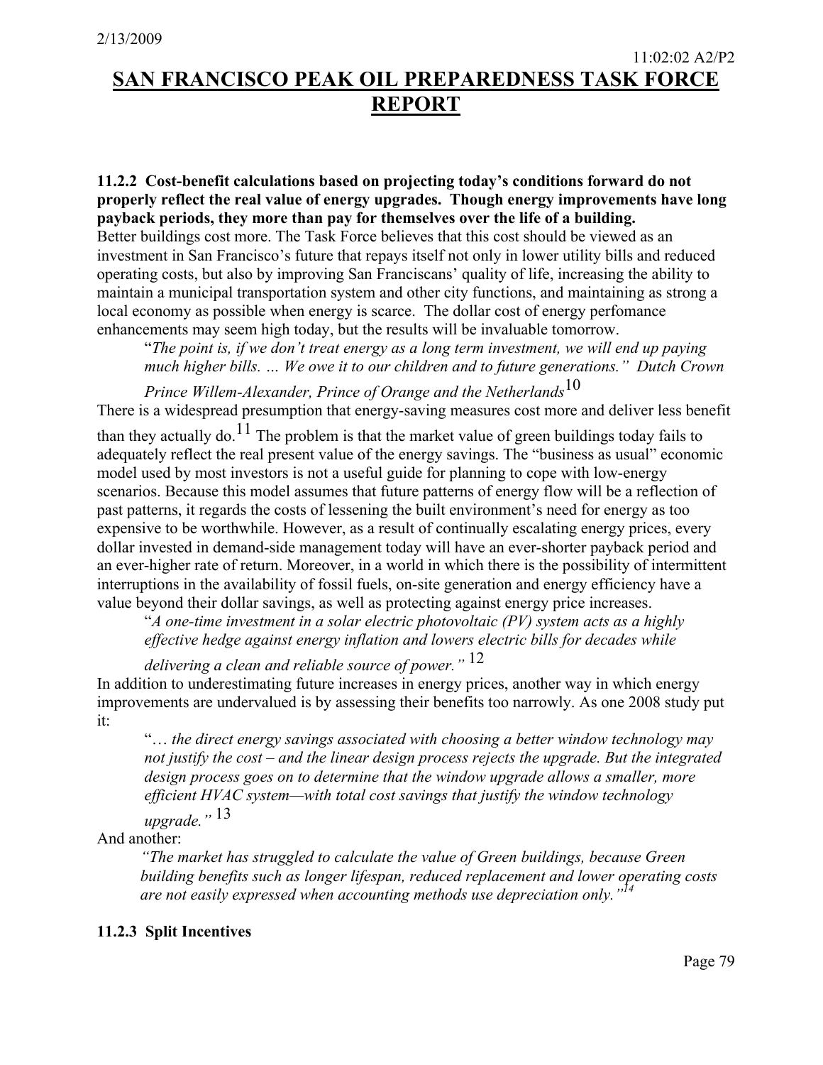**11.2.2 Cost-benefit calculations based on projecting today's conditions forward do not properly reflect the real value of energy upgrades. Though energy improvements have long payback periods, they more than pay for themselves over the life of a building.**

Better buildings cost more. The Task Force believes that this cost should be viewed as an investment in San Francisco's future that repays itself not only in lower utility bills and reduced operating costs, but also by improving San Franciscans' quality of life, increasing the ability to maintain a municipal transportation system and other city functions, and maintaining as strong a local economy as possible when energy is scarce. The dollar cost of energy perfomance enhancements may seem high today, but the results will be invaluable tomorrow.

> "*The point is, if we don't treat energy as a long term investment, we will end up paying much higher bills. … We owe it to our children and to future generations.*" *Dutch Crown Prince Willem-Alexander, Prince of Orange and the Netherlands*[10]

There is a widespread presumption that energy-saving measures cost more and deliver less benefit than they actually do.[11] The problem is that the market value of green buildings today fails to adequately reflect the real present value of the energy savings. The "business as usual" economic model used by most investors is not a useful guide for planning to cope with low-energy scenarios. Because this model assumes that future patterns of energy flow will be a reflection of past patterns, it regards the costs of lessening the built environment's need for energy as too expensive to be worthwhile. However, as a result of continually escalating energy prices, every dollar invested in demand-side management today will have an ever-shorter payback period and an ever-higher rate of return. Moreover, in a world in which there is the possibility of intermittent interruptions in the availability of fossil fuels, on-site generation and energy efficiency have a value beyond their dollar savings, as well as protecting against energy price increases.

> "*A one-time investment in a solar electric photovoltaic (PV) system acts as a highly effective hedge against energy inflation and lowers electric bills for decades while delivering a clean and reliable source of power.*" [12]

In addition to underestimating future increases in energy prices, another way in which energy improvements are undervalued is by assessing their benefits too narrowly. As one 2008 study put it:

> "*… the direct energy savings associated with choosing a better window technology may not justify the cost – and the linear design process rejects the upgrade. But the integrated design process goes on to determine that the window upgrade allows a smaller, more efficient HVAC system—with total cost savings that justify the window technology upgrade.*" [13]

And another:

> *"The market has struggled to calculate the value of Green buildings, because Green building benefits such as longer lifespan, reduced replacement and lower operating costs are not easily expressed when accounting methods use depreciation only."*[14]

**11.2.3 Split Incentives**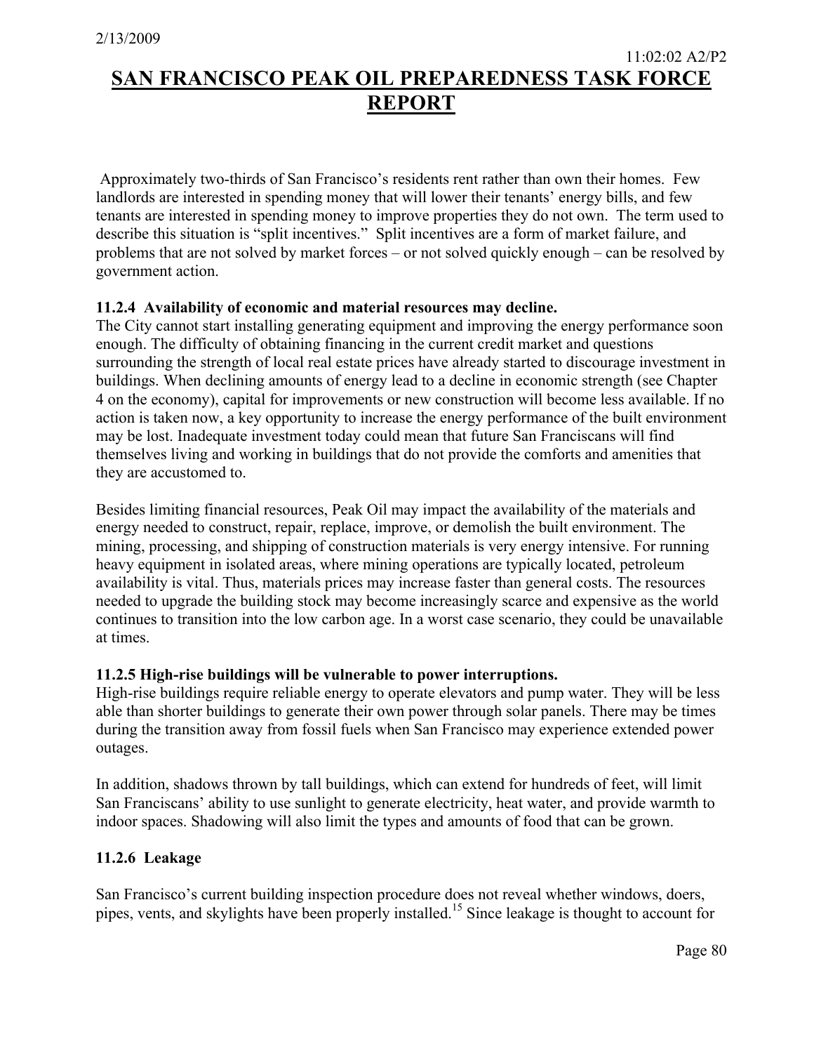Approximately two-thirds of San Francisco's residents rent rather than own their homes. Few landlords are interested in spending money that will lower their tenants' energy bills, and few tenants are interested in spending money to improve properties they do not own. The term used to describe this situation is "split incentives." Split incentives are a form of market failure, and problems that are not solved by market forces – or not solved quickly enough – can be resolved by government action.

### 11.2.4 Availability of economic and material resources may decline.

The City cannot start installing generating equipment and improving the energy performance soon enough. The difficulty of obtaining financing in the current credit market and questions surrounding the strength of local real estate prices have already started to discourage investment in buildings. When declining amounts of energy lead to a decline in economic strength (see Chapter 4 on the economy), capital for improvements or new construction will become less available. If no action is taken now, a key opportunity to increase the energy performance of the built environment may be lost. Inadequate investment today could mean that future San Franciscans will find themselves living and working in buildings that do not provide the comforts and amenities that they are accustomed to.

Besides limiting financial resources, Peak Oil may impact the availability of the materials and energy needed to construct, repair, replace, improve, or demolish the built environment. The mining, processing, and shipping of construction materials is very energy intensive. For running heavy equipment in isolated areas, where mining operations are typically located, petroleum availability is vital. Thus, materials prices may increase faster than general costs. The resources needed to upgrade the building stock may become increasingly scarce and expensive as the world continues to transition into the low carbon age. In a worst case scenario, they could be unavailable at times.

### 11.2.5 High-rise buildings will be vulnerable to power interruptions.

High-rise buildings require reliable energy to operate elevators and pump water. They will be less able than shorter buildings to generate their own power through solar panels. There may be times during the transition away from fossil fuels when San Francisco may experience extended power outages.

In addition, shadows thrown by tall buildings, which can extend for hundreds of feet, will limit San Franciscans' ability to use sunlight to generate electricity, heat water, and provide warmth to indoor spaces. Shadowing will also limit the types and amounts of food that can be grown.

### 11.2.6 Leakage

San Francisco's current building inspection procedure does not reveal whether windows, doers, pipes, vents, and skylights have been properly installed.[15] Since leakage is thought to account for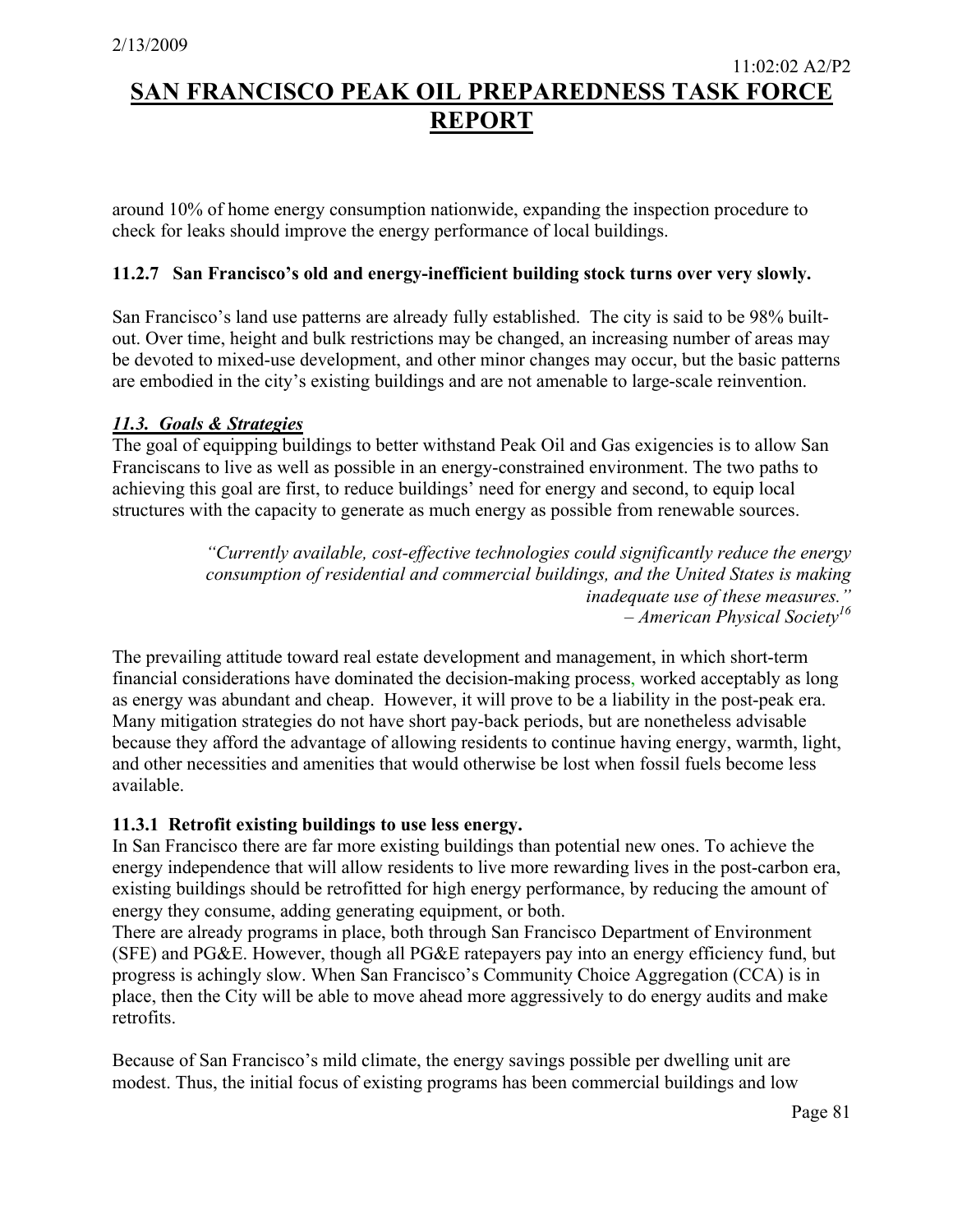around 10% of home energy consumption nationwide, expanding the inspection procedure to check for leaks should improve the energy performance of local buildings.

### 11.2.7 San Francisco's old and energy-inefficient building stock turns over very slowly.

San Francisco's land use patterns are already fully established. The city is said to be 98% built-out. Over time, height and bulk restrictions may be changed, an increasing number of areas may be devoted to mixed-use development, and other minor changes may occur, but the basic patterns are embodied in the city's existing buildings and are not amenable to large-scale reinvention.

## *11.3. Goals & Strategies*

The goal of equipping buildings to better withstand Peak Oil and Gas exigencies is to allow San Franciscans to live as well as possible in an energy-constrained environment. The two paths to achieving this goal are first, to reduce buildings' need for energy and second, to equip local structures with the capacity to generate as much energy as possible from renewable sources.

> *"Currently available, cost-effective technologies could significantly reduce the energy consumption of residential and commercial buildings, and the United States is making inadequate use of these measures."*
> *– American Physical Society*[16]

The prevailing attitude toward real estate development and management, in which short-term financial considerations have dominated the decision-making process, worked acceptably as long as energy was abundant and cheap. However, it will prove to be a liability in the post-peak era. Many mitigation strategies do not have short pay-back periods, but are nonetheless advisable because they afford the advantage of allowing residents to continue having energy, warmth, light, and other necessities and amenities that would otherwise be lost when fossil fuels become less available.

### 11.3.1 Retrofit existing buildings to use less energy.

In San Francisco there are far more existing buildings than potential new ones. To achieve the energy independence that will allow residents to live more rewarding lives in the post-carbon era, existing buildings should be retrofitted for high energy performance, by reducing the amount of energy they consume, adding generating equipment, or both.

There are already programs in place, both through San Francisco Department of Environment (SFE) and PG&E. However, though all PG&E ratepayers pay into an energy efficiency fund, but progress is achingly slow. When San Francisco's Community Choice Aggregation (CCA) is in place, then the City will be able to move ahead more aggressively to do energy audits and make retrofits.

Because of San Francisco's mild climate, the energy savings possible per dwelling unit are modest. Thus, the initial focus of existing programs has been commercial buildings and low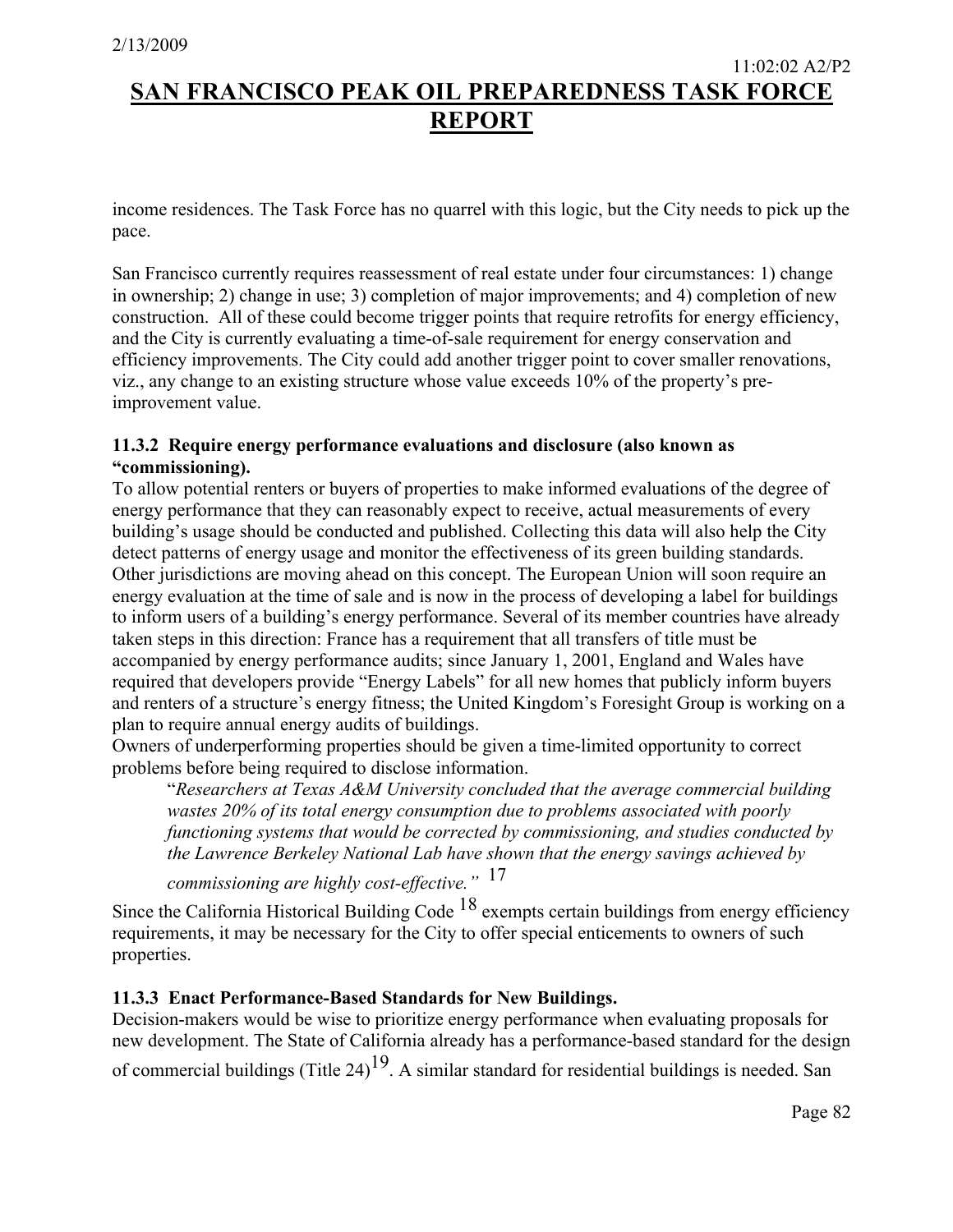income residences. The Task Force has no quarrel with this logic, but the City needs to pick up the pace.

San Francisco currently requires reassessment of real estate under four circumstances: 1) change in ownership; 2) change in use; 3) completion of major improvements; and 4) completion of new construction. All of these could become trigger points that require retrofits for energy efficiency, and the City is currently evaluating a time-of-sale requirement for energy conservation and efficiency improvements. The City could add another trigger point to cover smaller renovations, viz., any change to an existing structure whose value exceeds 10% of the property's pre-improvement value.

### 11.3.2 Require energy performance evaluations and disclosure (also known as "commissioning).

To allow potential renters or buyers of properties to make informed evaluations of the degree of energy performance that they can reasonably expect to receive, actual measurements of every building's usage should be conducted and published. Collecting this data will also help the City detect patterns of energy usage and monitor the effectiveness of its green building standards. Other jurisdictions are moving ahead on this concept. The European Union will soon require an energy evaluation at the time of sale and is now in the process of developing a label for buildings to inform users of a building's energy performance. Several of its member countries have already taken steps in this direction: France has a requirement that all transfers of title must be accompanied by energy performance audits; since January 1, 2001, England and Wales have required that developers provide "Energy Labels" for all new homes that publicly inform buyers and renters of a structure's energy fitness; the United Kingdom's Foresight Group is working on a plan to require annual energy audits of buildings.

Owners of underperforming properties should be given a time-limited opportunity to correct problems before being required to disclose information.

> "*Researchers at Texas A&M University concluded that the average commercial building wastes 20% of its total energy consumption due to problems associated with poorly functioning systems that would be corrected by commissioning, and studies conducted by the Lawrence Berkeley National Lab have shown that the energy savings achieved by commissioning are highly cost-effective.*" [17]

Since the California Historical Building Code [18] exempts certain buildings from energy efficiency requirements, it may be necessary for the City to offer special enticements to owners of such properties.

### 11.3.3 Enact Performance-Based Standards for New Buildings.

Decision-makers would be wise to prioritize energy performance when evaluating proposals for new development. The State of California already has a performance-based standard for the design of commercial buildings (Title 24)[19]. A similar standard for residential buildings is needed. San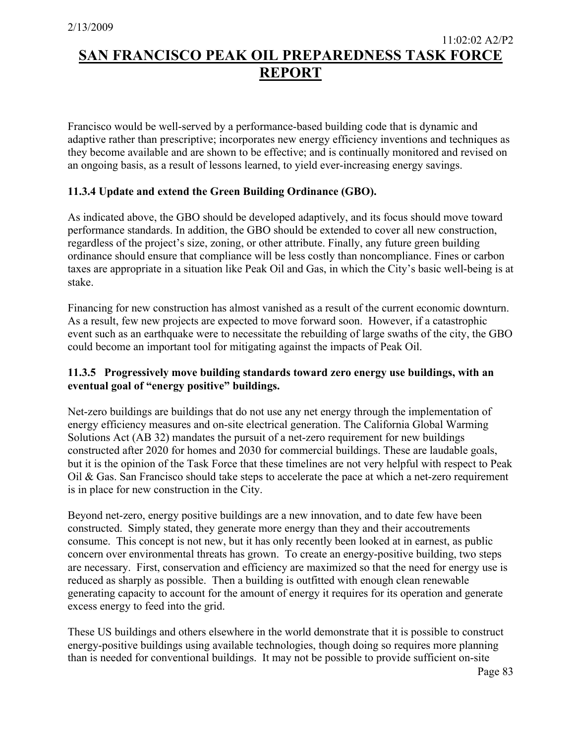Francisco would be well-served by a performance-based building code that is dynamic and adaptive rather than prescriptive; incorporates new energy efficiency inventions and techniques as they become available and are shown to be effective; and is continually monitored and revised on an ongoing basis, as a result of lessons learned, to yield ever-increasing energy savings.

### 11.3.4 Update and extend the Green Building Ordinance (GBO).

As indicated above, the GBO should be developed adaptively, and its focus should move toward performance standards. In addition, the GBO should be extended to cover all new construction, regardless of the project's size, zoning, or other attribute. Finally, any future green building ordinance should ensure that compliance will be less costly than noncompliance. Fines or carbon taxes are appropriate in a situation like Peak Oil and Gas, in which the City's basic well-being is at stake.

Financing for new construction has almost vanished as a result of the current economic downturn. As a result, few new projects are expected to move forward soon. However, if a catastrophic event such as an earthquake were to necessitate the rebuilding of large swaths of the city, the GBO could become an important tool for mitigating against the impacts of Peak Oil.

### 11.3.5 Progressively move building standards toward zero energy use buildings, with an eventual goal of "energy positive" buildings.

Net-zero buildings are buildings that do not use any net energy through the implementation of energy efficiency measures and on-site electrical generation. The California Global Warming Solutions Act (AB 32) mandates the pursuit of a net-zero requirement for new buildings constructed after 2020 for homes and 2030 for commercial buildings. These are laudable goals, but it is the opinion of the Task Force that these timelines are not very helpful with respect to Peak Oil & Gas. San Francisco should take steps to accelerate the pace at which a net-zero requirement is in place for new construction in the City.

Beyond net-zero, energy positive buildings are a new innovation, and to date few have been constructed. Simply stated, they generate more energy than they and their accoutrements consume. This concept is not new, but it has only recently been looked at in earnest, as public concern over environmental threats has grown. To create an energy-positive building, two steps are necessary. First, conservation and efficiency are maximized so that the need for energy use is reduced as sharply as possible. Then a building is outfitted with enough clean renewable generating capacity to account for the amount of energy it requires for its operation and generate excess energy to feed into the grid.

These US buildings and others elsewhere in the world demonstrate that it is possible to construct energy-positive buildings using available technologies, though doing so requires more planning than is needed for conventional buildings. It may not be possible to provide sufficient on-site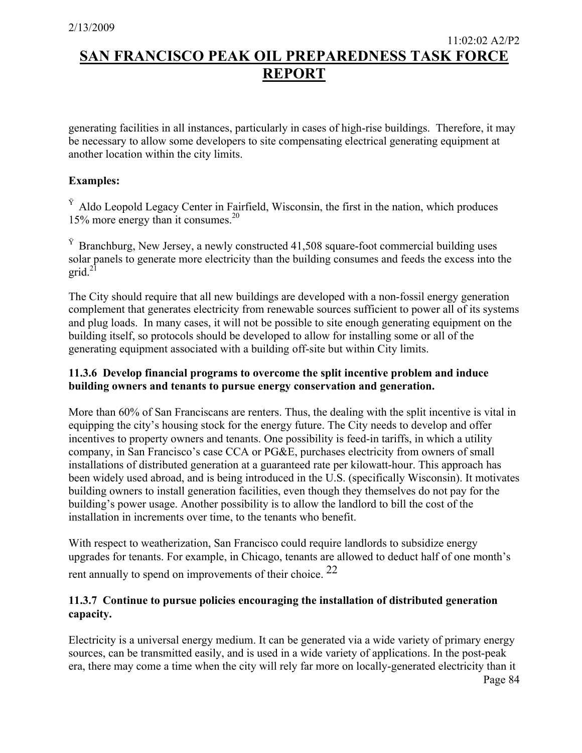generating facilities in all instances, particularly in cases of high-rise buildings. Therefore, it may be necessary to allow some developers to site compensating electrical generating equipment at another location within the city limits.

**Examples:**

- Aldo Leopold Legacy Center in Fairfield, Wisconsin, the first in the nation, which produces 15% more energy than it consumes.[20]

- Branchburg, New Jersey, a newly constructed 41,508 square-foot commercial building uses solar panels to generate more electricity than the building consumes and feeds the excess into the grid.[21]

The City should require that all new buildings are developed with a non-fossil energy generation complement that generates electricity from renewable sources sufficient to power all of its systems and plug loads. In many cases, it will not be possible to site enough generating equipment on the building itself, so protocols should be developed to allow for installing some or all of the generating equipment associated with a building off-site but within City limits.

### 11.3.6 Develop financial programs to overcome the split incentive problem and induce building owners and tenants to pursue energy conservation and generation.

More than 60% of San Franciscans are renters. Thus, the dealing with the split incentive is vital in equipping the city's housing stock for the energy future. The City needs to develop and offer incentives to property owners and tenants. One possibility is feed-in tariffs, in which a utility company, in San Francisco's case CCA or PG&E, purchases electricity from owners of small installations of distributed generation at a guaranteed rate per kilowatt-hour. This approach has been widely used abroad, and is being introduced in the U.S. (specifically Wisconsin). It motivates building owners to install generation facilities, even though they themselves do not pay for the building's power usage. Another possibility is to allow the landlord to bill the cost of the installation in increments over time, to the tenants who benefit.

With respect to weatherization, San Francisco could require landlords to subsidize energy upgrades for tenants. For example, in Chicago, tenants are allowed to deduct half of one month's rent annually to spend on improvements of their choice. [22]

### 11.3.7 Continue to pursue policies encouraging the installation of distributed generation capacity.

Electricity is a universal energy medium. It can be generated via a wide variety of primary energy sources, can be transmitted easily, and is used in a wide variety of applications. In the post-peak era, there may come a time when the city will rely far more on locally-generated electricity than it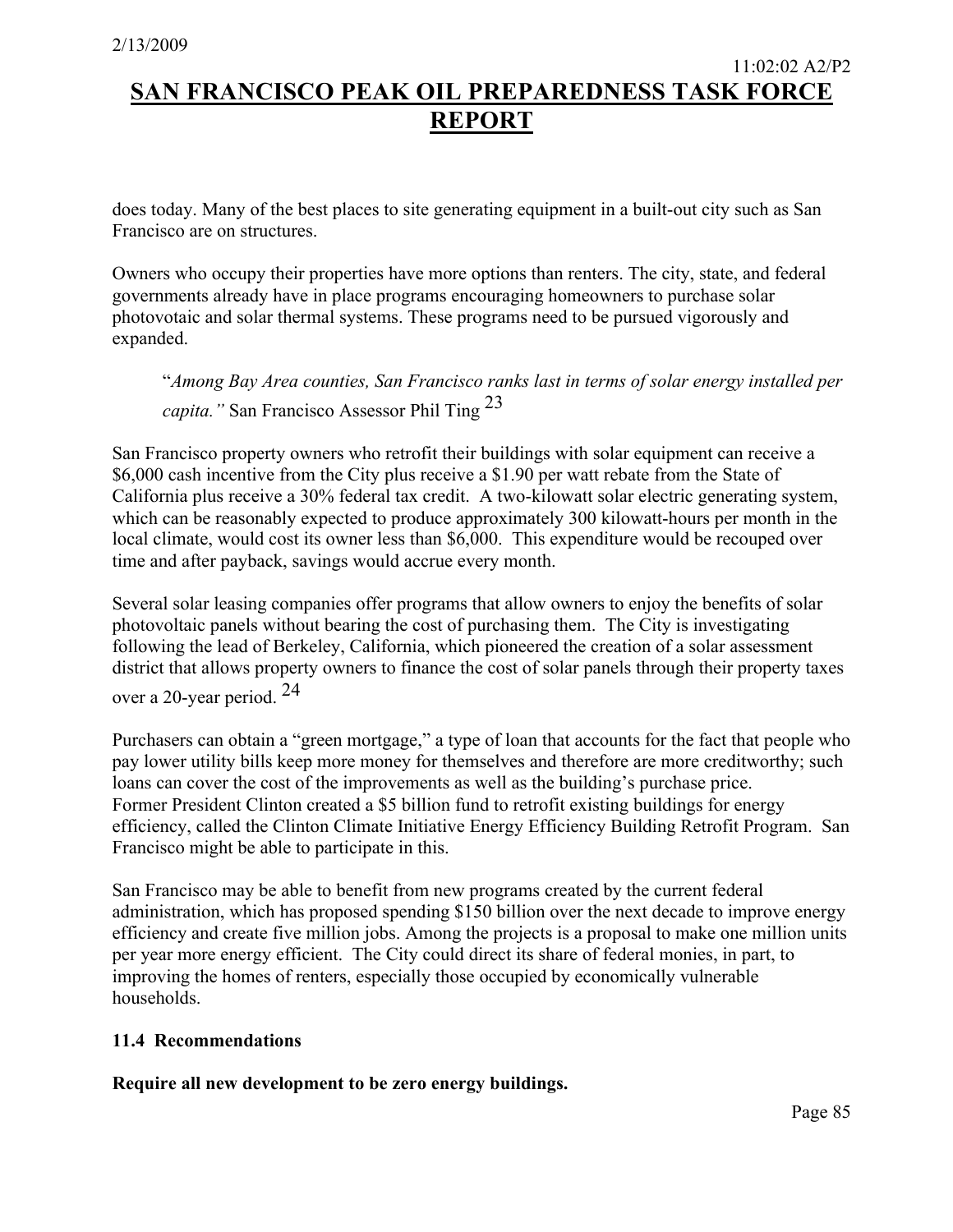does today. Many of the best places to site generating equipment in a built-out city such as San Francisco are on structures.

Owners who occupy their properties have more options than renters. The city, state, and federal governments already have in place programs encouraging homeowners to purchase solar photovotaic and solar thermal systems. These programs need to be pursued vigorously and expanded.

> "*Among Bay Area counties, San Francisco ranks last in terms of solar energy installed per capita."* San Francisco Assessor Phil Ting [23]

San Francisco property owners who retrofit their buildings with solar equipment can receive a $6,000 cash incentive from the City plus receive a $1.90 per watt rebate from the State of California plus receive a 30% federal tax credit. A two-kilowatt solar electric generating system, which can be reasonably expected to produce approximately 300 kilowatt-hours per month in the local climate, would cost its owner less than $6,000. This expenditure would be recouped over time and after payback, savings would accrue every month.

Several solar leasing companies offer programs that allow owners to enjoy the benefits of solar photovoltaic panels without bearing the cost of purchasing them. The City is investigating following the lead of Berkeley, California, which pioneered the creation of a solar assessment district that allows property owners to finance the cost of solar panels through their property taxes over a 20-year period. [24]

Purchasers can obtain a "green mortgage," a type of loan that accounts for the fact that people who pay lower utility bills keep more money for themselves and therefore are more creditworthy; such loans can cover the cost of the improvements as well as the building's purchase price.
Former President Clinton created a $5 billion fund to retrofit existing buildings for energy efficiency, called the Clinton Climate Initiative Energy Efficiency Building Retrofit Program. San Francisco might be able to participate in this.

San Francisco may be able to benefit from new programs created by the current federal administration, which has proposed spending $150 billion over the next decade to improve energy efficiency and create five million jobs. Among the projects is a proposal to make one million units per year more energy efficient. The City could direct its share of federal monies, in part, to improving the homes of renters, especially those occupied by economically vulnerable households.

### 11.4 Recommendations

**Require all new development to be zero energy buildings.**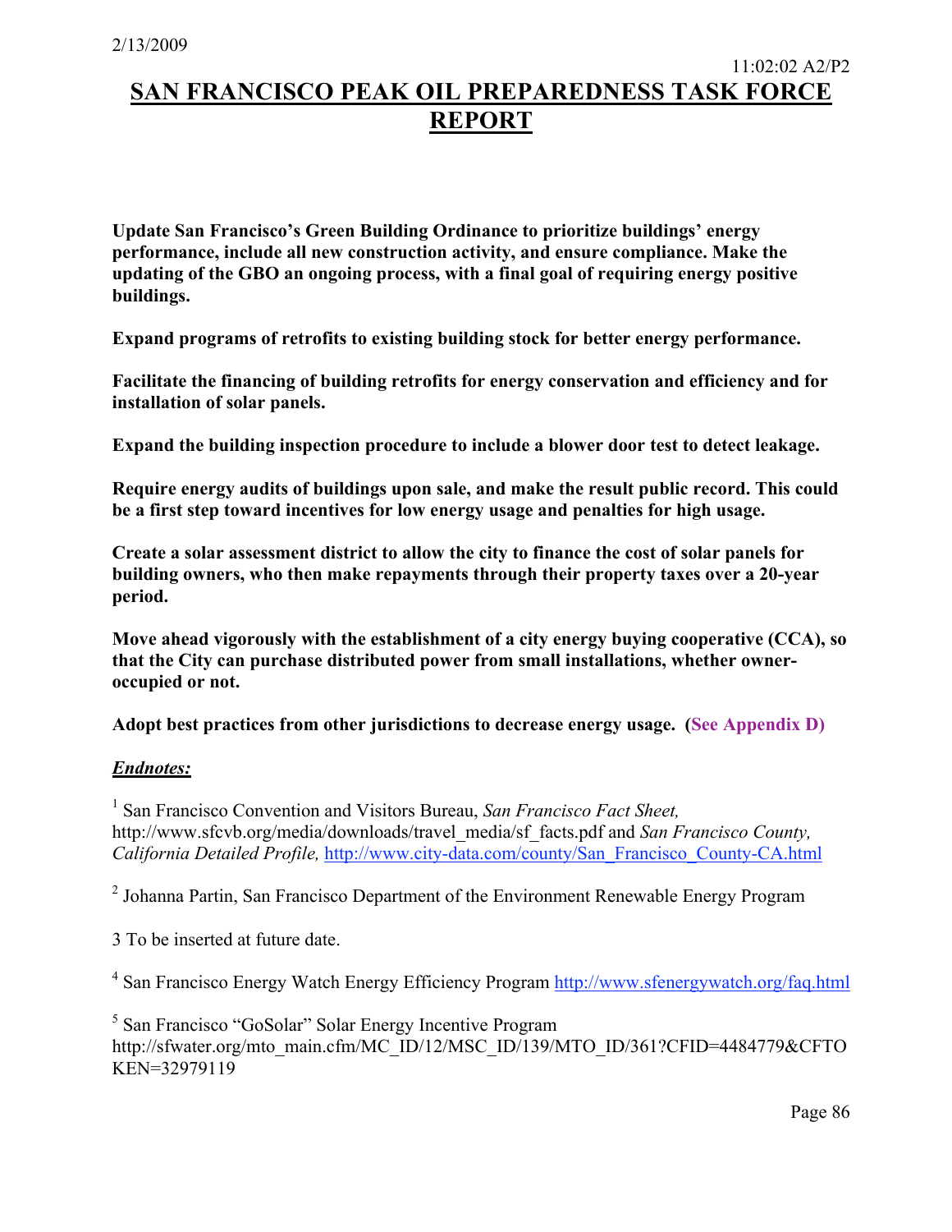**Update San Francisco's Green Building Ordinance to prioritize buildings' energy performance, include all new construction activity, and ensure compliance. Make the updating of the GBO an ongoing process, with a final goal of requiring energy positive buildings.**

**Expand programs of retrofits to existing building stock for better energy performance.**

**Facilitate the financing of building retrofits for energy conservation and efficiency and for installation of solar panels.**

**Expand the building inspection procedure to include a blower door test to detect leakage.**

**Require energy audits of buildings upon sale, and make the result public record. This could be a first step toward incentives for low energy usage and penalties for high usage.**

**Create a solar assessment district to allow the city to finance the cost of solar panels for building owners, who then make repayments through their property taxes over a 20-year period.**

**Move ahead vigorously with the establishment of a city energy buying cooperative (CCA), so that the City can purchase distributed power from small installations, whether owner-occupied or not.**

**Adopt best practices from other jurisdictions to decrease energy usage. (See Appendix D)**

***Endnotes:***

[1] San Francisco Convention and Visitors Bureau, *San Francisco Fact Sheet,* http://www.sfcvb.org/media/downloads/travel_media/sf_facts.pdf and *San Francisco County, California Detailed Profile,* http://www.city-data.com/county/San_Francisco_County-CA.html

[2] Johanna Partin, San Francisco Department of the Environment Renewable Energy Program

3 To be inserted at future date.

[4] San Francisco Energy Watch Energy Efficiency Program http://www.sfenergywatch.org/faq.html

[5] San Francisco "GoSolar" Solar Energy Incentive Program http://sfwater.org/mto_main.cfm/MC_ID/12/MSC_ID/139/MTO_ID/361?CFID=4484779&CFTOKEN=32979119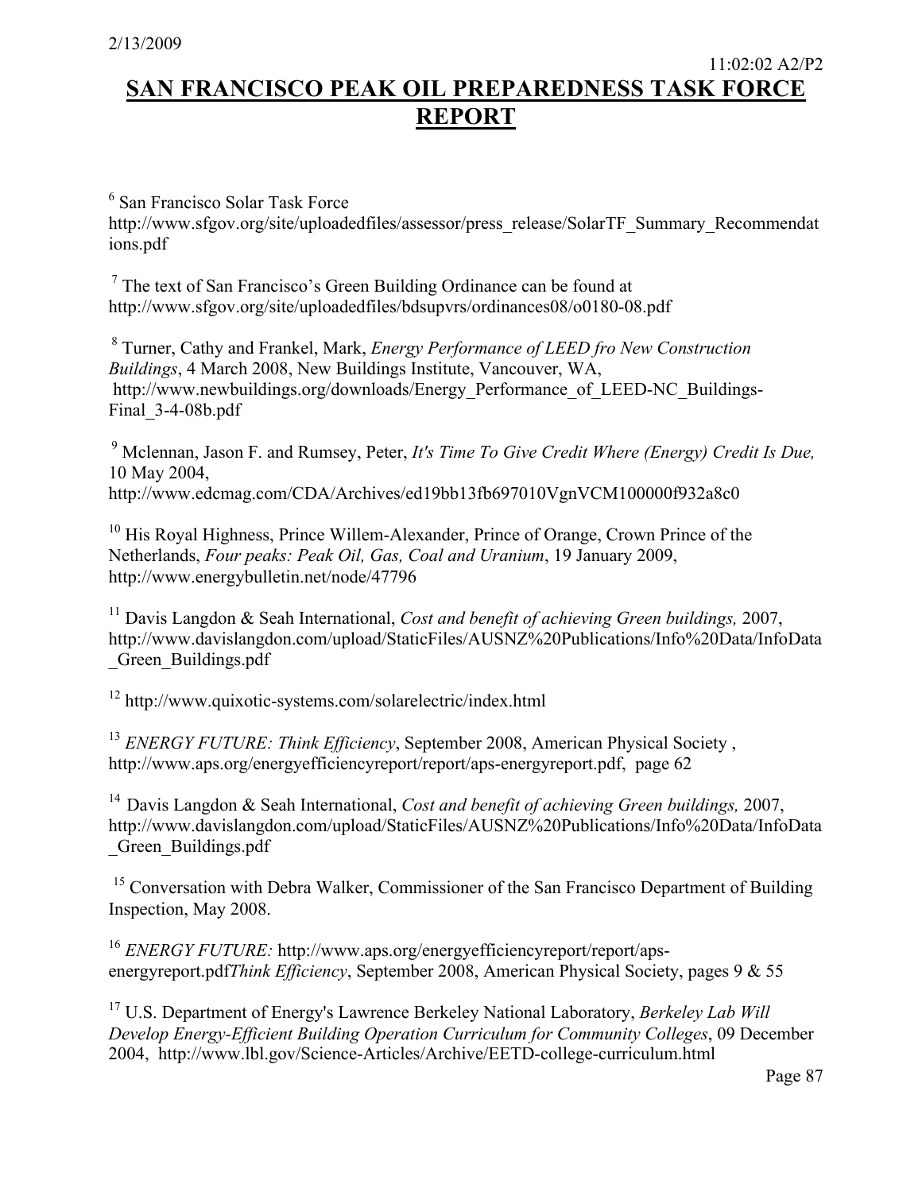[6] San Francisco Solar Task Force
http://www.sfgov.org/site/uploadedfiles/assessor/press_release/SolarTF_Summary_Recommendations.pdf

[7] The text of San Francisco's Green Building Ordinance can be found at
http://www.sfgov.org/site/uploadedfiles/bdsupvrs/ordinances08/o0180-08.pdf

[8] Turner, Cathy and Frankel, Mark, *Energy Performance of LEED fro New Construction Buildings*, 4 March 2008, New Buildings Institute, Vancouver, WA,
http://www.newbuildings.org/downloads/Energy_Performance_of_LEED-NC_Buildings-Final_3-4-08b.pdf

[9] Mclennan, Jason F. and Rumsey, Peter, *It's Time To Give Credit Where (Energy) Credit Is Due,* 10 May 2004,
http://www.edcmag.com/CDA/Archives/ed19bb13fb697010VgnVCM100000f932a8c0

[10] His Royal Highness, Prince Willem-Alexander, Prince of Orange, Crown Prince of the Netherlands, *Four peaks: Peak Oil, Gas, Coal and Uranium*, 19 January 2009,
http://www.energybulletin.net/node/47796

[11] Davis Langdon & Seah International, *Cost and benefit of achieving Green buildings,* 2007,
http://www.davislangdon.com/upload/StaticFiles/AUSNZ%20Publications/Info%20Data/InfoData_Green_Buildings.pdf

[12] http://www.quixotic-systems.com/solarelectric/index.html

[13] *ENERGY FUTURE: Think Efficiency*, September 2008, American Physical Society ,
http://www.aps.org/energyefficiencyreport/report/aps-energyreport.pdf, page 62

[14] Davis Langdon & Seah International, *Cost and benefit of achieving Green buildings,* 2007,
http://www.davislangdon.com/upload/StaticFiles/AUSNZ%20Publications/Info%20Data/InfoData_Green_Buildings.pdf

[15] Conversation with Debra Walker, Commissioner of the San Francisco Department of Building Inspection, May 2008.

[16] *ENERGY FUTURE:* http://www.aps.org/energyefficiencyreport/report/aps-energyreport.pdf*Think Efficiency*, September 2008, American Physical Society, pages 9 & 55

[17] U.S. Department of Energy's Lawrence Berkeley National Laboratory, *Berkeley Lab Will Develop Energy-Efficient Building Operation Curriculum for Community Colleges*, 09 December 2004, http://www.lbl.gov/Science-Articles/Archive/EETD-college-curriculum.html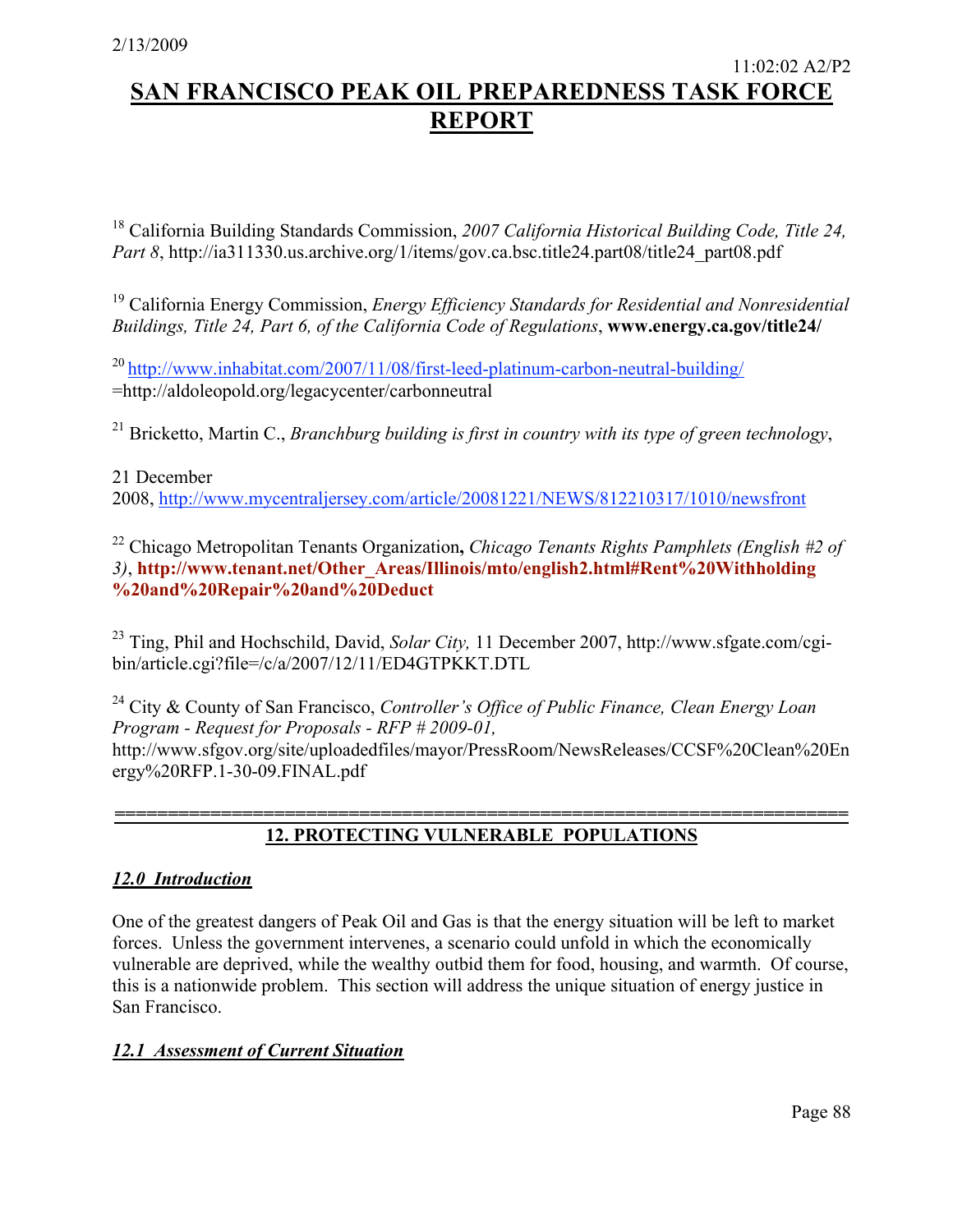[18] California Building Standards Commission, *2007 California Historical Building Code, Title 24, Part 8*, http://ia311330.us.archive.org/1/items/gov.ca.bsc.title24.part08/title24_part08.pdf

[19] California Energy Commission, *Energy Efficiency Standards for Residential and Nonresidential Buildings, Title 24, Part 6, of the California Code of Regulations*, **www.energy.ca.gov/title24/**

[20] http://www.inhabitat.com/2007/11/08/first-leed-platinum-carbon-neutral-building/ =http://aldoleopold.org/legacycenter/carbonneutral

[21] Bricketto, Martin C., *Branchburg building is first in country with its type of green technology*,

21 December 2008, http://www.mycentraljersey.com/article/20081221/NEWS/812210317/1010/newsfront

[22] Chicago Metropolitan Tenants Organization**,** *Chicago Tenants Rights Pamphlets (English #2 of 3)*, **http://www.tenant.net/Other_Areas/Illinois/mto/english2.html#Rent%20Withholding%20and%20Repair%20and%20Deduct**

[23] Ting, Phil and Hochschild, David, *Solar City,* 11 December 2007, http://www.sfgate.com/cgi-bin/article.cgi?file=/c/a/2007/12/11/ED4GTPKKT.DTL

[24] City & County of San Francisco, *Controller's Office of Public Finance, Clean Energy Loan Program - Request for Proposals - RFP # 2009-01,* http://www.sfgov.org/site/uploadedfiles/mayor/PressRoom/NewsReleases/CCSF%20Clean%20Energy%20RFP.1-30-09.FINAL.pdf

---

## 12. PROTECTING VULNERABLE POPULATIONS

### *12.0 Introduction*

One of the greatest dangers of Peak Oil and Gas is that the energy situation will be left to market forces. Unless the government intervenes, a scenario could unfold in which the economically vulnerable are deprived, while the wealthy outbid them for food, housing, and warmth. Of course, this is a nationwide problem. This section will address the unique situation of energy justice in San Francisco.

### *12.1 Assessment of Current Situation*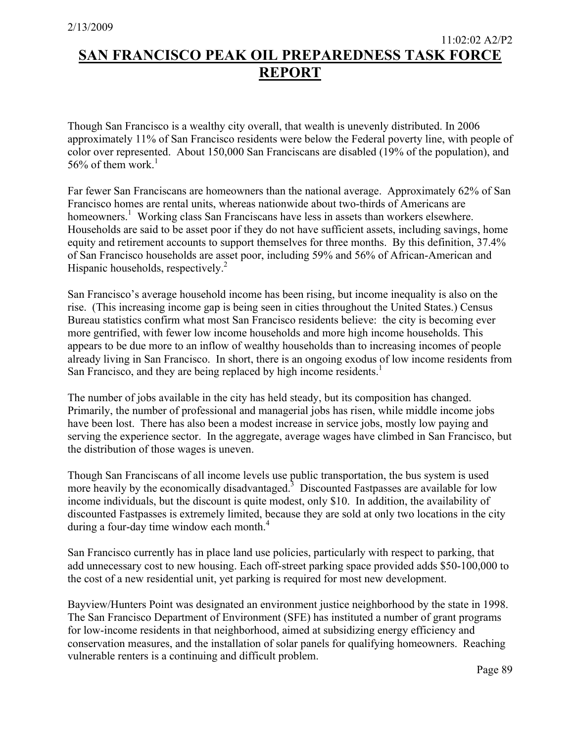# SAN FRANCISCO PEAK OIL PREPAREDNESS TASK FORCE REPORT

Though San Francisco is a wealthy city overall, that wealth is unevenly distributed. In 2006 approximately 11% of San Francisco residents were below the Federal poverty line, with people of color over represented. About 150,000 San Franciscans are disabled (19% of the population), and 56% of them work.[1]

Far fewer San Franciscans are homeowners than the national average. Approximately 62% of San Francisco homes are rental units, whereas nationwide about two-thirds of Americans are homeowners.[1] Working class San Franciscans have less in assets than workers elsewhere. Households are said to be asset poor if they do not have sufficient assets, including savings, home equity and retirement accounts to support themselves for three months. By this definition, 37.4% of San Francisco households are asset poor, including 59% and 56% of African-American and Hispanic households, respectively.[2]

San Francisco's average household income has been rising, but income inequality is also on the rise. (This increasing income gap is being seen in cities throughout the United States.) Census Bureau statistics confirm what most San Francisco residents believe: the city is becoming ever more gentrified, with fewer low income households and more high income households. This appears to be due more to an inflow of wealthy households than to increasing incomes of people already living in San Francisco. In short, there is an ongoing exodus of low income residents from San Francisco, and they are being replaced by high income residents.[1]

The number of jobs available in the city has held steady, but its composition has changed. Primarily, the number of professional and managerial jobs has risen, while middle income jobs have been lost. There has also been a modest increase in service jobs, mostly low paying and serving the experience sector. In the aggregate, average wages have climbed in San Francisco, but the distribution of those wages is uneven.

Though San Franciscans of all income levels use public transportation, the bus system is used more heavily by the economically disadvantaged.[3] Discounted Fastpasses are available for low income individuals, but the discount is quite modest, only $10. In addition, the availability of discounted Fastpasses is extremely limited, because they are sold at only two locations in the city during a four-day time window each month.[4]

San Francisco currently has in place land use policies, particularly with respect to parking, that add unnecessary cost to new housing. Each off-street parking space provided adds $50-100,000 to the cost of a new residential unit, yet parking is required for most new development.

Bayview/Hunters Point was designated an environment justice neighborhood by the state in 1998. The San Francisco Department of Environment (SFE) has instituted a number of grant programs for low-income residents in that neighborhood, aimed at subsidizing energy efficiency and conservation measures, and the installation of solar panels for qualifying homeowners. Reaching vulnerable renters is a continuing and difficult problem.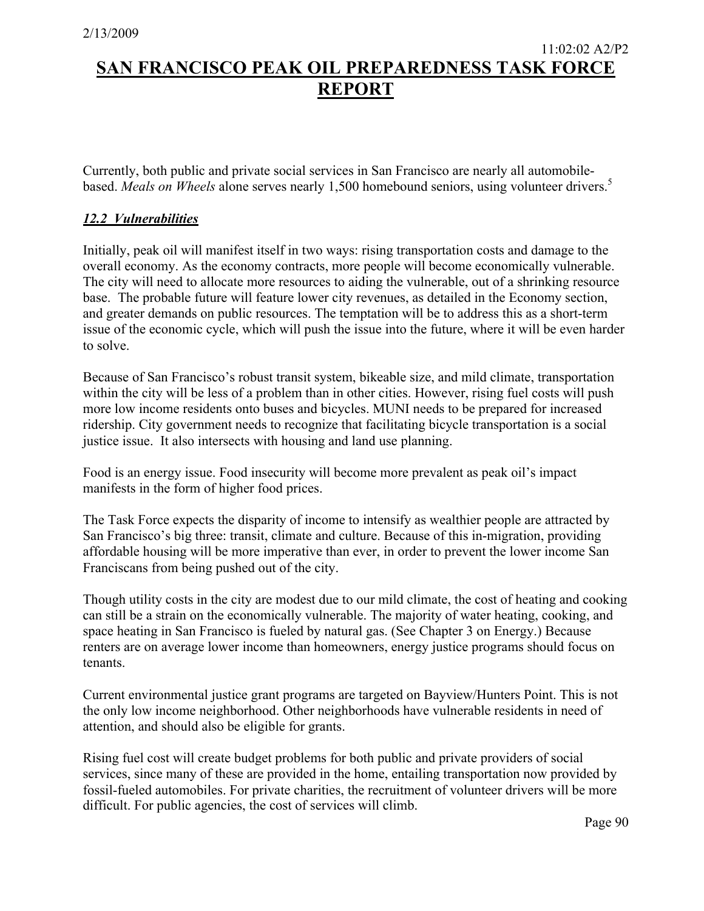Currently, both public and private social services in San Francisco are nearly all automobile-based. *Meals on Wheels* alone serves nearly 1,500 homebound seniors, using volunteer drivers.[5]

### ***12.2 Vulnerabilities***

Initially, peak oil will manifest itself in two ways: rising transportation costs and damage to the overall economy. As the economy contracts, more people will become economically vulnerable. The city will need to allocate more resources to aiding the vulnerable, out of a shrinking resource base. The probable future will feature lower city revenues, as detailed in the Economy section, and greater demands on public resources. The temptation will be to address this as a short-term issue of the economic cycle, which will push the issue into the future, where it will be even harder to solve.

Because of San Francisco's robust transit system, bikeable size, and mild climate, transportation within the city will be less of a problem than in other cities. However, rising fuel costs will push more low income residents onto buses and bicycles. MUNI needs to be prepared for increased ridership. City government needs to recognize that facilitating bicycle transportation is a social justice issue. It also intersects with housing and land use planning.

Food is an energy issue. Food insecurity will become more prevalent as peak oil's impact manifests in the form of higher food prices.

The Task Force expects the disparity of income to intensify as wealthier people are attracted by San Francisco's big three: transit, climate and culture. Because of this in-migration, providing affordable housing will be more imperative than ever, in order to prevent the lower income San Franciscans from being pushed out of the city.

Though utility costs in the city are modest due to our mild climate, the cost of heating and cooking can still be a strain on the economically vulnerable. The majority of water heating, cooking, and space heating in San Francisco is fueled by natural gas. (See Chapter 3 on Energy.) Because renters are on average lower income than homeowners, energy justice programs should focus on tenants.

Current environmental justice grant programs are targeted on Bayview/Hunters Point. This is not the only low income neighborhood. Other neighborhoods have vulnerable residents in need of attention, and should also be eligible for grants.

Rising fuel cost will create budget problems for both public and private providers of social services, since many of these are provided in the home, entailing transportation now provided by fossil-fueled automobiles. For private charities, the recruitment of volunteer drivers will be more difficult. For public agencies, the cost of services will climb.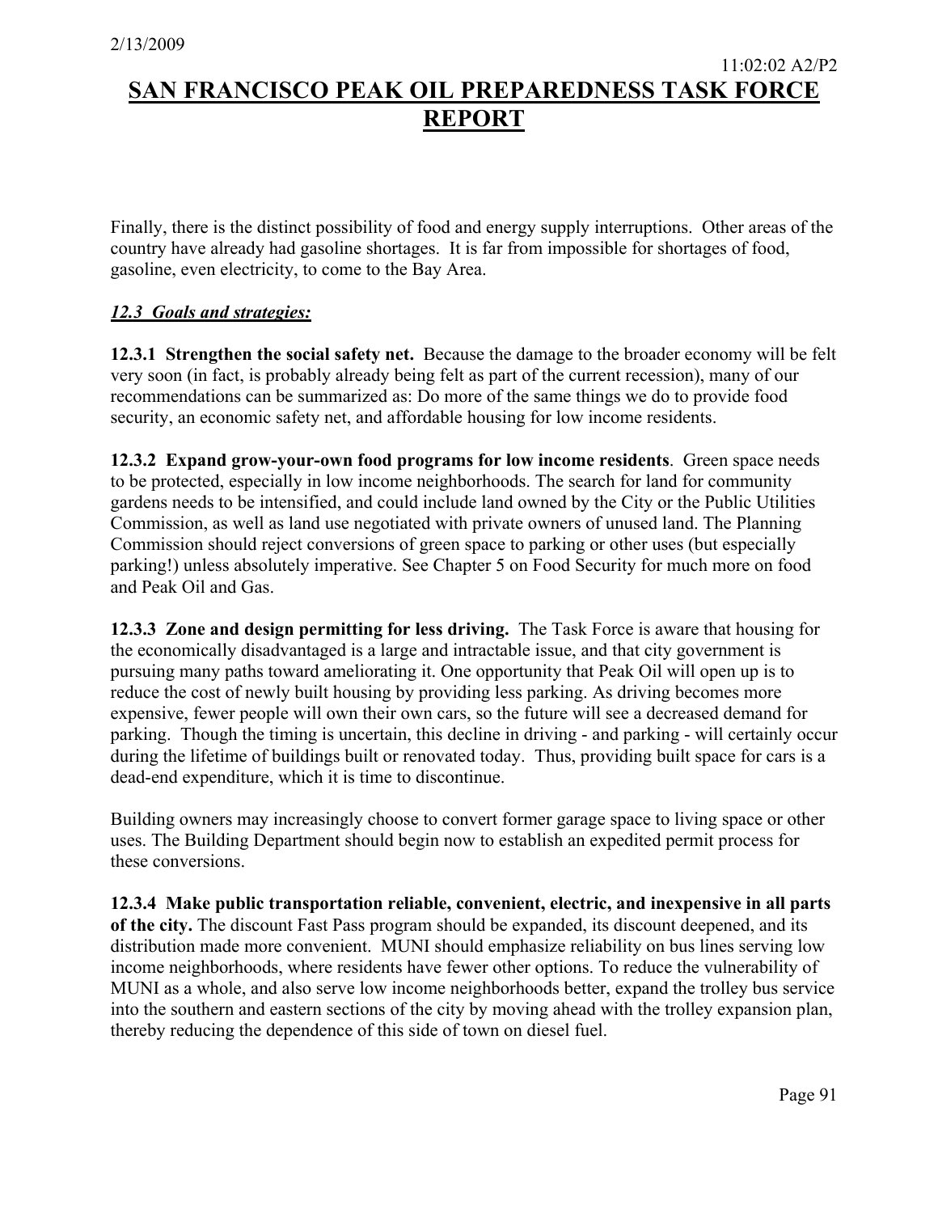Finally, there is the distinct possibility of food and energy supply interruptions. Other areas of the country have already had gasoline shortages. It is far from impossible for shortages of food, gasoline, even electricity, to come to the Bay Area.

### *12.3 Goals and strategies:*

**12.3.1 Strengthen the social safety net.** Because the damage to the broader economy will be felt very soon (in fact, is probably already being felt as part of the current recession), many of our recommendations can be summarized as: Do more of the same things we do to provide food security, an economic safety net, and affordable housing for low income residents.

**12.3.2 Expand grow-your-own food programs for low income residents**. Green space needs to be protected, especially in low income neighborhoods. The search for land for community gardens needs to be intensified, and could include land owned by the City or the Public Utilities Commission, as well as land use negotiated with private owners of unused land. The Planning Commission should reject conversions of green space to parking or other uses (but especially parking!) unless absolutely imperative. See Chapter 5 on Food Security for much more on food and Peak Oil and Gas.

**12.3.3 Zone and design permitting for less driving.** The Task Force is aware that housing for the economically disadvantaged is a large and intractable issue, and that city government is pursuing many paths toward ameliorating it. One opportunity that Peak Oil will open up is to reduce the cost of newly built housing by providing less parking. As driving becomes more expensive, fewer people will own their own cars, so the future will see a decreased demand for parking. Though the timing is uncertain, this decline in driving - and parking - will certainly occur during the lifetime of buildings built or renovated today. Thus, providing built space for cars is a dead-end expenditure, which it is time to discontinue.

Building owners may increasingly choose to convert former garage space to living space or other uses. The Building Department should begin now to establish an expedited permit process for these conversions.

**12.3.4 Make public transportation reliable, convenient, electric, and inexpensive in all parts of the city.** The discount Fast Pass program should be expanded, its discount deepened, and its distribution made more convenient. MUNI should emphasize reliability on bus lines serving low income neighborhoods, where residents have fewer other options. To reduce the vulnerability of MUNI as a whole, and also serve low income neighborhoods better, expand the trolley bus service into the southern and eastern sections of the city by moving ahead with the trolley expansion plan, thereby reducing the dependence of this side of town on diesel fuel.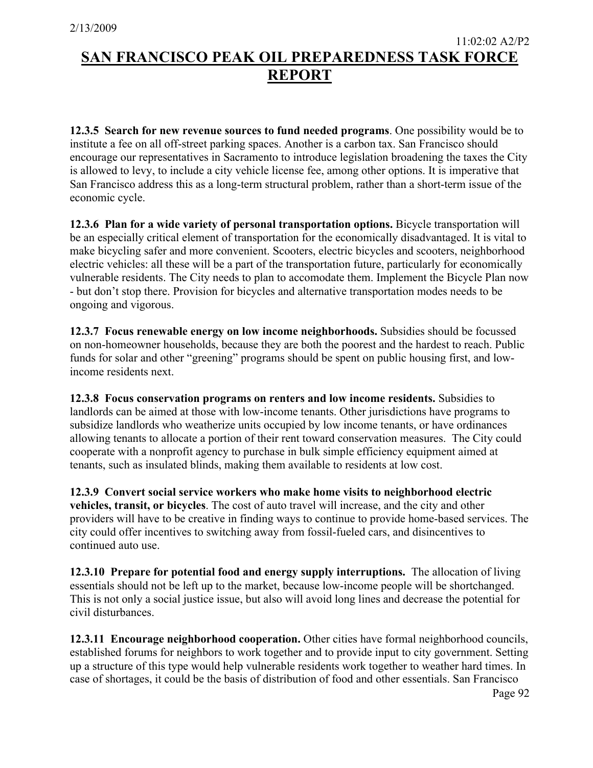**12.3.5 Search for new revenue sources to fund needed programs**. One possibility would be to institute a fee on all off-street parking spaces. Another is a carbon tax. San Francisco should encourage our representatives in Sacramento to introduce legislation broadening the taxes the City is allowed to levy, to include a city vehicle license fee, among other options. It is imperative that San Francisco address this as a long-term structural problem, rather than a short-term issue of the economic cycle.

**12.3.6 Plan for a wide variety of personal transportation options.** Bicycle transportation will be an especially critical element of transportation for the economically disadvantaged. It is vital to make bicycling safer and more convenient. Scooters, electric bicycles and scooters, neighborhood electric vehicles: all these will be a part of the transportation future, particularly for economically vulnerable residents. The City needs to plan to accomodate them. Implement the Bicycle Plan now - but don't stop there. Provision for bicycles and alternative transportation modes needs to be ongoing and vigorous.

**12.3.7 Focus renewable energy on low income neighborhoods.** Subsidies should be focussed on non-homeowner households, because they are both the poorest and the hardest to reach. Public funds for solar and other "greening" programs should be spent on public housing first, and low-income residents next.

**12.3.8 Focus conservation programs on renters and low income residents.** Subsidies to landlords can be aimed at those with low-income tenants. Other jurisdictions have programs to subsidize landlords who weatherize units occupied by low income tenants, or have ordinances allowing tenants to allocate a portion of their rent toward conservation measures. The City could cooperate with a nonprofit agency to purchase in bulk simple efficiency equipment aimed at tenants, such as insulated blinds, making them available to residents at low cost.

**12.3.9 Convert social service workers who make home visits to neighborhood electric vehicles, transit, or bicycles**. The cost of auto travel will increase, and the city and other providers will have to be creative in finding ways to continue to provide home-based services. The city could offer incentives to switching away from fossil-fueled cars, and disincentives to continued auto use.

**12.3.10 Prepare for potential food and energy supply interruptions.** The allocation of living essentials should not be left up to the market, because low-income people will be shortchanged. This is not only a social justice issue, but also will avoid long lines and decrease the potential for civil disturbances.

**12.3.11 Encourage neighborhood cooperation.** Other cities have formal neighborhood councils, established forums for neighbors to work together and to provide input to city government. Setting up a structure of this type would help vulnerable residents work together to weather hard times. In case of shortages, it could be the basis of distribution of food and other essentials. San Francisco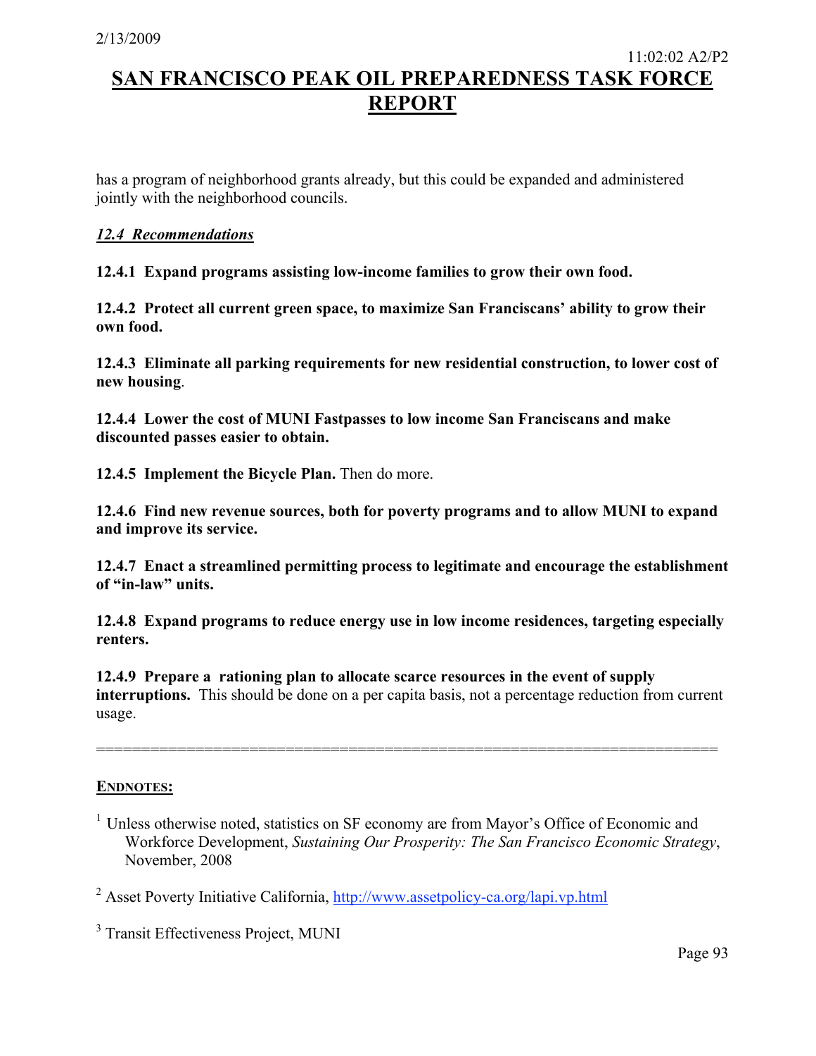has a program of neighborhood grants already, but this could be expanded and administered jointly with the neighborhood councils.

### *12.4 Recommendations*

**12.4.1 Expand programs assisting low-income families to grow their own food.**

**12.4.2 Protect all current green space, to maximize San Franciscans' ability to grow their own food.**

**12.4.3 Eliminate all parking requirements for new residential construction, to lower cost of new housing**.

**12.4.4 Lower the cost of MUNI Fastpasses to low income San Franciscans and make discounted passes easier to obtain.**

**12.4.5 Implement the Bicycle Plan.** Then do more.

**12.4.6 Find new revenue sources, both for poverty programs and to allow MUNI to expand and improve its service.**

**12.4.7 Enact a streamlined permitting process to legitimate and encourage the establishment of "in-law" units.**

**12.4.8 Expand programs to reduce energy use in low income residences, targeting especially renters.**

**12.4.9 Prepare a rationing plan to allocate scarce resources in the event of supply interruptions.** This should be done on a per capita basis, not a percentage reduction from current usage.

---

**ENDNOTES:**

[1] Unless otherwise noted, statistics on SF economy are from Mayor's Office of Economic and Workforce Development, *Sustaining Our Prosperity: The San Francisco Economic Strategy*, November, 2008

[2] Asset Poverty Initiative California, http://www.assetpolicy-ca.org/lapi.vp.html

[3] Transit Effectiveness Project, MUNI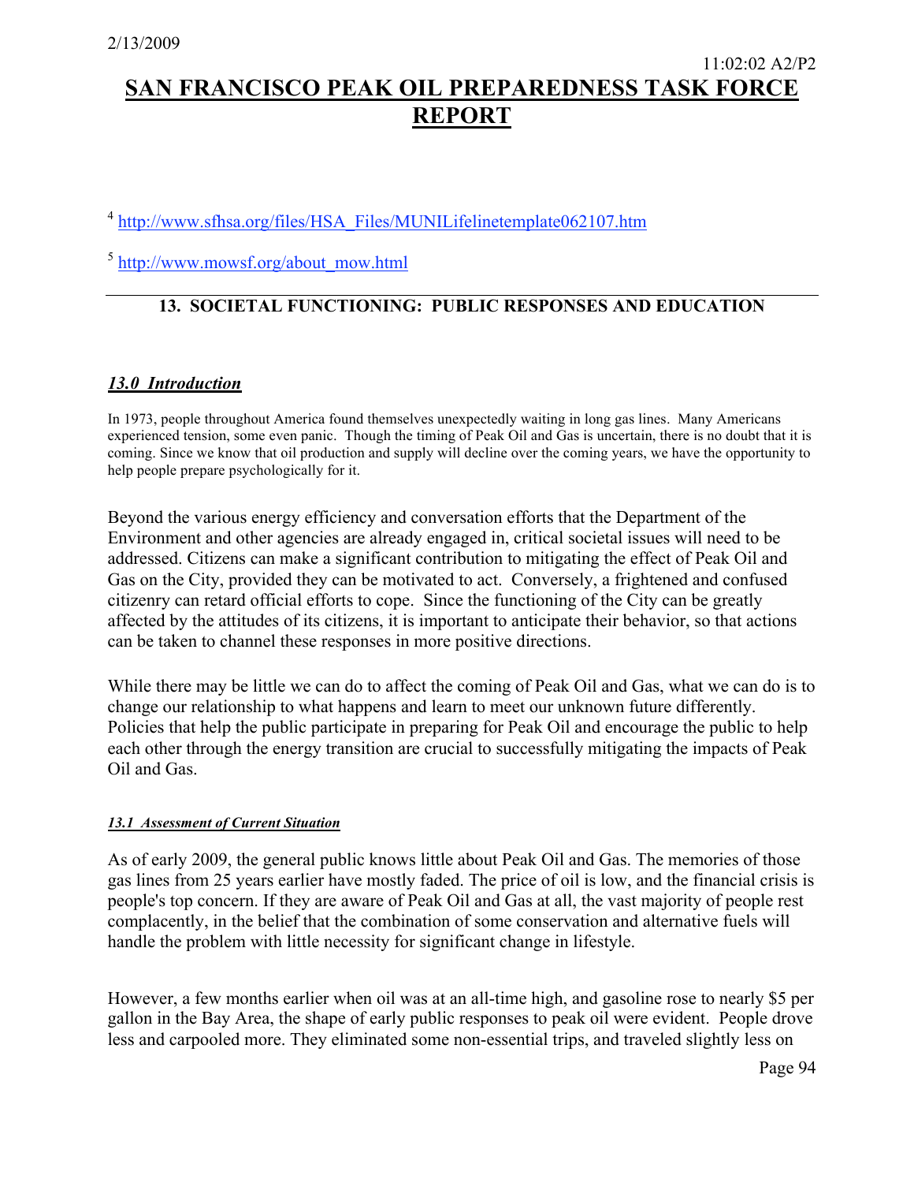[4] http://www.sfhsa.org/files/HSA_Files/MUNILifelinetemplate062107.htm

[5] http://www.mowsf.org/about_mow.html

## 13. SOCIETAL FUNCTIONING: PUBLIC RESPONSES AND EDUCATION

### ***13.0 Introduction***

In 1973, people throughout America found themselves unexpectedly waiting in long gas lines. Many Americans experienced tension, some even panic. Though the timing of Peak Oil and Gas is uncertain, there is no doubt that it is coming. Since we know that oil production and supply will decline over the coming years, we have the opportunity to help people prepare psychologically for it.

Beyond the various energy efficiency and conversation efforts that the Department of the Environment and other agencies are already engaged in, critical societal issues will need to be addressed. Citizens can make a significant contribution to mitigating the effect of Peak Oil and Gas on the City, provided they can be motivated to act. Conversely, a frightened and confused citizenry can retard official efforts to cope. Since the functioning of the City can be greatly affected by the attitudes of its citizens, it is important to anticipate their behavior, so that actions can be taken to channel these responses in more positive directions.

While there may be little we can do to affect the coming of Peak Oil and Gas, what we can do is to change our relationship to what happens and learn to meet our unknown future differently. Policies that help the public participate in preparing for Peak Oil and encourage the public to help each other through the energy transition are crucial to successfully mitigating the impacts of Peak Oil and Gas.

#### ***13.1 Assessment of Current Situation***

As of early 2009, the general public knows little about Peak Oil and Gas. The memories of those gas lines from 25 years earlier have mostly faded. The price of oil is low, and the financial crisis is people's top concern. If they are aware of Peak Oil and Gas at all, the vast majority of people rest complacently, in the belief that the combination of some conservation and alternative fuels will handle the problem with little necessity for significant change in lifestyle.

However, a few months earlier when oil was at an all-time high, and gasoline rose to nearly $5 per gallon in the Bay Area, the shape of early public responses to peak oil were evident. People drove less and carpooled more. They eliminated some non-essential trips, and traveled slightly less on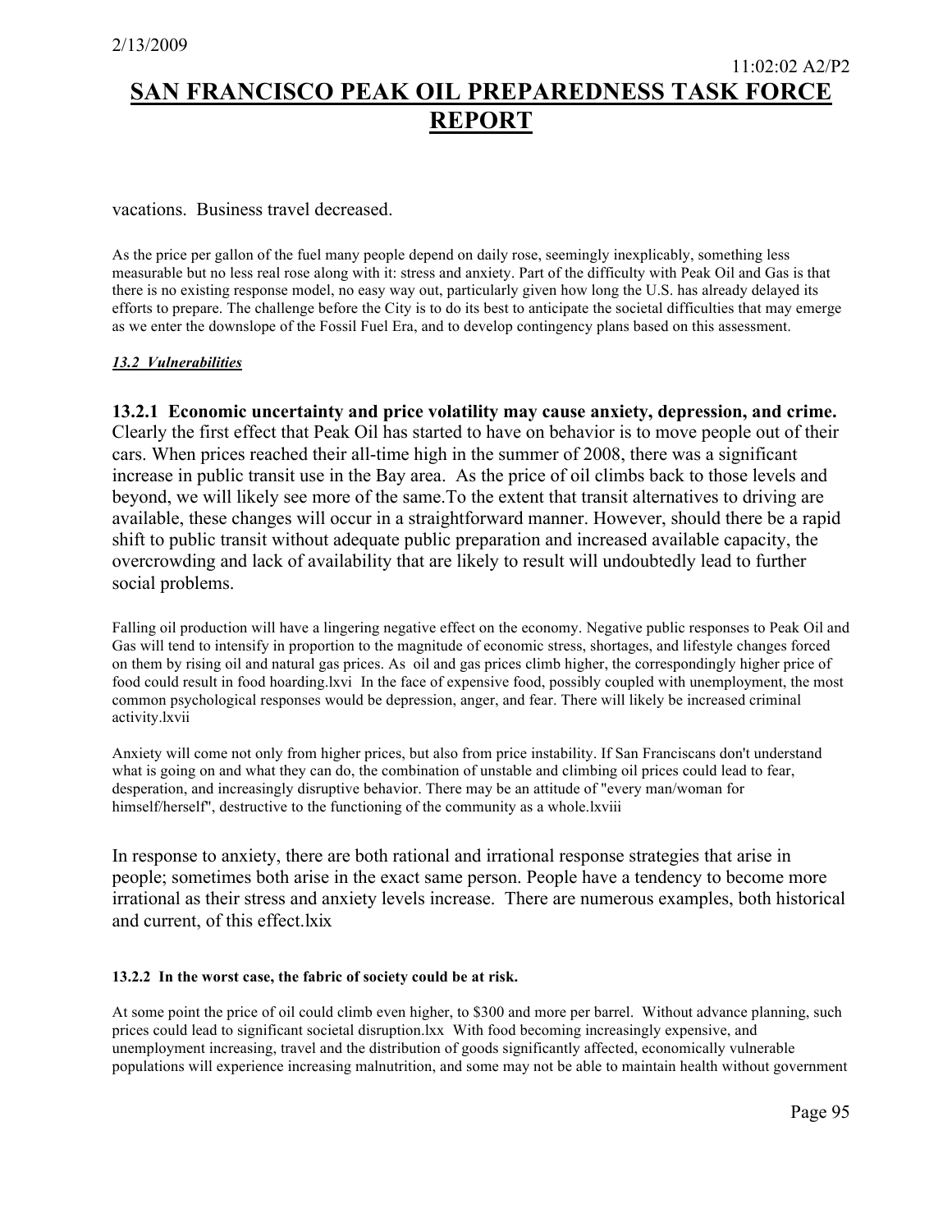vacations. Business travel decreased.

As the price per gallon of the fuel many people depend on daily rose, seemingly inexplicably, something less measurable but no less real rose along with it: stress and anxiety. Part of the difficulty with Peak Oil and Gas is that there is no existing response model, no easy way out, particularly given how long the U.S. has already delayed its efforts to prepare. The challenge before the City is to do its best to anticipate the societal difficulties that may emerge as we enter the downslope of the Fossil Fuel Era, and to develop contingency plans based on this assessment.

***13.2 Vulnerabilities***

**13.2.1 Economic uncertainty and price volatility may cause anxiety, depression, and crime.** Clearly the first effect that Peak Oil has started to have on behavior is to move people out of their cars. When prices reached their all-time high in the summer of 2008, there was a significant increase in public transit use in the Bay area. As the price of oil climbs back to those levels and beyond, we will likely see more of the same.To the extent that transit alternatives to driving are available, these changes will occur in a straightforward manner. However, should there be a rapid shift to public transit without adequate public preparation and increased available capacity, the overcrowding and lack of availability that are likely to result will undoubtedly lead to further social problems.

Falling oil production will have a lingering negative effect on the economy. Negative public responses to Peak Oil and Gas will tend to intensify in proportion to the magnitude of economic stress, shortages, and lifestyle changes forced on them by rising oil and natural gas prices. As oil and gas prices climb higher, the correspondingly higher price of food could result in food hoarding.[lxvi] In the face of expensive food, possibly coupled with unemployment, the most common psychological responses would be depression, anger, and fear. There will likely be increased criminal activity.[lxvii]

Anxiety will come not only from higher prices, but also from price instability. If San Franciscans don't understand what is going on and what they can do, the combination of unstable and climbing oil prices could lead to fear, desperation, and increasingly disruptive behavior. There may be an attitude of "every man/woman for himself/herself", destructive to the functioning of the community as a whole.[lxviii]

In response to anxiety, there are both rational and irrational response strategies that arise in people; sometimes both arise in the exact same person. People have a tendency to become more irrational as their stress and anxiety levels increase. There are numerous examples, both historical and current, of this effect.[lxix]

**13.2.2 In the worst case, the fabric of society could be at risk.**

At some point the price of oil could climb even higher, to $300 and more per barrel. Without advance planning, such prices could lead to significant societal disruption.[lxx] With food becoming increasingly expensive, and unemployment increasing, travel and the distribution of goods significantly affected, economically vulnerable populations will experience increasing malnutrition, and some may not be able to maintain health without government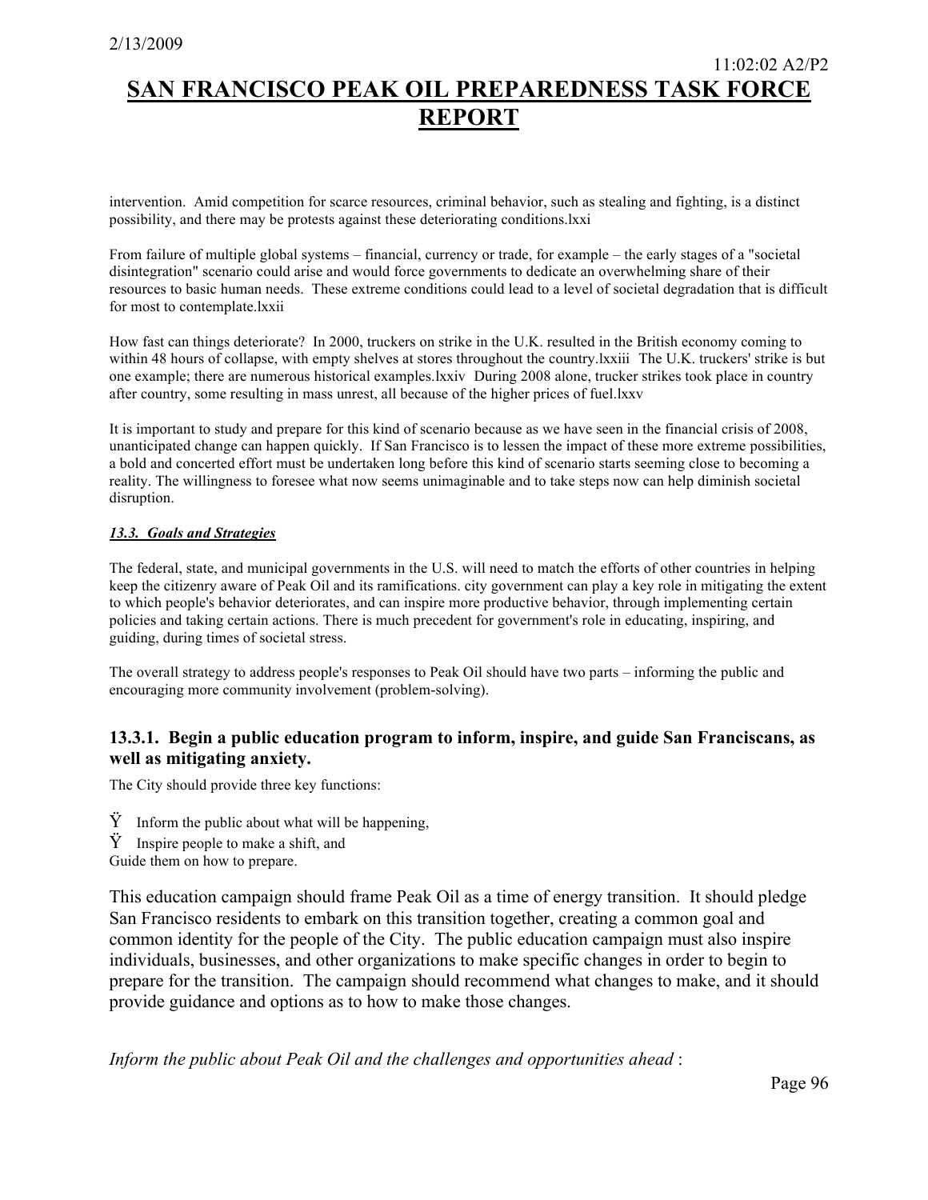intervention. Amid competition for scarce resources, criminal behavior, such as stealing and fighting, is a distinct possibility, and there may be protests against these deteriorating conditions.[lxxi]

From failure of multiple global systems – financial, currency or trade, for example – the early stages of a "societal disintegration" scenario could arise and would force governments to dedicate an overwhelming share of their resources to basic human needs. These extreme conditions could lead to a level of societal degradation that is difficult for most to contemplate.[lxxii]

How fast can things deteriorate? In 2000, truckers on strike in the U.K. resulted in the British economy coming to within 48 hours of collapse, with empty shelves at stores throughout the country.[lxxiii] The U.K. truckers' strike is but one example; there are numerous historical examples.[lxxiv] During 2008 alone, trucker strikes took place in country after country, some resulting in mass unrest, all because of the higher prices of fuel.[lxxv]

It is important to study and prepare for this kind of scenario because as we have seen in the financial crisis of 2008, unanticipated change can happen quickly. If San Francisco is to lessen the impact of these more extreme possibilities, a bold and concerted effort must be undertaken long before this kind of scenario starts seeming close to becoming a reality. The willingness to foresee what now seems unimaginable and to take steps now can help diminish societal disruption.

***13.3. Goals and Strategies***

The federal, state, and municipal governments in the U.S. will need to match the efforts of other countries in helping keep the citizenry aware of Peak Oil and its ramifications. city government can play a key role in mitigating the extent to which people's behavior deteriorates, and can inspire more productive behavior, through implementing certain policies and taking certain actions. There is much precedent for government's role in educating, inspiring, and guiding, during times of societal stress.

The overall strategy to address people's responses to Peak Oil should have two parts – informing the public and encouraging more community involvement (problem-solving).

### 13.3.1. Begin a public education program to inform, inspire, and guide San Franciscans, as well as mitigating anxiety.

The City should provide three key functions:

- Inform the public about what will be happening,
- Inspire people to make a shift, and

Guide them on how to prepare.

This education campaign should frame Peak Oil as a time of energy transition. It should pledge San Francisco residents to embark on this transition together, creating a common goal and common identity for the people of the City. The public education campaign must also inspire individuals, businesses, and other organizations to make specific changes in order to begin to prepare for the transition. The campaign should recommend what changes to make, and it should provide guidance and options as to how to make those changes.

*Inform the public about Peak Oil and the challenges and opportunities ahead* :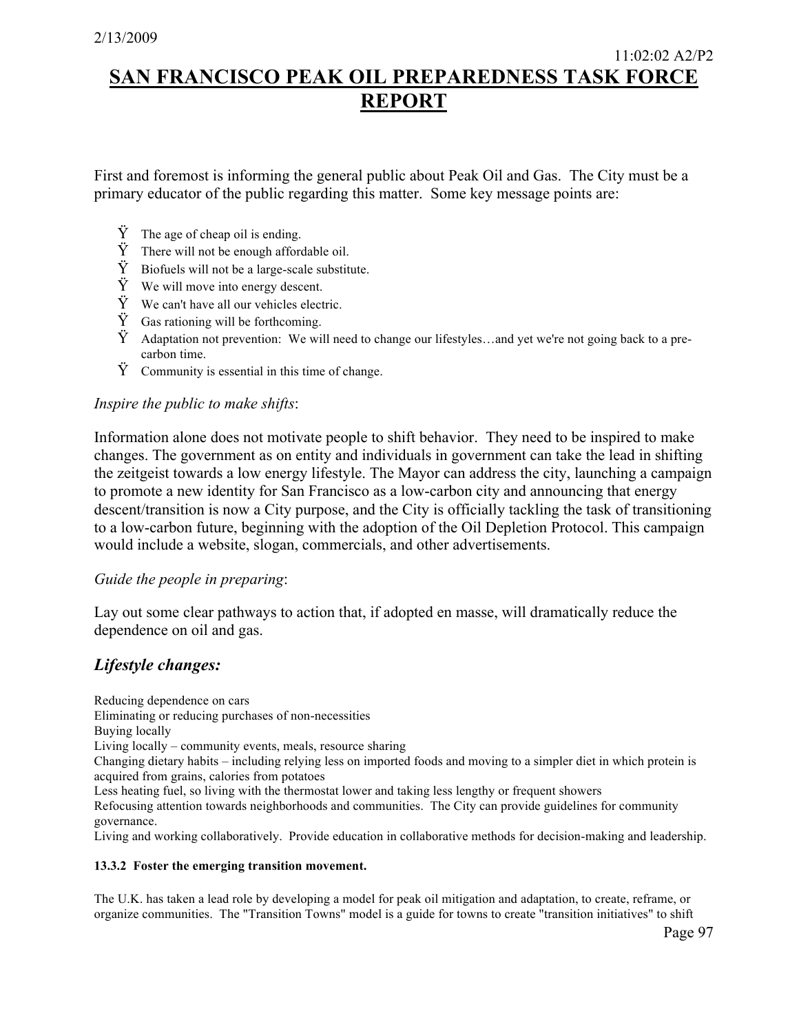First and foremost is informing the general public about Peak Oil and Gas. The City must be a primary educator of the public regarding this matter. Some key message points are:

- The age of cheap oil is ending.
- There will not be enough affordable oil.
- Biofuels will not be a large-scale substitute.
- We will move into energy descent.
- We can't have all our vehicles electric.
- Gas rationing will be forthcoming.
- Adaptation not prevention: We will need to change our lifestyles…and yet we're not going back to a pre-carbon time.
- Community is essential in this time of change.

*Inspire the public to make shifts*:

Information alone does not motivate people to shift behavior. They need to be inspired to make changes. The government as on entity and individuals in government can take the lead in shifting the zeitgeist towards a low energy lifestyle. The Mayor can address the city, launching a campaign to promote a new identity for San Francisco as a low-carbon city and announcing that energy descent/transition is now a City purpose, and the City is officially tackling the task of transitioning to a low-carbon future, beginning with the adoption of the Oil Depletion Protocol. This campaign would include a website, slogan, commercials, and other advertisements.

*Guide the people in preparing*:

Lay out some clear pathways to action that, if adopted en masse, will dramatically reduce the dependence on oil and gas.

## *Lifestyle changes:*

Reducing dependence on cars
Eliminating or reducing purchases of non-necessities
Buying locally
Living locally – community events, meals, resource sharing
Changing dietary habits – including relying less on imported foods and moving to a simpler diet in which protein is acquired from grains, calories from potatoes
Less heating fuel, so living with the thermostat lower and taking less lengthy or frequent showers
Refocusing attention towards neighborhoods and communities. The City can provide guidelines for community governance.
Living and working collaboratively. Provide education in collaborative methods for decision-making and leadership.

#### 13.3.2 Foster the emerging transition movement.

The U.K. has taken a lead role by developing a model for peak oil mitigation and adaptation, to create, reframe, or organize communities. The "Transition Towns" model is a guide for towns to create "transition initiatives" to shift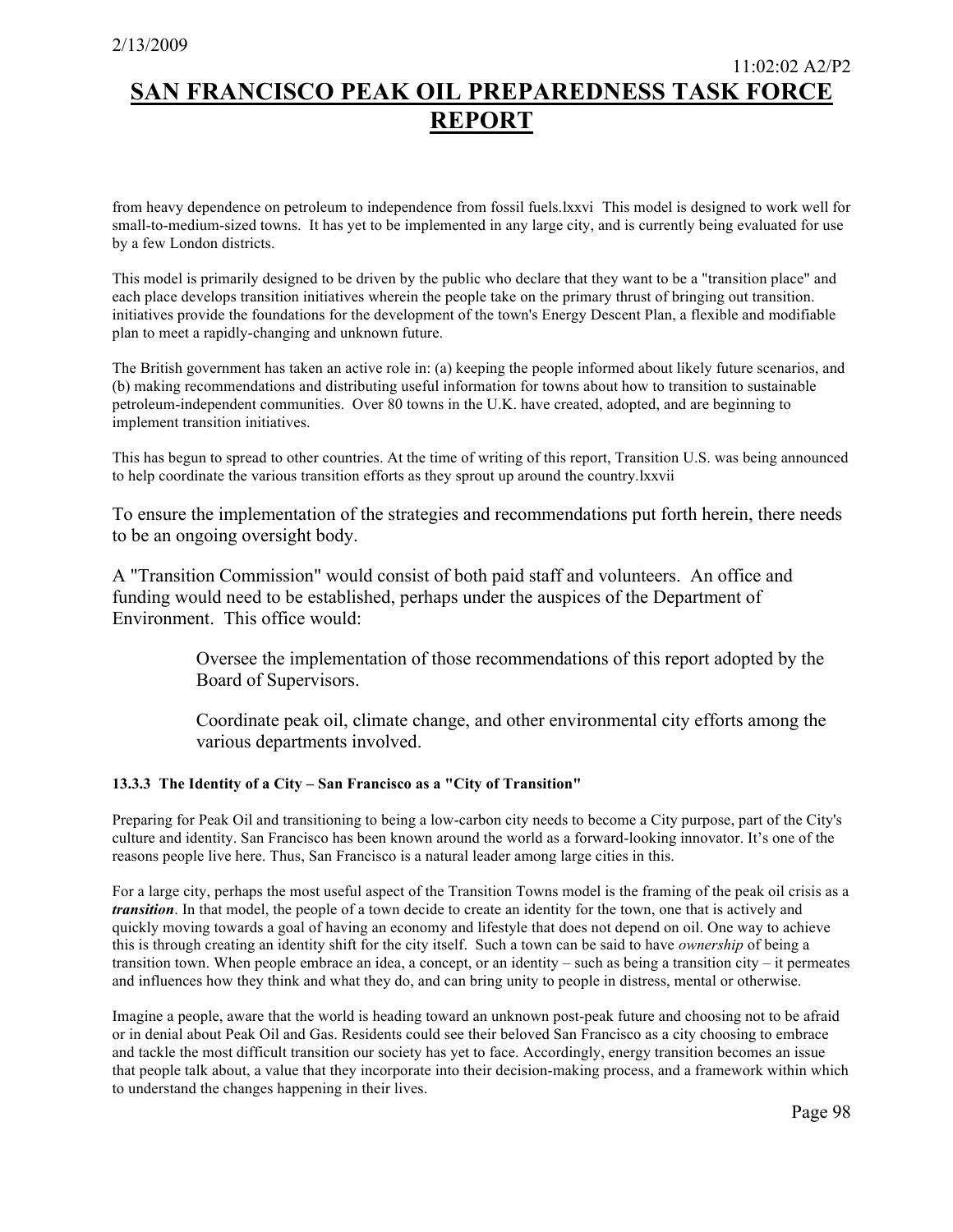from heavy dependence on petroleum to independence from fossil fuels.lxxvi This model is designed to work well for small-to-medium-sized towns. It has yet to be implemented in any large city, and is currently being evaluated for use by a few London districts.

This model is primarily designed to be driven by the public who declare that they want to be a "transition place" and each place develops transition initiatives wherein the people take on the primary thrust of bringing out transition. initiatives provide the foundations for the development of the town's Energy Descent Plan, a flexible and modifiable plan to meet a rapidly-changing and unknown future.

The British government has taken an active role in: (a) keeping the people informed about likely future scenarios, and (b) making recommendations and distributing useful information for towns about how to transition to sustainable petroleum-independent communities. Over 80 towns in the U.K. have created, adopted, and are beginning to implement transition initiatives.

This has begun to spread to other countries. At the time of writing of this report, Transition U.S. was being announced to help coordinate the various transition efforts as they sprout up around the country.lxxvii

To ensure the implementation of the strategies and recommendations put forth herein, there needs to be an ongoing oversight body.

A "Transition Commission" would consist of both paid staff and volunteers. An office and funding would need to be established, perhaps under the auspices of the Department of Environment. This office would:

> Oversee the implementation of those recommendations of this report adopted by the Board of Supervisors.
>
> Coordinate peak oil, climate change, and other environmental city efforts among the various departments involved.

#### 13.3.3 The Identity of a City – San Francisco as a "City of Transition"

Preparing for Peak Oil and transitioning to being a low-carbon city needs to become a City purpose, part of the City's culture and identity. San Francisco has been known around the world as a forward-looking innovator. It's one of the reasons people live here. Thus, San Francisco is a natural leader among large cities in this.

For a large city, perhaps the most useful aspect of the Transition Towns model is the framing of the peak oil crisis as a ***transition***. In that model, the people of a town decide to create an identity for the town, one that is actively and quickly moving towards a goal of having an economy and lifestyle that does not depend on oil. One way to achieve this is through creating an identity shift for the city itself. Such a town can be said to have *ownership* of being a transition town. When people embrace an idea, a concept, or an identity – such as being a transition city – it permeates and influences how they think and what they do, and can bring unity to people in distress, mental or otherwise.

Imagine a people, aware that the world is heading toward an unknown post-peak future and choosing not to be afraid or in denial about Peak Oil and Gas. Residents could see their beloved San Francisco as a city choosing to embrace and tackle the most difficult transition our society has yet to face. Accordingly, energy transition becomes an issue that people talk about, a value that they incorporate into their decision-making process, and a framework within which to understand the changes happening in their lives.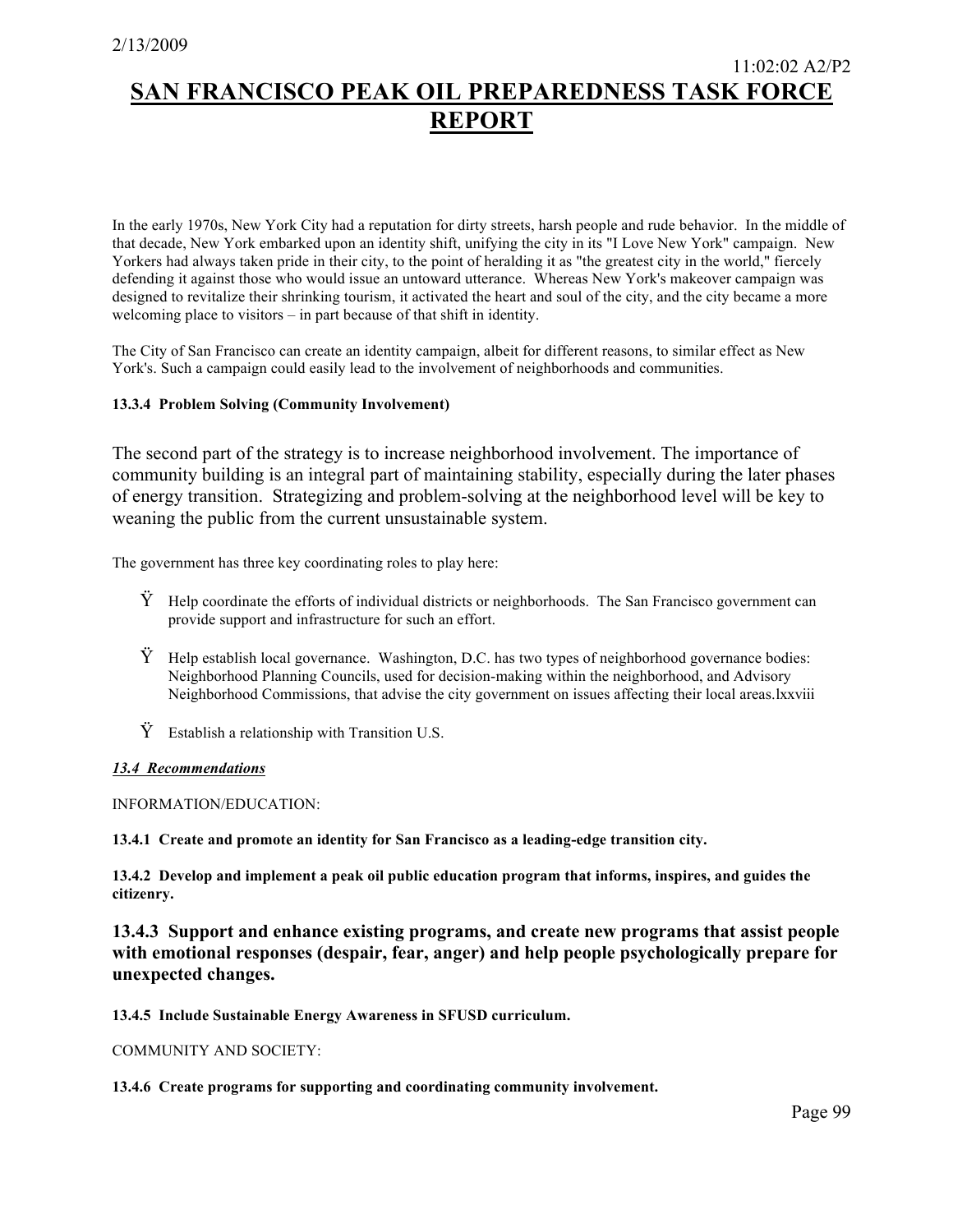In the early 1970s, New York City had a reputation for dirty streets, harsh people and rude behavior. In the middle of that decade, New York embarked upon an identity shift, unifying the city in its "I Love New York" campaign. New Yorkers had always taken pride in their city, to the point of heralding it as "the greatest city in the world," fiercely defending it against those who would issue an untoward utterance. Whereas New York's makeover campaign was designed to revitalize their shrinking tourism, it activated the heart and soul of the city, and the city became a more welcoming place to visitors – in part because of that shift in identity.

The City of San Francisco can create an identity campaign, albeit for different reasons, to similar effect as New York's. Such a campaign could easily lead to the involvement of neighborhoods and communities.

**13.3.4 Problem Solving (Community Involvement)**

The second part of the strategy is to increase neighborhood involvement. The importance of community building is an integral part of maintaining stability, especially during the later phases of energy transition. Strategizing and problem-solving at the neighborhood level will be key to weaning the public from the current unsustainable system.

The government has three key coordinating roles to play here:

- Help coordinate the efforts of individual districts or neighborhoods. The San Francisco government can provide support and infrastructure for such an effort.
- Help establish local governance. Washington, D.C. has two types of neighborhood governance bodies: Neighborhood Planning Councils, used for decision-making within the neighborhood, and Advisory Neighborhood Commissions, that advise the city government on issues affecting their local areas.lxxviii
- Establish a relationship with Transition U.S.

***13.4 Recommendations***

INFORMATION/EDUCATION:

**13.4.1 Create and promote an identity for San Francisco as a leading-edge transition city.**

**13.4.2 Develop and implement a peak oil public education program that informs, inspires, and guides the citizenry.**

**13.4.3 Support and enhance existing programs, and create new programs that assist people with emotional responses (despair, fear, anger) and help people psychologically prepare for unexpected changes.**

**13.4.5 Include Sustainable Energy Awareness in SFUSD curriculum.**

COMMUNITY AND SOCIETY:

**13.4.6 Create programs for supporting and coordinating community involvement.**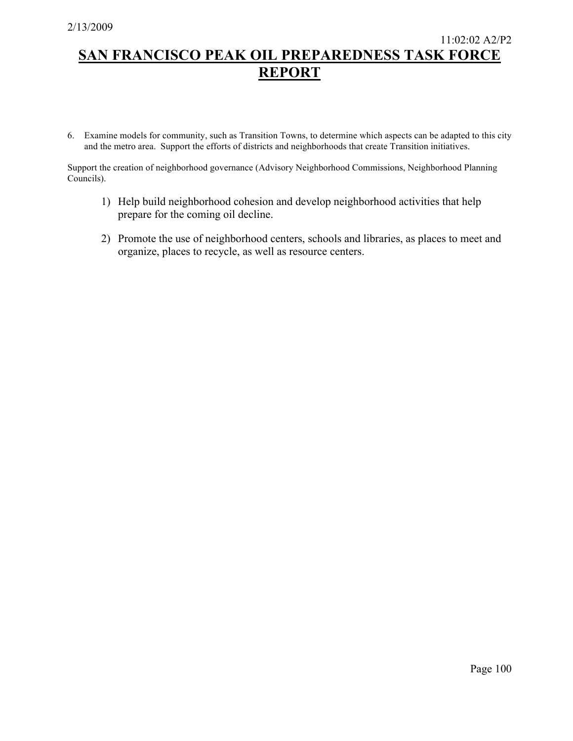6. Examine models for community, such as Transition Towns, to determine which aspects can be adapted to this city and the metro area. Support the efforts of districts and neighborhoods that create Transition initiatives.

Support the creation of neighborhood governance (Advisory Neighborhood Commissions, Neighborhood Planning Councils).

1) Help build neighborhood cohesion and develop neighborhood activities that help prepare for the coming oil decline.

2) Promote the use of neighborhood centers, schools and libraries, as places to meet and organize, places to recycle, as well as resource centers.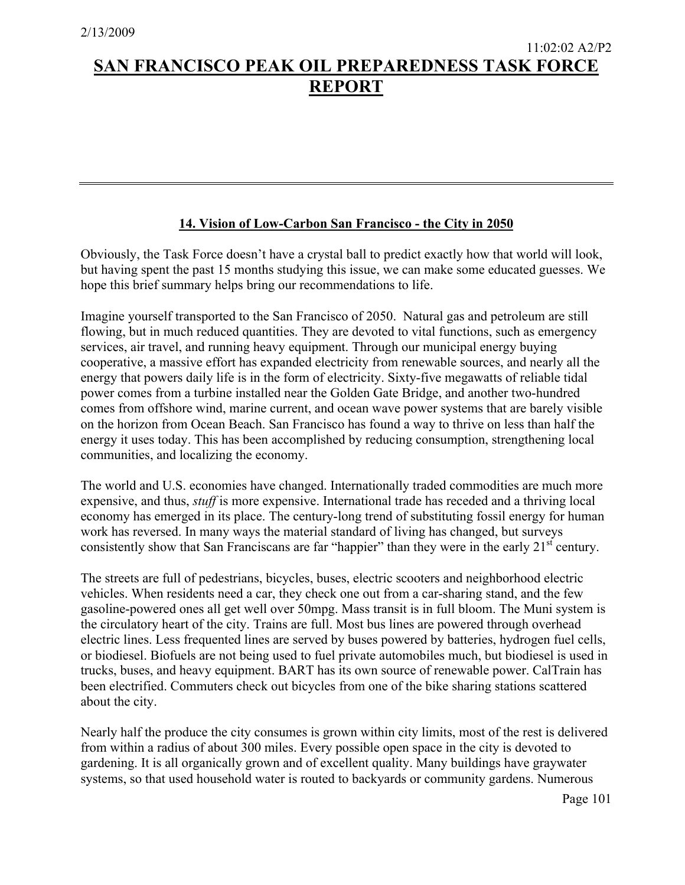# SAN FRANCISCO PEAK OIL PREPAREDNESS TASK FORCE REPORT

## 14. Vision of Low-Carbon San Francisco - the City in 2050

Obviously, the Task Force doesn't have a crystal ball to predict exactly how that world will look, but having spent the past 15 months studying this issue, we can make some educated guesses. We hope this brief summary helps bring our recommendations to life.

Imagine yourself transported to the San Francisco of 2050. Natural gas and petroleum are still flowing, but in much reduced quantities. They are devoted to vital functions, such as emergency services, air travel, and running heavy equipment. Through our municipal energy buying cooperative, a massive effort has expanded electricity from renewable sources, and nearly all the energy that powers daily life is in the form of electricity. Sixty-five megawatts of reliable tidal power comes from a turbine installed near the Golden Gate Bridge, and another two-hundred comes from offshore wind, marine current, and ocean wave power systems that are barely visible on the horizon from Ocean Beach. San Francisco has found a way to thrive on less than half the energy it uses today. This has been accomplished by reducing consumption, strengthening local communities, and localizing the economy.

The world and U.S. economies have changed. Internationally traded commodities are much more expensive, and thus, *stuff* is more expensive. International trade has receded and a thriving local economy has emerged in its place. The century-long trend of substituting fossil energy for human work has reversed. In many ways the material standard of living has changed, but surveys consistently show that San Franciscans are far "happier" than they were in the early 21st century.

The streets are full of pedestrians, bicycles, buses, electric scooters and neighborhood electric vehicles. When residents need a car, they check one out from a car-sharing stand, and the few gasoline-powered ones all get well over 50mpg. Mass transit is in full bloom. The Muni system is the circulatory heart of the city. Trains are full. Most bus lines are powered through overhead electric lines. Less frequented lines are served by buses powered by batteries, hydrogen fuel cells, or biodiesel. Biofuels are not being used to fuel private automobiles much, but biodiesel is used in trucks, buses, and heavy equipment. BART has its own source of renewable power. CalTrain has been electrified. Commuters check out bicycles from one of the bike sharing stations scattered about the city.

Nearly half the produce the city consumes is grown within city limits, most of the rest is delivered from within a radius of about 300 miles. Every possible open space in the city is devoted to gardening. It is all organically grown and of excellent quality. Many buildings have graywater systems, so that used household water is routed to backyards or community gardens. Numerous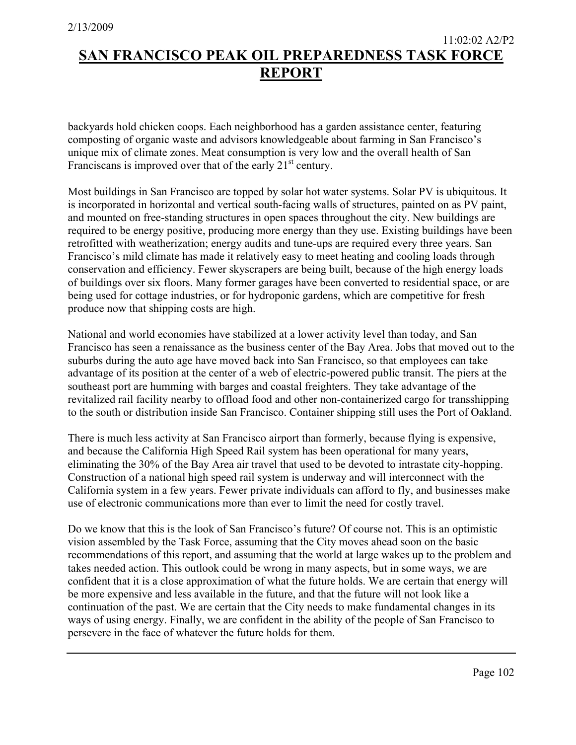backyards hold chicken coops. Each neighborhood has a garden assistance center, featuring composting of organic waste and advisors knowledgeable about farming in San Francisco's unique mix of climate zones. Meat consumption is very low and the overall health of San Franciscans is improved over that of the early 21st century.

Most buildings in San Francisco are topped by solar hot water systems. Solar PV is ubiquitous. It is incorporated in horizontal and vertical south-facing walls of structures, painted on as PV paint, and mounted on free-standing structures in open spaces throughout the city. New buildings are required to be energy positive, producing more energy than they use. Existing buildings have been retrofitted with weatherization; energy audits and tune-ups are required every three years. San Francisco's mild climate has made it relatively easy to meet heating and cooling loads through conservation and efficiency. Fewer skyscrapers are being built, because of the high energy loads of buildings over six floors. Many former garages have been converted to residential space, or are being used for cottage industries, or for hydroponic gardens, which are competitive for fresh produce now that shipping costs are high.

National and world economies have stabilized at a lower activity level than today, and San Francisco has seen a renaissance as the business center of the Bay Area. Jobs that moved out to the suburbs during the auto age have moved back into San Francisco, so that employees can take advantage of its position at the center of a web of electric-powered public transit. The piers at the southeast port are humming with barges and coastal freighters. They take advantage of the revitalized rail facility nearby to offload food and other non-containerized cargo for transshipping to the south or distribution inside San Francisco. Container shipping still uses the Port of Oakland.

There is much less activity at San Francisco airport than formerly, because flying is expensive, and because the California High Speed Rail system has been operational for many years, eliminating the 30% of the Bay Area air travel that used to be devoted to intrastate city-hopping. Construction of a national high speed rail system is underway and will interconnect with the California system in a few years. Fewer private individuals can afford to fly, and businesses make use of electronic communications more than ever to limit the need for costly travel.

Do we know that this is the look of San Francisco's future? Of course not. This is an optimistic vision assembled by the Task Force, assuming that the City moves ahead soon on the basic recommendations of this report, and assuming that the world at large wakes up to the problem and takes needed action. This outlook could be wrong in many aspects, but in some ways, we are confident that it is a close approximation of what the future holds. We are certain that energy will be more expensive and less available in the future, and that the future will not look like a continuation of the past. We are certain that the City needs to make fundamental changes in its ways of using energy. Finally, we are confident in the ability of the people of San Francisco to persevere in the face of whatever the future holds for them.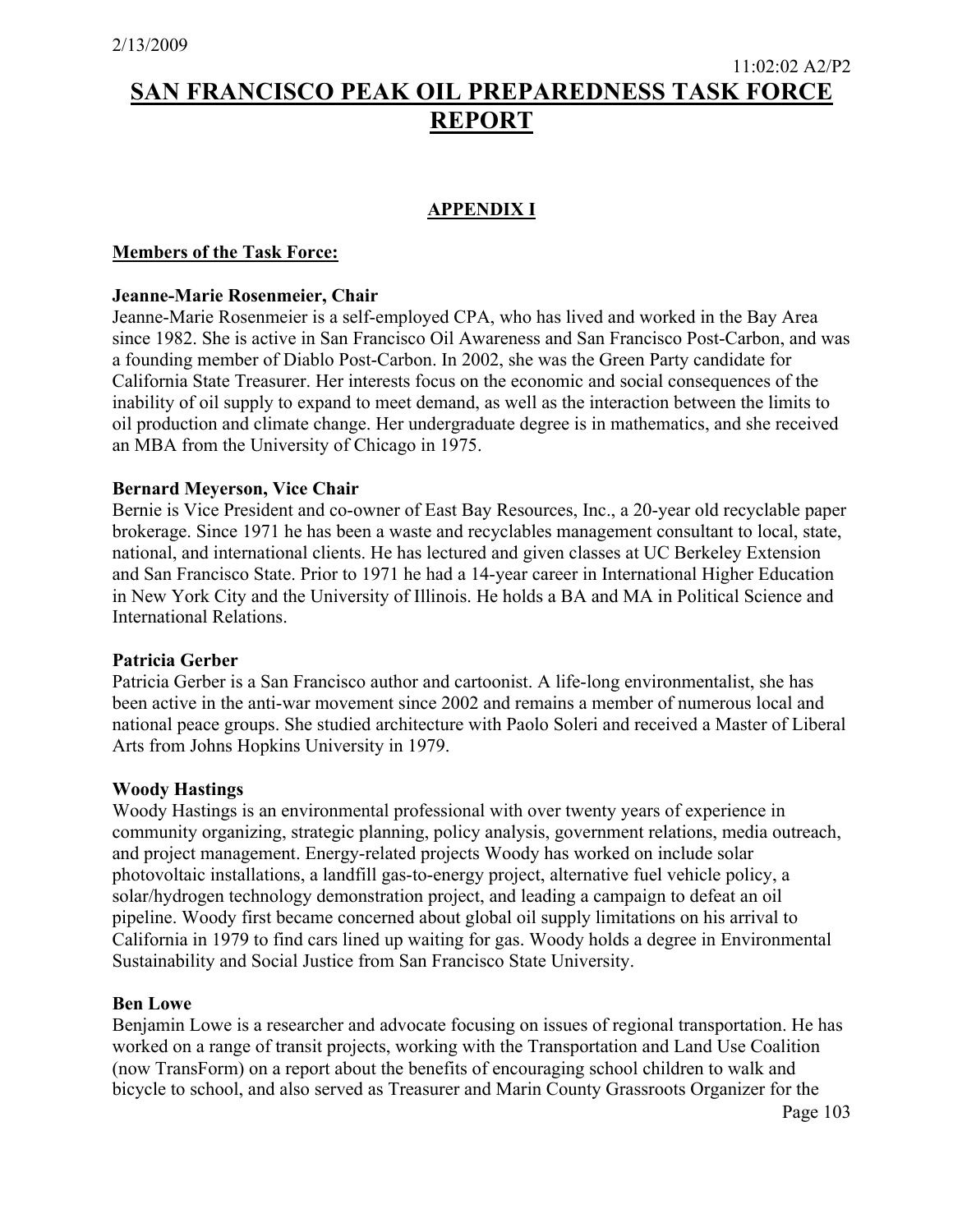# SAN FRANCISCO PEAK OIL PREPAREDNESS TASK FORCE REPORT

## APPENDIX I

### Members of the Task Force:

**Jeanne-Marie Rosenmeier, Chair**
Jeanne-Marie Rosenmeier is a self-employed CPA, who has lived and worked in the Bay Area since 1982. She is active in San Francisco Oil Awareness and San Francisco Post-Carbon, and was a founding member of Diablo Post-Carbon. In 2002, she was the Green Party candidate for California State Treasurer. Her interests focus on the economic and social consequences of the inability of oil supply to expand to meet demand, as well as the interaction between the limits to oil production and climate change. Her undergraduate degree is in mathematics, and she received an MBA from the University of Chicago in 1975.

**Bernard Meyerson, Vice Chair**
Bernie is Vice President and co-owner of East Bay Resources, Inc., a 20-year old recyclable paper brokerage. Since 1971 he has been a waste and recyclables management consultant to local, state, national, and international clients. He has lectured and given classes at UC Berkeley Extension and San Francisco State. Prior to 1971 he had a 14-year career in International Higher Education in New York City and the University of Illinois. He holds a BA and MA in Political Science and International Relations.

**Patricia Gerber**
Patricia Gerber is a San Francisco author and cartoonist. A life-long environmentalist, she has been active in the anti-war movement since 2002 and remains a member of numerous local and national peace groups. She studied architecture with Paolo Soleri and received a Master of Liberal Arts from Johns Hopkins University in 1979.

**Woody Hastings**
Woody Hastings is an environmental professional with over twenty years of experience in community organizing, strategic planning, policy analysis, government relations, media outreach, and project management. Energy-related projects Woody has worked on include solar photovoltaic installations, a landfill gas-to-energy project, alternative fuel vehicle policy, a solar/hydrogen technology demonstration project, and leading a campaign to defeat an oil pipeline. Woody first became concerned about global oil supply limitations on his arrival to California in 1979 to find cars lined up waiting for gas. Woody holds a degree in Environmental Sustainability and Social Justice from San Francisco State University.

**Ben Lowe**
Benjamin Lowe is a researcher and advocate focusing on issues of regional transportation. He has worked on a range of transit projects, working with the Transportation and Land Use Coalition (now TransForm) on a report about the benefits of encouraging school children to walk and bicycle to school, and also served as Treasurer and Marin County Grassroots Organizer for the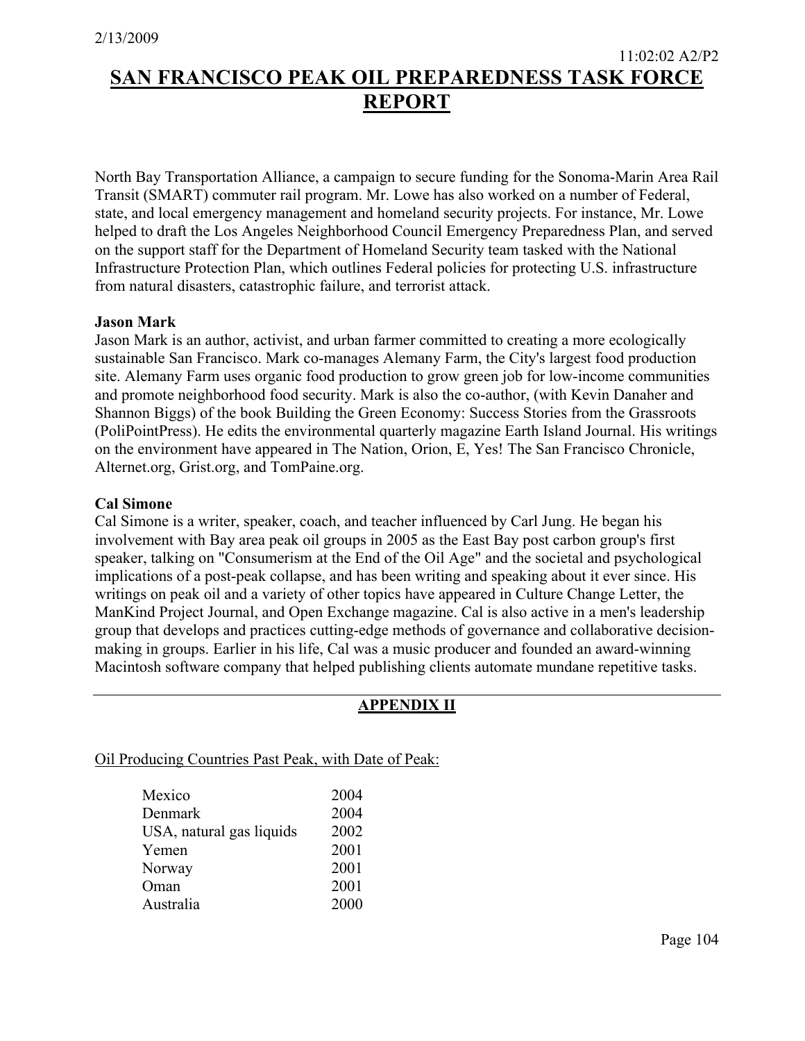North Bay Transportation Alliance, a campaign to secure funding for the Sonoma-Marin Area Rail Transit (SMART) commuter rail program. Mr. Lowe has also worked on a number of Federal, state, and local emergency management and homeland security projects. For instance, Mr. Lowe helped to draft the Los Angeles Neighborhood Council Emergency Preparedness Plan, and served on the support staff for the Department of Homeland Security team tasked with the National Infrastructure Protection Plan, which outlines Federal policies for protecting U.S. infrastructure from natural disasters, catastrophic failure, and terrorist attack.

**Jason Mark**

Jason Mark is an author, activist, and urban farmer committed to creating a more ecologically sustainable San Francisco. Mark co-manages Alemany Farm, the City's largest food production site. Alemany Farm uses organic food production to grow green job for low-income communities and promote neighborhood food security. Mark is also the co-author, (with Kevin Danaher and Shannon Biggs) of the book Building the Green Economy: Success Stories from the Grassroots (PoliPointPress). He edits the environmental quarterly magazine Earth Island Journal. His writings on the environment have appeared in The Nation, Orion, E, Yes! The San Francisco Chronicle, Alternet.org, Grist.org, and TomPaine.org.

**Cal Simone**

Cal Simone is a writer, speaker, coach, and teacher influenced by Carl Jung. He began his involvement with Bay area peak oil groups in 2005 as the East Bay post carbon group's first speaker, talking on "Consumerism at the End of the Oil Age" and the societal and psychological implications of a post-peak collapse, and has been writing and speaking about it ever since. His writings on peak oil and a variety of other topics have appeared in Culture Change Letter, the ManKind Project Journal, and Open Exchange magazine. Cal is also active in a men's leadership group that develops and practices cutting-edge methods of governance and collaborative decision-making in groups. Earlier in his life, Cal was a music producer and founded an award-winning Macintosh software company that helped publishing clients automate mundane repetitive tasks.

---

## APPENDIX II

Oil Producing Countries Past Peak, with Date of Peak:

| Country | Date of Peak |
|---|---|
| Mexico | 2004 |
| Denmark | 2004 |
| USA, natural gas liquids | 2002 |
| Yemen | 2001 |
| Norway | 2001 |
| Oman | 2001 |
| Australia | 2000 |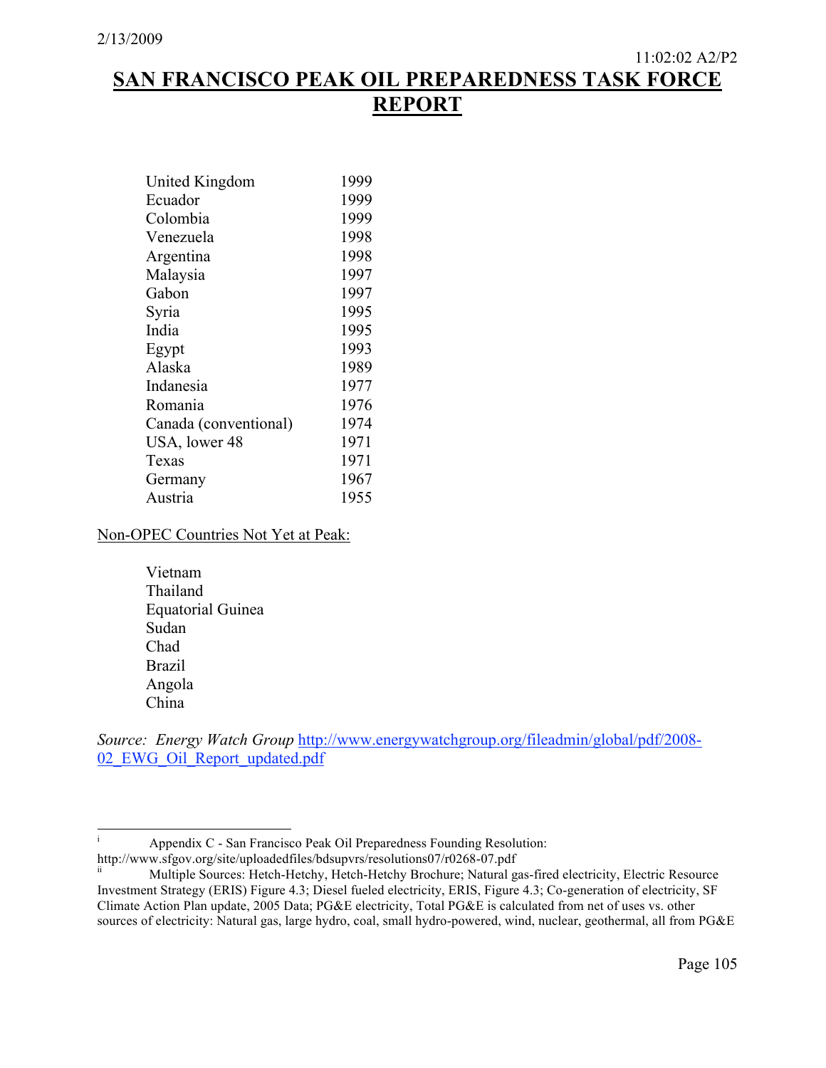| | |
|---|---|
| United Kingdom | 1999 |
| Ecuador | 1999 |
| Colombia | 1999 |
| Venezuela | 1998 |
| Argentina | 1998 |
| Malaysia | 1997 |
| Gabon | 1997 |
| Syria | 1995 |
| India | 1995 |
| Egypt | 1993 |
| Alaska | 1989 |
| Indanesia | 1977 |
| Romania | 1976 |
| Canada (conventional) | 1974 |
| USA, lower 48 | 1971 |
| Texas | 1971 |
| Germany | 1967 |
| Austria | 1955 |

Non-OPEC Countries Not Yet at Peak:

- Vietnam
- Thailand
- Equatorial Guinea
- Sudan
- Chad
- Brazil
- Angola
- China

*Source: Energy Watch Group* http://www.energywatchgroup.org/fileadmin/global/pdf/2008-02_EWG_Oil_Report_updated.pdf

---

[i] Appendix C - San Francisco Peak Oil Preparedness Founding Resolution: http://www.sfgov.org/site/uploadedfiles/bdsupvrs/resolutions07/r0268-07.pdf

[ii] Multiple Sources: Hetch-Hetchy, Hetch-Hetchy Brochure; Natural gas-fired electricity, Electric Resource Investment Strategy (ERIS) Figure 4.3; Diesel fueled electricity, ERIS, Figure 4.3; Co-generation of electricity, SF Climate Action Plan update, 2005 Data; PG&E electricity, Total PG&E is calculated from net of uses vs. other sources of electricity: Natural gas, large hydro, coal, small hydro-powered, wind, nuclear, geothermal, all from PG&E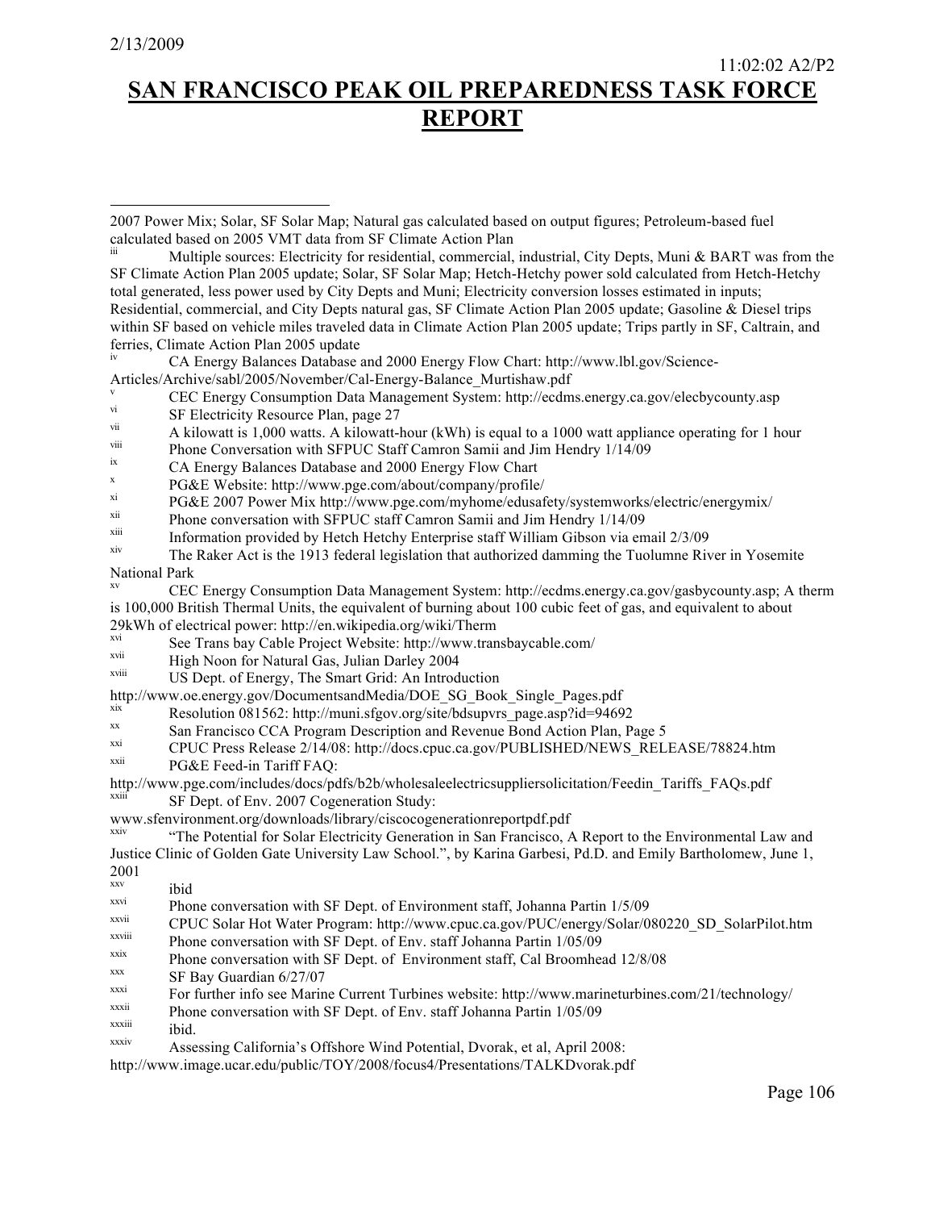2007 Power Mix; Solar, SF Solar Map; Natural gas calculated based on output figures; Petroleum-based fuel calculated based on 2005 VMT data from SF Climate Action Plan

[iii] Multiple sources: Electricity for residential, commercial, industrial, City Depts, Muni & BART was from the SF Climate Action Plan 2005 update; Solar, SF Solar Map; Hetch-Hetchy power sold calculated from Hetch-Hetchy total generated, less power used by City Depts and Muni; Electricity conversion losses estimated in inputs; Residential, commercial, and City Depts natural gas, SF Climate Action Plan 2005 update; Gasoline & Diesel trips within SF based on vehicle miles traveled data in Climate Action Plan 2005 update; Trips partly in SF, Caltrain, and ferries, Climate Action Plan 2005 update

[iv] CA Energy Balances Database and 2000 Energy Flow Chart: http://www.lbl.gov/Science-Articles/Archive/sabl/2005/November/Cal-Energy-Balance_Murtishaw.pdf

[v] CEC Energy Consumption Data Management System: http://ecdms.energy.ca.gov/elecbycounty.asp

[vi] SF Electricity Resource Plan, page 27

[vii] A kilowatt is 1,000 watts. A kilowatt-hour (kWh) is equal to a 1000 watt appliance operating for 1 hour

[viii] Phone Conversation with SFPUC Staff Camron Samii and Jim Hendry 1/14/09

[ix] CA Energy Balances Database and 2000 Energy Flow Chart

[x] PG&E Website: http://www.pge.com/about/company/profile/

[xi] PG&E 2007 Power Mix http://www.pge.com/myhome/edusafety/systemworks/electric/energymix/

[xii] Phone conversation with SFPUC staff Camron Samii and Jim Hendry 1/14/09

[xiii] Information provided by Hetch Hetchy Enterprise staff William Gibson via email 2/3/09

[xiv] The Raker Act is the 1913 federal legislation that authorized damming the Tuolumne River in Yosemite National Park

[xv] CEC Energy Consumption Data Management System: http://ecdms.energy.ca.gov/gasbycounty.asp; A therm is 100,000 British Thermal Units, the equivalent of burning about 100 cubic feet of gas, and equivalent to about 29kWh of electrical power: http://en.wikipedia.org/wiki/Therm

[xvi] See Trans bay Cable Project Website: http://www.transbaycable.com/

[xvii] High Noon for Natural Gas, Julian Darley 2004

[xviii] US Dept. of Energy, The Smart Grid: An Introduction http://www.oe.energy.gov/DocumentsandMedia/DOE_SG_Book_Single_Pages.pdf

[xix] Resolution 081562: http://muni.sfgov.org/site/bdsupvrs_page.asp?id=94692

[xx] San Francisco CCA Program Description and Revenue Bond Action Plan, Page 5

[xxi] CPUC Press Release 2/14/08: http://docs.cpuc.ca.gov/PUBLISHED/NEWS_RELEASE/78824.htm

[xxii] PG&E Feed-in Tariff FAQ: http://www.pge.com/includes/docs/pdfs/b2b/wholesaleelectricsuppliersolicitation/Feedin_Tariffs_FAQs.pdf

[xxiii] SF Dept. of Env. 2007 Cogeneration Study: www.sfenvironment.org/downloads/library/ciscocogenerationreportpdf.pdf

[xxiv] "The Potential for Solar Electricity Generation in San Francisco, A Report to the Environmental Law and Justice Clinic of Golden Gate University Law School.", by Karina Garbesi, Pd.D. and Emily Bartholomew, June 1, 2001

[xxv] ibid

[xxvi] Phone conversation with SF Dept. of Environment staff, Johanna Partin 1/5/09

[xxvii] CPUC Solar Hot Water Program: http://www.cpuc.ca.gov/PUC/energy/Solar/080220_SD_SolarPilot.htm

[xxviii] Phone conversation with SF Dept. of Env. staff Johanna Partin 1/05/09

[xxix] Phone conversation with SF Dept. of Environment staff, Cal Broomhead 12/8/08

[xxx] SF Bay Guardian 6/27/07

[xxxi] For further info see Marine Current Turbines website: http://www.marineturbines.com/21/technology/

[xxxii] Phone conversation with SF Dept. of Env. staff Johanna Partin 1/05/09

[xxxiii] ibid.

[xxxiv] Assessing California's Offshore Wind Potential, Dvorak, et al, April 2008: http://www.image.ucar.edu/public/TOY/2008/focus4/Presentations/TALKDvorak.pdf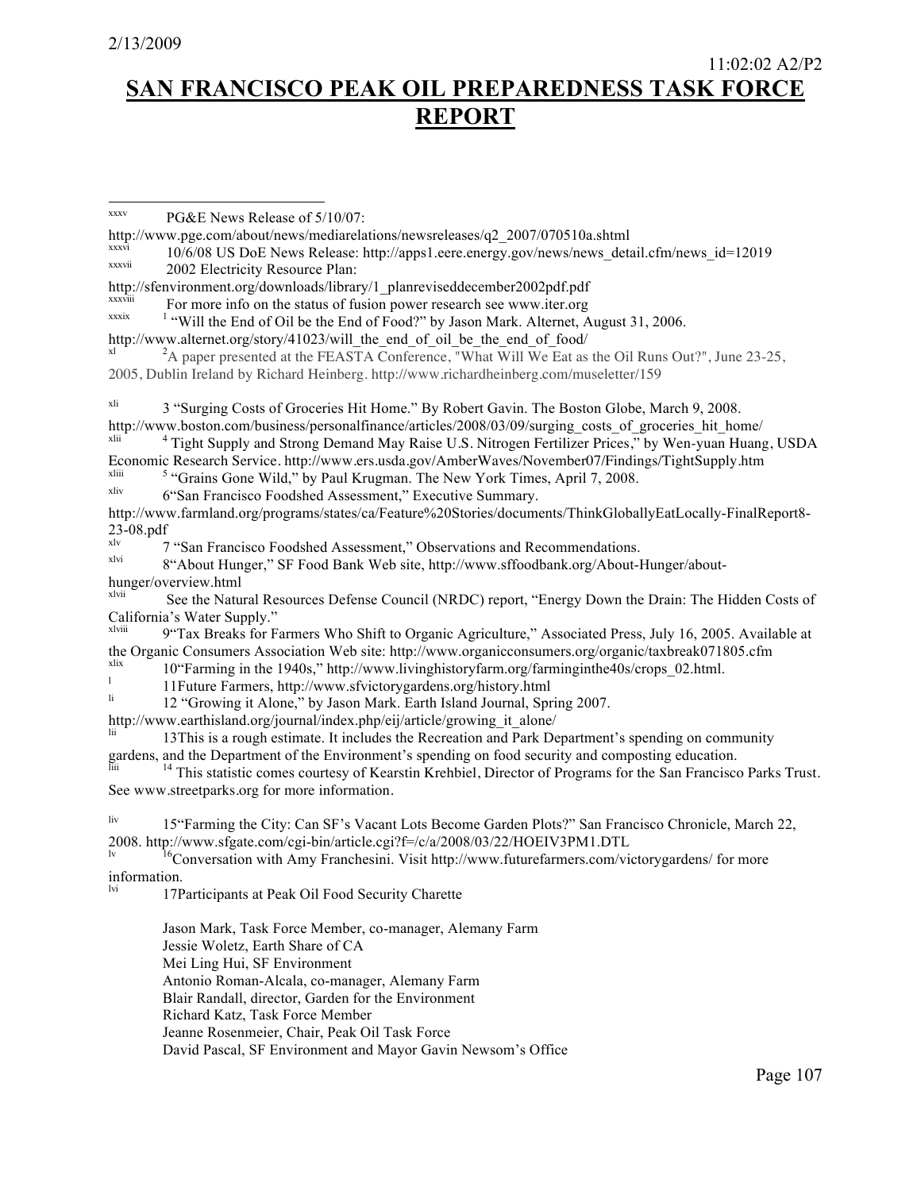# SAN FRANCISCO PEAK OIL PREPAREDNESS TASK FORCE REPORT

---

xxxv PG&E News Release of 5/10/07: http://www.pge.com/about/news/mediarelations/newsreleases/q2_2007/070510a.shtml

xxxvi 10/6/08 US DoE News Release: http://apps1.eere.energy.gov/news/news_detail.cfm/news_id=12019

xxxvii 2002 Electricity Resource Plan: http://sfenvironment.org/downloads/library/1_planreviseddecember2002pdf.pdf

xxxviii For more info on the status of fusion power research see www.iter.org

xxxix [1] "Will the End of Oil be the End of Food?" by Jason Mark. Alternet, August 31, 2006. http://www.alternet.org/story/41023/will_the_end_of_oil_be_the_end_of_food/

xl [2]A paper presented at the FEASTA Conference, "What Will We Eat as the Oil Runs Out?", June 23-25, 2005, Dublin Ireland by Richard Heinberg. http://www.richardheinberg.com/museletter/159

xli 3 "Surging Costs of Groceries Hit Home." By Robert Gavin. The Boston Globe, March 9, 2008. http://www.boston.com/business/personalfinance/articles/2008/03/09/surging_costs_of_groceries_hit_home/

xlii [4] Tight Supply and Strong Demand May Raise U.S. Nitrogen Fertilizer Prices," by Wen-yuan Huang, USDA Economic Research Service. http://www.ers.usda.gov/AmberWaves/November07/Findings/TightSupply.htm

xliii [5] "Grains Gone Wild," by Paul Krugman. The New York Times, April 7, 2008.

xliv 6"San Francisco Foodshed Assessment," Executive Summary. http://www.farmland.org/programs/states/ca/Feature%20Stories/documents/ThinkGloballyEatLocally-FinalReport8-23-08.pdf

xlv 7 "San Francisco Foodshed Assessment," Observations and Recommendations.

xlvi 8"About Hunger," SF Food Bank Web site, http://www.sffoodbank.org/About-Hunger/about-hunger/overview.html

xlvii See the Natural Resources Defense Council (NRDC) report, "Energy Down the Drain: The Hidden Costs of California's Water Supply."

xlviii 9"Tax Breaks for Farmers Who Shift to Organic Agriculture," Associated Press, July 16, 2005. Available at the Organic Consumers Association Web site: http://www.organicconsumers.org/organic/taxbreak071805.cfm

xlix 10"Farming in the 1940s," http://www.livinghistoryfarm.org/farminginthe40s/crops_02.html.

l 11Future Farmers, http://www.sfvictorygardens.org/history.html

li 12 "Growing it Alone," by Jason Mark. Earth Island Journal, Spring 2007. http://www.earthisland.org/journal/index.php/eij/article/growing_it_alone/

lii 13This is a rough estimate. It includes the Recreation and Park Department's spending on community gardens, and the Department of the Environment's spending on food security and composting education.

liii [14] This statistic comes courtesy of Kearstin Krehbiel, Director of Programs for the San Francisco Parks Trust. See www.streetparks.org for more information.

liv 15"Farming the City: Can SF's Vacant Lots Become Garden Plots?" San Francisco Chronicle, March 22, 2008. http://www.sfgate.com/cgi-bin/article.cgi?f=/c/a/2008/03/22/HOEIV3PM1.DTL

lv [16]Conversation with Amy Franchesini. Visit http://www.futurefarmers.com/victorygardens/ for more information.

lvi 17Participants at Peak Oil Food Security Charette

Jason Mark, Task Force Member, co-manager, Alemany Farm
Jessie Woletz, Earth Share of CA
Mei Ling Hui, SF Environment
Antonio Roman-Alcala, co-manager, Alemany Farm
Blair Randall, director, Garden for the Environment
Richard Katz, Task Force Member
Jeanne Rosenmeier, Chair, Peak Oil Task Force
David Pascal, SF Environment and Mayor Gavin Newsom's Office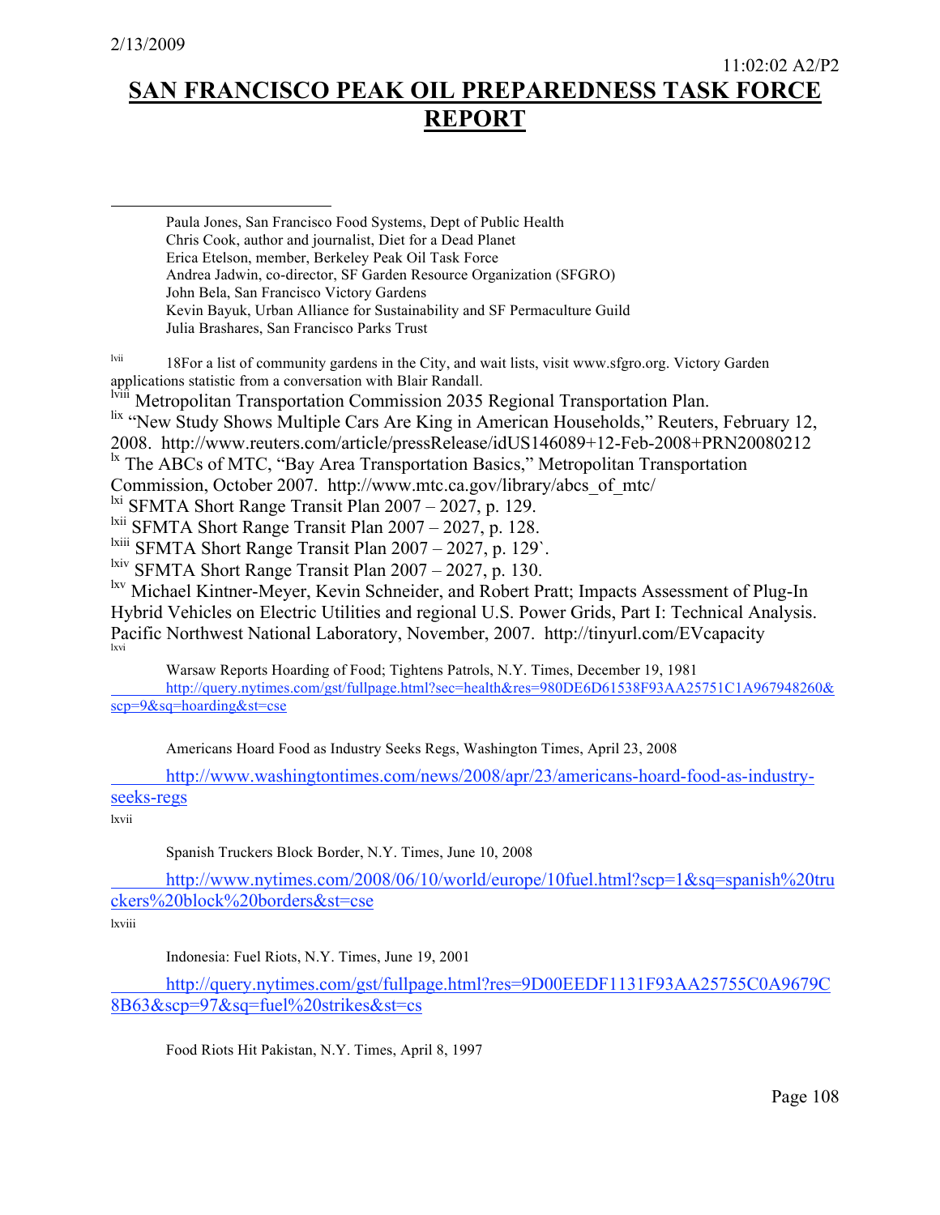Paula Jones, San Francisco Food Systems, Dept of Public Health
Chris Cook, author and journalist, Diet for a Dead Planet
Erica Etelson, member, Berkeley Peak Oil Task Force
Andrea Jadwin, co-director, SF Garden Resource Organization (SFGRO)
John Bela, San Francisco Victory Gardens
Kevin Bayuk, Urban Alliance for Sustainability and SF Permaculture Guild
Julia Brashares, San Francisco Parks Trust

[lvii] 18For a list of community gardens in the City, and wait lists, visit www.sfgro.org. Victory Garden applications statistic from a conversation with Blair Randall.

[lviii] Metropolitan Transportation Commission 2035 Regional Transportation Plan.

[lix] "New Study Shows Multiple Cars Are King in American Households," Reuters, February 12, 2008. http://www.reuters.com/article/pressRelease/idUS146089+12-Feb-2008+PRN20080212

[lx] The ABCs of MTC, "Bay Area Transportation Basics," Metropolitan Transportation Commission, October 2007. http://www.mtc.ca.gov/library/abcs_of_mtc/

[lxi] SFMTA Short Range Transit Plan 2007 – 2027, p. 129.

[lxii] SFMTA Short Range Transit Plan 2007 – 2027, p. 128.

[lxiii] SFMTA Short Range Transit Plan 2007 – 2027, p. 129`.

[lxiv] SFMTA Short Range Transit Plan 2007 – 2027, p. 130.

[lxv] Michael Kintner-Meyer, Kevin Schneider, and Robert Pratt; Impacts Assessment of Plug-In Hybrid Vehicles on Electric Utilities and regional U.S. Power Grids, Part I: Technical Analysis. Pacific Northwest National Laboratory, November, 2007. http://tinyurl.com/EVcapacity

[lxvi]

Warsaw Reports Hoarding of Food; Tightens Patrols, N.Y. Times, December 19, 1981

http://query.nytimes.com/gst/fullpage.html?sec=health&res=980DE6D61538F93AA25751C1A967948260&scp=9&sq=hoarding&st=cse

Americans Hoard Food as Industry Seeks Regs, Washington Times, April 23, 2008

http://www.washingtontimes.com/news/2008/apr/23/americans-hoard-food-as-industry-seeks-regs

[lxvii]

Spanish Truckers Block Border, N.Y. Times, June 10, 2008

http://www.nytimes.com/2008/06/10/world/europe/10fuel.html?scp=1&sq=spanish%20truckers%20block%20borders&st=cse

[lxviii]

Indonesia: Fuel Riots, N.Y. Times, June 19, 2001

http://query.nytimes.com/gst/fullpage.html?res=9D00EEDF1131F93AA25755C0A9679C8B63&scp=97&sq=fuel%20strikes&st=cs

Food Riots Hit Pakistan, N.Y. Times, April 8, 1997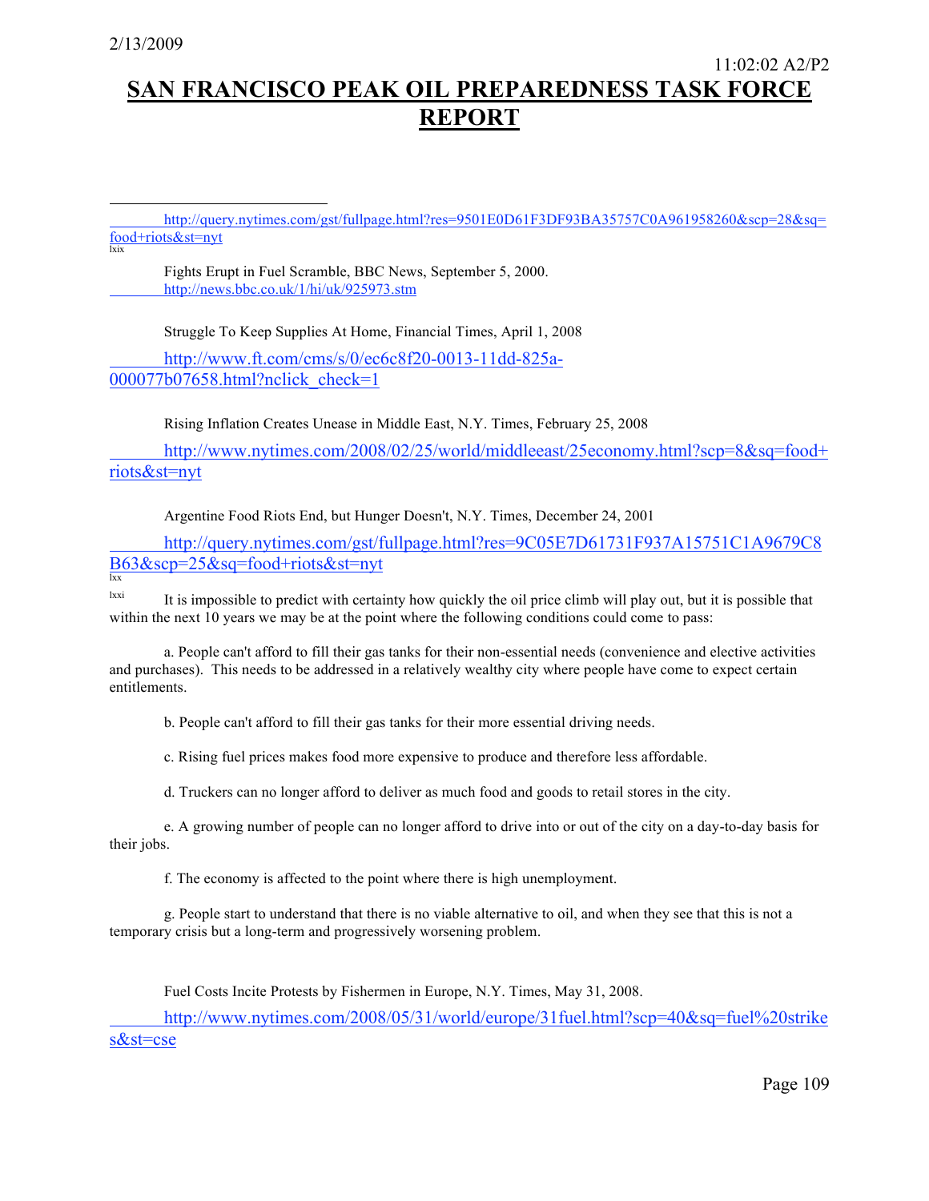http://query.nytimes.com/gst/fullpage.html?res=9501E0D61F3DF93BA35757C0A961958260&scp=28&sq=food+riots&st=nyt

[lxix] Fights Erupt in Fuel Scramble, BBC News, September 5, 2000.
http://news.bbc.co.uk/1/hi/uk/925973.stm

Struggle To Keep Supplies At Home, Financial Times, April 1, 2008

http://www.ft.com/cms/s/0/ec6c8f20-0013-11dd-825a-000077b07658.html?nclick_check=1

Rising Inflation Creates Unease in Middle East, N.Y. Times, February 25, 2008

http://www.nytimes.com/2008/02/25/world/middleeast/25economy.html?scp=8&sq=food+riots&st=nyt

Argentine Food Riots End, but Hunger Doesn't, N.Y. Times, December 24, 2001

http://query.nytimes.com/gst/fullpage.html?res=9C05E7D61731F937A15751C1A9679C8B63&scp=25&sq=food+riots&st=nyt

[lxx]

[lxxi] It is impossible to predict with certainty how quickly the oil price climb will play out, but it is possible that within the next 10 years we may be at the point where the following conditions could come to pass:

a. People can't afford to fill their gas tanks for their non-essential needs (convenience and elective activities and purchases). This needs to be addressed in a relatively wealthy city where people have come to expect certain entitlements.

b. People can't afford to fill their gas tanks for their more essential driving needs.

c. Rising fuel prices makes food more expensive to produce and therefore less affordable.

d. Truckers can no longer afford to deliver as much food and goods to retail stores in the city.

e. A growing number of people can no longer afford to drive into or out of the city on a day-to-day basis for their jobs.

f. The economy is affected to the point where there is high unemployment.

g. People start to understand that there is no viable alternative to oil, and when they see that this is not a temporary crisis but a long-term and progressively worsening problem.

Fuel Costs Incite Protests by Fishermen in Europe, N.Y. Times, May 31, 2008.

http://www.nytimes.com/2008/05/31/world/europe/31fuel.html?scp=40&sq=fuel%20strikes&st=cse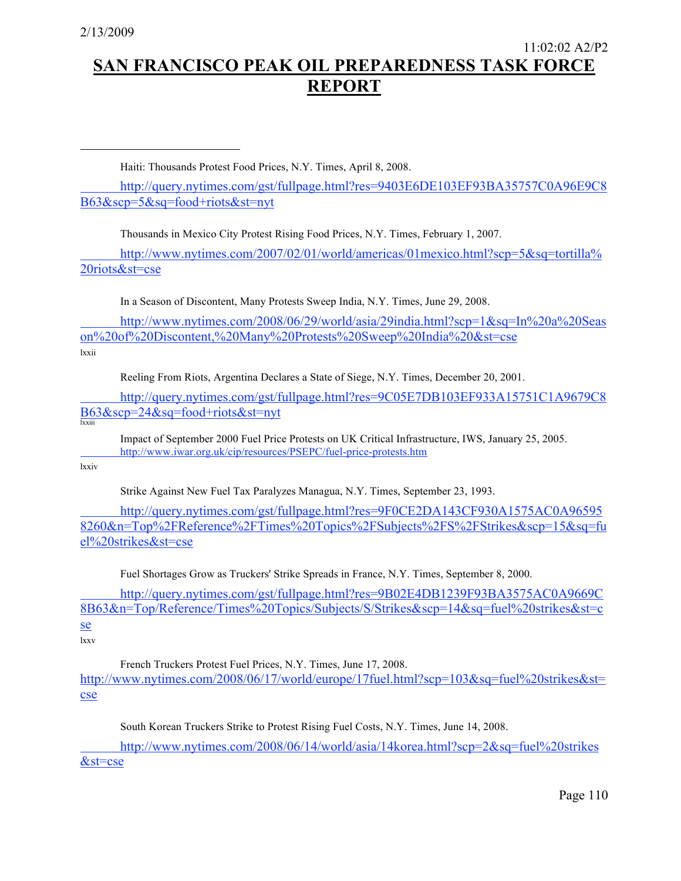Haiti: Thousands Protest Food Prices, N.Y. Times, April 8, 2008.

http://query.nytimes.com/gst/fullpage.html?res=9403E6DE103EF93BA35757C0A96E9C8B63&scp=5&sq=food+riots&st=nyt

Thousands in Mexico City Protest Rising Food Prices, N.Y. Times, February 1, 2007.

http://www.nytimes.com/2007/02/01/world/americas/01mexico.html?scp=5&sq=tortilla%20riots&st=cse

In a Season of Discontent, Many Protests Sweep India, N.Y. Times, June 29, 2008.

http://www.nytimes.com/2008/06/29/world/asia/29india.html?scp=1&sq=In%20a%20Season%20of%20Discontent,%20Many%20Protests%20Sweep%20India%20&st=cse

lxxii

Reeling From Riots, Argentina Declares a State of Siege, N.Y. Times, December 20, 2001.

http://query.nytimes.com/gst/fullpage.html?res=9C05E7DB103EF933A15751C1A9679C8B63&scp=24&sq=food+riots&st=nyt

lxxiii

Impact of September 2000 Fuel Price Protests on UK Critical Infrastructure, IWS, January 25, 2005.
http://www.iwar.org.uk/cip/resources/PSEPC/fuel-price-protests.htm

lxxiv

Strike Against New Fuel Tax Paralyzes Managua, N.Y. Times, September 23, 1993.

http://query.nytimes.com/gst/fullpage.html?res=9F0CE2DA143CF930A1575AC0A965958260&n=Top%2FReference%2FTimes%20Topics%2FSubjects%2FS%2FStrikes&scp=15&sq=fuel%20strikes&st=cse

Fuel Shortages Grow as Truckers' Strike Spreads in France, N.Y. Times, September 8, 2000.

http://query.nytimes.com/gst/fullpage.html?res=9B02E4DB1239F93BA3575AC0A9669C8B63&n=Top/Reference/Times%20Topics/Subjects/S/Strikes&scp=14&sq=fuel%20strikes&st=cse

lxxv

French Truckers Protest Fuel Prices, N.Y. Times, June 17, 2008.
http://www.nytimes.com/2008/06/17/world/europe/17fuel.html?scp=103&sq=fuel%20strikes&st=cse

South Korean Truckers Strike to Protest Rising Fuel Costs, N.Y. Times, June 14, 2008.

http://www.nytimes.com/2008/06/14/world/asia/14korea.html?scp=2&sq=fuel%20strikes&st=cse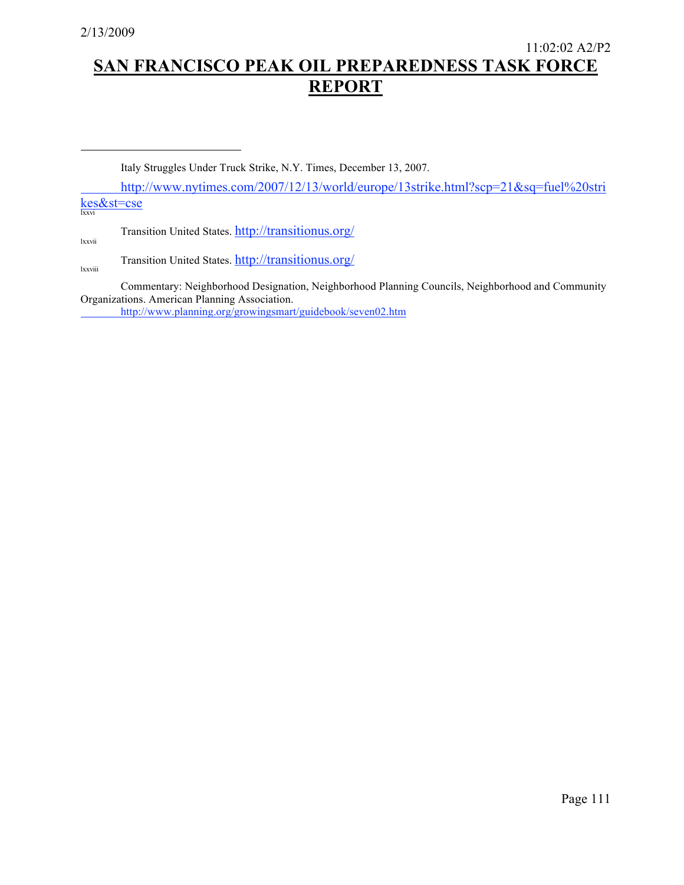Italy Struggles Under Truck Strike, N.Y. Times, December 13, 2007.
http://www.nytimes.com/2007/12/13/world/europe/13strike.html?scp=21&sq=fuel%20strikes&st=cse

[lxxvi] Transition United States. http://transitionus.org/

[lxxvii] Transition United States. http://transitionus.org/

[lxxviii] Commentary: Neighborhood Designation, Neighborhood Planning Councils, Neighborhood and Community Organizations. American Planning Association.
http://www.planning.org/growingsmart/guidebook/seven02.htm